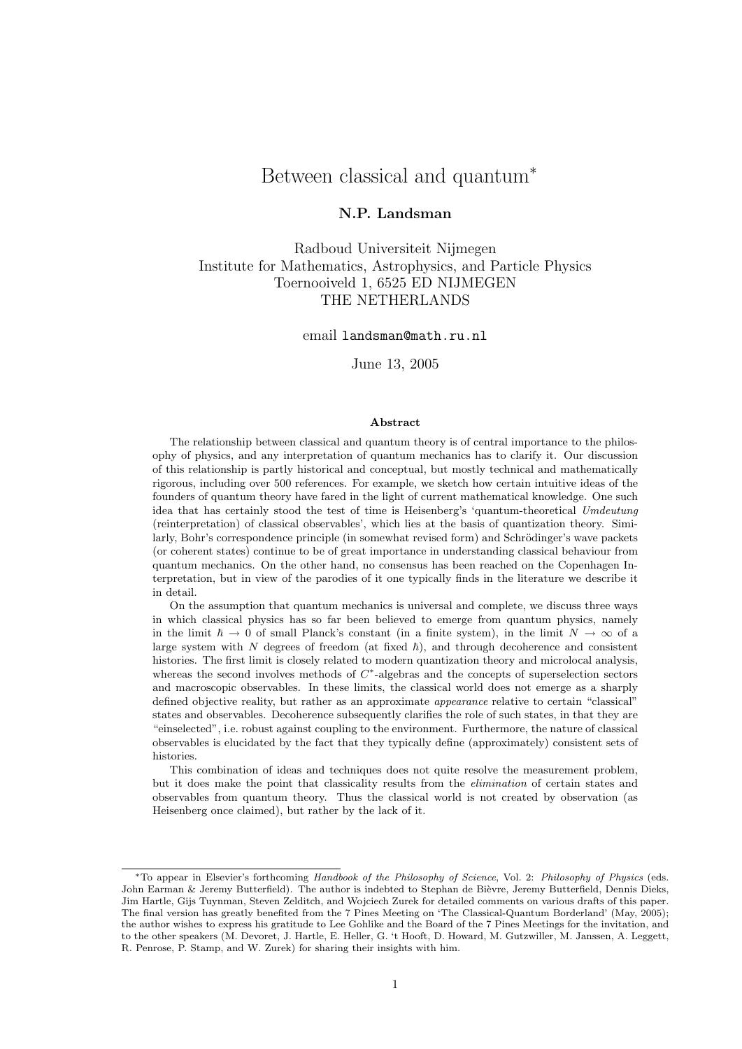# Between classical and quantum*

**N.P. Landsman**

Radboud Universiteit Nijmegen
Institute for Mathematics, Astrophysics, and Particle Physics
Toernooiveld 1, 6525 ED NIJMEGEN
THE NETHERLANDS

email `landsman@math.ru.nl`

June 13, 2005

### Abstract

The relationship between classical and quantum theory is of central importance to the philosophy of physics, and any interpretation of quantum mechanics has to clarify it. Our discussion of this relationship is partly historical and conceptual, but mostly technical and mathematically rigorous, including over 500 references. For example, we sketch how certain intuitive ideas of the founders of quantum theory have fared in the light of current mathematical knowledge. One such idea that has certainly stood the test of time is Heisenberg's 'quantum-theoretical *Umdeutung* (reinterpretation) of classical observables', which lies at the basis of quantization theory. Similarly, Bohr's correspondence principle (in somewhat revised form) and Schrödinger's wave packets (or coherent states) continue to be of great importance in understanding classical behaviour from quantum mechanics. On the other hand, no consensus has been reached on the Copenhagen Interpretation, but in view of the parodies of it one typically finds in the literature we describe it in detail.

On the assumption that quantum mechanics is universal and complete, we discuss three ways in which classical physics has so far been believed to emerge from quantum physics, namely in the limit $\hbar \to 0$ of small Planck's constant (in a finite system), in the limit $N \to \infty$ of a large system with $N$ degrees of freedom (at fixed $\hbar$), and through decoherence and consistent histories. The first limit is closely related to modern quantization theory and microlocal analysis, whereas the second involves methods of $C^*$-algebras and the concepts of superselection sectors and macroscopic observables. In these limits, the classical world does not emerge as a sharply defined objective reality, but rather as an approximate *appearance* relative to certain "classical" states and observables. Decoherence subsequently clarifies the role of such states, in that they are "einselected", i.e. robust against coupling to the environment. Furthermore, the nature of classical observables is elucidated by the fact that they typically define (approximately) consistent sets of histories.

This combination of ideas and techniques does not quite resolve the measurement problem, but it does make the point that classicality results from the *elimination* of certain states and observables from quantum theory. Thus the classical world is not created by observation (as Heisenberg once claimed), but rather by the lack of it.

---

*To appear in Elsevier's forthcoming *Handbook of the Philosophy of Science*, Vol. 2: *Philosophy of Physics* (eds. John Earman & Jeremy Butterfield). The author is indebted to Stephan de Bièvre, Jeremy Butterfield, Dennis Dieks, Jim Hartle, Gijs Tuynman, Steven Zelditch, and Wojciech Zurek for detailed comments on various drafts of this paper. The final version has greatly benefited from the 7 Pines Meeting on 'The Classical-Quantum Borderland' (May, 2005); the author wishes to express his gratitude to Lee Gohlike and the Board of the 7 Pines Meetings for the invitation, and to the other speakers (M. Devoret, J. Hartle, E. Heller, G. 't Hooft, D. Howard, M. Gutzwiller, M. Janssen, A. Leggett, R. Penrose, P. Stamp, and W. Zurek) for sharing their insights with him.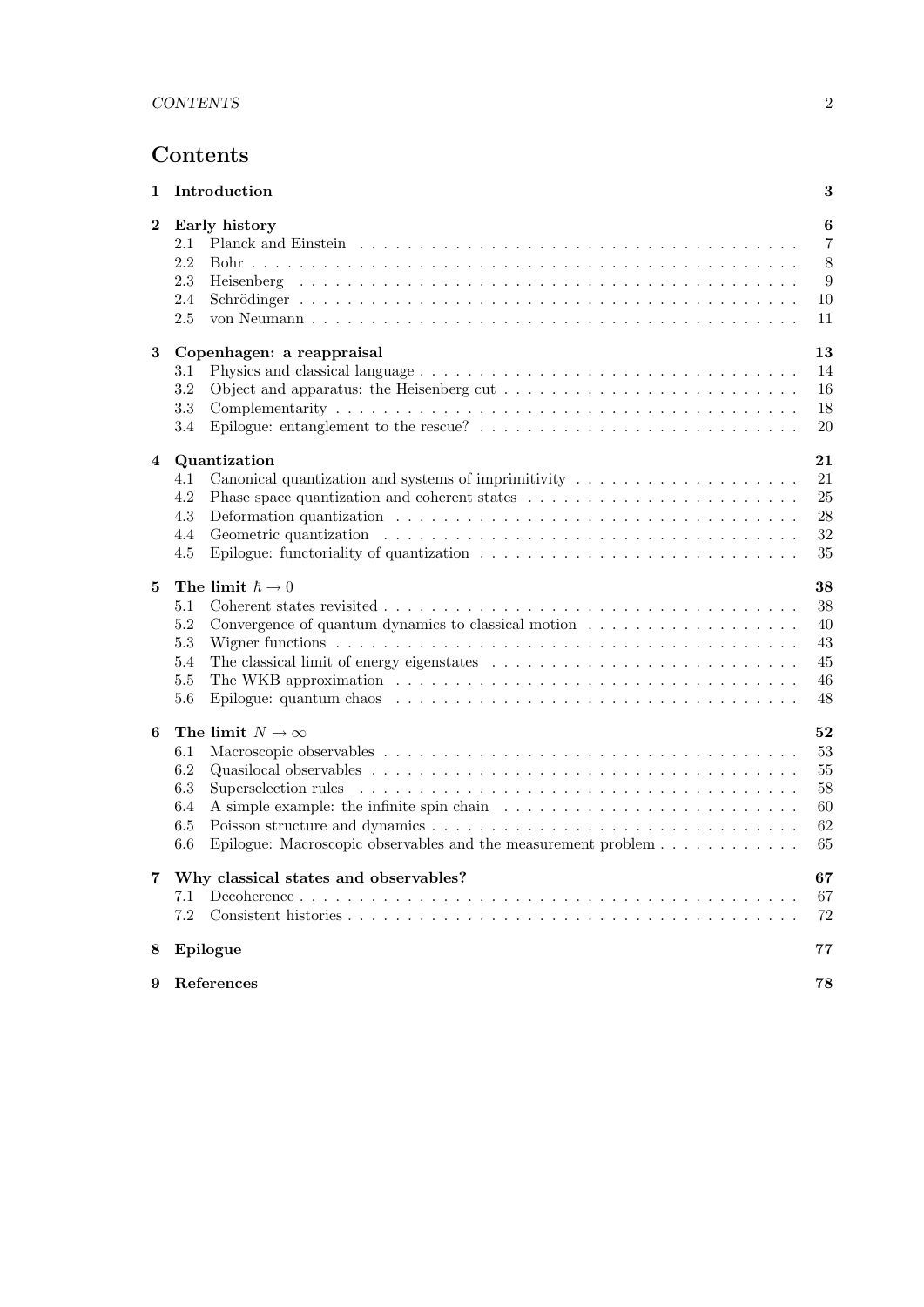# Contents

**1 Introduction** **3**

**2 Early history** **6**
- 2.1 Planck and Einstein . . . . . 7
- 2.2 Bohr . . . . . 8
- 2.3 Heisenberg . . . . . 9
- 2.4 Schrödinger . . . . . 10
- 2.5 von Neumann . . . . . 11

**3 Copenhagen: a reappraisal** **13**
- 3.1 Physics and classical language . . . . . 14
- 3.2 Object and apparatus: the Heisenberg cut . . . . . 16
- 3.3 Complementarity . . . . . 18
- 3.4 Epilogue: entanglement to the rescue? . . . . . 20

**4 Quantization** **21**
- 4.1 Canonical quantization and systems of imprimitivity . . . . . 21
- 4.2 Phase space quantization and coherent states . . . . . 25
- 4.3 Deformation quantization . . . . . 28
- 4.4 Geometric quantization . . . . . 32
- 4.5 Epilogue: functoriality of quantization . . . . . 35

**5 The limit $\hbar \to 0$** **38**
- 5.1 Coherent states revisited . . . . . 38
- 5.2 Convergence of quantum dynamics to classical motion . . . . . 40
- 5.3 Wigner functions . . . . . 43
- 5.4 The classical limit of energy eigenstates . . . . . 45
- 5.5 The WKB approximation . . . . . 46
- 5.6 Epilogue: quantum chaos . . . . . 48

**6 The limit $N \to \infty$** **52**
- 6.1 Macroscopic observables . . . . . 53
- 6.2 Quasilocal observables . . . . . 55
- 6.3 Superselection rules . . . . . 58
- 6.4 A simple example: the infinite spin chain . . . . . 60
- 6.5 Poisson structure and dynamics . . . . . 62
- 6.6 Epilogue: Macroscopic observables and the measurement problem . . . . . 65

**7 Why classical states and observables?** **67**
- 7.1 Decoherence . . . . . 67
- 7.2 Consistent histories . . . . . 72

**8 Epilogue** **77**

**9 References** **78**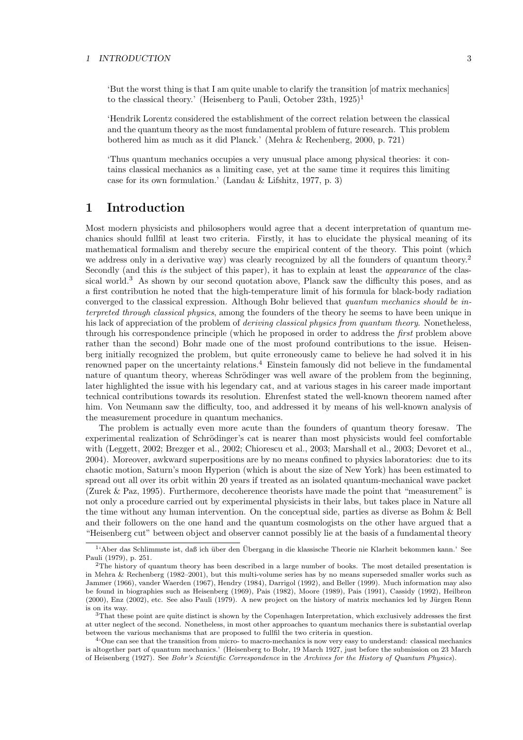'But the worst thing is that I am quite unable to clarify the transition [of matrix mechanics] to the classical theory.' (Heisenberg to Pauli, October 23th, 1925)[1]

'Hendrik Lorentz considered the establishment of the correct relation between the classical and the quantum theory as the most fundamental problem of future research. This problem bothered him as much as it did Planck.' (Mehra & Rechenberg, 2000, p. 721)

'Thus quantum mechanics occupies a very unusual place among physical theories: it contains classical mechanics as a limiting case, yet at the same time it requires this limiting case for its own formulation.' (Landau & Lifshitz, 1977, p. 3)

# 1 Introduction

Most modern physicists and philosophers would agree that a decent interpretation of quantum mechanics should fullfil at least two criteria. Firstly, it has to elucidate the physical meaning of its mathematical formalism and thereby secure the empirical content of the theory. This point (which we address only in a derivative way) was clearly recognized by all the founders of quantum theory.[2] Secondly (and this *is* the subject of this paper), it has to explain at least the *appearance* of the classical world.[3] As shown by our second quotation above, Planck saw the difficulty this poses, and as a first contribution he noted that the high-temperature limit of his formula for black-body radiation converged to the classical expression. Although Bohr believed that *quantum mechanics should be interpreted through classical physics*, among the founders of the theory he seems to have been unique in his lack of appreciation of the problem of *deriving classical physics from quantum theory*. Nonetheless, through his correspondence principle (which he proposed in order to address the *first* problem above rather than the second) Bohr made one of the most profound contributions to the issue. Heisenberg initially recognized the problem, but quite erroneously came to believe he had solved it in his renowned paper on the uncertainty relations.[4] Einstein famously did not believe in the fundamental nature of quantum theory, whereas Schrödinger was well aware of the problem from the beginning, later highlighted the issue with his legendary cat, and at various stages in his career made important technical contributions towards its resolution. Ehrenfest stated the well-known theorem named after him. Von Neumann saw the difficulty, too, and addressed it by means of his well-known analysis of the measurement procedure in quantum mechanics.

The problem is actually even more acute than the founders of quantum theory foresaw. The experimental realization of Schrödinger's cat is nearer than most physicists would feel comfortable with (Leggett, 2002; Brezger et al., 2002; Chiorescu et al., 2003; Marshall et al., 2003; Devoret et al., 2004). Moreover, awkward superpositions are by no means confined to physics laboratories: due to its chaotic motion, Saturn's moon Hyperion (which is about the size of New York) has been estimated to spread out all over its orbit within 20 years if treated as an isolated quantum-mechanical wave packet (Zurek & Paz, 1995). Furthermore, decoherence theorists have made the point that "measurement" is not only a procedure carried out by experimental physicists in their labs, but takes place in Nature all the time without any human intervention. On the conceptual side, parties as diverse as Bohm & Bell and their followers on the one hand and the quantum cosmologists on the other have argued that a "Heisenberg cut" between object and observer cannot possibly lie at the basis of a fundamental theory

[1] 'Aber das Schlimmste ist, daß ich über den Übergang in die klassische Theorie nie Klarheit bekommen kann.' See Pauli (1979), p. 251.

[2] The history of quantum theory has been described in a large number of books. The most detailed presentation is in Mehra & Rechenberg (1982–2001), but this multi-volume series has by no means superseded smaller works such as Jammer (1966), vander Waerden (1967), Hendry (1984), Darrigol (1992), and Beller (1999). Much information may also be found in biographies such as Heisenberg (1969), Pais (1982), Moore (1989), Pais (1991), Cassidy (1992), Heilbron (2000), Enz (2002), etc. See also Pauli (1979). A new project on the history of matrix mechanics led by Jürgen Renn is on its way.

[3] That these point are quite distinct is shown by the Copenhagen Interpretation, which exclusively addresses the first at utter neglect of the second. Nonetheless, in most other approaches to quantum mechanics there is substantial overlap between the various mechanisms that are proposed to fullfil the two criteria in question.

[4] 'One can see that the transition from micro- to macro-mechanics is now very easy to understand: classical mechanics is altogether part of quantum mechanics.' (Heisenberg to Bohr, 19 March 1927, just before the submission on 23 March of Heisenberg (1927). See *Bohr's Scientific Correspondence* in the *Archives for the History of Quantum Physics*).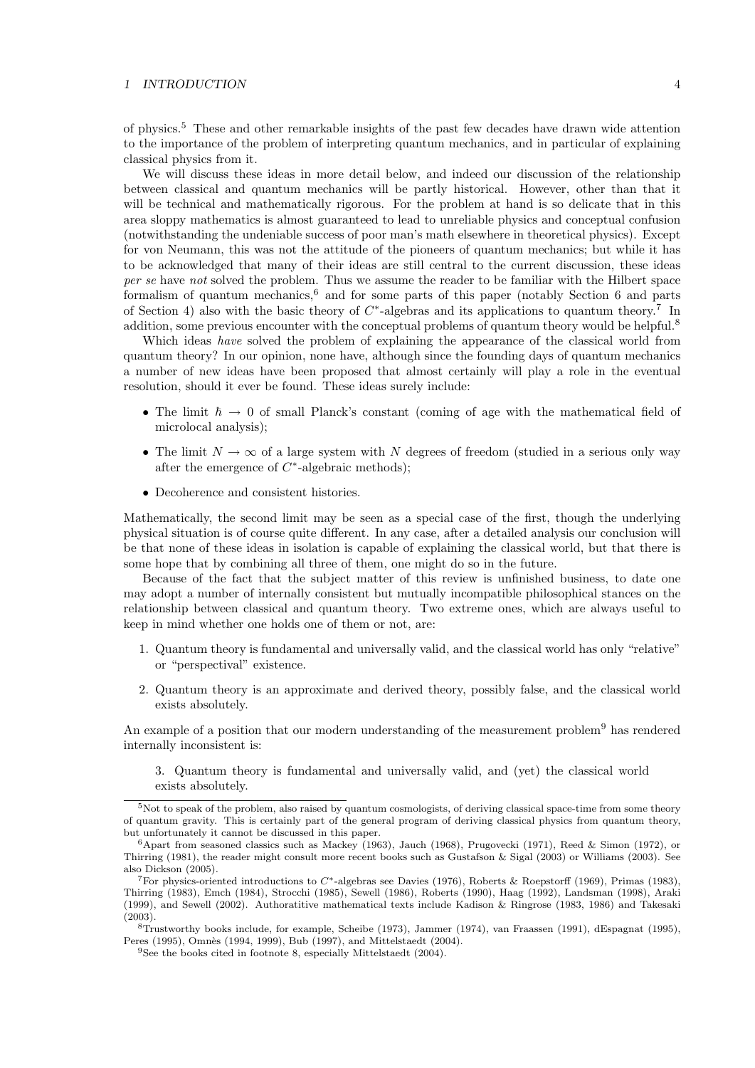of physics.[5] These and other remarkable insights of the past few decades have drawn wide attention to the importance of the problem of interpreting quantum mechanics, and in particular of explaining classical physics from it.

We will discuss these ideas in more detail below, and indeed our discussion of the relationship between classical and quantum mechanics will be partly historical. However, other than that it will be technical and mathematically rigorous. For the problem at hand is so delicate that in this area sloppy mathematics is almost guaranteed to lead to unreliable physics and conceptual confusion (notwithstanding the undeniable success of poor man's math elsewhere in theoretical physics). Except for von Neumann, this was not the attitude of the pioneers of quantum mechanics; but while it has to be acknowledged that many of their ideas are still central to the current discussion, these ideas *per se* have *not* solved the problem. Thus we assume the reader to be familiar with the Hilbert space formalism of quantum mechanics,[6] and for some parts of this paper (notably Section 6 and parts of Section 4) also with the basic theory of $C^*$-algebras and its applications to quantum theory.[7] In addition, some previous encounter with the conceptual problems of quantum theory would be helpful.[8]

Which ideas *have* solved the problem of explaining the appearance of the classical world from quantum theory? In our opinion, none have, although since the founding days of quantum mechanics a number of new ideas have been proposed that almost certainly will play a role in the eventual resolution, should it ever be found. These ideas surely include:

- The limit $\hbar \to 0$ of small Planck's constant (coming of age with the mathematical field of microlocal analysis);
- The limit $N \to \infty$ of a large system with $N$ degrees of freedom (studied in a serious only way after the emergence of $C^*$-algebraic methods);
- Decoherence and consistent histories.

Mathematically, the second limit may be seen as a special case of the first, though the underlying physical situation is of course quite different. In any case, after a detailed analysis our conclusion will be that none of these ideas in isolation is capable of explaining the classical world, but that there is some hope that by combining all three of them, one might do so in the future.

Because of the fact that the subject matter of this review is unfinished business, to date one may adopt a number of internally consistent but mutually incompatible philosophical stances on the relationship between classical and quantum theory. Two extreme ones, which are always useful to keep in mind whether one holds one of them or not, are:

1. Quantum theory is fundamental and universally valid, and the classical world has only "relative" or "perspectival" existence.
2. Quantum theory is an approximate and derived theory, possibly false, and the classical world exists absolutely.

An example of a position that our modern understanding of the measurement problem[9] has rendered internally inconsistent is:

3. Quantum theory is fundamental and universally valid, and (yet) the classical world exists absolutely.

---

[5] Not to speak of the problem, also raised by quantum cosmologists, of deriving classical space-time from some theory of quantum gravity. This is certainly part of the general program of deriving classical physics from quantum theory, but unfortunately it cannot be discussed in this paper.

[6] Apart from seasoned classics such as Mackey (1963), Jauch (1968), Prugovecki (1971), Reed & Simon (1972), or Thirring (1981), the reader might consult more recent books such as Gustafson & Sigal (2003) or Williams (2003). See also Dickson (2005).

[7] For physics-oriented introductions to $C^*$-algebras see Davies (1976), Roberts & Roepstorff (1969), Primas (1983), Thirring (1983), Emch (1984), Strocchi (1985), Sewell (1986), Roberts (1990), Haag (1992), Landsman (1998), Araki (1999), and Sewell (2002). Authoratitive mathematical texts include Kadison & Ringrose (1983, 1986) and Takesaki (2003).

[8] Trustworthy books include, for example, Scheibe (1973), Jammer (1974), van Fraassen (1991), dEspagnat (1995), Peres (1995), Omnès (1994, 1999), Bub (1997), and Mittelstaedt (2004).

[9] See the books cited in footnote 8, especially Mittelstaedt (2004).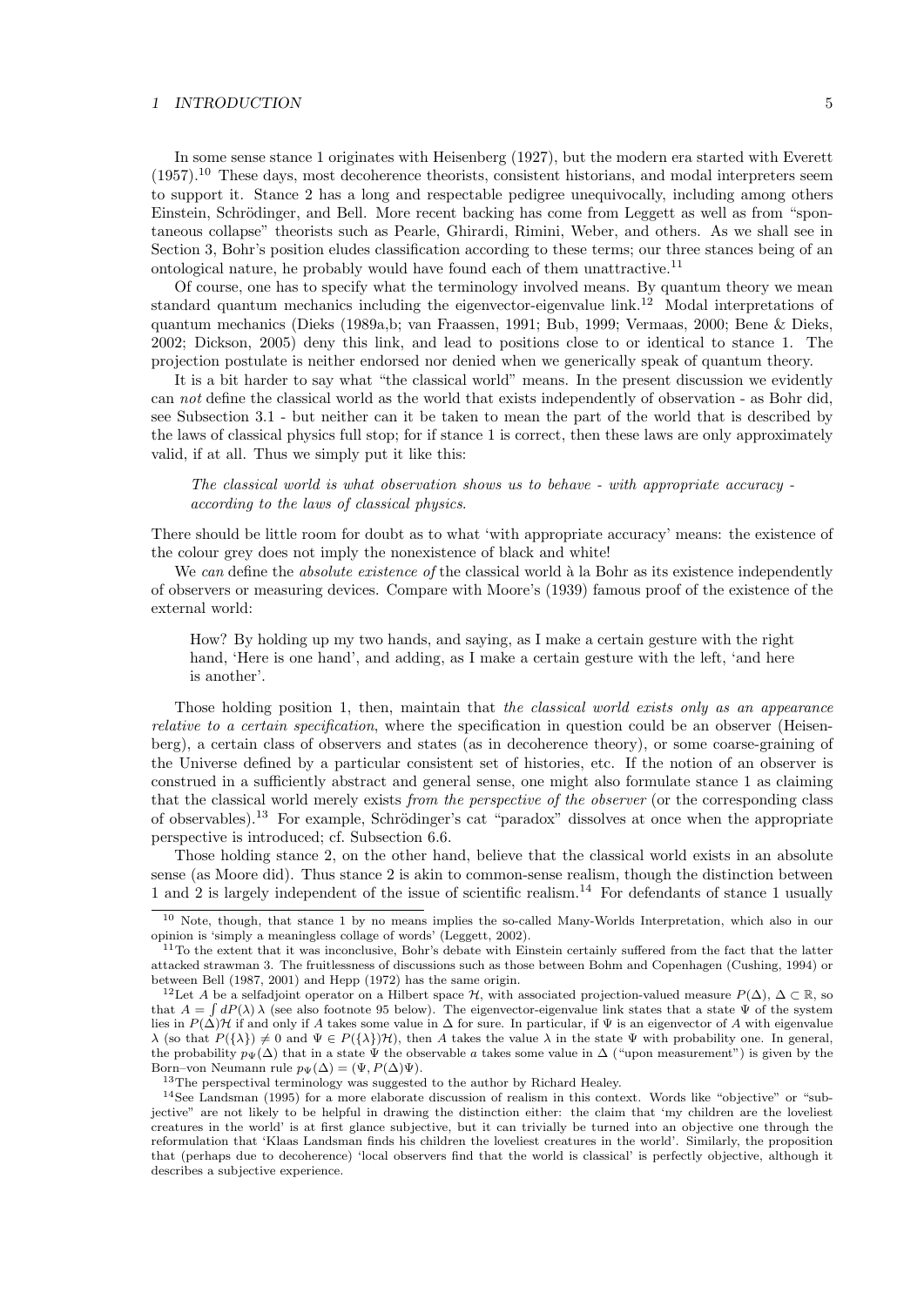In some sense stance 1 originates with Heisenberg (1927), but the modern era started with Everett (1957).[10] These days, most decoherence theorists, consistent historians, and modal interpreters seem to support it. Stance 2 has a long and respectable pedigree unequivocally, including among others Einstein, Schrödinger, and Bell. More recent backing has come from Leggett as well as from "spontaneous collapse" theorists such as Pearle, Ghirardi, Rimini, Weber, and others. As we shall see in Section 3, Bohr's position eludes classification according to these terms; our three stances being of an ontological nature, he probably would have found each of them unattractive.[11]

Of course, one has to specify what the terminology involved means. By quantum theory we mean standard quantum mechanics including the eigenvector-eigenvalue link.[12] Modal interpretations of quantum mechanics (Dieks (1989a,b; van Fraassen, 1991; Bub, 1999; Vermaas, 2000; Bene & Dieks, 2002; Dickson, 2005) deny this link, and lead to positions close to or identical to stance 1. The projection postulate is neither endorsed nor denied when we generically speak of quantum theory.

It is a bit harder to say what "the classical world" means. In the present discussion we evidently can *not* define the classical world as the world that exists independently of observation - as Bohr did, see Subsection 3.1 - but neither can it be taken to mean the part of the world that is described by the laws of classical physics full stop; for if stance 1 is correct, then these laws are only approximately valid, if at all. Thus we simply put it like this:

> *The classical world is what observation shows us to behave - with appropriate accuracy - according to the laws of classical physics.*

There should be little room for doubt as to what 'with appropriate accuracy' means: the existence of the colour grey does not imply the nonexistence of black and white!

We *can* define the *absolute existence of* the classical world à la Bohr as its existence independently of observers or measuring devices. Compare with Moore's (1939) famous proof of the existence of the external world:

> How? By holding up my two hands, and saying, as I make a certain gesture with the right hand, 'Here is one hand', and adding, as I make a certain gesture with the left, 'and here is another'.

Those holding position 1, then, maintain that *the classical world exists only as an appearance relative to a certain specification*, where the specification in question could be an observer (Heisenberg), a certain class of observers and states (as in decoherence theory), or some coarse-graining of the Universe defined by a particular consistent set of histories, etc. If the notion of an observer is construed in a sufficiently abstract and general sense, one might also formulate stance 1 as claiming that the classical world merely exists *from the perspective of the observer* (or the corresponding class of observables).[13] For example, Schrödinger's cat "paradox" dissolves at once when the appropriate perspective is introduced; cf. Subsection 6.6.

Those holding stance 2, on the other hand, believe that the classical world exists in an absolute sense (as Moore did). Thus stance 2 is akin to common-sense realism, though the distinction between 1 and 2 is largely independent of the issue of scientific realism.[14] For defendants of stance 1 usually

---

[10] Note, though, that stance 1 by no means implies the so-called Many-Worlds Interpretation, which also in our opinion is 'simply a meaningless collage of words' (Leggett, 2002).

[11] To the extent that it was inconclusive, Bohr's debate with Einstein certainly suffered from the fact that the latter attacked strawman 3. The fruitlessness of discussions such as those between Bohm and Copenhagen (Cushing, 1994) or between Bell (1987, 2001) and Hepp (1972) has the same origin.

[12] Let $A$ be a selfadjoint operator on a Hilbert space $\mathcal{H}$, with associated projection-valued measure $P(\Delta)$, $\Delta \subset \mathbb{R}$, so that $A = \int dP(\lambda)\,\lambda$ (see also footnote 95 below). The eigenvector-eigenvalue link states that a state $\Psi$ of the system lies in $P(\Delta)\mathcal{H}$ if and only if $A$ takes some value in $\Delta$ for sure. In particular, if $\Psi$ is an eigenvector of $A$ with eigenvalue $\lambda$ (so that $P(\{\lambda\}) \neq 0$ and $\Psi \in P(\{\lambda\})\mathcal{H}$), then $A$ takes the value $\lambda$ in the state $\Psi$ with probability one. In general, the probability $p_\Psi(\Delta)$ that in a state $\Psi$ the observable $a$ takes some value in $\Delta$ ("upon measurement") is given by the Born–von Neumann rule $p_\Psi(\Delta) = (\Psi, P(\Delta)\Psi)$.

[13] The perspectival terminology was suggested to the author by Richard Healey.

[14] See Landsman (1995) for a more elaborate discussion of realism in this context. Words like "objective" or "subjective" are not likely to be helpful in drawing the distinction either: the claim that 'my children are the loveliest creatures in the world' is at first glance subjective, but it can trivially be turned into an objective one through the reformulation that 'Klaas Landsman finds his children the loveliest creatures in the world'. Similarly, the proposition that (perhaps due to decoherence) 'local observers find that the world is classical' is perfectly objective, although it describes a subjective experience.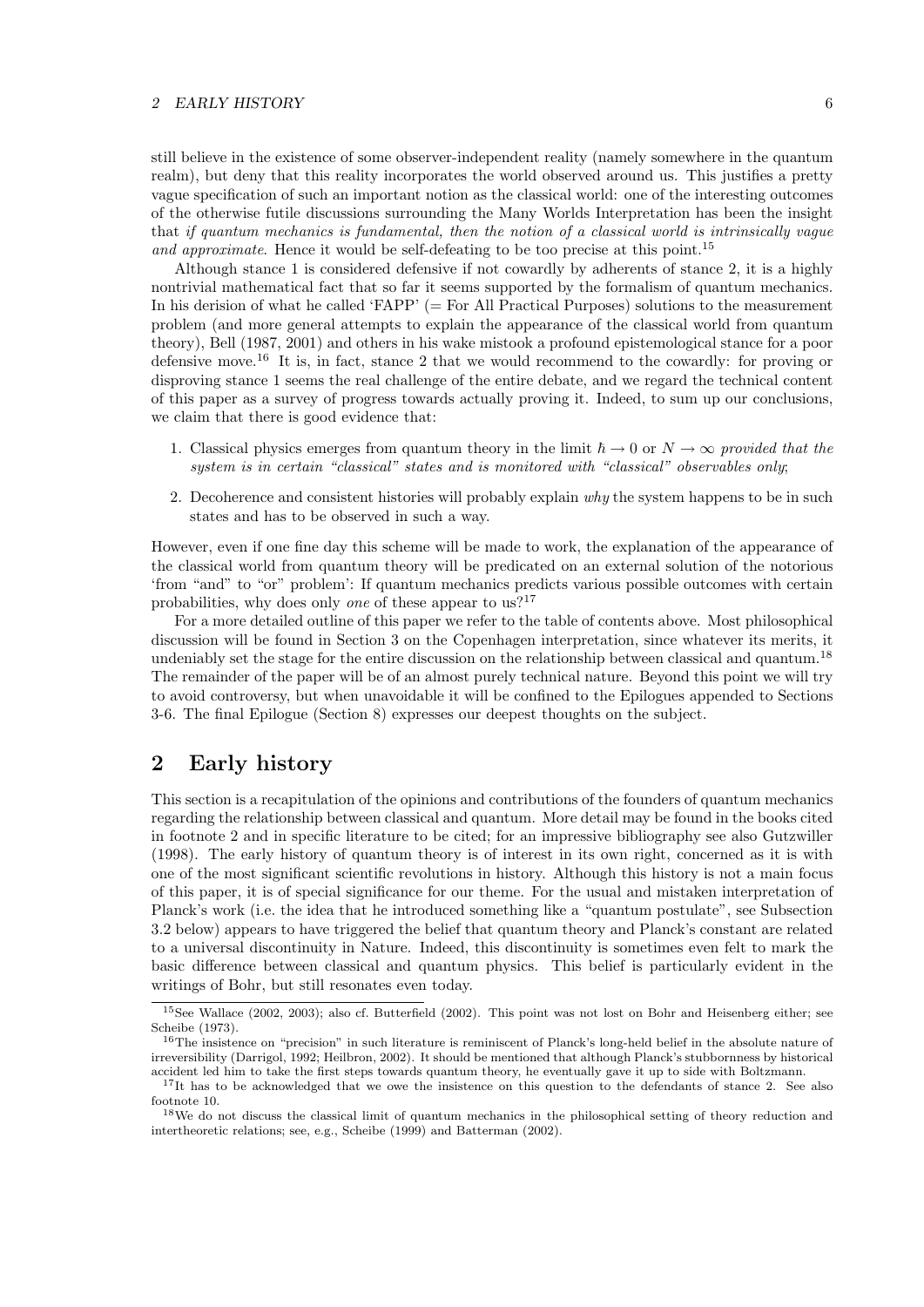still believe in the existence of some observer-independent reality (namely somewhere in the quantum realm), but deny that this reality incorporates the world observed around us. This justifies a pretty vague specification of such an important notion as the classical world: one of the interesting outcomes of the otherwise futile discussions surrounding the Many Worlds Interpretation has been the insight that *if quantum mechanics is fundamental, then the notion of a classical world is intrinsically vague and approximate*. Hence it would be self-defeating to be too precise at this point.[15]

Although stance 1 is considered defensive if not cowardly by adherents of stance 2, it is a highly nontrivial mathematical fact that so far it seems supported by the formalism of quantum mechanics. In his derision of what he called 'FAPP' (= For All Practical Purposes) solutions to the measurement problem (and more general attempts to explain the appearance of the classical world from quantum theory), Bell (1987, 2001) and others in his wake mistook a profound epistemological stance for a poor defensive move.[16] It is, in fact, stance 2 that we would recommend to the cowardly: for proving or disproving stance 1 seems the real challenge of the entire debate, and we regard the technical content of this paper as a survey of progress towards actually proving it. Indeed, to sum up our conclusions, we claim that there is good evidence that:

1. Classical physics emerges from quantum theory in the limit $\hbar \to 0$ or $N \to \infty$ *provided that the system is in certain "classical" states and is monitored with "classical" observables only*;
2. Decoherence and consistent histories will probably explain *why* the system happens to be in such states and has to be observed in such a way.

However, even if one fine day this scheme will be made to work, the explanation of the appearance of the classical world from quantum theory will be predicated on an external solution of the notorious 'from "and" to "or" problem': If quantum mechanics predicts various possible outcomes with certain probabilities, why does only *one* of these appear to us?[17]

For a more detailed outline of this paper we refer to the table of contents above. Most philosophical discussion will be found in Section 3 on the Copenhagen interpretation, since whatever its merits, it undeniably set the stage for the entire discussion on the relationship between classical and quantum.[18] The remainder of the paper will be of an almost purely technical nature. Beyond this point we will try to avoid controversy, but when unavoidable it will be confined to the Epilogues appended to Sections 3-6. The final Epilogue (Section 8) expresses our deepest thoughts on the subject.

## 2 Early history

This section is a recapitulation of the opinions and contributions of the founders of quantum mechanics regarding the relationship between classical and quantum. More detail may be found in the books cited in footnote 2 and in specific literature to be cited; for an impressive bibliography see also Gutzwiller (1998). The early history of quantum theory is of interest in its own right, concerned as it is with one of the most significant scientific revolutions in history. Although this history is not a main focus of this paper, it is of special significance for our theme. For the usual and mistaken interpretation of Planck's work (i.e. the idea that he introduced something like a "quantum postulate", see Subsection 3.2 below) appears to have triggered the belief that quantum theory and Planck's constant are related to a universal discontinuity in Nature. Indeed, this discontinuity is sometimes even felt to mark the basic difference between classical and quantum physics. This belief is particularly evident in the writings of Bohr, but still resonates even today.

---

[15] See Wallace (2002, 2003); also cf. Butterfield (2002). This point was not lost on Bohr and Heisenberg either; see Scheibe (1973).

[16] The insistence on "precision" in such literature is reminiscent of Planck's long-held belief in the absolute nature of irreversibility (Darrigol, 1992; Heilbron, 2002). It should be mentioned that although Planck's stubbornness by historical accident led him to take the first steps towards quantum theory, he eventually gave it up to side with Boltzmann.

[17] It has to be acknowledged that we owe the insistence on this question to the defendants of stance 2. See also footnote 10.

[18] We do not discuss the classical limit of quantum mechanics in the philosophical setting of theory reduction and intertheoretic relations; see, e.g., Scheibe (1999) and Batterman (2002).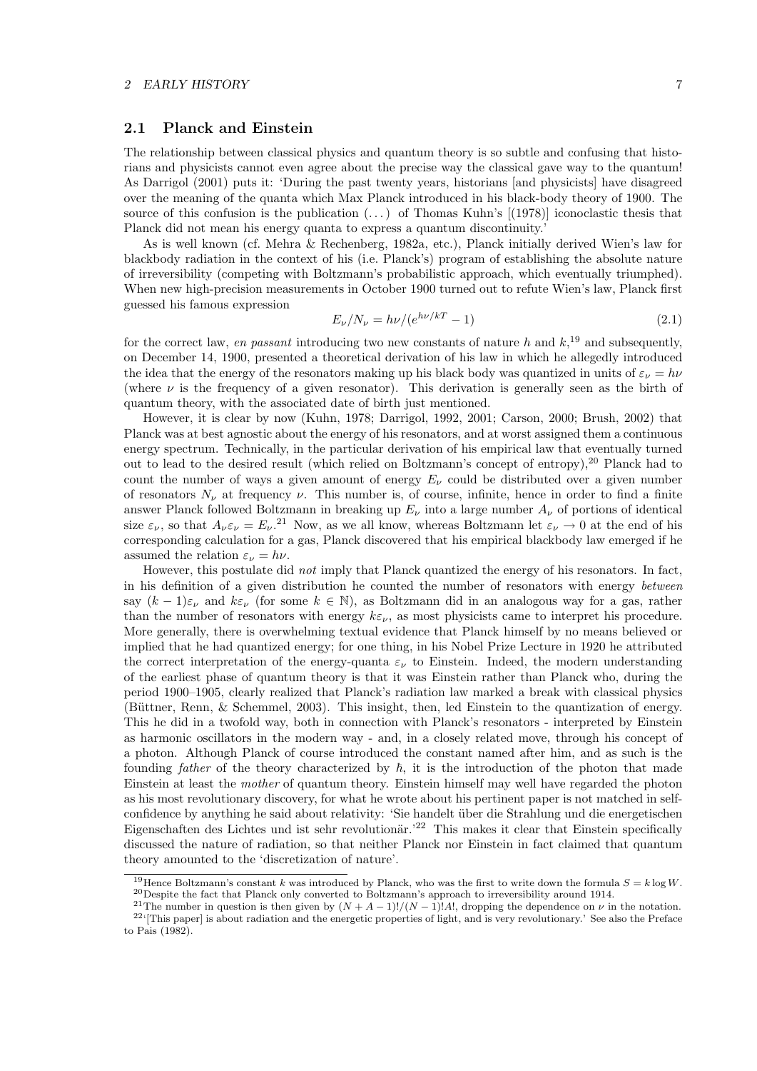## 2.1 Planck and Einstein

The relationship between classical physics and quantum theory is so subtle and confusing that historians and physicists cannot even agree about the precise way the classical gave way to the quantum! As Darrigol (2001) puts it: 'During the past twenty years, historians [and physicists] have disagreed over the meaning of the quanta which Max Planck introduced in his black-body theory of 1900. The source of this confusion is the publication (...) of Thomas Kuhn's [(1978)] iconoclastic thesis that Planck did not mean his energy quanta to express a quantum discontinuity.'

As is well known (cf. Mehra & Rechenberg, 1982a, etc.), Planck initially derived Wien's law for blackbody radiation in the context of his (i.e. Planck's) program of establishing the absolute nature of irreversibility (competing with Boltzmann's probabilistic approach, which eventually triumphed). When new high-precision measurements in October 1900 turned out to refute Wien's law, Planck first guessed his famous expression

$$E_\nu/N_\nu = h\nu/(e^{h\nu/kT} - 1) \tag{2.1}$$

for the correct law, *en passant* introducing two new constants of nature $h$ and $k$,[19] and subsequently, on December 14, 1900, presented a theoretical derivation of his law in which he allegedly introduced the idea that the energy of the resonators making up his black body was quantized in units of $\varepsilon_\nu = h\nu$ (where $\nu$ is the frequency of a given resonator). This derivation is generally seen as the birth of quantum theory, with the associated date of birth just mentioned.

However, it is clear by now (Kuhn, 1978; Darrigol, 1992, 2001; Carson, 2000; Brush, 2002) that Planck was at best agnostic about the energy of his resonators, and at worst assigned them a continuous energy spectrum. Technically, in the particular derivation of his empirical law that eventually turned out to lead to the desired result (which relied on Boltzmann's concept of entropy),[20] Planck had to count the number of ways a given amount of energy $E_\nu$ could be distributed over a given number of resonators $N_\nu$ at frequency $\nu$. This number is, of course, infinite, hence in order to find a finite answer Planck followed Boltzmann in breaking up $E_\nu$ into a large number $A_\nu$ of portions of identical size $\varepsilon_\nu$, so that $A_\nu \varepsilon_\nu = E_\nu$.[21] Now, as we all know, whereas Boltzmann let $\varepsilon_\nu \to 0$ at the end of his corresponding calculation for a gas, Planck discovered that his empirical blackbody law emerged if he assumed the relation $\varepsilon_\nu = h\nu$.

However, this postulate did *not* imply that Planck quantized the energy of his resonators. In fact, in his definition of a given distribution he counted the number of resonators with energy *between* say $(k-1)\varepsilon_\nu$ and $k\varepsilon_\nu$ (for some $k \in \mathbb{N}$), as Boltzmann did in an analogous way for a gas, rather than the number of resonators with energy $k\varepsilon_\nu$, as most physicists came to interpret his procedure. More generally, there is overwhelming textual evidence that Planck himself by no means believed or implied that he had quantized energy; for one thing, in his Nobel Prize Lecture in 1920 he attributed the correct interpretation of the energy-quanta $\varepsilon_\nu$ to Einstein. Indeed, the modern understanding of the earliest phase of quantum theory is that it was Einstein rather than Planck who, during the period 1900–1905, clearly realized that Planck's radiation law marked a break with classical physics (Büttner, Renn, & Schemmel, 2003). This insight, then, led Einstein to the quantization of energy. This he did in a twofold way, both in connection with Planck's resonators - interpreted by Einstein as harmonic oscillators in the modern way - and, in a closely related move, through his concept of a photon. Although Planck of course introduced the constant named after him, and as such is the founding *father* of the theory characterized by $\hbar$, it is the introduction of the photon that made Einstein at least the *mother* of quantum theory. Einstein himself may well have regarded the photon as his most revolutionary discovery, for what he wrote about his pertinent paper is not matched in self-confidence by anything he said about relativity: 'Sie handelt über die Strahlung und die energetischen Eigenschaften des Lichtes und ist sehr revolutionär.'[22] This makes it clear that Einstein specifically discussed the nature of radiation, so that neither Planck nor Einstein in fact claimed that quantum theory amounted to the 'discretization of nature'.

---

[19] Hence Boltzmann's constant $k$ was introduced by Planck, who was the first to write down the formula $S = k \log W$.

[20] Despite the fact that Planck only converted to Boltzmann's approach to irreversibility around 1914.

[21] The number in question is then given by $(N + A - 1)!/(N - 1)!A!$, dropping the dependence on $\nu$ in the notation.

[22] '[This paper] is about radiation and the energetic properties of light, and is very revolutionary.' See also the Preface to Pais (1982).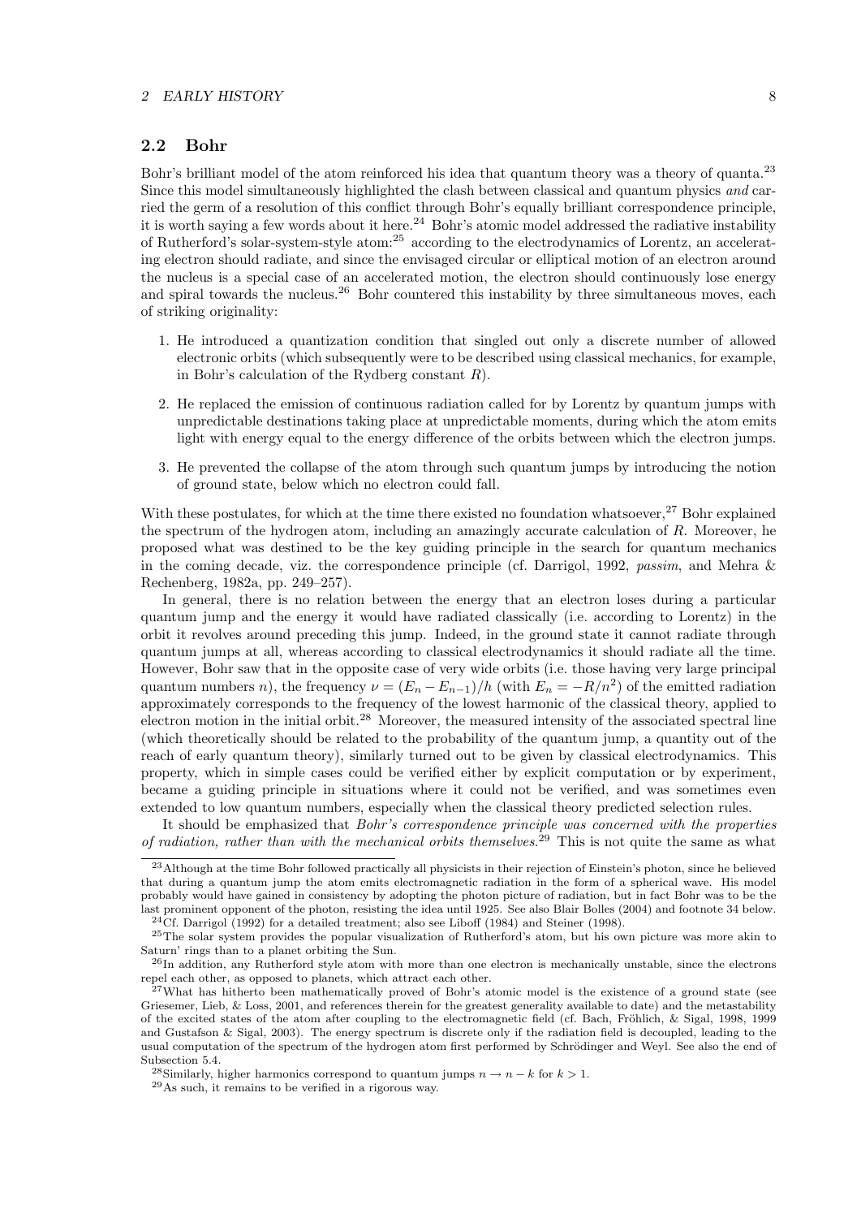## 2.2 Bohr

Bohr's brilliant model of the atom reinforced his idea that quantum theory was a theory of quanta.[23] Since this model simultaneously highlighted the clash between classical and quantum physics *and* carried the germ of a resolution of this conflict through Bohr's equally brilliant correspondence principle, it is worth saying a few words about it here.[24] Bohr's atomic model addressed the radiative instability of Rutherford's solar-system-style atom:[25] according to the electrodynamics of Lorentz, an accelerating electron should radiate, and since the envisaged circular or elliptical motion of an electron around the nucleus is a special case of an accelerated motion, the electron should continuously lose energy and spiral towards the nucleus.[26] Bohr countered this instability by three simultaneous moves, each of striking originality:

1. He introduced a quantization condition that singled out only a discrete number of allowed electronic orbits (which subsequently were to be described using classical mechanics, for example, in Bohr's calculation of the Rydberg constant $R$).
2. He replaced the emission of continuous radiation called for by Lorentz by quantum jumps with unpredictable destinations taking place at unpredictable moments, during which the atom emits light with energy equal to the energy difference of the orbits between which the electron jumps.
3. He prevented the collapse of the atom through such quantum jumps by introducing the notion of ground state, below which no electron could fall.

With these postulates, for which at the time there existed no foundation whatsoever,[27] Bohr explained the spectrum of the hydrogen atom, including an amazingly accurate calculation of $R$. Moreover, he proposed what was destined to be the key guiding principle in the search for quantum mechanics in the coming decade, viz. the correspondence principle (cf. Darrigol, 1992, *passim*, and Mehra & Rechenberg, 1982a, pp. 249–257).

In general, there is no relation between the energy that an electron loses during a particular quantum jump and the energy it would have radiated classically (i.e. according to Lorentz) in the orbit it revolves around preceding this jump. Indeed, in the ground state it cannot radiate through quantum jumps at all, whereas according to classical electrodynamics it should radiate all the time. However, Bohr saw that in the opposite case of very wide orbits (i.e. those having very large principal quantum numbers $n$), the frequency $\nu = (E_n - E_{n-1})/h$ (with $E_n = -R/n^2$) of the emitted radiation approximately corresponds to the frequency of the lowest harmonic of the classical theory, applied to electron motion in the initial orbit.[28] Moreover, the measured intensity of the associated spectral line (which theoretically should be related to the probability of the quantum jump, a quantity out of the reach of early quantum theory), similarly turned out to be given by classical electrodynamics. This property, which in simple cases could be verified either by explicit computation or by experiment, became a guiding principle in situations where it could not be verified, and was sometimes even extended to low quantum numbers, especially when the classical theory predicted selection rules.

It should be emphasized that *Bohr's correspondence principle was concerned with the properties of radiation, rather than with the mechanical orbits themselves*.[29] This is not quite the same as what

[23] Although at the time Bohr followed practically all physicists in their rejection of Einstein's photon, since he believed that during a quantum jump the atom emits electromagnetic radiation in the form of a spherical wave. His model probably would have gained in consistency by adopting the photon picture of radiation, but in fact Bohr was to be the last prominent opponent of the photon, resisting the idea until 1925. See also Blair Bolles (2004) and footnote 34 below.

[24] Cf. Darrigol (1992) for a detailed treatment; also see Liboff (1984) and Steiner (1998).

[25] The solar system provides the popular visualization of Rutherford's atom, but his own picture was more akin to Saturn' rings than to a planet orbiting the Sun.

[26] In addition, any Rutherford style atom with more than one electron is mechanically unstable, since the electrons repel each other, as opposed to planets, which attract each other.

[27] What has hitherto been mathematically proved of Bohr's atomic model is the existence of a ground state (see Griesemer, Lieb, & Loss, 2001, and references therein for the greatest generality available to date) and the metastability of the excited states of the atom after coupling to the electromagnetic field (cf. Bach, Fröhlich, & Sigal, 1998, 1999 and Gustafson & Sigal, 2003). The energy spectrum is discrete only if the radiation field is decoupled, leading to the usual computation of the spectrum of the hydrogen atom first performed by Schrödinger and Weyl. See also the end of Subsection 5.4.

[28] Similarly, higher harmonics correspond to quantum jumps $n \to n - k$ for $k > 1$.

[29] As such, it remains to be verified in a rigorous way.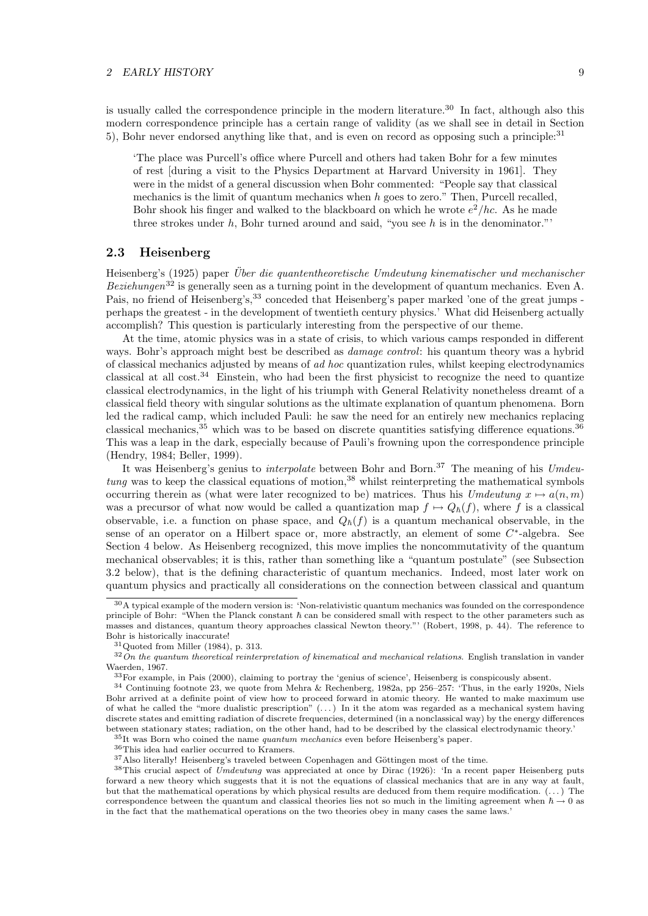is usually called the correspondence principle in the modern literature.[30] In fact, although also this modern correspondence principle has a certain range of validity (as we shall see in detail in Section 5), Bohr never endorsed anything like that, and is even on record as opposing such a principle:[31]

> 'The place was Purcell's office where Purcell and others had taken Bohr for a few minutes of rest [during a visit to the Physics Department at Harvard University in 1961]. They were in the midst of a general discussion when Bohr commented: "People say that classical mechanics is the limit of quantum mechanics when $h$ goes to zero." Then, Purcell recalled, Bohr shook his finger and walked to the blackboard on which he wrote $e^2/hc$. As he made three strokes under $h$, Bohr turned around and said, "you see $h$ is in the denominator."'

### 2.3 Heisenberg

Heisenberg's (1925) paper *Über die quantentheoretische Umdeutung kinematischer und mechanischer Beziehungen*[32] is generally seen as a turning point in the development of quantum mechanics. Even A. Pais, no friend of Heisenberg's,[33] conceded that Heisenberg's paper marked 'one of the great jumps - perhaps the greatest - in the development of twentieth century physics.' What did Heisenberg actually accomplish? This question is particularly interesting from the perspective of our theme.

At the time, atomic physics was in a state of crisis, to which various camps responded in different ways. Bohr's approach might best be described as *damage control*: his quantum theory was a hybrid of classical mechanics adjusted by means of *ad hoc* quantization rules, whilst keeping electrodynamics classical at all cost.[34] Einstein, who had been the first physicist to recognize the need to quantize classical electrodynamics, in the light of his triumph with General Relativity nonetheless dreamt of a classical field theory with singular solutions as the ultimate explanation of quantum phenomena. Born led the radical camp, which included Pauli: he saw the need for an entirely new mechanics replacing classical mechanics,[35] which was to be based on discrete quantities satisfying difference equations.[36] This was a leap in the dark, especially because of Pauli's frowning upon the correspondence principle (Hendry, 1984; Beller, 1999).

It was Heisenberg's genius to *interpolate* between Bohr and Born.[37] The meaning of his *Umdeutung* was to keep the classical equations of motion,[38] whilst reinterpreting the mathematical symbols occurring therein as (what were later recognized to be) matrices. Thus his *Umdeutung* $x \mapsto a(n,m)$ was a precursor of what now would be called a quantization map $f \mapsto Q_\hbar(f)$, where $f$ is a classical observable, i.e. a function on phase space, and $Q_\hbar(f)$ is a quantum mechanical observable, in the sense of an operator on a Hilbert space or, more abstractly, an element of some $C^*$-algebra. See Section 4 below. As Heisenberg recognized, this move implies the noncommutativity of the quantum mechanical observables; it is this, rather than something like a "quantum postulate" (see Subsection 3.2 below), that is the defining characteristic of quantum mechanics. Indeed, most later work on quantum physics and practically all considerations on the connection between classical and quantum

---

[30] A typical example of the modern version is: 'Non-relativistic quantum mechanics was founded on the correspondence principle of Bohr: "When the Planck constant $\hbar$ can be considered small with respect to the other parameters such as masses and distances, quantum theory approaches classical Newton theory."' (Robert, 1998, p. 44). The reference to Bohr is historically inaccurate!

[31] Quoted from Miller (1984), p. 313.

[32] *On the quantum theoretical reinterpretation of kinematical and mechanical relations.* English translation in vander Waerden, 1967.

[33] For example, in Pais (2000), claiming to portray the 'genius of science', Heisenberg is conspicously absent.

[34] Continuing footnote 23, we quote from Mehra & Rechenberg, 1982a, pp 256–257: 'Thus, in the early 1920s, Niels Bohr arrived at a definite point of view how to proceed forward in atomic theory. He wanted to make maximum use of what he called the "more dualistic prescription" (...) In it the atom was regarded as a mechanical system having discrete states and emitting radiation of discrete frequencies, determined (in a nonclassical way) by the energy differences between stationary states; radiation, on the other hand, had to be described by the classical electrodynamic theory.'

[35] It was Born who coined the name *quantum mechanics* even before Heisenberg's paper.

[36] This idea had earlier occurred to Kramers.

[37] Also literally! Heisenberg's traveled between Copenhagen and Göttingen most of the time.

[38] This crucial aspect of *Umdeutung* was appreciated at once by Dirac (1926): 'In a recent paper Heisenberg puts forward a new theory which suggests that it is not the equations of classical mechanics that are in any way at fault, but that the mathematical operations by which physical results are deduced from them require modification. (...) The correspondence between the quantum and classical theories lies not so much in the limiting agreement when $\hbar \to 0$ as in the fact that the mathematical operations on the two theories obey in many cases the same laws.'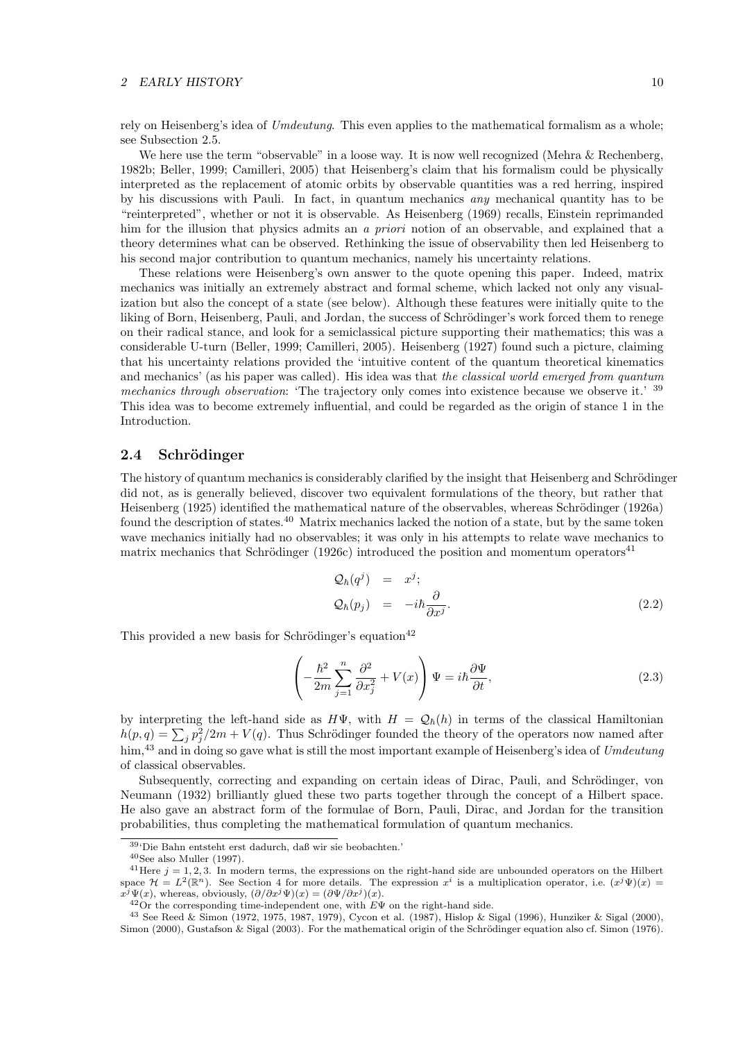rely on Heisenberg's idea of *Umdeutung*. This even applies to the mathematical formalism as a whole; see Subsection 2.5.

We here use the term "observable" in a loose way. It is now well recognized (Mehra & Rechenberg, 1982b; Beller, 1999; Camilleri, 2005) that Heisenberg's claim that his formalism could be physically interpreted as the replacement of atomic orbits by observable quantities was a red herring, inspired by his discussions with Pauli. In fact, in quantum mechanics *any* mechanical quantity has to be "reinterpreted", whether or not it is observable. As Heisenberg (1969) recalls, Einstein reprimanded him for the illusion that physics admits an *a priori* notion of an observable, and explained that a theory determines what can be observed. Rethinking the issue of observability then led Heisenberg to his second major contribution to quantum mechanics, namely his uncertainty relations.

These relations were Heisenberg's own answer to the quote opening this paper. Indeed, matrix mechanics was initially an extremely abstract and formal scheme, which lacked not only any visualization but also the concept of a state (see below). Although these features were initially quite to the liking of Born, Heisenberg, Pauli, and Jordan, the success of Schrödinger's work forced them to renege on their radical stance, and look for a semiclassical picture supporting their mathematics; this was a considerable U-turn (Beller, 1999; Camilleri, 2005). Heisenberg (1927) found such a picture, claiming that his uncertainty relations provided the 'intuitive content of the quantum theoretical kinematics and mechanics' (as his paper was called). His idea was that *the classical world emerged from quantum mechanics through observation*: 'The trajectory only comes into existence because we observe it.' [39] This idea was to become extremely influential, and could be regarded as the origin of stance 1 in the Introduction.

## 2.4 Schrödinger

The history of quantum mechanics is considerably clarified by the insight that Heisenberg and Schrödinger did not, as is generally believed, discover two equivalent formulations of the theory, but rather that Heisenberg (1925) identified the mathematical nature of the observables, whereas Schrödinger (1926a) found the description of states.[40] Matrix mechanics lacked the notion of a state, but by the same token wave mechanics initially had no observables; it was only in his attempts to relate wave mechanics to matrix mechanics that Schrödinger (1926c) introduced the position and momentum operators[41]

$$
\begin{aligned}
\mathcal{Q}_\hbar(q^j) &= x^j; \\
\mathcal{Q}_\hbar(p_j) &= -i\hbar\frac{\partial}{\partial x^j}.
\end{aligned}
\tag{2.2}
$$

This provided a new basis for Schrödinger's equation[42]

$$
\left(-\frac{\hbar^2}{2m}\sum_{j=1}^{n}\frac{\partial^2}{\partial x_j^2} + V(x)\right)\Psi = i\hbar\frac{\partial\Psi}{\partial t}, \tag{2.3}
$$

by interpreting the left-hand side as $H\Psi$, with $H = \mathcal{Q}_\hbar(h)$ in terms of the classical Hamiltonian $h(p,q) = \sum_j p_j^2/2m + V(q)$. Thus Schrödinger founded the theory of the operators now named after him,[43] and in doing so gave what is still the most important example of Heisenberg's idea of *Umdeutung* of classical observables.

Subsequently, correcting and expanding on certain ideas of Dirac, Pauli, and Schrödinger, von Neumann (1932) brilliantly glued these two parts together through the concept of a Hilbert space. He also gave an abstract form of the formulae of Born, Pauli, Dirac, and Jordan for the transition probabilities, thus completing the mathematical formulation of quantum mechanics.

---

[39] 'Die Bahn entsteht erst dadurch, daß wir sie beobachten.'

[40] See also Muller (1997).

[41] Here $j = 1, 2, 3$. In modern terms, the expressions on the right-hand side are unbounded operators on the Hilbert space $\mathcal{H} = L^2(\mathbb{R}^n)$. See Section 4 for more details. The expression $x^i$ is a multiplication operator, i.e. $(x^j\Psi)(x) = x^j\Psi(x)$, whereas, obviously, $(\partial/\partial x^j\Psi)(x) = (\partial\Psi/\partial x^j)(x)$.

[42] Or the corresponding time-independent one, with $E\Psi$ on the right-hand side.

[43] See Reed & Simon (1972, 1975, 1987, 1979), Cycon et al. (1987), Hislop & Sigal (1996), Hunziker & Sigal (2000), Simon (2000), Gustafson & Sigal (2003). For the mathematical origin of the Schrödinger equation also cf. Simon (1976).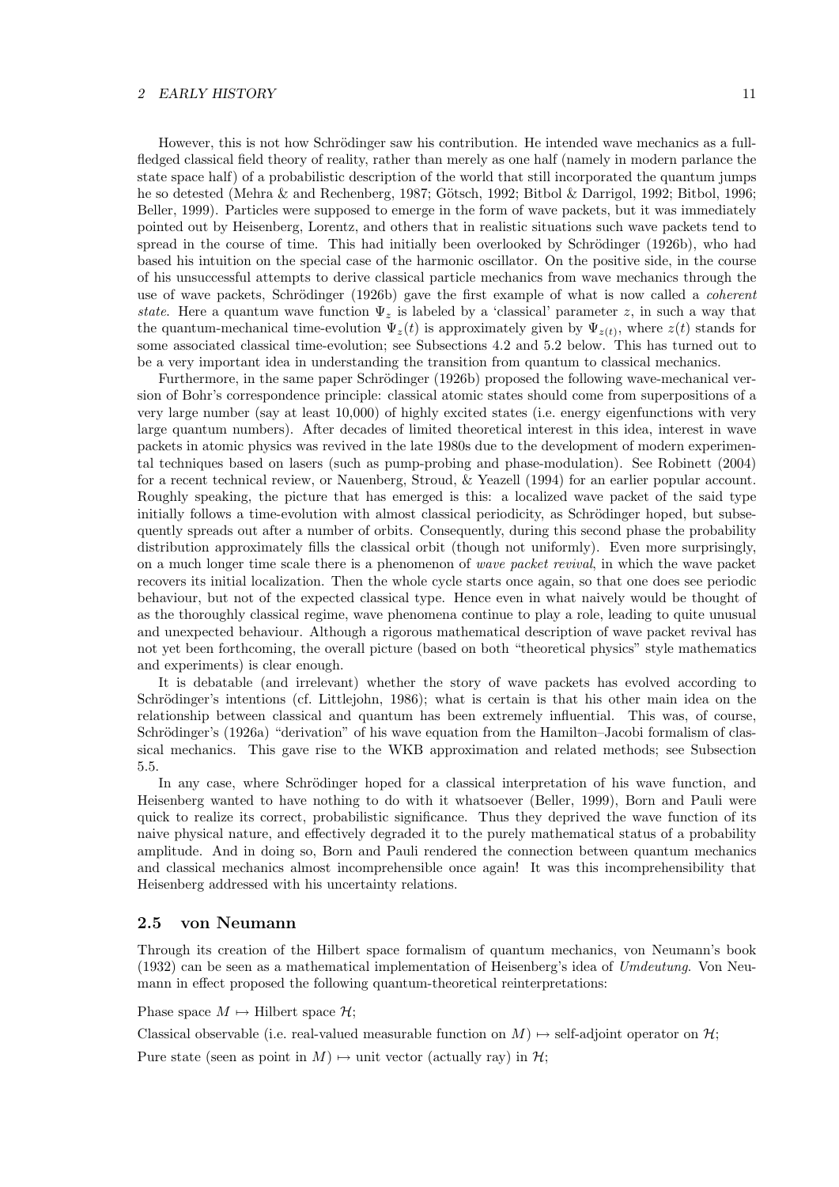However, this is not how Schrödinger saw his contribution. He intended wave mechanics as a full-fledged classical field theory of reality, rather than merely as one half (namely in modern parlance the state space half) of a probabilistic description of the world that still incorporated the quantum jumps he so detested (Mehra & and Rechenberg, 1987; Götsch, 1992; Bitbol & Darrigol, 1992; Bitbol, 1996; Beller, 1999). Particles were supposed to emerge in the form of wave packets, but it was immediately pointed out by Heisenberg, Lorentz, and others that in realistic situations such wave packets tend to spread in the course of time. This had initially been overlooked by Schrödinger (1926b), who had based his intuition on the special case of the harmonic oscillator. On the positive side, in the course of his unsuccessful attempts to derive classical particle mechanics from wave mechanics through the use of wave packets, Schrödinger (1926b) gave the first example of what is now called a *coherent state*. Here a quantum wave function $\Psi_z$ is labeled by a 'classical' parameter $z$, in such a way that the quantum-mechanical time-evolution $\Psi_z(t)$ is approximately given by $\Psi_{z(t)}$, where $z(t)$ stands for some associated classical time-evolution; see Subsections 4.2 and 5.2 below. This has turned out to be a very important idea in understanding the transition from quantum to classical mechanics.

Furthermore, in the same paper Schrödinger (1926b) proposed the following wave-mechanical version of Bohr's correspondence principle: classical atomic states should come from superpositions of a very large number (say at least 10,000) of highly excited states (i.e. energy eigenfunctions with very large quantum numbers). After decades of limited theoretical interest in this idea, interest in wave packets in atomic physics was revived in the late 1980s due to the development of modern experimental techniques based on lasers (such as pump-probing and phase-modulation). See Robinett (2004) for a recent technical review, or Nauenberg, Stroud, & Yeazell (1994) for an earlier popular account. Roughly speaking, the picture that has emerged is this: a localized wave packet of the said type initially follows a time-evolution with almost classical periodicity, as Schrödinger hoped, but subsequently spreads out after a number of orbits. Consequently, during this second phase the probability distribution approximately fills the classical orbit (though not uniformly). Even more surprisingly, on a much longer time scale there is a phenomenon of *wave packet revival*, in which the wave packet recovers its initial localization. Then the whole cycle starts once again, so that one does see periodic behaviour, but not of the expected classical type. Hence even in what naively would be thought of as the thoroughly classical regime, wave phenomena continue to play a role, leading to quite unusual and unexpected behaviour. Although a rigorous mathematical description of wave packet revival has not yet been forthcoming, the overall picture (based on both "theoretical physics" style mathematics and experiments) is clear enough.

It is debatable (and irrelevant) whether the story of wave packets has evolved according to Schrödinger's intentions (cf. Littlejohn, 1986); what is certain is that his other main idea on the relationship between classical and quantum has been extremely influential. This was, of course, Schrödinger's (1926a) "derivation" of his wave equation from the Hamilton–Jacobi formalism of classical mechanics. This gave rise to the WKB approximation and related methods; see Subsection 5.5.

In any case, where Schrödinger hoped for a classical interpretation of his wave function, and Heisenberg wanted to have nothing to do with it whatsoever (Beller, 1999), Born and Pauli were quick to realize its correct, probabilistic significance. Thus they deprived the wave function of its naive physical nature, and effectively degraded it to the purely mathematical status of a probability amplitude. And in doing so, Born and Pauli rendered the connection between quantum mechanics and classical mechanics almost incomprehensible once again! It was this incomprehensibility that Heisenberg addressed with his uncertainty relations.

## 2.5 von Neumann

Through its creation of the Hilbert space formalism of quantum mechanics, von Neumann's book (1932) can be seen as a mathematical implementation of Heisenberg's idea of *Umdeutung*. Von Neumann in effect proposed the following quantum-theoretical reinterpretations:

Phase space $M \mapsto$ Hilbert space $\mathcal{H}$;

Classical observable (i.e. real-valued measurable function on $M$) $\mapsto$ self-adjoint operator on $\mathcal{H}$;

Pure state (seen as point in $M$) $\mapsto$ unit vector (actually ray) in $\mathcal{H}$;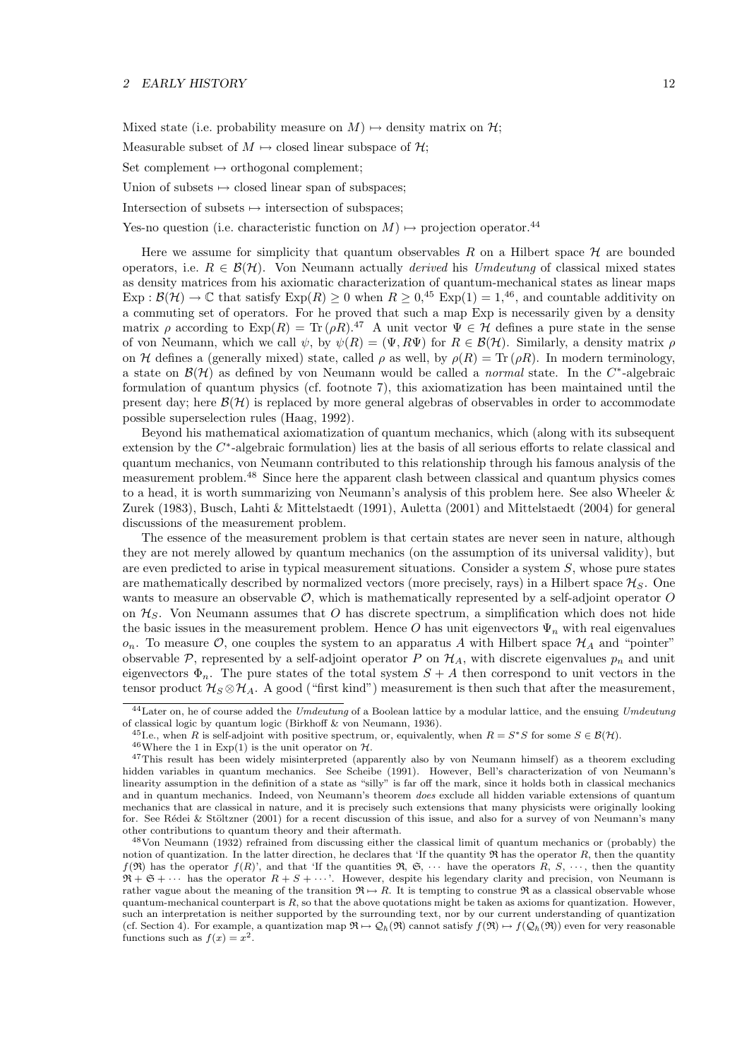Mixed state (i.e. probability measure on $M$) $\mapsto$ density matrix on $\mathcal{H}$;

Measurable subset of $M$ $\mapsto$ closed linear subspace of $\mathcal{H}$;

Set complement $\mapsto$ orthogonal complement;

Union of subsets $\mapsto$ closed linear span of subspaces;

Intersection of subsets $\mapsto$ intersection of subspaces;

Yes-no question (i.e. characteristic function on $M$) $\mapsto$ projection operator.[44]

Here we assume for simplicity that quantum observables $R$ on a Hilbert space $\mathcal{H}$ are bounded operators, i.e. $R \in \mathcal{B}(\mathcal{H})$. Von Neumann actually *derived* his *Umdeutung* of classical mixed states as density matrices from his axiomatic characterization of quantum-mechanical states as linear maps $\text{Exp} : \mathcal{B}(\mathcal{H}) \to \mathbb{C}$ that satisfy $\text{Exp}(R) \geq 0$ when $R \geq 0$,[45] $\text{Exp}(1) = 1$,[46], and countable additivity on a commuting set of operators. For he proved that such a map Exp is necessarily given by a density matrix $\rho$ according to $\text{Exp}(R) = \text{Tr}\,(\rho R)$.[47] A unit vector $\Psi \in \mathcal{H}$ defines a pure state in the sense of von Neumann, which we call $\psi$, by $\psi(R) = (\Psi, R\Psi)$ for $R \in \mathcal{B}(\mathcal{H})$. Similarly, a density matrix $\rho$ on $\mathcal{H}$ defines a (generally mixed) state, called $\rho$ as well, by $\rho(R) = \text{Tr}\,(\rho R)$. In modern terminology, a state on $\mathcal{B}(\mathcal{H})$ as defined by von Neumann would be called a *normal* state. In the $C^*$-algebraic formulation of quantum physics (cf. footnote 7), this axiomatization has been maintained until the present day; here $\mathcal{B}(\mathcal{H})$ is replaced by more general algebras of observables in order to accommodate possible superselection rules (Haag, 1992).

Beyond his mathematical axiomatization of quantum mechanics, which (along with its subsequent extension by the $C^*$-algebraic formulation) lies at the basis of all serious efforts to relate classical and quantum mechanics, von Neumann contributed to this relationship through his famous analysis of the measurement problem.[48] Since here the apparent clash between classical and quantum physics comes to a head, it is worth summarizing von Neumann's analysis of this problem here. See also Wheeler & Zurek (1983), Busch, Lahti & Mittelstaedt (1991), Auletta (2001) and Mittelstaedt (2004) for general discussions of the measurement problem.

The essence of the measurement problem is that certain states are never seen in nature, although they are not merely allowed by quantum mechanics (on the assumption of its universal validity), but are even predicted to arise in typical measurement situations. Consider a system $S$, whose pure states are mathematically described by normalized vectors (more precisely, rays) in a Hilbert space $\mathcal{H}_S$. One wants to measure an observable $\mathcal{O}$, which is mathematically represented by a self-adjoint operator $O$ on $\mathcal{H}_S$. Von Neumann assumes that $O$ has discrete spectrum, a simplification which does not hide the basic issues in the measurement problem. Hence $O$ has unit eigenvectors $\Psi_n$ with real eigenvalues $o_n$. To measure $\mathcal{O}$, one couples the system to an apparatus $A$ with Hilbert space $\mathcal{H}_A$ and "pointer" observable $\mathcal{P}$, represented by a self-adjoint operator $P$ on $\mathcal{H}_A$, with discrete eigenvalues $p_n$ and unit eigenvectors $\Phi_n$. The pure states of the total system $S + A$ then correspond to unit vectors in the tensor product $\mathcal{H}_S \otimes \mathcal{H}_A$. A good ("first kind") measurement is then such that after the measurement,

---

[44] Later on, he of course added the *Umdeutung* of a Boolean lattice by a modular lattice, and the ensuing *Umdeutung* of classical logic by quantum logic (Birkhoff & von Neumann, 1936).

[45] I.e., when $R$ is self-adjoint with positive spectrum, or, equivalently, when $R = S^*S$ for some $S \in \mathcal{B}(\mathcal{H})$.

[46] Where the 1 in Exp(1) is the unit operator on $\mathcal{H}$.

[47] This result has been widely misinterpreted (apparently also by von Neumann himself) as a theorem excluding hidden variables in quantum mechanics. See Scheibe (1991). However, Bell's characterization of von Neumann's linearity assumption in the definition of a state as "silly" is far off the mark, since it holds both in classical mechanics and in quantum mechanics. Indeed, von Neumann's theorem *does* exclude all hidden variable extensions of quantum mechanics that are classical in nature, and it is precisely such extensions that many physicists were originally looking for. See Rédei & Stöltzner (2001) for a recent discussion of this issue, and also for a survey of von Neumann's many other contributions to quantum theory and their aftermath.

[48] Von Neumann (1932) refrained from discussing either the classical limit of quantum mechanics or (probably) the notion of quantization. In the latter direction, he declares that 'If the quantity $\mathfrak{R}$ has the operator $R$, then the quantity $f(\mathfrak{R})$ has the operator $f(R)$', and that 'If the quantities $\mathfrak{R}$, $\mathfrak{S}$, $\cdots$ have the operators $R$, $S$, $\cdots$, then the quantity $\mathfrak{R} + \mathfrak{S} + \cdots$ has the operator $R + S + \cdots$'. However, despite his legendary clarity and precision, von Neumann is rather vague about the meaning of the transition $\mathfrak{R} \mapsto R$. It is tempting to construe $\mathfrak{R}$ as a classical observable whose quantum-mechanical counterpart is $R$, so that the above quotations might be taken as axioms for quantization. However, such an interpretation is neither supported by the surrounding text, nor by our current understanding of quantization (cf. Section 4). For example, a quantization map $\mathfrak{R} \mapsto \mathcal{Q}_\hbar(\mathfrak{R})$ cannot satisfy $f(\mathfrak{R}) \mapsto f(\mathcal{Q}_\hbar(\mathfrak{R}))$ even for very reasonable functions such as $f(x) = x^2$.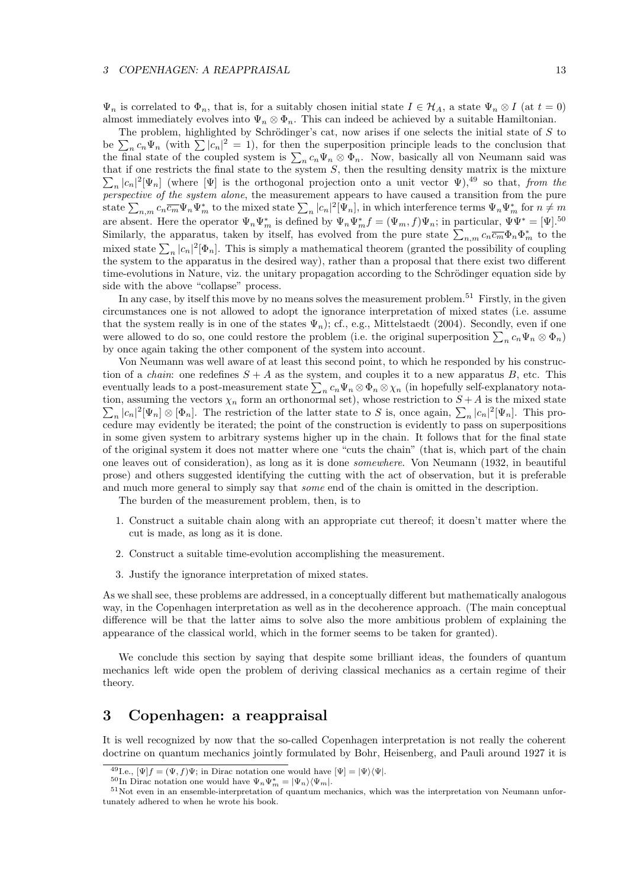$\Psi_n$ is correlated to $\Phi_n$, that is, for a suitably chosen initial state $I \in \mathcal{H}_A$, a state $\Psi_n \otimes I$ (at $t = 0$) almost immediately evolves into $\Psi_n \otimes \Phi_n$. This can indeed be achieved by a suitable Hamiltonian.

The problem, highlighted by Schrödinger's cat, now arises if one selects the initial state of $S$ to be $\sum_n c_n \Psi_n$ (with $\sum |c_n|^2 = 1$), for then the superposition principle leads to the conclusion that the final state of the coupled system is $\sum_n c_n \Psi_n \otimes \Phi_n$. Now, basically all von Neumann said was that if one restricts the final state to the system $S$, then the resulting density matrix is the mixture $\sum_n |c_n|^2 [\Psi_n]$ (where $[\Psi]$ is the orthogonal projection onto a unit vector $\Psi$),[49] so that, *from the perspective of the system alone*, the measurement appears to have caused a transition from the pure state $\sum_{n,m} c_n \overline{c_m} \Psi_n \Psi_m^*$ to the mixed state $\sum_n |c_n|^2 [\Psi_n]$, in which interference terms $\Psi_n \Psi_m^*$ for $n \neq m$ are absent. Here the operator $\Psi_n \Psi_m^*$ is defined by $\Psi_n \Psi_m^* f = (\Psi_m, f)\Psi_n$; in particular, $\Psi\Psi^* = [\Psi]$.[50] Similarly, the apparatus, taken by itself, has evolved from the pure state $\sum_{n,m} c_n \overline{c_m} \Phi_n \Phi_m^*$ to the mixed state $\sum_n |c_n|^2 [\Phi_n]$. This is simply a mathematical theorem (granted the possibility of coupling the system to the apparatus in the desired way), rather than a proposal that there exist two different time-evolutions in Nature, viz. the unitary propagation according to the Schrödinger equation side by side with the above "collapse" process.

In any case, by itself this move by no means solves the measurement problem.[51] Firstly, in the given circumstances one is not allowed to adopt the ignorance interpretation of mixed states (i.e. assume that the system really is in one of the states $\Psi_n$); cf., e.g., Mittelstaedt (2004). Secondly, even if one were allowed to do so, one could restore the problem (i.e. the original superposition $\sum_n c_n \Psi_n \otimes \Phi_n$) by once again taking the other component of the system into account.

Von Neumann was well aware of at least this second point, to which he responded by his construction of a *chain*: one redefines $S + A$ as the system, and couples it to a new apparatus $B$, etc. This eventually leads to a post-measurement state $\sum_n c_n \Psi_n \otimes \Phi_n \otimes \chi_n$ (in hopefully self-explanatory notation, assuming the vectors $\chi_n$ form an orthonormal set), whose restriction to $S + A$ is the mixed state $\sum_n |c_n|^2 [\Psi_n] \otimes [\Phi_n]$. The restriction of the latter state to $S$ is, once again, $\sum_n |c_n|^2 [\Psi_n]$. This procedure may evidently be iterated; the point of the construction is evidently to pass on superpositions in some given system to arbitrary systems higher up in the chain. It follows that for the final state of the original system it does not matter where one "cuts the chain" (that is, which part of the chain one leaves out of consideration), as long as it is done *somewhere*. Von Neumann (1932, in beautiful prose) and others suggested identifying the cutting with the act of observation, but it is preferable and much more general to simply say that *some* end of the chain is omitted in the description.

The burden of the measurement problem, then, is to

1. Construct a suitable chain along with an appropriate cut thereof; it doesn't matter where the cut is made, as long as it is done.
2. Construct a suitable time-evolution accomplishing the measurement.
3. Justify the ignorance interpretation of mixed states.

As we shall see, these problems are addressed, in a conceptually different but mathematically analogous way, in the Copenhagen interpretation as well as in the decoherence approach. (The main conceptual difference will be that the latter aims to solve also the more ambitious problem of explaining the appearance of the classical world, which in the former seems to be taken for granted).

We conclude this section by saying that despite some brilliant ideas, the founders of quantum mechanics left wide open the problem of deriving classical mechanics as a certain regime of their theory.

# 3 Copenhagen: a reappraisal

It is well recognized by now that the so-called Copenhagen interpretation is not really the coherent doctrine on quantum mechanics jointly formulated by Bohr, Heisenberg, and Pauli around 1927 it is

---

[49] I.e., $[\Psi]f = (\Psi, f)\Psi$; in Dirac notation one would have $[\Psi] = |\Psi\rangle\langle\Psi|$.

[50] In Dirac notation one would have $\Psi_n \Psi_m^* = |\Psi_n\rangle\langle\Psi_m|$.

[51] Not even in an ensemble-interpretation of quantum mechanics, which was the interpretation von Neumann unfortunately adhered to when he wrote his book.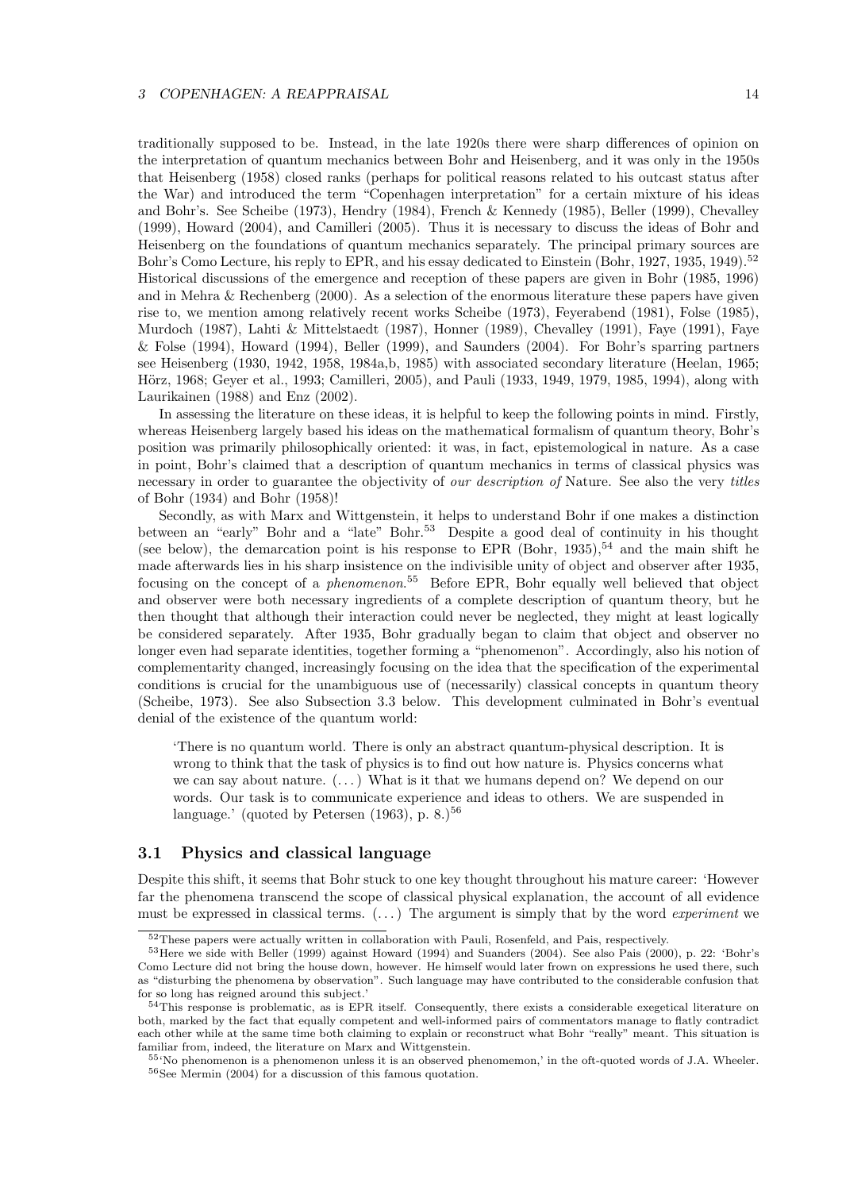traditionally supposed to be. Instead, in the late 1920s there were sharp differences of opinion on the interpretation of quantum mechanics between Bohr and Heisenberg, and it was only in the 1950s that Heisenberg (1958) closed ranks (perhaps for political reasons related to his outcast status after the War) and introduced the term "Copenhagen interpretation" for a certain mixture of his ideas and Bohr's. See Scheibe (1973), Hendry (1984), French & Kennedy (1985), Beller (1999), Chevalley (1999), Howard (2004), and Camilleri (2005). Thus it is necessary to discuss the ideas of Bohr and Heisenberg on the foundations of quantum mechanics separately. The principal primary sources are Bohr's Como Lecture, his reply to EPR, and his essay dedicated to Einstein (Bohr, 1927, 1935, 1949).[52] Historical discussions of the emergence and reception of these papers are given in Bohr (1985, 1996) and in Mehra & Rechenberg (2000). As a selection of the enormous literature these papers have given rise to, we mention among relatively recent works Scheibe (1973), Feyerabend (1981), Folse (1985), Murdoch (1987), Lahti & Mittelstaedt (1987), Honner (1989), Chevalley (1991), Faye (1991), Faye & Folse (1994), Howard (1994), Beller (1999), and Saunders (2004). For Bohr's sparring partners see Heisenberg (1930, 1942, 1958, 1984a,b, 1985) with associated secondary literature (Heelan, 1965; Hörz, 1968; Geyer et al., 1993; Camilleri, 2005), and Pauli (1933, 1949, 1979, 1985, 1994), along with Laurikainen (1988) and Enz (2002).

In assessing the literature on these ideas, it is helpful to keep the following points in mind. Firstly, whereas Heisenberg largely based his ideas on the mathematical formalism of quantum theory, Bohr's position was primarily philosophically oriented: it was, in fact, epistemological in nature. As a case in point, Bohr's claimed that a description of quantum mechanics in terms of classical physics was necessary in order to guarantee the objectivity of *our description of* Nature. See also the very *titles* of Bohr (1934) and Bohr (1958)!

Secondly, as with Marx and Wittgenstein, it helps to understand Bohr if one makes a distinction between an "early" Bohr and a "late" Bohr.[53] Despite a good deal of continuity in his thought (see below), the demarcation point is his response to EPR (Bohr, 1935),[54] and the main shift he made afterwards lies in his sharp insistence on the indivisible unity of object and observer after 1935, focusing on the concept of a *phenomenon*.[55] Before EPR, Bohr equally well believed that object and observer were both necessary ingredients of a complete description of quantum theory, but he then thought that although their interaction could never be neglected, they might at least logically be considered separately. After 1935, Bohr gradually began to claim that object and observer no longer even had separate identities, together forming a "phenomenon". Accordingly, also his notion of complementarity changed, increasingly focusing on the idea that the specification of the experimental conditions is crucial for the unambiguous use of (necessarily) classical concepts in quantum theory (Scheibe, 1973). See also Subsection 3.3 below. This development culminated in Bohr's eventual denial of the existence of the quantum world:

> 'There is no quantum world. There is only an abstract quantum-physical description. It is wrong to think that the task of physics is to find out how nature is. Physics concerns what we can say about nature. (...) What is it that we humans depend on? We depend on our words. Our task is to communicate experience and ideas to others. We are suspended in language.' (quoted by Petersen (1963), p. 8.)[56]

### 3.1 Physics and classical language

Despite this shift, it seems that Bohr stuck to one key thought throughout his mature career: 'However far the phenomena transcend the scope of classical physical explanation, the account of all evidence must be expressed in classical terms. (...) The argument is simply that by the word *experiment* we

---

[52] These papers were actually written in collaboration with Pauli, Rosenfeld, and Pais, respectively.

[53] Here we side with Beller (1999) against Howard (1994) and Suanders (2004). See also Pais (2000), p. 22: 'Bohr's Como Lecture did not bring the house down, however. He himself would later frown on expressions he used there, such as "disturbing the phenomena by observation". Such language may have contributed to the considerable confusion that for so long has reigned around this subject.'

[54] This response is problematic, as is EPR itself. Consequently, there exists a considerable exegetical literature on both, marked by the fact that equally competent and well-informed pairs of commentators manage to flatly contradict each other while at the same time both claiming to explain or reconstruct what Bohr "really" meant. This situation is familiar from, indeed, the literature on Marx and Wittgenstein.

[55] 'No phenomenon is a phenomenon unless it is an observed phenomemon,' in the oft-quoted words of J.A. Wheeler.

[56] See Mermin (2004) for a discussion of this famous quotation.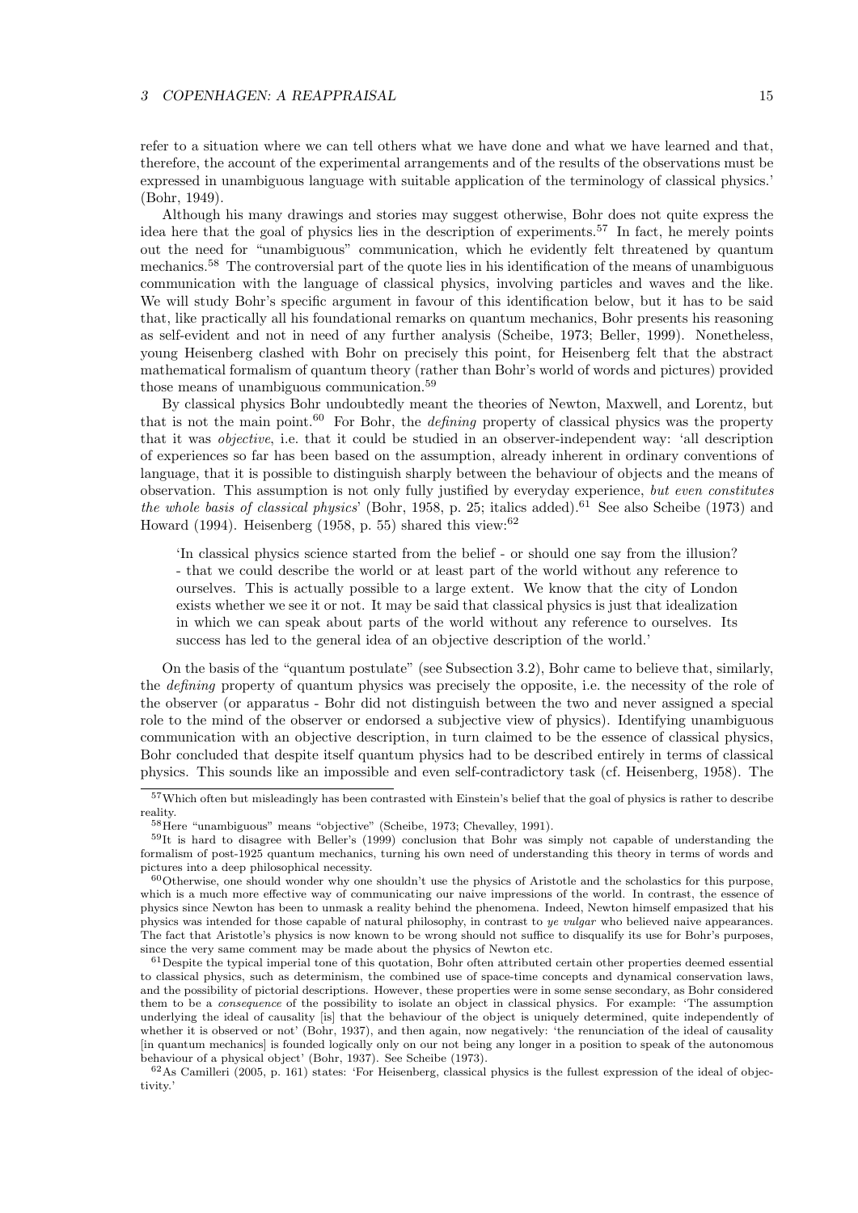refer to a situation where we can tell others what we have done and what we have learned and that, therefore, the account of the experimental arrangements and of the results of the observations must be expressed in unambiguous language with suitable application of the terminology of classical physics.' (Bohr, 1949).

Although his many drawings and stories may suggest otherwise, Bohr does not quite express the idea here that the goal of physics lies in the description of experiments.[57] In fact, he merely points out the need for "unambiguous" communication, which he evidently felt threatened by quantum mechanics.[58] The controversial part of the quote lies in his identification of the means of unambiguous communication with the language of classical physics, involving particles and waves and the like. We will study Bohr's specific argument in favour of this identification below, but it has to be said that, like practically all his foundational remarks on quantum mechanics, Bohr presents his reasoning as self-evident and not in need of any further analysis (Scheibe, 1973; Beller, 1999). Nonetheless, young Heisenberg clashed with Bohr on precisely this point, for Heisenberg felt that the abstract mathematical formalism of quantum theory (rather than Bohr's world of words and pictures) provided those means of unambiguous communication.[59]

By classical physics Bohr undoubtedly meant the theories of Newton, Maxwell, and Lorentz, but that is not the main point.[60] For Bohr, the *defining* property of classical physics was the property that it was *objective*, i.e. that it could be studied in an observer-independent way: 'all description of experiences so far has been based on the assumption, already inherent in ordinary conventions of language, that it is possible to distinguish sharply between the behaviour of objects and the means of observation. This assumption is not only fully justified by everyday experience, *but even constitutes the whole basis of classical physics*' (Bohr, 1958, p. 25; italics added).[61] See also Scheibe (1973) and Howard (1994). Heisenberg (1958, p. 55) shared this view:[62]

> 'In classical physics science started from the belief - or should one say from the illusion? - that we could describe the world or at least part of the world without any reference to ourselves. This is actually possible to a large extent. We know that the city of London exists whether we see it or not. It may be said that classical physics is just that idealization in which we can speak about parts of the world without any reference to ourselves. Its success has led to the general idea of an objective description of the world.'

On the basis of the "quantum postulate" (see Subsection 3.2), Bohr came to believe that, similarly, the *defining* property of quantum physics was precisely the opposite, i.e. the necessity of the role of the observer (or apparatus - Bohr did not distinguish between the two and never assigned a special role to the mind of the observer or endorsed a subjective view of physics). Identifying unambiguous communication with an objective description, in turn claimed to be the essence of classical physics, Bohr concluded that despite itself quantum physics had to be described entirely in terms of classical physics. This sounds like an impossible and even self-contradictory task (cf. Heisenberg, 1958). The

---

[57] Which often but misleadingly has been contrasted with Einstein's belief that the goal of physics is rather to describe reality.

[58] Here "unambiguous" means "objective" (Scheibe, 1973; Chevalley, 1991).

[59] It is hard to disagree with Beller's (1999) conclusion that Bohr was simply not capable of understanding the formalism of post-1925 quantum mechanics, turning his own need of understanding this theory in terms of words and pictures into a deep philosophical necessity.

[60] Otherwise, one should wonder why one shouldn't use the physics of Aristotle and the scholastics for this purpose, which is a much more effective way of communicating our naive impressions of the world. In contrast, the essence of physics since Newton has been to unmask a reality behind the phenomena. Indeed, Newton himself empasized that his physics was intended for those capable of natural philosophy, in contrast to *ye vulgar* who believed naive appearances. The fact that Aristotle's physics is now known to be wrong should not suffice to disqualify its use for Bohr's purposes, since the very same comment may be made about the physics of Newton etc.

[61] Despite the typical imperial tone of this quotation, Bohr often attributed certain other properties deemed essential to classical physics, such as determinism, the combined use of space-time concepts and dynamical conservation laws, and the possibility of pictorial descriptions. However, these properties were in some sense secondary, as Bohr considered them to be a *consequence* of the possibility to isolate an object in classical physics. For example: 'The assumption underlying the ideal of causality [is] that the behaviour of the object is uniquely determined, quite independently of whether it is observed or not' (Bohr, 1937), and then again, now negatively: 'the renunciation of the ideal of causality [in quantum mechanics] is founded logically only on our not being any longer in a position to speak of the autonomous behaviour of a physical object' (Bohr, 1937). See Scheibe (1973).

[62] As Camilleri (2005, p. 161) states: 'For Heisenberg, classical physics is the fullest expression of the ideal of objectivity.'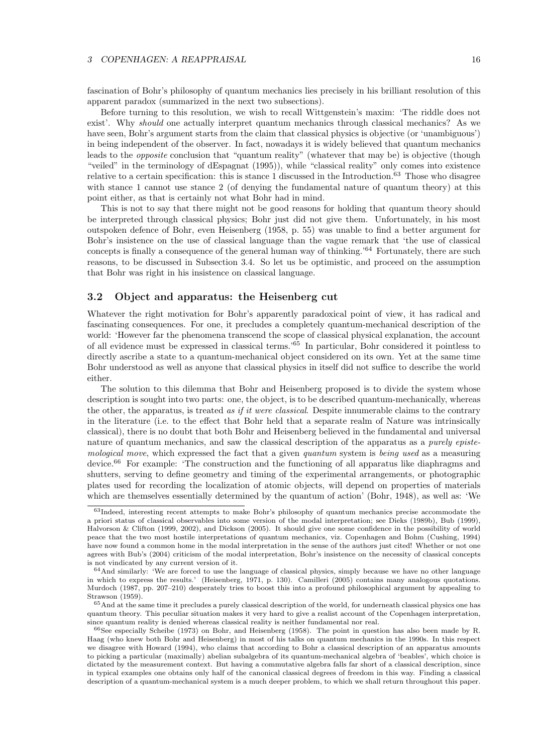fascination of Bohr's philosophy of quantum mechanics lies precisely in his brilliant resolution of this apparent paradox (summarized in the next two subsections).

Before turning to this resolution, we wish to recall Wittgenstein's maxim: 'The riddle does not exist'. Why *should* one actually interpret quantum mechanics through classical mechanics? As we have seen, Bohr's argument starts from the claim that classical physics is objective (or 'unambiguous') in being independent of the observer. In fact, nowadays it is widely believed that quantum mechanics leads to the *opposite* conclusion that "quantum reality" (whatever that may be) is objective (though "veiled" in the terminology of dEspagnat (1995)), while "classical reality" only comes into existence relative to a certain specification: this is stance 1 discussed in the Introduction.[63] Those who disagree with stance 1 cannot use stance 2 (of denying the fundamental nature of quantum theory) at this point either, as that is certainly not what Bohr had in mind.

This is not to say that there might not be good reasons for holding that quantum theory should be interpreted through classical physics; Bohr just did not give them. Unfortunately, in his most outspoken defence of Bohr, even Heisenberg (1958, p. 55) was unable to find a better argument for Bohr's insistence on the use of classical language than the vague remark that 'the use of classical concepts is finally a consequence of the general human way of thinking.'[64] Fortunately, there are such reasons, to be discussed in Subsection 3.4. So let us be optimistic, and proceed on the assumption that Bohr was right in his insistence on classical language.

### 3.2 Object and apparatus: the Heisenberg cut

Whatever the right motivation for Bohr's apparently paradoxical point of view, it has radical and fascinating consequences. For one, it precludes a completely quantum-mechanical description of the world: 'However far the phenomena transcend the scope of classical physical explanation, the account of all evidence must be expressed in classical terms.'[65] In particular, Bohr considered it pointless to directly ascribe a state to a quantum-mechanical object considered on its own. Yet at the same time Bohr understood as well as anyone that classical physics in itself did not suffice to describe the world either.

The solution to this dilemma that Bohr and Heisenberg proposed is to divide the system whose description is sought into two parts: one, the object, is to be described quantum-mechanically, whereas the other, the apparatus, is treated *as if it were classical*. Despite innumerable claims to the contrary in the literature (i.e. to the effect that Bohr held that a separate realm of Nature was intrinsically classical), there is no doubt that both Bohr and Heisenberg believed in the fundamental and universal nature of quantum mechanics, and saw the classical description of the apparatus as a *purely epistemological move*, which expressed the fact that a given *quantum* system is *being used* as a measuring device.[66] For example: 'The construction and the functioning of all apparatus like diaphragms and shutters, serving to define geometry and timing of the experimental arrangements, or photographic plates used for recording the localization of atomic objects, will depend on properties of materials which are themselves essentially determined by the quantum of action' (Bohr, 1948), as well as: 'We

---

[63] Indeed, interesting recent attempts to make Bohr's philosophy of quantum mechanics precise accommodate the a priori status of classical observables into some version of the modal interpretation; see Dieks (1989b), Bub (1999), Halvorson & Clifton (1999, 2002), and Dickson (2005). It should give one some confidence in the possibility of world peace that the two most hostile interpretations of quantum mechanics, viz. Copenhagen and Bohm (Cushing, 1994) have now found a common home in the modal interpretation in the sense of the authors just cited! Whether or not one agrees with Bub's (2004) criticism of the modal interpretation, Bohr's insistence on the necessity of classical concepts is not vindicated by any current version of it.

[64] And similarly: 'We are forced to use the language of classical physics, simply because we have no other language in which to express the results.' (Heisenberg, 1971, p. 130). Camilleri (2005) contains many analogous quotations. Murdoch (1987, pp. 207–210) desperately tries to boost this into a profound philosophical argument by appealing to Strawson (1959).

[65] And at the same time it precludes a purely classical description of the world, for underneath classical physics one has quantum theory. This peculiar situation makes it very hard to give a realist account of the Copenhagen interpretation, since quantum reality is denied whereas classical reality is neither fundamental nor real.

[66] See especially Scheibe (1973) on Bohr, and Heisenberg (1958). The point in question has also been made by R. Haag (who knew both Bohr and Heisenberg) in most of his talks on quantum mechanics in the 1990s. In this respect we disagree with Howard (1994), who claims that according to Bohr a classical description of an apparatus amounts to picking a particular (maximally) abelian subalgebra of its quantum-mechanical algebra of 'beables', which choice is dictated by the measurement context. But having a commutative algebra falls far short of a classical description, since in typical examples one obtains only half of the canonical classical degrees of freedom in this way. Finding a classical description of a quantum-mechanical system is a much deeper problem, to which we shall return throughout this paper.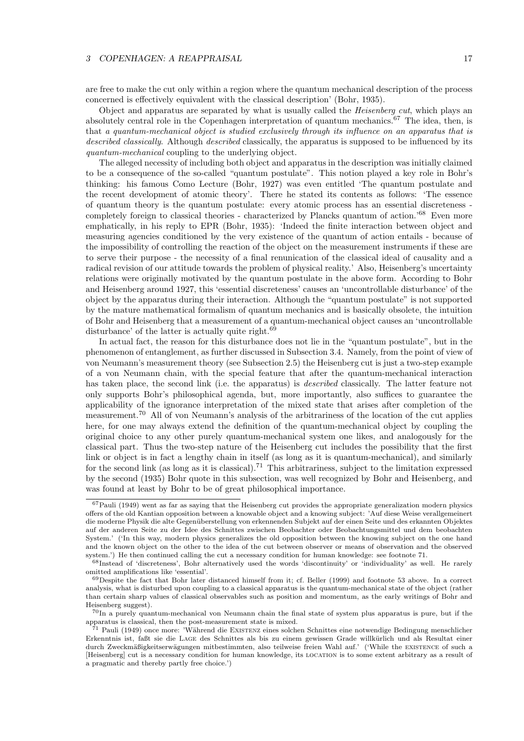are free to make the cut only within a region where the quantum mechanical description of the process concerned is effectively equivalent with the classical description' (Bohr, 1935).

Object and apparatus are separated by what is usually called the *Heisenberg cut*, which plays an absolutely central role in the Copenhagen interpretation of quantum mechanics.[67] The idea, then, is that *a quantum-mechanical object is studied exclusively through its influence on an apparatus that is described classically*. Although *described* classically, the apparatus is supposed to be influenced by its *quantum-mechanical* coupling to the underlying object.

The alleged necessity of including both object and apparatus in the description was initially claimed to be a consequence of the so-called "quantum postulate". This notion played a key role in Bohr's thinking: his famous Como Lecture (Bohr, 1927) was even entitled 'The quantum postulate and the recent development of atomic theory'. There he stated its contents as follows: 'The essence of quantum theory is the quantum postulate: every atomic process has an essential discreteness - completely foreign to classical theories - characterized by Plancks quantum of action.'[68] Even more emphatically, in his reply to EPR (Bohr, 1935): 'Indeed the finite interaction between object and measuring agencies conditioned by the very existence of the quantum of action entails - because of the impossibility of controlling the reaction of the object on the measurement instruments if these are to serve their purpose - the necessity of a final renunication of the classical ideal of causality and a radical revision of our attitude towards the problem of physical reality.' Also, Heisenberg's uncertainty relations were originally motivated by the quantum postulate in the above form. According to Bohr and Heisenberg around 1927, this 'essential discreteness' causes an 'uncontrollable disturbance' of the object by the apparatus during their interaction. Although the "quantum postulate" is not supported by the mature mathematical formalism of quantum mechanics and is basically obsolete, the intuition of Bohr and Heisenberg that a measurement of a quantum-mechanical object causes an 'uncontrollable disturbance' of the latter is actually quite right.[69]

In actual fact, the reason for this disturbance does not lie in the "quantum postulate", but in the phenomenon of entanglement, as further discussed in Subsection 3.4. Namely, from the point of view of von Neumann's measurement theory (see Subsection 2.5) the Heisenberg cut is just a two-step example of a von Neumann chain, with the special feature that after the quantum-mechanical interaction has taken place, the second link (i.e. the apparatus) is *described* classically. The latter feature not only supports Bohr's philosophical agenda, but, more importantly, also suffices to guarantee the applicability of the ignorance interpretation of the mixed state that arises after completion of the measurement.[70] All of von Neumann's analysis of the arbitrariness of the location of the cut applies here, for one may always extend the definition of the quantum-mechanical object by coupling the original choice to any other purely quantum-mechanical system one likes, and analogously for the classical part. Thus the two-step nature of the Heisenberg cut includes the possibility that the first link or object is in fact a lengthy chain in itself (as long as it is quantum-mechanical), and similarly for the second link (as long as it is classical).[71] This arbitrariness, subject to the limitation expressed by the second (1935) Bohr quote in this subsection, was well recognized by Bohr and Heisenberg, and was found at least by Bohr to be of great philosophical importance.

---

[67] Pauli (1949) went as far as saying that the Heisenberg cut provides the appropriate generalization modern physics offers of the old Kantian opposition between a knowable object and a knowing subject: 'Auf diese Weise verallgemeinert die moderne Physik die alte Gegenüberstellung von erkennendem Subjekt auf der einen Seite und des erkannten Objektes auf der anderen Seite zu der Idee des Schnittes zwischen Beobachter oder Beobachtungsmittel und dem beobachten System.' ('In this way, modern physics generalizes the old opposition between the knowing subject on the one hand and the known object on the other to the idea of the cut between observer or means of observation and the observed system.') He then continued calling the cut a necessary condition for human knowledge: see footnote 71.

[68] Instead of 'discreteness', Bohr alternatively used the words 'discontinuity' or 'individuality' as well. He rarely omitted amplifications like 'essential'.

[69] Despite the fact that Bohr later distanced himself from it; cf. Beller (1999) and footnote 53 above. In a correct analysis, what is disturbed upon coupling to a classical apparatus is the quantum-mechanical state of the object (rather than certain sharp values of classical observables such as position and momentum, as the early writings of Bohr and Heisenberg suggest).

[70] In a purely quantum-mechanical von Neumann chain the final state of system plus apparatus is pure, but if the apparatus is classical, then the post-measurement state is mixed.

[71] Pauli (1949) once more: 'Während die EXISTENZ eines solchen Schnittes eine notwendige Bedingung menschlicher Erkenntnis ist, faßt sie die LAGE des Schnittes als bis zu einem gewissen Grade willkürlich und als Resultat einer durch Zweckmäßigkeitserwägungen mitbestimmten, also teilweise freien Wahl auf.' ('While the EXISTENCE of such a [Heisenberg] cut is a necessary condition for human knowledge, its LOCATION is to some extent arbitrary as a result of a pragmatic and thereby partly free choice.')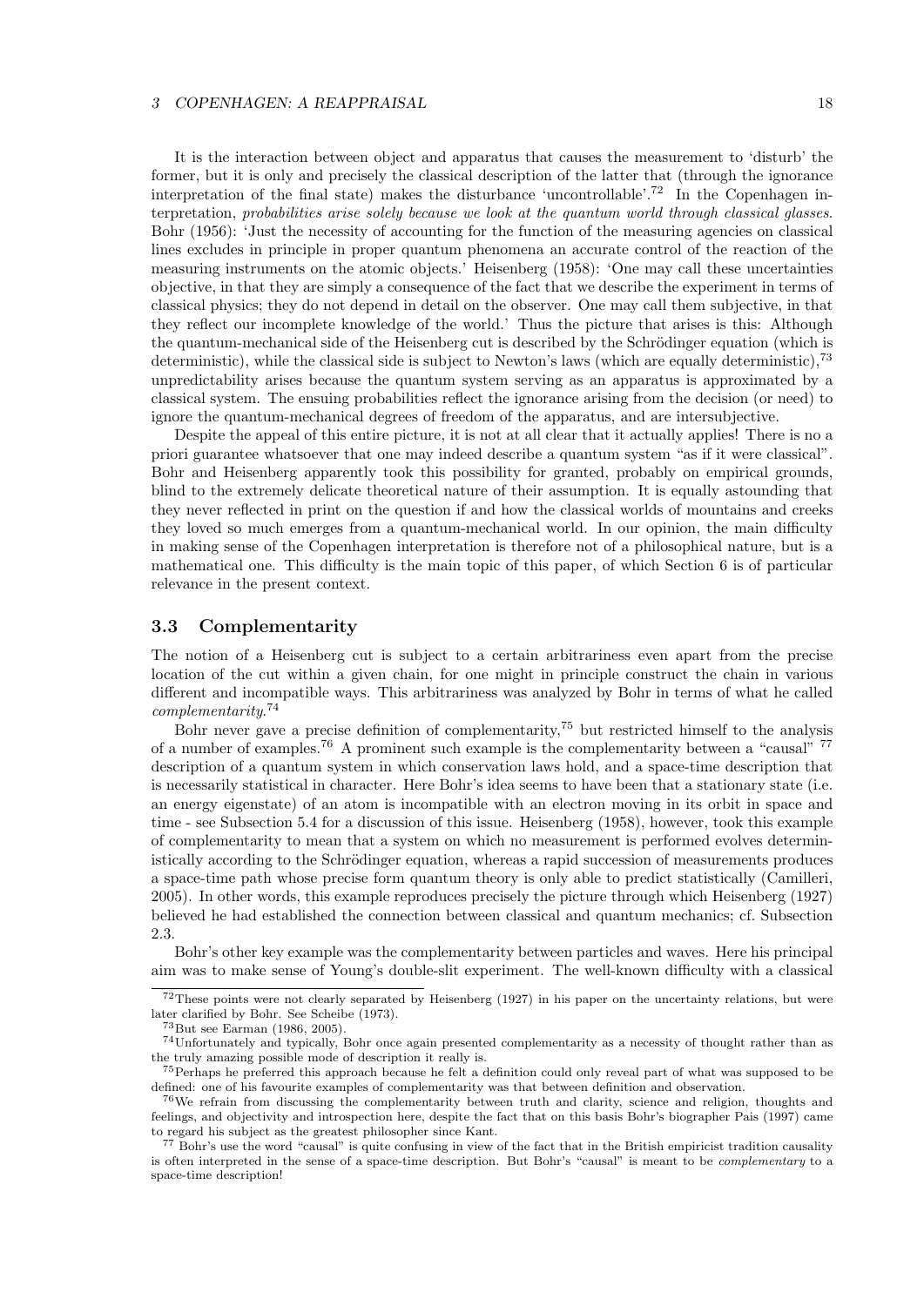It is the interaction between object and apparatus that causes the measurement to 'disturb' the former, but it is only and precisely the classical description of the latter that (through the ignorance interpretation of the final state) makes the disturbance 'uncontrollable'.[72] In the Copenhagen interpretation, *probabilities arise solely because we look at the quantum world through classical glasses*. Bohr (1956): 'Just the necessity of accounting for the function of the measuring agencies on classical lines excludes in principle in proper quantum phenomena an accurate control of the reaction of the measuring instruments on the atomic objects.' Heisenberg (1958): 'One may call these uncertainties objective, in that they are simply a consequence of the fact that we describe the experiment in terms of classical physics; they do not depend in detail on the observer. One may call them subjective, in that they reflect our incomplete knowledge of the world.' Thus the picture that arises is this: Although the quantum-mechanical side of the Heisenberg cut is described by the Schrödinger equation (which is deterministic), while the classical side is subject to Newton's laws (which are equally deterministic),[73] unpredictability arises because the quantum system serving as an apparatus is approximated by a classical system. The ensuing probabilities reflect the ignorance arising from the decision (or need) to ignore the quantum-mechanical degrees of freedom of the apparatus, and are intersubjective.

Despite the appeal of this entire picture, it is not at all clear that it actually applies! There is no a priori guarantee whatsoever that one may indeed describe a quantum system "as if it were classical". Bohr and Heisenberg apparently took this possibility for granted, probably on empirical grounds, blind to the extremely delicate theoretical nature of their assumption. It is equally astounding that they never reflected in print on the question if and how the classical worlds of mountains and creeks they loved so much emerges from a quantum-mechanical world. In our opinion, the main difficulty in making sense of the Copenhagen interpretation is therefore not of a philosophical nature, but is a mathematical one. This difficulty is the main topic of this paper, of which Section 6 is of particular relevance in the present context.

### 3.3 Complementarity

The notion of a Heisenberg cut is subject to a certain arbitrariness even apart from the precise location of the cut within a given chain, for one might in principle construct the chain in various different and incompatible ways. This arbitrariness was analyzed by Bohr in terms of what he called *complementarity*.[74]

Bohr never gave a precise definition of complementarity,[75] but restricted himself to the analysis of a number of examples.[76] A prominent such example is the complementarity between a "causal" [77] description of a quantum system in which conservation laws hold, and a space-time description that is necessarily statistical in character. Here Bohr's idea seems to have been that a stationary state (i.e. an energy eigenstate) of an atom is incompatible with an electron moving in its orbit in space and time - see Subsection 5.4 for a discussion of this issue. Heisenberg (1958), however, took this example of complementarity to mean that a system on which no measurement is performed evolves deterministically according to the Schrödinger equation, whereas a rapid succession of measurements produces a space-time path whose precise form quantum theory is only able to predict statistically (Camilleri, 2005). In other words, this example reproduces precisely the picture through which Heisenberg (1927) believed he had established the connection between classical and quantum mechanics; cf. Subsection 2.3.

Bohr's other key example was the complementarity between particles and waves. Here his principal aim was to make sense of Young's double-slit experiment. The well-known difficulty with a classical

---

[72] These points were not clearly separated by Heisenberg (1927) in his paper on the uncertainty relations, but were later clarified by Bohr. See Scheibe (1973).

[73] But see Earman (1986, 2005).

[74] Unfortunately and typically, Bohr once again presented complementarity as a necessity of thought rather than as the truly amazing possible mode of description it really is.

[75] Perhaps he preferred this approach because he felt a definition could only reveal part of what was supposed to be defined: one of his favourite examples of complementarity was that between definition and observation.

[76] We refrain from discussing the complementarity between truth and clarity, science and religion, thoughts and feelings, and objectivity and introspection here, despite the fact that on this basis Bohr's biographer Pais (1997) came to regard his subject as the greatest philosopher since Kant.

[77] Bohr's use the word "causal" is quite confusing in view of the fact that in the British empiricist tradition causality is often interpreted in the sense of a space-time description. But Bohr's "causal" is meant to be *complementary* to a space-time description!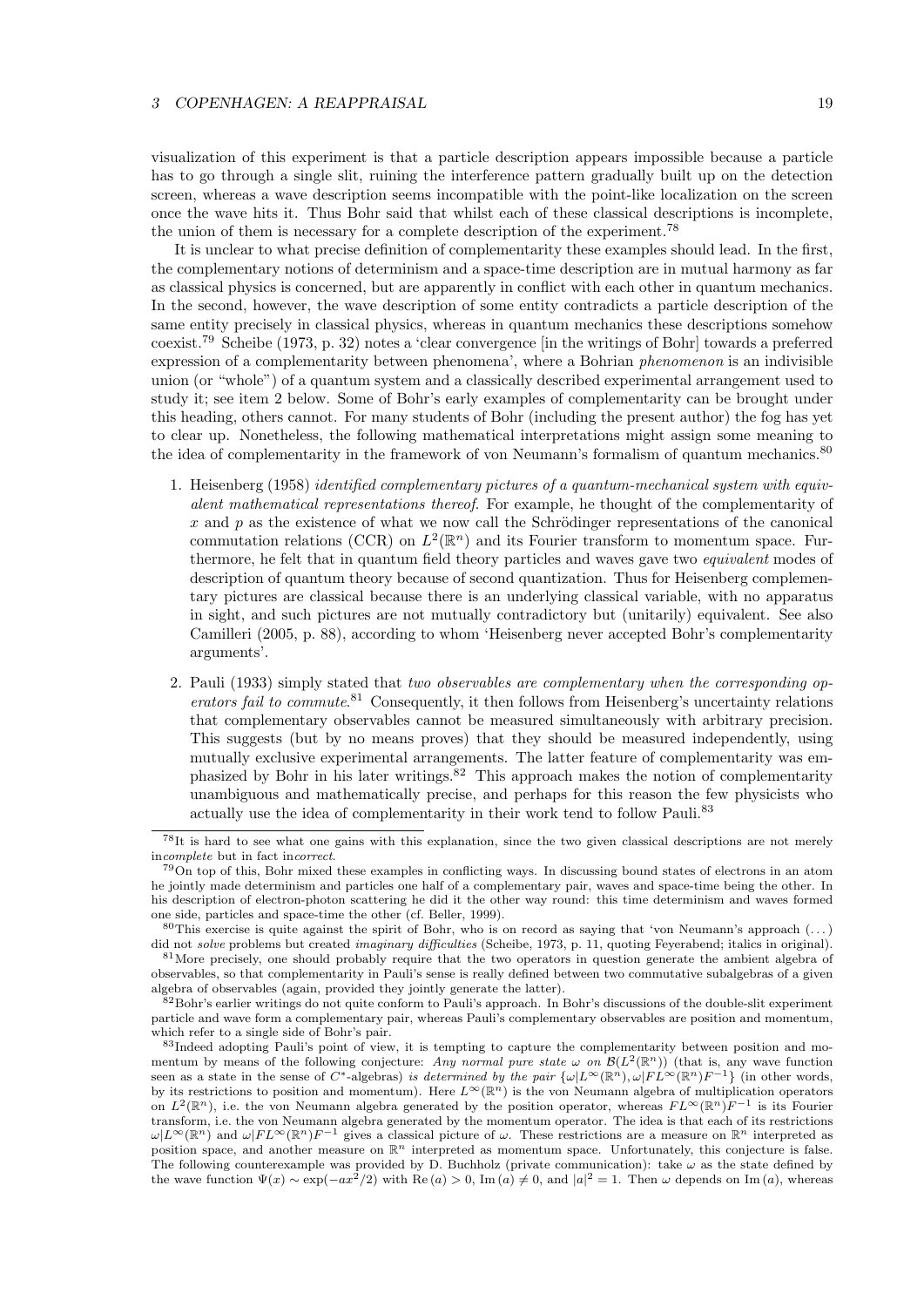visualization of this experiment is that a particle description appears impossible because a particle has to go through a single slit, ruining the interference pattern gradually built up on the detection screen, whereas a wave description seems incompatible with the point-like localization on the screen once the wave hits it. Thus Bohr said that whilst each of these classical descriptions is incomplete, the union of them is necessary for a complete description of the experiment.[78]

It is unclear to what precise definition of complementarity these examples should lead. In the first, the complementary notions of determinism and a space-time description are in mutual harmony as far as classical physics is concerned, but are apparently in conflict with each other in quantum mechanics. In the second, however, the wave description of some entity contradicts a particle description of the same entity precisely in classical physics, whereas in quantum mechanics these descriptions somehow coexist.[79] Scheibe (1973, p. 32) notes a 'clear convergence [in the writings of Bohr] towards a preferred expression of a complementarity between phenomena', where a Bohrian *phenomenon* is an indivisible union (or "whole") of a quantum system and a classically described experimental arrangement used to study it; see item 2 below. Some of Bohr's early examples of complementarity can be brought under this heading, others cannot. For many students of Bohr (including the present author) the fog has yet to clear up. Nonetheless, the following mathematical interpretations might assign some meaning to the idea of complementarity in the framework of von Neumann's formalism of quantum mechanics.[80]

1. Heisenberg (1958) *identified complementary pictures of a quantum-mechanical system with equivalent mathematical representations thereof.* For example, he thought of the complementarity of $x$ and $p$ as the existence of what we now call the Schrödinger representations of the canonical commutation relations (CCR) on $L^2(\mathbb{R}^n)$ and its Fourier transform to momentum space. Furthermore, he felt that in quantum field theory particles and waves gave two *equivalent* modes of description of quantum theory because of second quantization. Thus for Heisenberg complementary pictures are classical because there is an underlying classical variable, with no apparatus in sight, and such pictures are not mutually contradictory but (unitarily) equivalent. See also Camilleri (2005, p. 88), according to whom 'Heisenberg never accepted Bohr's complementarity arguments'.

2. Pauli (1933) simply stated that *two observables are complementary when the corresponding operators fail to commute.*[81] Consequently, it then follows from Heisenberg's uncertainty relations that complementary observables cannot be measured simultaneously with arbitrary precision. This suggests (but by no means proves) that they should be measured independently, using mutually exclusive experimental arrangements. The latter feature of complementarity was emphasized by Bohr in his later writings.[82] This approach makes the notion of complementarity unambiguous and mathematically precise, and perhaps for this reason the few physicists who actually use the idea of complementarity in their work tend to follow Pauli.[83]

---

[78] It is hard to see what one gains with this explanation, since the two given classical descriptions are not merely in*complete* but in fact in*correct*.

[79] On top of this, Bohr mixed these examples in conflicting ways. In discussing bound states of electrons in an atom he jointly made determinism and particles one half of a complementary pair, waves and space-time being the other. In his description of electron-photon scattering he did it the other way round: this time determinism and waves formed one side, particles and space-time the other (cf. Beller, 1999).

[80] This exercise is quite against the spirit of Bohr, who is on record as saying that 'von Neumann's approach (...) did not *solve* problems but created *imaginary difficulties* (Scheibe, 1973, p. 11, quoting Feyerabend; italics in original).

[81] More precisely, one should probably require that the two operators in question generate the ambient algebra of observables, so that complementarity in Pauli's sense is really defined between two commutative subalgebras of a given algebra of observables (again, provided they jointly generate the latter).

[82] Bohr's earlier writings do not quite conform to Pauli's approach. In Bohr's discussions of the double-slit experiment particle and wave form a complementary pair, whereas Pauli's complementary observables are position and momentum, which refer to a single side of Bohr's pair.

[83] Indeed adopting Pauli's point of view, it is tempting to capture the complementarity between position and momentum by means of the following conjecture: *Any normal pure state $\omega$ on $\mathcal{B}(L^2(\mathbb{R}^n))$* (that is, any wave function seen as a state in the sense of $C^*$-algebras) *is determined by the pair $\{\omega|L^\infty(\mathbb{R}^n), \omega|FL^\infty(\mathbb{R}^n)F^{-1}\}$* (in other words, by its restrictions to position and momentum). Here $L^\infty(\mathbb{R}^n)$ is the von Neumann algebra of multiplication operators on $L^2(\mathbb{R}^n)$, i.e. the von Neumann algebra generated by the position operator, whereas $FL^\infty(\mathbb{R}^n)F^{-1}$ is its Fourier transform, i.e. the von Neumann algebra generated by the momentum operator. The idea is that each of its restrictions $\omega|L^\infty(\mathbb{R}^n)$ and $\omega|FL^\infty(\mathbb{R}^n)F^{-1}$ gives a classical picture of $\omega$. These restrictions are a measure on $\mathbb{R}^n$ interpreted as position space, and another measure on $\mathbb{R}^n$ interpreted as momentum space. Unfortunately, this conjecture is false. The following counterexample was provided by D. Buchholz (private communication): take $\omega$ as the state defined by the wave function $\Psi(x) \sim \exp(-ax^2/2)$ with $\mathrm{Re}\,(a) > 0$, $\mathrm{Im}\,(a) \neq 0$, and $|a|^2 = 1$. Then $\omega$ depends on $\mathrm{Im}\,(a)$, whereas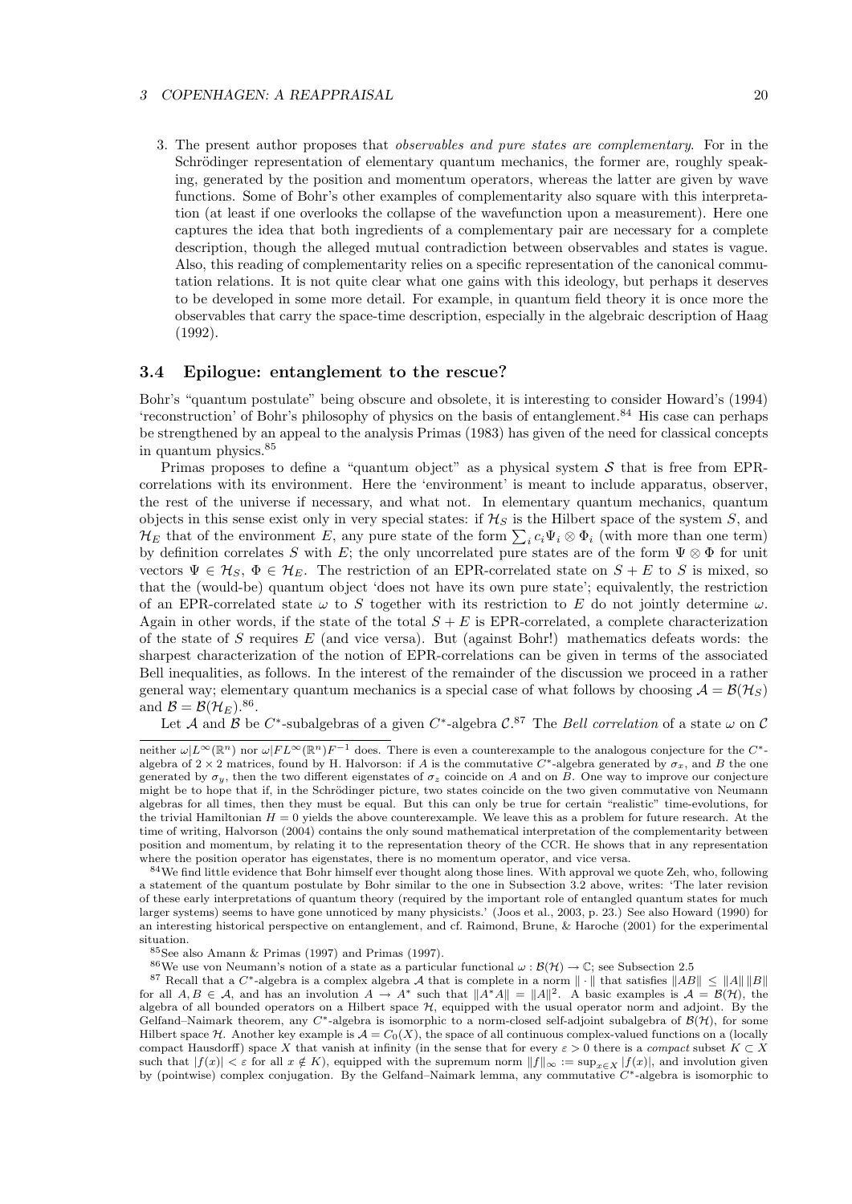3. The present author proposes that *observables and pure states are complementary*. For in the Schrödinger representation of elementary quantum mechanics, the former are, roughly speaking, generated by the position and momentum operators, whereas the latter are given by wave functions. Some of Bohr's other examples of complementarity also square with this interpretation (at least if one overlooks the collapse of the wavefunction upon a measurement). Here one captures the idea that both ingredients of a complementary pair are necessary for a complete description, though the alleged mutual contradiction between observables and states is vague. Also, this reading of complementarity relies on a specific representation of the canonical commutation relations. It is not quite clear what one gains with this ideology, but perhaps it deserves to be developed in some more detail. For example, in quantum field theory it is once more the observables that carry the space-time description, especially in the algebraic description of Haag (1992).

### 3.4 Epilogue: entanglement to the rescue?

Bohr's "quantum postulate" being obscure and obsolete, it is interesting to consider Howard's (1994) 'reconstruction' of Bohr's philosophy of physics on the basis of entanglement.[84] His case can perhaps be strengthened by an appeal to the analysis Primas (1983) has given of the need for classical concepts in quantum physics.[85]

Primas proposes to define a "quantum object" as a physical system $\mathcal{S}$ that is free from EPR-correlations with its environment. Here the 'environment' is meant to include apparatus, observer, the rest of the universe if necessary, and what not. In elementary quantum mechanics, quantum objects in this sense exist only in very special states: if $\mathcal{H}_S$ is the Hilbert space of the system $S$, and $\mathcal{H}_E$ that of the environment $E$, any pure state of the form $\sum_i c_i \Psi_i \otimes \Phi_i$ (with more than one term) by definition correlates $S$ with $E$; the only uncorrelated pure states are of the form $\Psi \otimes \Phi$ for unit vectors $\Psi \in \mathcal{H}_S$, $\Phi \in \mathcal{H}_E$. The restriction of an EPR-correlated state on $S + E$ to $S$ is mixed, so that the (would-be) quantum object 'does not have its own pure state'; equivalently, the restriction of an EPR-correlated state $\omega$ to $S$ together with its restriction to $E$ do not jointly determine $\omega$. Again in other words, if the state of the total $S + E$ is EPR-correlated, a complete characterization of the state of $S$ requires $E$ (and vice versa). But (against Bohr!) mathematics defeats words: the sharpest characterization of the notion of EPR-correlations can be given in terms of the associated Bell inequalities, as follows. In the interest of the remainder of the discussion we proceed in a rather general way; elementary quantum mechanics is a special case of what follows by choosing $\mathcal{A} = \mathcal{B}(\mathcal{H}_S)$ and $\mathcal{B} = \mathcal{B}(\mathcal{H}_E)$.[86].

Let $\mathcal{A}$ and $\mathcal{B}$ be $C^*$-subalgebras of a given $C^*$-algebra $\mathcal{C}$.[87] The *Bell correlation* of a state $\omega$ on $\mathcal{C}$

---

neither $\omega|L^\infty(\mathbb{R}^n)$ nor $\omega|FL^\infty(\mathbb{R}^n)F^{-1}$ does. There is even a counterexample to the analogous conjecture for the $C^*$-algebra of $2 \times 2$ matrices, found by H. Halvorson: if $A$ is the commutative $C^*$-algebra generated by $\sigma_x$, and $B$ the one generated by $\sigma_y$, then the two different eigenstates of $\sigma_z$ coincide on $A$ and on $B$. One way to improve our conjecture might be to hope that if, in the Schrödinger picture, two states coincide on the two given commutative von Neumann algebras for all times, then they must be equal. But this can only be true for certain "realistic" time-evolutions, for the trivial Hamiltonian $H = 0$ yields the above counterexample. We leave this as a problem for future research. At the time of writing, Halvorson (2004) contains the only sound mathematical interpretation of the complementarity between position and momentum, by relating it to the representation theory of the CCR. He shows that in any representation where the position operator has eigenstates, there is no momentum operator, and vice versa.

[84] We find little evidence that Bohr himself ever thought along those lines. With approval we quote Zeh, who, following a statement of the quantum postulate by Bohr similar to the one in Subsection 3.2 above, writes: 'The later revision of these early interpretations of quantum theory (required by the important role of entangled quantum states for much larger systems) seems to have gone unnoticed by many physicists.' (Joos et al., 2003, p. 23.) See also Howard (1990) for an interesting historical perspective on entanglement, and cf. Raimond, Brune, & Haroche (2001) for the experimental situation.

[85] See also Amann & Primas (1997) and Primas (1997).

[86] We use von Neumann's notion of a state as a particular functional $\omega : \mathcal{B}(\mathcal{H}) \to \mathbb{C}$; see Subsection 2.5

[87] Recall that a $C^*$-algebra is a complex algebra $\mathcal{A}$ that is complete in a norm $\|\cdot\|$ that satisfies $\|AB\| \leq \|A\|\,\|B\|$ for all $A, B \in \mathcal{A}$, and has an involution $A \to A^*$ such that $\|A^*A\| = \|A\|^2$. A basic examples is $\mathcal{A} = \mathcal{B}(\mathcal{H})$, the algebra of all bounded operators on a Hilbert space $\mathcal{H}$, equipped with the usual operator norm and adjoint. By the Gelfand–Naimark theorem, any $C^*$-algebra is isomorphic to a norm-closed self-adjoint subalgebra of $\mathcal{B}(\mathcal{H})$, for some Hilbert space $\mathcal{H}$. Another key example is $\mathcal{A} = C_0(X)$, the space of all continuous complex-valued functions on a (locally compact Hausdorff) space $X$ that vanish at infinity (in the sense that for every $\varepsilon > 0$ there is a *compact* subset $K \subset X$ such that $|f(x)| < \varepsilon$ for all $x \notin K$), equipped with the supremum norm $\|f\|_\infty := \sup_{x \in X} |f(x)|$, and involution given by (pointwise) complex conjugation. By the Gelfand–Naimark lemma, any commutative $C^*$-algebra is isomorphic to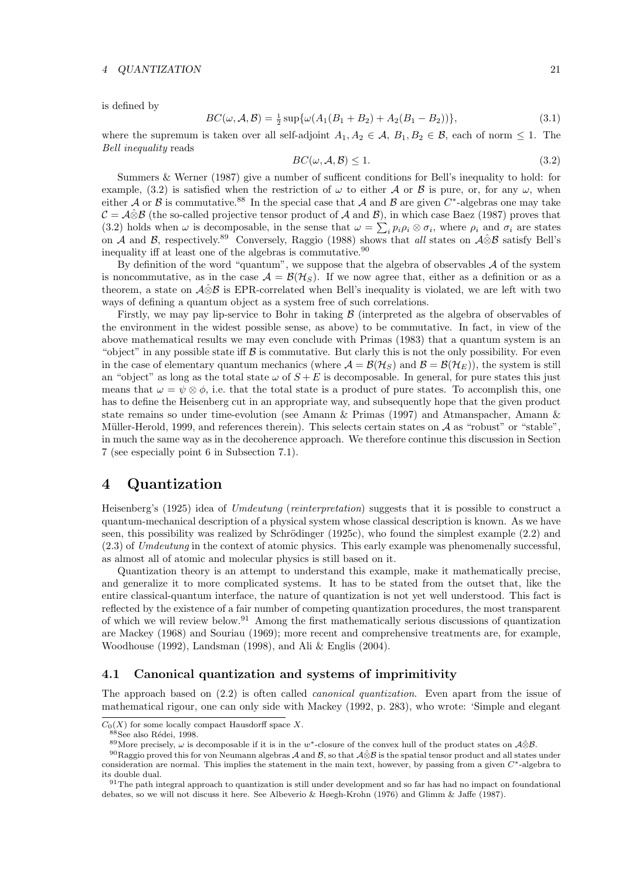is defined by

$$BC(\omega, \mathcal{A}, \mathcal{B}) = \tfrac{1}{2} \sup\{\omega(A_1(B_1 + B_2) + A_2(B_1 - B_2))\}, \tag{3.1}$$

where the supremum is taken over all self-adjoint $A_1, A_2 \in \mathcal{A}$, $B_1, B_2 \in \mathcal{B}$, each of norm $\leq 1$. The *Bell inequality* reads

$$BC(\omega, \mathcal{A}, \mathcal{B}) \leq 1. \tag{3.2}$$

Summers & Werner (1987) give a number of sufficent conditions for Bell's inequality to hold: for example, (3.2) is satisfied when the restriction of $\omega$ to either $\mathcal{A}$ or $\mathcal{B}$ is pure, or, for any $\omega$, when either $\mathcal{A}$ or $\mathcal{B}$ is commutative.[88] In the special case that $\mathcal{A}$ and $\mathcal{B}$ are given $C^*$-algebras one may take $\mathcal{C} = \mathcal{A}\hat{\otimes}\mathcal{B}$ (the so-called projective tensor product of $\mathcal{A}$ and $\mathcal{B}$), in which case Baez (1987) proves that (3.2) holds when $\omega$ is decomposable, in the sense that $\omega = \sum_i p_i \rho_i \otimes \sigma_i$, where $\rho_i$ and $\sigma_i$ are states on $\mathcal{A}$ and $\mathcal{B}$, respectively.[89] Conversely, Raggio (1988) shows that *all* states on $\mathcal{A}\hat{\otimes}\mathcal{B}$ satisfy Bell's inequality iff at least one of the algebras is commutative.[90]

By definition of the word "quantum", we suppose that the algebra of observables $\mathcal{A}$ of the system is noncommutative, as in the case $\mathcal{A} = \mathcal{B}(\mathcal{H}_S)$. If we now agree that, either as a definition or as a theorem, a state on $\mathcal{A}\hat{\otimes}\mathcal{B}$ is EPR-correlated when Bell's inequality is violated, we are left with two ways of defining a quantum object as a system free of such correlations.

Firstly, we may pay lip-service to Bohr in taking $\mathcal{B}$ (interpreted as the algebra of observables of the environment in the widest possible sense, as above) to be commutative. In fact, in view of the above mathematical results we may even conclude with Primas (1983) that a quantum system is an "object" in any possible state iff $\mathcal{B}$ is commutative. But clearly this is not the only possibility. For even in the case of elementary quantum mechanics (where $\mathcal{A} = \mathcal{B}(\mathcal{H}_S)$ and $\mathcal{B} = \mathcal{B}(\mathcal{H}_E)$), the system is still an "object" as long as the total state $\omega$ of $S + E$ is decomposable. In general, for pure states this just means that $\omega = \psi \otimes \phi$, i.e. that the total state is a product of pure states. To accomplish this, one has to define the Heisenberg cut in an appropriate way, and subsequently hope that the given product state remains so under time-evolution (see Amann & Primas (1997) and Atmanspacher, Amann & Müller-Herold, 1999, and references therein). This selects certain states on $\mathcal{A}$ as "robust" or "stable", in much the same way as in the decoherence approach. We therefore continue this discussion in Section 7 (see especially point 6 in Subsection 7.1).

# 4 Quantization

Heisenberg's (1925) idea of *Umdeutung* (*reinterpretation*) suggests that it is possible to construct a quantum-mechanical description of a physical system whose classical description is known. As we have seen, this possibility was realized by Schrödinger (1925c), who found the simplest example (2.2) and (2.3) of *Umdeutung* in the context of atomic physics. This early example was phenomenally successful, as almost all of atomic and molecular physics is still based on it.

Quantization theory is an attempt to understand this example, make it mathematically precise, and generalize it to more complicated systems. It has to be stated from the outset that, like the entire classical-quantum interface, the nature of quantization is not yet well understood. This fact is reflected by the existence of a fair number of competing quantization procedures, the most transparent of which we will review below.[91] Among the first mathematically serious discussions of quantization are Mackey (1968) and Souriau (1969); more recent and comprehensive treatments are, for example, Woodhouse (1992), Landsman (1998), and Ali & Englis (2004).

## 4.1 Canonical quantization and systems of imprimitivity

The approach based on (2.2) is often called *canonical quantization*. Even apart from the issue of mathematical rigour, one can only side with Mackey (1992, p. 283), who wrote: 'Simple and elegant

---

$C_0(X)$ for some locally compact Hausdorff space $X$.

[88] See also Rédei, 1998.

[89] More precisely, $\omega$ is decomposable if it is in the $w^*$-closure of the convex hull of the product states on $\mathcal{A}\hat{\otimes}\mathcal{B}$.

[90] Raggio proved this for von Neumann algebras $\mathcal{A}$ and $\mathcal{B}$, so that $\mathcal{A}\hat{\otimes}\mathcal{B}$ is the spatial tensor product and all states under consideration are normal. This implies the statement in the main text, however, by passing from a given $C^*$-algebra to its double dual.

[91] The path integral approach to quantization is still under development and so far has had no impact on foundational debates, so we will not discuss it here. See Albeverio & Høegh-Krohn (1976) and Glimm & Jaffe (1987).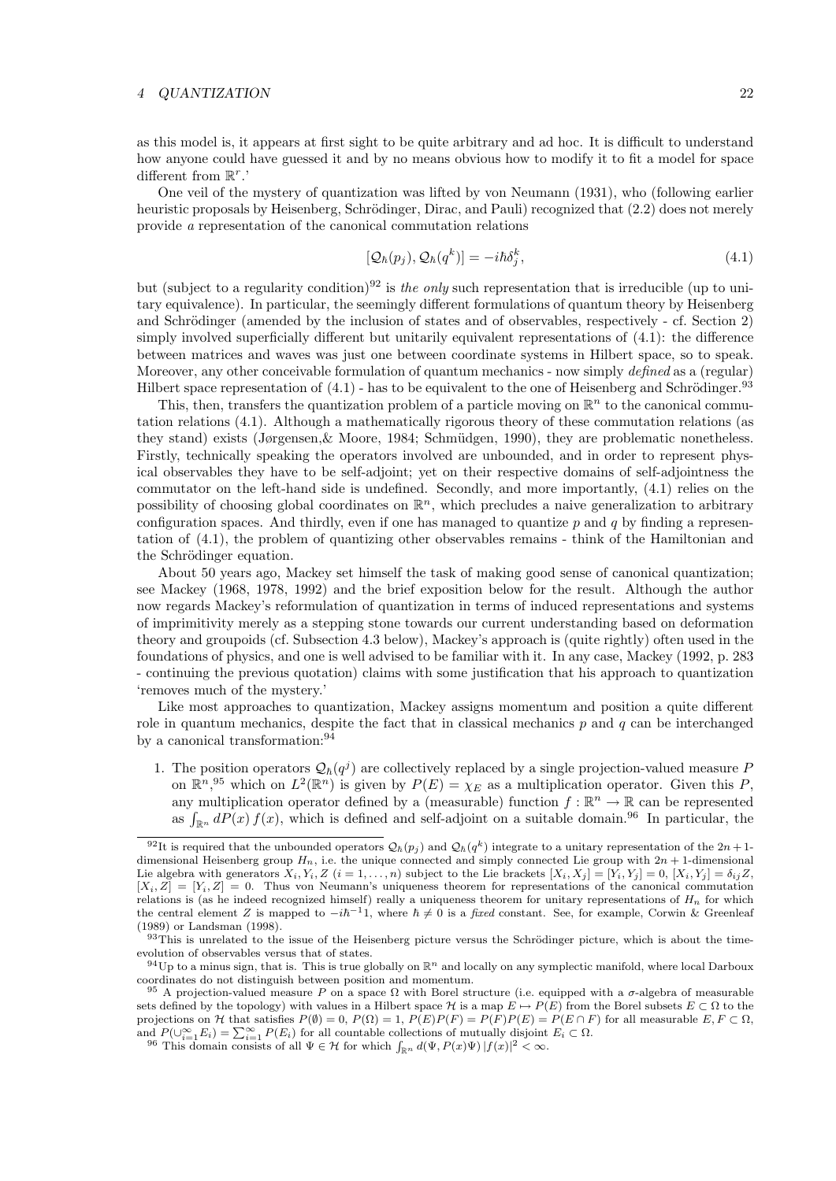as this model is, it appears at first sight to be quite arbitrary and ad hoc. It is difficult to understand how anyone could have guessed it and by no means obvious how to modify it to fit a model for space different from $\mathbb{R}^r$.'

One veil of the mystery of quantization was lifted by von Neumann (1931), who (following earlier heuristic proposals by Heisenberg, Schrödinger, Dirac, and Pauli) recognized that (2.2) does not merely provide *a* representation of the canonical commutation relations

$$[\mathcal{Q}_\hbar(p_j), \mathcal{Q}_\hbar(q^k)] = -i\hbar\delta_j^k, \tag{4.1}$$

but (subject to a regularity condition)[92] is *the only* such representation that is irreducible (up to unitary equivalence). In particular, the seemingly different formulations of quantum theory by Heisenberg and Schrödinger (amended by the inclusion of states and of observables, respectively - cf. Section 2) simply involved superficially different but unitarily equivalent representations of (4.1): the difference between matrices and waves was just one between coordinate systems in Hilbert space, so to speak. Moreover, any other conceivable formulation of quantum mechanics - now simply *defined* as a (regular) Hilbert space representation of (4.1) - has to be equivalent to the one of Heisenberg and Schrödinger.[93]

This, then, transfers the quantization problem of a particle moving on $\mathbb{R}^n$ to the canonical commutation relations (4.1). Although a mathematically rigorous theory of these commutation relations (as they stand) exists (Jørgensen,& Moore, 1984; Schmüdgen, 1990), they are problematic nonetheless. Firstly, technically speaking the operators involved are unbounded, and in order to represent physical observables they have to be self-adjoint; yet on their respective domains of self-adjointness the commutator on the left-hand side is undefined. Secondly, and more importantly, (4.1) relies on the possibility of choosing global coordinates on $\mathbb{R}^n$, which precludes a naive generalization to arbitrary configuration spaces. And thirdly, even if one has managed to quantize $p$ and $q$ by finding a representation of (4.1), the problem of quantizing other observables remains - think of the Hamiltonian and the Schrödinger equation.

About 50 years ago, Mackey set himself the task of making good sense of canonical quantization; see Mackey (1968, 1978, 1992) and the brief exposition below for the result. Although the author now regards Mackey's reformulation of quantization in terms of induced representations and systems of imprimitivity merely as a stepping stone towards our current understanding based on deformation theory and groupoids (cf. Subsection 4.3 below), Mackey's approach is (quite rightly) often used in the foundations of physics, and one is well advised to be familiar with it. In any case, Mackey (1992, p. 283 - continuing the previous quotation) claims with some justification that his approach to quantization 'removes much of the mystery.'

Like most approaches to quantization, Mackey assigns momentum and position a quite different role in quantum mechanics, despite the fact that in classical mechanics $p$ and $q$ can be interchanged by a canonical transformation:[94]

1. The position operators $\mathcal{Q}_\hbar(q^j)$ are collectively replaced by a single projection-valued measure $P$ on $\mathbb{R}^n$,[95] which on $L^2(\mathbb{R}^n)$ is given by $P(E) = \chi_E$ as a multiplication operator. Given this $P$, any multiplication operator defined by a (measurable) function $f : \mathbb{R}^n \to \mathbb{R}$ can be represented as $\int_{\mathbb{R}^n} dP(x)\, f(x)$, which is defined and self-adjoint on a suitable domain.[96] In particular, the

[92] It is required that the unbounded operators $\mathcal{Q}_\hbar(p_j)$ and $\mathcal{Q}_\hbar(q^k)$ integrate to a unitary representation of the $2n+1$-dimensional Heisenberg group $H_n$, i.e. the unique connected and simply connected Lie group with $2n+1$-dimensional Lie algebra with generators $X_i, Y_i, Z$ ($i = 1, \ldots, n$) subject to the Lie brackets $[X_i, X_j] = [Y_i, Y_j] = 0$, $[X_i, Y_j] = \delta_{ij}Z$, $[X_i, Z] = [Y_i, Z] = 0$. Thus von Neumann's uniqueness theorem for representations of the canonical commutation relations is (as he indeed recognized himself) really a uniqueness theorem for unitary representations of $H_n$ for which the central element $Z$ is mapped to $-i\hbar^{-1}1$, where $\hbar \neq 0$ is a *fixed* constant. See, for example, Corwin & Greenleaf (1989) or Landsman (1998).

[93] This is unrelated to the issue of the Heisenberg picture versus the Schrödinger picture, which is about the time-evolution of observables versus that of states.

[94] Up to a minus sign, that is. This is true globally on $\mathbb{R}^n$ and locally on any symplectic manifold, where local Darboux coordinates do not distinguish between position and momentum.

[95] A projection-valued measure $P$ on a space $\Omega$ with Borel structure (i.e. equipped with a $\sigma$-algebra of measurable sets defined by the topology) with values in a Hilbert space $\mathcal{H}$ is a map $E \mapsto P(E)$ from the Borel subsets $E \subset \Omega$ to the projections on $\mathcal{H}$ that satisfies $P(\emptyset) = 0$, $P(\Omega) = 1$, $P(E)P(F) = P(F)P(E) = P(E \cap F)$ for all measurable $E, F \subset \Omega$, and $P(\cup_{i=1}^{\infty} E_i) = \sum_{i=1}^{\infty} P(E_i)$ for all countable collections of mutually disjoint $E_i \subset \Omega$.

[96] This domain consists of all $\Psi \in \mathcal{H}$ for which $\int_{\mathbb{R}^n} d(\Psi, P(x)\Psi)\, |f(x)|^2 < \infty$.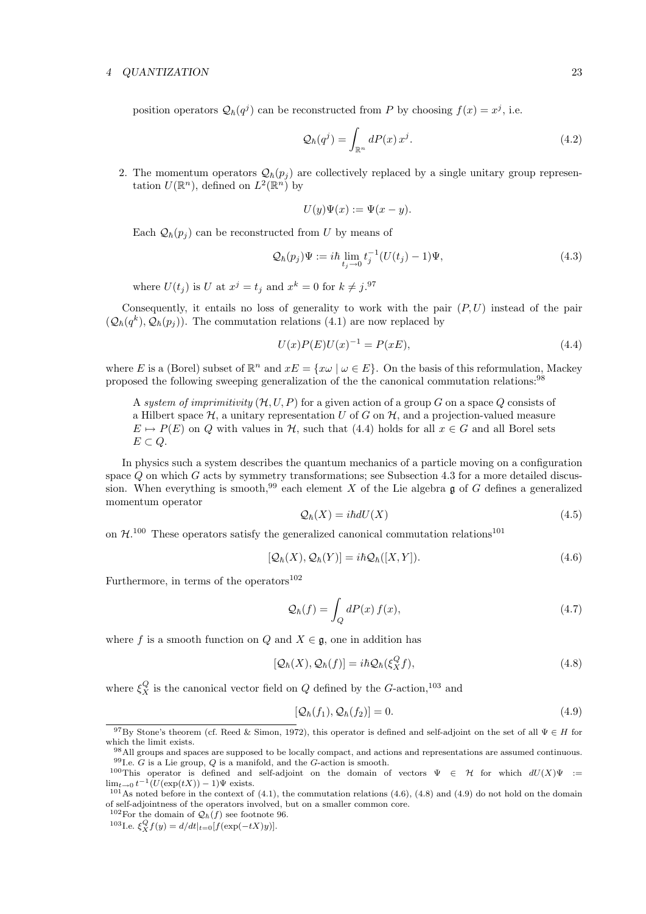position operators $\mathcal{Q}_\hbar(q^j)$ can be reconstructed from $P$ by choosing $f(x) = x^j$, i.e.

$$\mathcal{Q}_\hbar(q^j) = \int_{\mathbb{R}^n} dP(x)\, x^j. \tag{4.2}$$

2. The momentum operators $\mathcal{Q}_\hbar(p_j)$ are collectively replaced by a single unitary group representation $U(\mathbb{R}^n)$, defined on $L^2(\mathbb{R}^n)$ by

$$U(y)\Psi(x) := \Psi(x - y).$$

Each $\mathcal{Q}_\hbar(p_j)$ can be reconstructed from $U$ by means of

$$\mathcal{Q}_\hbar(p_j)\Psi := i\hbar \lim_{t_j \to 0} t_j^{-1}(U(t_j) - 1)\Psi, \tag{4.3}$$

where $U(t_j)$ is $U$ at $x^j = t_j$ and $x^k = 0$ for $k \neq j$.[97]

Consequently, it entails no loss of generality to work with the pair $(P, U)$ instead of the pair $(\mathcal{Q}_\hbar(q^k), \mathcal{Q}_\hbar(p_j))$. The commutation relations (4.1) are now replaced by

$$U(x)P(E)U(x)^{-1} = P(xE), \tag{4.4}$$

where $E$ is a (Borel) subset of $\mathbb{R}^n$ and $xE = \{x\omega \mid \omega \in E\}$. On the basis of this reformulation, Mackey proposed the following sweeping generalization of the the canonical commutation relations:[98]

> A *system of imprimitivity* $(\mathcal{H}, U, P)$ for a given action of a group $G$ on a space $Q$ consists of a Hilbert space $\mathcal{H}$, a unitary representation $U$ of $G$ on $\mathcal{H}$, and a projection-valued measure $E \mapsto P(E)$ on $Q$ with values in $\mathcal{H}$, such that (4.4) holds for all $x \in G$ and all Borel sets $E \subset Q$.

In physics such a system describes the quantum mechanics of a particle moving on a configuration space $Q$ on which $G$ acts by symmetry transformations; see Subsection 4.3 for a more detailed discussion. When everything is smooth,[99] each element $X$ of the Lie algebra $\mathfrak{g}$ of $G$ defines a generalized momentum operator

$$\mathcal{Q}_\hbar(X) = i\hbar dU(X) \tag{4.5}$$

on $\mathcal{H}$.[100] These operators satisfy the generalized canonical commutation relations[101]

$$[\mathcal{Q}_\hbar(X), \mathcal{Q}_\hbar(Y)] = i\hbar\mathcal{Q}_\hbar([X, Y]). \tag{4.6}$$

Furthermore, in terms of the operators[102]

$$\mathcal{Q}_\hbar(f) = \int_Q dP(x)\, f(x), \tag{4.7}$$

where $f$ is a smooth function on $Q$ and $X \in \mathfrak{g}$, one in addition has

$$[\mathcal{Q}_\hbar(X), \mathcal{Q}_\hbar(f)] = i\hbar\mathcal{Q}_\hbar(\xi_X^Q f), \tag{4.8}$$

where $\xi_X^Q$ is the canonical vector field on $Q$ defined by the $G$-action,[103] and

$$[\mathcal{Q}_\hbar(f_1), \mathcal{Q}_\hbar(f_2)] = 0. \tag{4.9}$$

---

[97] By Stone's theorem (cf. Reed & Simon, 1972), this operator is defined and self-adjoint on the set of all $\Psi \in H$ for which the limit exists.

[98] All groups and spaces are supposed to be locally compact, and actions and representations are assumed continuous.

[99] I.e. $G$ is a Lie group, $Q$ is a manifold, and the $G$-action is smooth.

[100] This operator is defined and self-adjoint on the domain of vectors $\Psi \in \mathcal{H}$ for which $dU(X)\Psi := \lim_{t \to 0} t^{-1}(U(\exp(tX)) - 1)\Psi$ exists.

[101] As noted before in the context of (4.1), the commutation relations (4.6), (4.8) and (4.9) do not hold on the domain of self-adjointness of the operators involved, but on a smaller common core.

[102] For the domain of $\mathcal{Q}_\hbar(f)$ see footnote 96.

[103] I.e. $\xi_X^Q f(y) = d/dt|_{t=0}[f(\exp(-tX)y)]$.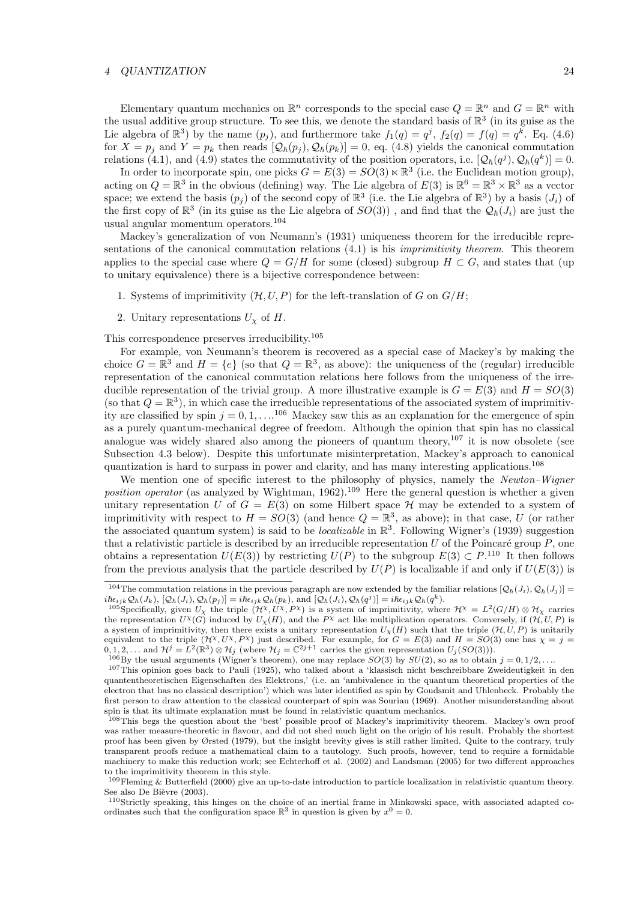Elementary quantum mechanics on $\mathbb{R}^n$ corresponds to the special case $Q = \mathbb{R}^n$ and $G = \mathbb{R}^n$ with the usual additive group structure. To see this, we denote the standard basis of $\mathbb{R}^3$ (in its guise as the Lie algebra of $\mathbb{R}^3$) by the name $(p_j)$, and furthermore take $f_1(q) = q^j$, $f_2(q) = f(q) = q^k$. Eq. (4.6) for $X = p_j$ and $Y = p_k$ then reads $[\mathcal{Q}_\hbar(p_j), \mathcal{Q}_\hbar(p_k)] = 0$, eq. (4.8) yields the canonical commutation relations (4.1), and (4.9) states the commutativity of the position operators, i.e. $[\mathcal{Q}_\hbar(q^j), \mathcal{Q}_\hbar(q^k)] = 0$.

In order to incorporate spin, one picks $G = E(3) = SO(3) \ltimes \mathbb{R}^3$ (i.e. the Euclidean motion group), acting on $Q = \mathbb{R}^3$ in the obvious (defining) way. The Lie algebra of $E(3)$ is $\mathbb{R}^6 = \mathbb{R}^3 \times \mathbb{R}^3$ as a vector space; we extend the basis $(p_j)$ of the second copy of $\mathbb{R}^3$ (i.e. the Lie algebra of $\mathbb{R}^3$) by a basis $(J_i)$ of the first copy of $\mathbb{R}^3$ (in its guise as the Lie algebra of $SO(3)$) , and find that the $\mathcal{Q}_\hbar(J_i)$ are just the usual angular momentum operators.[104]

Mackey's generalization of von Neumann's (1931) uniqueness theorem for the irreducible representations of the canonical commutation relations (4.1) is his *imprimitivity theorem*. This theorem applies to the special case where $Q = G/H$ for some (closed) subgroup $H \subset G$, and states that (up to unitary equivalence) there is a bijective correspondence between:

1. Systems of imprimitivity $(\mathcal{H}, U, P)$ for the left-translation of $G$ on $G/H$;
2. Unitary representations $U_\chi$ of $H$.

This correspondence preserves irreducibility.[105]

For example, von Neumann's theorem is recovered as a special case of Mackey's by making the choice $G = \mathbb{R}^3$ and $H = \{e\}$ (so that $Q = \mathbb{R}^3$, as above): the uniqueness of the (regular) irreducible representation of the canonical commutation relations here follows from the uniqueness of the irreducible representation of the trivial group. A more illustrative example is $G = E(3)$ and $H = SO(3)$ (so that $Q = \mathbb{R}^3$), in which case the irreducible representations of the associated system of imprimitivity are classified by spin $j = 0, 1, \ldots$.[106] Mackey saw this as an explanation for the emergence of spin as a purely quantum-mechanical degree of freedom. Although the opinion that spin has no classical analogue was widely shared also among the pioneers of quantum theory,[107] it is now obsolete (see Subsection 4.3 below). Despite this unfortunate misinterpretation, Mackey's approach to canonical quantization is hard to surpass in power and clarity, and has many interesting applications.[108]

We mention one of specific interest to the philosophy of physics, namely the *Newton–Wigner position operator* (as analyzed by Wightman, 1962).[109] Here the general question is whether a given unitary representation $U$ of $G = E(3)$ on some Hilbert space $\mathcal{H}$ may be extended to a system of imprimitivity with respect to $H = SO(3)$ (and hence $Q = \mathbb{R}^3$, as above); in that case, $U$ (or rather the associated quantum system) is said to be *localizable* in $\mathbb{R}^3$. Following Wigner's (1939) suggestion that a relativistic particle is described by an irreducible representation $U$ of the Poincaré group $P$, one obtains a representation $U(E(3))$ by restricting $U(P)$ to the subgroup $E(3) \subset P$.[110] It then follows from the previous analysis that the particle described by $U(P)$ is localizable if and only if $U(E(3))$ is

---

[104] The commutation relations in the previous paragraph are now extended by the familiar relations $[\mathcal{Q}_\hbar(J_i), \mathcal{Q}_\hbar(J_j)] = i\hbar\epsilon_{ijk}\mathcal{Q}_\hbar(J_k)$, $[\mathcal{Q}_\hbar(J_i), \mathcal{Q}_\hbar(p_j)] = i\hbar\epsilon_{ijk}\mathcal{Q}_\hbar(p_k)$, and $[\mathcal{Q}_\hbar(J_i), \mathcal{Q}_\hbar(q^j)] = i\hbar\epsilon_{ijk}\mathcal{Q}_\hbar(q^k)$.

[105] Specifically, given $U_\chi$ the triple $(\mathcal{H}^\chi, U^\chi, P^\chi)$ is a system of imprimitivity, where $\mathcal{H}^\chi = L^2(G/H) \otimes \mathcal{H}_\chi$ carries the representation $U^\chi(G)$ induced by $U_\chi(H)$, and the $P^\chi$ act like multiplication operators. Conversely, if $(\mathcal{H}, U, P)$ is a system of imprimitivity, then there exists a unitary representation $U_\chi(H)$ such that the triple $(\mathcal{H}, U, P)$ is unitarily equivalent to the triple $(\mathcal{H}^\chi, U^\chi, P^\chi)$ just described. For example, for $G = E(3)$ and $H = SO(3)$ one has $\chi = j = 0, 1, 2, \ldots$ and $\mathcal{H}^j = L^2(\mathbb{R}^3) \otimes \mathcal{H}_j$ (where $\mathcal{H}_j = \mathbb{C}^{2j+1}$ carries the given representation $U_j(SO(3))$).

[106] By the usual arguments (Wigner's theorem), one may replace $SO(3)$ by $SU(2)$, so as to obtain $j = 0, 1/2, \ldots$.

[107] This opinion goes back to Pauli (1925), who talked about a 'klassisch nicht beschreibbare Zweideutigkeit in den quantentheoretischen Eigenschaften des Elektrons,' (i.e. an 'ambivalence in the quantum theoretical properties of the electron that has no classical description') which was later identified as spin by Goudsmit and Uhlenbeck. Probably the first person to draw attention to the classical counterpart of spin was Souriau (1969). Another misunderstanding about spin is that its ultimate explanation must be found in relativistic quantum mechanics.

[108] This begs the question about the 'best' possible proof of Mackey's imprimitivity theorem. Mackey's own proof was rather measure-theoretic in flavour, and did not shed much light on the origin of his result. Probably the shortest proof has been given by Ørsted (1979), but the insight brevity gives is still rather limited. Quite to the contrary, truly transparent proofs reduce a mathematical claim to a tautology. Such proofs, however, tend to require a formidable machinery to make this reduction work; see Echterhoff et al. (2002) and Landsman (2005) for two different approaches to the imprimitivity theorem in this style.

[109] Fleming & Butterfield (2000) give an up-to-date introduction to particle localization in relativistic quantum theory. See also De Bièvre (2003).

[110] Strictly speaking, this hinges on the choice of an inertial frame in Minkowski space, with associated adapted coordinates such that the configuration space $\mathbb{R}^3$ in question is given by $x^0 = 0$.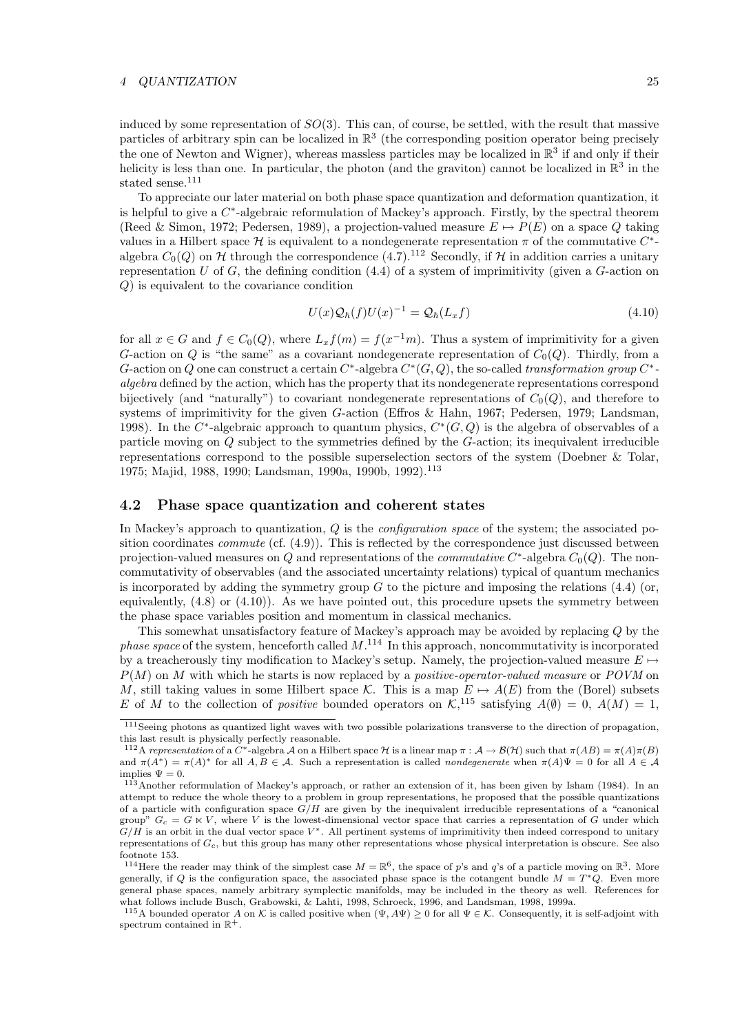induced by some representation of $SO(3)$. This can, of course, be settled, with the result that massive particles of arbitrary spin can be localized in $\mathbb{R}^3$ (the corresponding position operator being precisely the one of Newton and Wigner), whereas massless particles may be localized in $\mathbb{R}^3$ if and only if their helicity is less than one. In particular, the photon (and the graviton) cannot be localized in $\mathbb{R}^3$ in the stated sense.[111]

To appreciate our later material on both phase space quantization and deformation quantization, it is helpful to give a $C^*$-algebraic reformulation of Mackey's approach. Firstly, by the spectral theorem (Reed & Simon, 1972; Pedersen, 1989), a projection-valued measure $E \mapsto P(E)$ on a space $Q$ taking values in a Hilbert space $\mathcal{H}$ is equivalent to a nondegenerate representation $\pi$ of the commutative $C^*$-algebra $C_0(Q)$ on $\mathcal{H}$ through the correspondence (4.7).[112] Secondly, if $\mathcal{H}$ in addition carries a unitary representation $U$ of $G$, the defining condition (4.4) of a system of imprimitivity (given a $G$-action on $Q$) is equivalent to the covariance condition

$$U(x)\mathcal{Q}_\hbar(f)U(x)^{-1} = \mathcal{Q}_\hbar(L_x f) \tag{4.10}$$

for all $x \in G$ and $f \in C_0(Q)$, where $L_x f(m) = f(x^{-1}m)$. Thus a system of imprimitivity for a given $G$-action on $Q$ is "the same" as a covariant nondegenerate representation of $C_0(Q)$. Thirdly, from a $G$-action on $Q$ one can construct a certain $C^*$-algebra $C^*(G,Q)$, the so-called *transformation group $C^*$-algebra* defined by the action, which has the property that its nondegenerate representations correspond bijectively (and "naturally") to covariant nondegenerate representations of $C_0(Q)$, and therefore to systems of imprimitivity for the given $G$-action (Effros & Hahn, 1967; Pedersen, 1979; Landsman, 1998). In the $C^*$-algebraic approach to quantum physics, $C^*(G,Q)$ is the algebra of observables of a particle moving on $Q$ subject to the symmetries defined by the $G$-action; its inequivalent irreducible representations correspond to the possible superselection sectors of the system (Doebner & Tolar, 1975; Majid, 1988, 1990; Landsman, 1990a, 1990b, 1992).[113]

## 4.2 Phase space quantization and coherent states

In Mackey's approach to quantization, $Q$ is the *configuration space* of the system; the associated position coordinates *commute* (cf. (4.9)). This is reflected by the correspondence just discussed between projection-valued measures on $Q$ and representations of the *commutative* $C^*$-algebra $C_0(Q)$. The noncommutativity of observables (and the associated uncertainty relations) typical of quantum mechanics is incorporated by adding the symmetry group $G$ to the picture and imposing the relations (4.4) (or, equivalently, (4.8) or (4.10)). As we have pointed out, this procedure upsets the symmetry between the phase space variables position and momentum in classical mechanics.

This somewhat unsatisfactory feature of Mackey's approach may be avoided by replacing $Q$ by the *phase space* of the system, henceforth called $M$.[114] In this approach, noncommutativity is incorporated by a treacherously tiny modification to Mackey's setup. Namely, the projection-valued measure $E \mapsto P(M)$ on $M$ with which he starts is now replaced by a *positive-operator-valued measure* or *POVM* on $M$, still taking values in some Hilbert space $\mathcal{K}$. This is a map $E \mapsto A(E)$ from the (Borel) subsets $E$ of $M$ to the collection of *positive* bounded operators on $\mathcal{K}$,[115] satisfying $A(\emptyset) = 0$, $A(M) = 1$,

---

[111] Seeing photons as quantized light waves with two possible polarizations transverse to the direction of propagation, this last result is physically perfectly reasonable.

[112] A *representation* of a $C^*$-algebra $\mathcal{A}$ on a Hilbert space $\mathcal{H}$ is a linear map $\pi : \mathcal{A} \to \mathcal{B}(\mathcal{H})$ such that $\pi(AB) = \pi(A)\pi(B)$ and $\pi(A^*) = \pi(A)^*$ for all $A, B \in \mathcal{A}$. Such a representation is called *nondegenerate* when $\pi(A)\Psi = 0$ for all $A \in \mathcal{A}$ implies $\Psi = 0$.

[113] Another reformulation of Mackey's approach, or rather an extension of it, has been given by Isham (1984). In an attempt to reduce the whole theory to a problem in group representations, he proposed that the possible quantizations of a particle with configuration space $G/H$ are given by the inequivalent irreducible representations of a "canonical group" $G_c = G \ltimes V$, where $V$ is the lowest-dimensional vector space that carries a representation of $G$ under which $G/H$ is an orbit in the dual vector space $V^*$. All pertinent systems of imprimitivity then indeed correspond to unitary representations of $G_c$, but this group has many other representations whose physical interpretation is obscure. See also footnote 153.

[114] Here the reader may think of the simplest case $M = \mathbb{R}^6$, the space of $p$'s and $q$'s of a particle moving on $\mathbb{R}^3$. More generally, if $Q$ is the configuration space, the associated phase space is the cotangent bundle $M = T^*Q$. Even more general phase spaces, namely arbitrary symplectic manifolds, may be included in the theory as well. References for what follows include Busch, Grabowski, & Lahti, 1998, Schroeck, 1996, and Landsman, 1998, 1999a.

[115] A bounded operator $A$ on $\mathcal{K}$ is called positive when $(\Psi, A\Psi) \geq 0$ for all $\Psi \in \mathcal{K}$. Consequently, it is self-adjoint with spectrum contained in $\mathbb{R}^+$.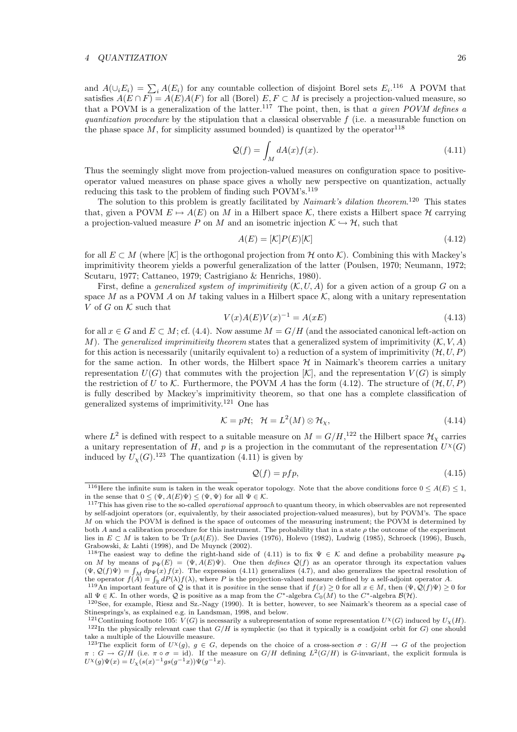and $A(\cup_i E_i) = \sum_i A(E_i)$ for any countable collection of disjoint Borel sets $E_i$.[116] A POVM that satisfies $A(E \cap F) = A(E)A(F)$ for all (Borel) $E, F \subset M$ is precisely a projection-valued measure, so that a POVM is a generalization of the latter.[117] The point, then, is that *a given POVM defines a quantization procedure* by the stipulation that a classical observable $f$ (i.e. a measurable function on the phase space $M$, for simplicity assumed bounded) is quantized by the operator[118]

$$\mathcal{Q}(f) = \int_M dA(x) f(x). \tag{4.11}$$

Thus the seemingly slight move from projection-valued measures on configuration space to positive-operator valued measures on phase space gives a wholly new perspective on quantization, actually reducing this task to the problem of finding such POVM's.[119]

The solution to this problem is greatly facilitated by *Naimark's dilation theorem*.[120] This states that, given a POVM $E \mapsto A(E)$ on $M$ in a Hilbert space $\mathcal{K}$, there exists a Hilbert space $\mathcal{H}$ carrying a projection-valued measure $P$ on $M$ and an isometric injection $\mathcal{K} \hookrightarrow \mathcal{H}$, such that

$$A(E) = [\mathcal{K}]P(E)[\mathcal{K}] \tag{4.12}$$

for all $E \subset M$ (where $[\mathcal{K}]$ is the orthogonal projection from $\mathcal{H}$ onto $\mathcal{K}$). Combining this with Mackey's imprimitivity theorem yields a powerful generalization of the latter (Poulsen, 1970; Neumann, 1972; Scutaru, 1977; Cattaneo, 1979; Castrigiano & Henrichs, 1980).

First, define a *generalized system of imprimitivity* $(\mathcal{K}, U, A)$ for a given action of a group $G$ on a space $M$ as a POVM $A$ on $M$ taking values in a Hilbert space $\mathcal{K}$, along with a unitary representation $V$ of $G$ on $\mathcal{K}$ such that

$$V(x)A(E)V(x)^{-1} = A(xE) \tag{4.13}$$

for all $x \in G$ and $E \subset M$; cf. (4.4). Now assume $M = G/H$ (and the associated canonical left-action on $M$). The *generalized imprimitivity theorem* states that a generalized system of imprimitivity $(\mathcal{K}, V, A)$ for this action is necessarily (unitarily equivalent to) a reduction of a system of imprimitivity $(\mathcal{H}, U, P)$ for the same action. In other words, the Hilbert space $\mathcal{H}$ in Naimark's theorem carries a unitary representation $U(G)$ that commutes with the projection $[\mathcal{K}]$, and the representation $V(G)$ is simply the restriction of $U$ to $\mathcal{K}$. Furthermore, the POVM $A$ has the form (4.12). The structure of $(\mathcal{H}, U, P)$ is fully described by Mackey's imprimitivity theorem, so that one has a complete classification of generalized systems of imprimitivity.[121] One has

$$\mathcal{K} = p\mathcal{H}; \;\; \mathcal{H} = L^2(M) \otimes \mathcal{H}_\chi, \tag{4.14}$$

where $L^2$ is defined with respect to a suitable measure on $M = G/H$,[122] the Hilbert space $\mathcal{H}_\chi$ carries a unitary representation of $H$, and $p$ is a projection in the commutant of the representation $U^\chi(G)$ induced by $U_\chi(G)$.[123] The quantization (4.11) is given by

$$\mathcal{Q}(f) = pfp, \tag{4.15}$$

[116] Here the infinite sum is taken in the weak operator topology. Note that the above conditions force $0 \leq A(E) \leq 1$, in the sense that $0 \leq (\Psi, A(E)\Psi) \leq (\Psi, \Psi)$ for all $\Psi \in \mathcal{K}$.

[117] This has given rise to the so-called *operational approach* to quantum theory, in which observables are not represented by self-adjoint operators (or, equivalently, by their associated projection-valued measures), but by POVM's. The space $M$ on which the POVM is defined is the space of outcomes of the measuring instrument; the POVM is determined by both $A$ and a calibration procedure for this instrument. The probability that in a state $\rho$ the outcome of the experiment lies in $E \subset M$ is taken to be $\mathrm{Tr}\,(\rho A(E))$. See Davies (1976), Holevo (1982), Ludwig (1985), Schroeck (1996), Busch, Grabowski, & Lahti (1998), and De Muynck (2002).

[118] The easiest way to define the right-hand side of (4.11) is to fix $\Psi \in \mathcal{K}$ and define a probability measure $p_\Psi$ on $M$ by means of $p_\Psi(E) = (\Psi, A(E)\Psi)$. One then *defines* $\mathcal{Q}(f)$ as an operator through its expectation values $(\Psi, \mathcal{Q}(f)\Psi) = \int_M dp_\Psi(x)\, f(x)$. The expression (4.11) generalizes (4.7), and also generalizes the spectral resolution of the operator $f(A) = \int_{\mathbb{R}} dP(\lambda) f(\lambda)$, where $P$ is the projection-valued measure defined by a self-adjoint operator $A$.

[119] An important feature of $\mathcal{Q}$ is that it is *positive* in the sense that if $f(x) \geq 0$ for all $x \in M$, then $(\Psi, \mathcal{Q}(f)\Psi) \geq 0$ for all $\Psi \in \mathcal{K}$. In other words, $\mathcal{Q}$ is positive as a map from the $C^*$-algebra $C_0(M)$ to the $C^*$-algebra $\mathcal{B}(\mathcal{H})$.

[120] See, for example, Riesz and Sz.-Nagy (1990). It is better, however, to see Naimark's theorem as a special case of Stinesprings's, as explained e.g. in Landsman, 1998, and below.

[121] Continuing footnote 105: $V(G)$ is necessarily a subrepresentation of some representation $U^\chi(G)$ induced by $U_\chi(H)$.

[122] In the physically relevant case that $G/H$ is symplectic (so that it typically is a coadjoint orbit for $G$) one should take a multiple of the Liouville measure.

[123] The explicit form of $U^\chi(g)$, $g \in G$, depends on the choice of a cross-section $\sigma : G/H \to G$ of the projection $\pi : G \to G/H$ (i.e. $\pi \circ \sigma = \mathrm{id}$). If the measure on $G/H$ defining $L^2(G/H)$ is $G$-invariant, the explicit formula is $U^\chi(g)\Psi(x) = U_\chi(s(x)^{-1}gs(g^{-1}x))\Psi(g^{-1}x)$.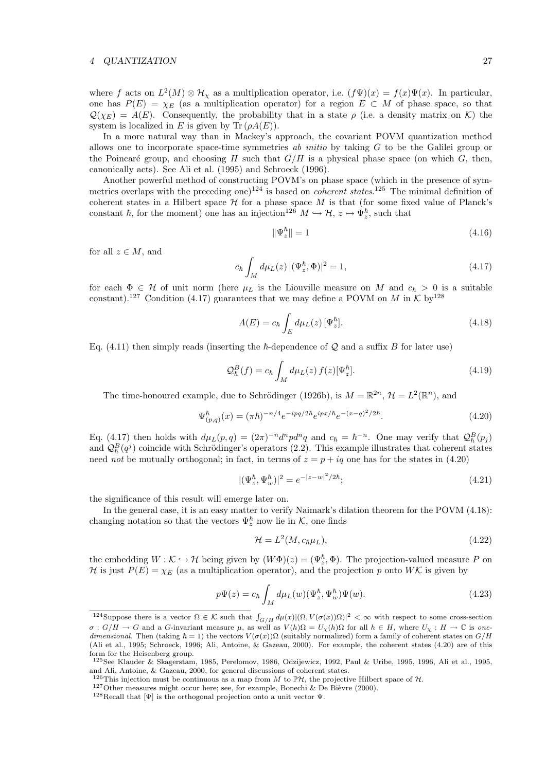where $f$ acts on $L^2(M) \otimes \mathcal{H}_\chi$ as a multiplication operator, i.e. $(f\Psi)(x) = f(x)\Psi(x)$. In particular, one has $P(E) = \chi_E$ (as a multiplication operator) for a region $E \subset M$ of phase space, so that $\mathcal{Q}(\chi_E) = A(E)$. Consequently, the probability that in a state $\rho$ (i.e. a density matrix on $\mathcal{K}$) the system is localized in $E$ is given by $\text{Tr}\,(\rho A(E))$.

In a more natural way than in Mackey's approach, the covariant POVM quantization method allows one to incorporate space-time symmetries *ab initio* by taking $G$ to be the Galilei group or the Poincaré group, and choosing $H$ such that $G/H$ is a physical phase space (on which $G$, then, canonically acts). See Ali et al. (1995) and Schroeck (1996).

Another powerful method of constructing POVM's on phase space (which in the presence of symmetries overlaps with the preceding one)[124] is based on *coherent states*.[125] The minimal definition of coherent states in a Hilbert space $\mathcal{H}$ for a phase space $M$ is that (for some fixed value of Planck's constant $\hbar$, for the moment) one has an injection[126] $M \hookrightarrow \mathcal{H}$, $z \mapsto \Psi_z^\hbar$, such that

$$\|\Psi_z^\hbar\| = 1 \tag{4.16}$$

for all $z \in M$, and

$$c_\hbar \int_M d\mu_L(z)\, |(\Psi_z^\hbar, \Phi)|^2 = 1, \tag{4.17}$$

for each $\Phi \in \mathcal{H}$ of unit norm (here $\mu_L$ is the Liouville measure on $M$ and $c_\hbar > 0$ is a suitable constant).[127] Condition (4.17) guarantees that we may define a POVM on $M$ in $\mathcal{K}$ by[128]

$$A(E) = c_\hbar \int_E d\mu_L(z)\, [\Psi_z^\hbar]. \tag{4.18}$$

Eq. (4.11) then simply reads (inserting the $\hbar$-dependence of $\mathcal{Q}$ and a suffix $B$ for later use)

$$\mathcal{Q}_\hbar^B(f) = c_\hbar \int_M d\mu_L(z)\, f(z) [\Psi_z^\hbar]. \tag{4.19}$$

The time-honoured example, due to Schrödinger (1926b), is $M = \mathbb{R}^{2n}$, $\mathcal{H} = L^2(\mathbb{R}^n)$, and

$$\Psi_{(p,q)}^\hbar(x) = (\pi\hbar)^{-n/4} e^{-ipq/2\hbar} e^{ipx/\hbar} e^{-(x-q)^2/2\hbar}. \tag{4.20}$$

Eq. (4.17) then holds with $d\mu_L(p,q) = (2\pi)^{-n} d^n p d^n q$ and $c_\hbar = \hbar^{-n}$. One may verify that $\mathcal{Q}_\hbar^B(p_j)$ and $\mathcal{Q}_\hbar^B(q^j)$ coincide with Schrödinger's operators (2.2). This example illustrates that coherent states need *not* be mutually orthogonal; in fact, in terms of $z = p + iq$ one has for the states in (4.20)

$$|(\Psi_z^\hbar, \Psi_w^\hbar)|^2 = e^{-|z-w|^2/2\hbar}; \tag{4.21}$$

the significance of this result will emerge later on.

In the general case, it is an easy matter to verify Naimark's dilation theorem for the POVM (4.18): changing notation so that the vectors $\Psi_z^\hbar$ now lie in $\mathcal{K}$, one finds

$$\mathcal{H} = L^2(M, c_\hbar \mu_L), \tag{4.22}$$

the embedding $W : \mathcal{K} \hookrightarrow \mathcal{H}$ being given by $(W\Phi)(z) = (\Psi_z^\hbar, \Phi)$. The projection-valued measure $P$ on $\mathcal{H}$ is just $P(E) = \chi_E$ (as a multiplication operator), and the projection $p$ onto $W\mathcal{K}$ is given by

$$p\Psi(z) = c_\hbar \int_M d\mu_L(w) (\Psi_z^\hbar, \Psi_w^\hbar) \Psi(w). \tag{4.23}$$

---

[124] Suppose there is a vector $\Omega \in \mathcal{K}$ such that $\int_{G/H} d\mu(x) |(\Omega, V(\sigma(x))\Omega)|^2 < \infty$ with respect to some cross-section $\sigma : G/H \to G$ and a $G$-invariant measure $\mu$, as well as $V(h)\Omega = U_\chi(h)\Omega$ for all $h \in H$, where $U_\chi : H \to \mathbb{C}$ is *one-dimensional*. Then (taking $\hbar = 1$) the vectors $V(\sigma(x))\Omega$ (suitably normalized) form a family of coherent states on $G/H$ (Ali et al., 1995; Schroeck, 1996; Ali, Antoine, & Gazeau, 2000). For example, the coherent states (4.20) are of this form for the Heisenberg group.

[125] See Klauder & Skagerstam, 1985, Perelomov, 1986, Odzijewicz, 1992, Paul & Uribe, 1995, 1996, Ali et al., 1995, and Ali, Antoine, & Gazeau, 2000, for general discussions of coherent states.

[126] This injection must be continuous as a map from $M$ to $\mathbb{P}\mathcal{H}$, the projective Hilbert space of $\mathcal{H}$.

[127] Other measures might occur here; see, for example, Bonechi & De Bièvre (2000).

[128] Recall that $[\Psi]$ is the orthogonal projection onto a unit vector $\Psi$.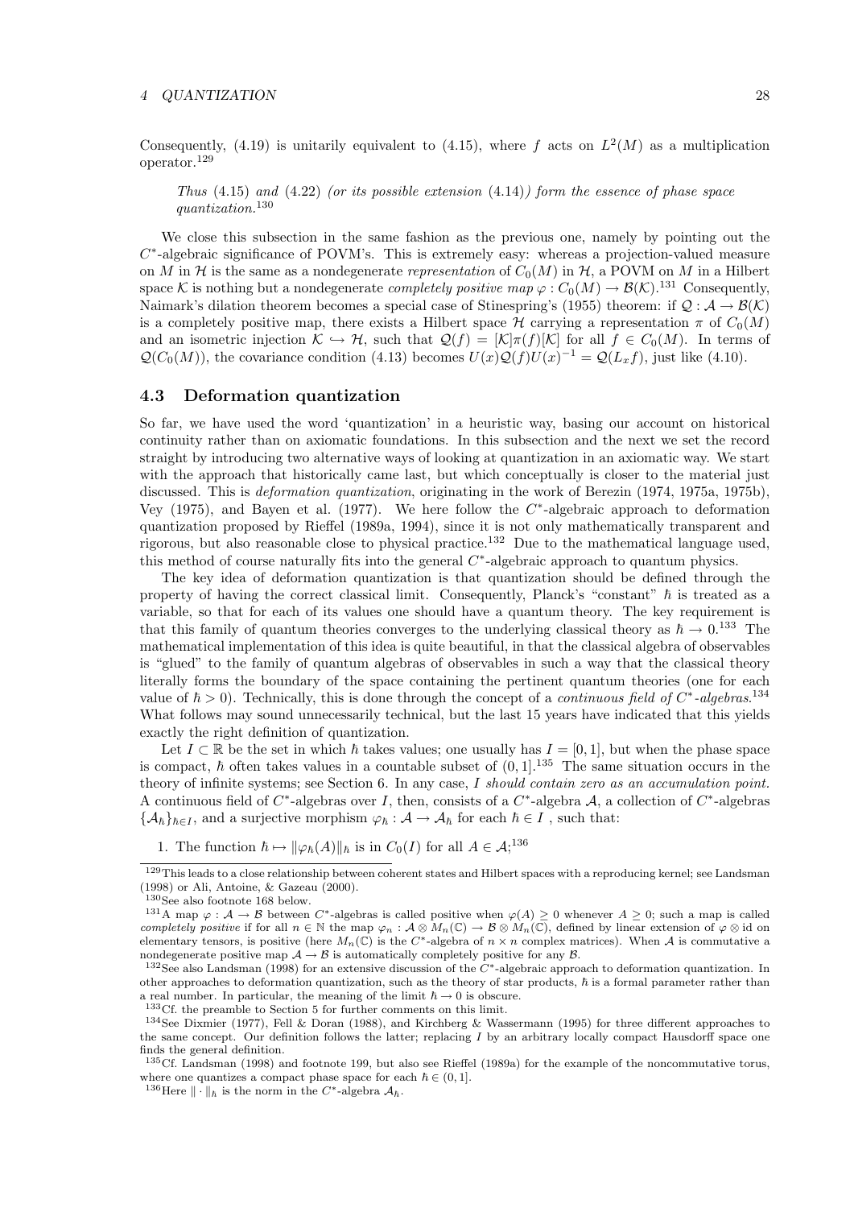Consequently, (4.19) is unitarily equivalent to (4.15), where $f$ acts on $L^2(M)$ as a multiplication operator.[129]

> *Thus* (4.15) *and* (4.22) *(or its possible extension* (4.14)*) form the essence of phase space quantization.*[130]

We close this subsection in the same fashion as the previous one, namely by pointing out the $C^*$-algebraic significance of POVM's. This is extremely easy: whereas a projection-valued measure on $M$ in $\mathcal{H}$ is the same as a nondegenerate *representation* of $C_0(M)$ in $\mathcal{H}$, a POVM on $M$ in a Hilbert space $\mathcal{K}$ is nothing but a nondegenerate *completely positive map* $\varphi : C_0(M) \to \mathcal{B}(\mathcal{K})$.[131] Consequently, Naimark's dilation theorem becomes a special case of Stinespring's (1955) theorem: if $\mathcal{Q} : \mathcal{A} \to \mathcal{B}(\mathcal{K})$ is a completely positive map, there exists a Hilbert space $\mathcal{H}$ carrying a representation $\pi$ of $C_0(M)$ and an isometric injection $\mathcal{K} \hookrightarrow \mathcal{H}$, such that $\mathcal{Q}(f) = [\mathcal{K}]\pi(f)[\mathcal{K}]$ for all $f \in C_0(M)$. In terms of $\mathcal{Q}(C_0(M))$, the covariance condition (4.13) becomes $U(x)\mathcal{Q}(f)U(x)^{-1} = \mathcal{Q}(L_x f)$, just like (4.10).

## 4.3 Deformation quantization

So far, we have used the word 'quantization' in a heuristic way, basing our account on historical continuity rather than on axiomatic foundations. In this subsection and the next we set the record straight by introducing two alternative ways of looking at quantization in an axiomatic way. We start with the approach that historically came last, but which conceptually is closer to the material just discussed. This is *deformation quantization*, originating in the work of Berezin (1974, 1975a, 1975b), Vey (1975), and Bayen et al. (1977). We here follow the $C^*$-algebraic approach to deformation quantization proposed by Rieffel (1989a, 1994), since it is not only mathematically transparent and rigorous, but also reasonable close to physical practice.[132] Due to the mathematical language used, this method of course naturally fits into the general $C^*$-algebraic approach to quantum physics.

The key idea of deformation quantization is that quantization should be defined through the property of having the correct classical limit. Consequently, Planck's "constant" $\hbar$ is treated as a variable, so that for each of its values one should have a quantum theory. The key requirement is that this family of quantum theories converges to the underlying classical theory as $\hbar \to 0$.[133] The mathematical implementation of this idea is quite beautiful, in that the classical algebra of observables is "glued" to the family of quantum algebras of observables in such a way that the classical theory literally forms the boundary of the space containing the pertinent quantum theories (one for each value of $\hbar > 0$). Technically, this is done through the concept of a *continuous field of $C^*$-algebras*.[134] What follows may sound unnecessarily technical, but the last 15 years have indicated that this yields exactly the right definition of quantization.

Let $I \subset \mathbb{R}$ be the set in which $\hbar$ takes values; one usually has $I = [0, 1]$, but when the phase space is compact, $\hbar$ often takes values in a countable subset of $(0, 1]$.[135] The same situation occurs in the theory of infinite systems; see Section 6. In any case, *$I$ should contain zero as an accumulation point.* A continuous field of $C^*$-algebras over $I$, then, consists of a $C^*$-algebra $\mathcal{A}$, a collection of $C^*$-algebras $\{\mathcal{A}_\hbar\}_{\hbar \in I}$, and a surjective morphism $\varphi_\hbar : \mathcal{A} \to \mathcal{A}_\hbar$ for each $\hbar \in I$ , such that:

1. The function $\hbar \mapsto \|\varphi_\hbar(A)\|_\hbar$ is in $C_0(I)$ for all $A \in \mathcal{A}$;[136]

---

[129] This leads to a close relationship between coherent states and Hilbert spaces with a reproducing kernel; see Landsman (1998) or Ali, Antoine, & Gazeau (2000).

[130] See also footnote 168 below.

[131] A map $\varphi : \mathcal{A} \to \mathcal{B}$ between $C^*$-algebras is called positive when $\varphi(A) \geq 0$ whenever $A \geq 0$; such a map is called *completely positive* if for all $n \in \mathbb{N}$ the map $\varphi_n : \mathcal{A} \otimes M_n(\mathbb{C}) \to \mathcal{B} \otimes M_n(\mathbb{C})$, defined by linear extension of $\varphi \otimes \mathrm{id}$ on elementary tensors, is positive (here $M_n(\mathbb{C})$ is the $C^*$-algebra of $n \times n$ complex matrices). When $\mathcal{A}$ is commutative a nondegenerate positive map $\mathcal{A} \to \mathcal{B}$ is automatically completely positive for any $\mathcal{B}$.

[132] See also Landsman (1998) for an extensive discussion of the $C^*$-algebraic approach to deformation quantization. In other approaches to deformation quantization, such as the theory of star products, $\hbar$ is a formal parameter rather than a real number. In particular, the meaning of the limit $\hbar \to 0$ is obscure.

[133] Cf. the preamble to Section 5 for further comments on this limit.

[134] See Dixmier (1977), Fell & Doran (1988), and Kirchberg & Wassermann (1995) for three different approaches to the same concept. Our definition follows the latter; replacing $I$ by an arbitrary locally compact Hausdorff space one finds the general definition.

[135] Cf. Landsman (1998) and footnote 199, but also see Rieffel (1989a) for the example of the noncommutative torus, where one quantizes a compact phase space for each $\hbar \in (0, 1]$.

[136] Here $\| \cdot \|_\hbar$ is the norm in the $C^*$-algebra $\mathcal{A}_\hbar$.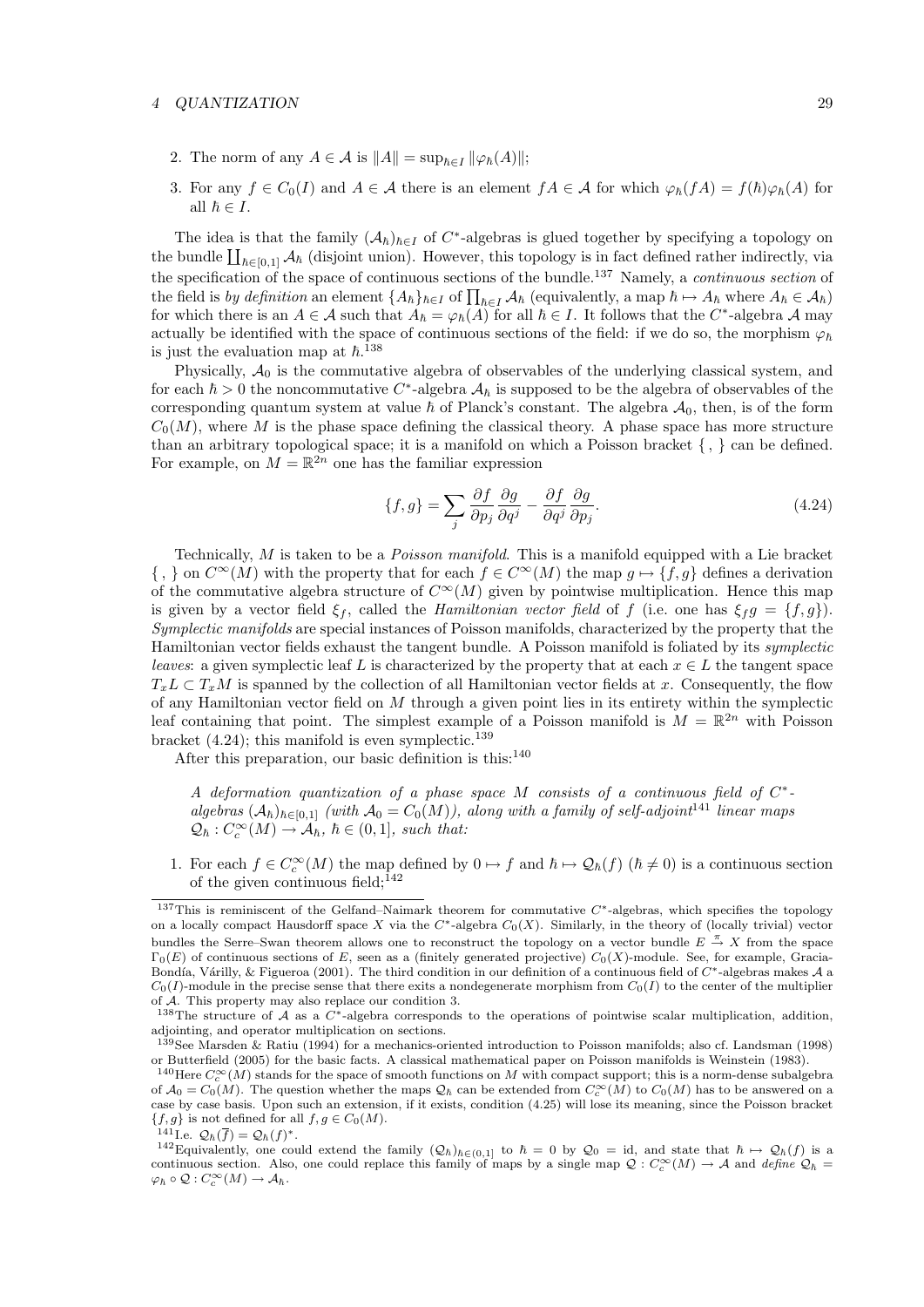2. The norm of any $A \in \mathcal{A}$ is $\|A\| = \sup_{\hbar \in I} \|\varphi_\hbar(A)\|$;

3. For any $f \in C_0(I)$ and $A \in \mathcal{A}$ there is an element $fA \in \mathcal{A}$ for which $\varphi_\hbar(fA) = f(\hbar)\varphi_\hbar(A)$ for all $\hbar \in I$.

The idea is that the family $(\mathcal{A}_\hbar)_{\hbar\in I}$ of $C^*$-algebras is glued together by specifying a topology on the bundle $\coprod_{\hbar\in[0,1]} \mathcal{A}_\hbar$ (disjoint union). However, this topology is in fact defined rather indirectly, via the specification of the space of continuous sections of the bundle.[137] Namely, a *continuous section* of the field is *by definition* an element $\{A_\hbar\}_{\hbar\in I}$ of $\prod_{\hbar\in I} \mathcal{A}_\hbar$ (equivalently, a map $\hbar \mapsto A_\hbar$ where $A_\hbar \in \mathcal{A}_\hbar$) for which there is an $A \in \mathcal{A}$ such that $A_\hbar = \varphi_\hbar(A)$ for all $\hbar \in I$. It follows that the $C^*$-algebra $\mathcal{A}$ may actually be identified with the space of continuous sections of the field: if we do so, the morphism $\varphi_\hbar$ is just the evaluation map at $\hbar$.[138]

Physically, $\mathcal{A}_0$ is the commutative algebra of observables of the underlying classical system, and for each $\hbar > 0$ the noncommutative $C^*$-algebra $\mathcal{A}_\hbar$ is supposed to be the algebra of observables of the corresponding quantum system at value $\hbar$ of Planck's constant. The algebra $\mathcal{A}_0$, then, is of the form $C_0(M)$, where $M$ is the phase space defining the classical theory. A phase space has more structure than an arbitrary topological space; it is a manifold on which a Poisson bracket $\{\,,\,\}$ can be defined. For example, on $M = \mathbb{R}^{2n}$ one has the familiar expression

$$\{f, g\} = \sum_j \frac{\partial f}{\partial p_j}\frac{\partial g}{\partial q^j} - \frac{\partial f}{\partial q^j}\frac{\partial g}{\partial p_j}. \tag{4.24}$$

Technically, $M$ is taken to be a *Poisson manifold*. This is a manifold equipped with a Lie bracket $\{\,,\,\}$ on $C^\infty(M)$ with the property that for each $f \in C^\infty(M)$ the map $g \mapsto \{f, g\}$ defines a derivation of the commutative algebra structure of $C^\infty(M)$ given by pointwise multiplication. Hence this map is given by a vector field $\xi_f$, called the *Hamiltonian vector field* of $f$ (i.e. one has $\xi_f g = \{f, g\}$). *Symplectic manifolds* are special instances of Poisson manifolds, characterized by the property that the Hamiltonian vector fields exhaust the tangent bundle. A Poisson manifold is foliated by its *symplectic leaves*: a given symplectic leaf $L$ is characterized by the property that at each $x \in L$ the tangent space $T_xL \subset T_xM$ is spanned by the collection of all Hamiltonian vector fields at $x$. Consequently, the flow of any Hamiltonian vector field on $M$ through a given point lies in its entirety within the symplectic leaf containing that point. The simplest example of a Poisson manifold is $M = \mathbb{R}^{2n}$ with Poisson bracket (4.24); this manifold is even symplectic.[139]

After this preparation, our basic definition is this:[140]

*A deformation quantization of a phase space $M$ consists of a continuous field of $C^*$-algebras $(\mathcal{A}_\hbar)_{\hbar\in[0,1]}$ (with $\mathcal{A}_0 = C_0(M)$), along with a family of self-adjoint*[141] *linear maps $\mathcal{Q}_\hbar : C_c^\infty(M) \to \mathcal{A}_\hbar$, $\hbar \in (0,1]$, such that:*

1. For each $f \in C_c^\infty(M)$ the map defined by $0 \mapsto f$ and $\hbar \mapsto \mathcal{Q}_\hbar(f)$ ($\hbar \neq 0$) is a continuous section of the given continuous field;[142]

---

[137] This is reminiscent of the Gelfand–Naimark theorem for commutative $C^*$-algebras, which specifies the topology on a locally compact Hausdorff space $X$ via the $C^*$-algebra $C_0(X)$. Similarly, in the theory of (locally trivial) vector bundles the Serre–Swan theorem allows one to reconstruct the topology on a vector bundle $E \xrightarrow{\pi} X$ from the space $\Gamma_0(E)$ of continuous sections of $E$, seen as a (finitely generated projective) $C_0(X)$-module. See, for example, Gracia-Bondía, Várilly, & Figueroa (2001). The third condition in our definition of a continuous field of $C^*$-algebras makes $\mathcal{A}$ a $C_0(I)$-module in the precise sense that there exits a nondegenerate morphism from $C_0(I)$ to the center of the multiplier of $\mathcal{A}$. This property may also replace our condition 3.

[138] The structure of $\mathcal{A}$ as a $C^*$-algebra corresponds to the operations of pointwise scalar multiplication, addition, adjointing, and operator multiplication on sections.

[139] See Marsden & Ratiu (1994) for a mechanics-oriented introduction to Poisson manifolds; also cf. Landsman (1998) or Butterfield (2005) for the basic facts. A classical mathematical paper on Poisson manifolds is Weinstein (1983).

[140] Here $C_c^\infty(M)$ stands for the space of smooth functions on $M$ with compact support; this is a norm-dense subalgebra of $\mathcal{A}_0 = C_0(M)$. The question whether the maps $\mathcal{Q}_\hbar$ can be extended from $C_c^\infty(M)$ to $C_0(M)$ has to be answered on a case by case basis. Upon such an extension, if it exists, condition (4.25) will lose its meaning, since the Poisson bracket $\{f, g\}$ is not defined for all $f, g \in C_0(M)$.

[141] I.e. $\mathcal{Q}_\hbar(\overline{f}) = \mathcal{Q}_\hbar(f)^*$.

[142] Equivalently, one could extend the family $(\mathcal{Q}_\hbar)_{\hbar\in(0,1]}$ to $\hbar = 0$ by $\mathcal{Q}_0 = \mathrm{id}$, and state that $\hbar \mapsto \mathcal{Q}_\hbar(f)$ is a continuous section. Also, one could replace this family of maps by a single map $\mathcal{Q} : C_c^\infty(M) \to \mathcal{A}$ and *define* $\mathcal{Q}_\hbar = \varphi_\hbar \circ \mathcal{Q} : C_c^\infty(M) \to \mathcal{A}_\hbar$.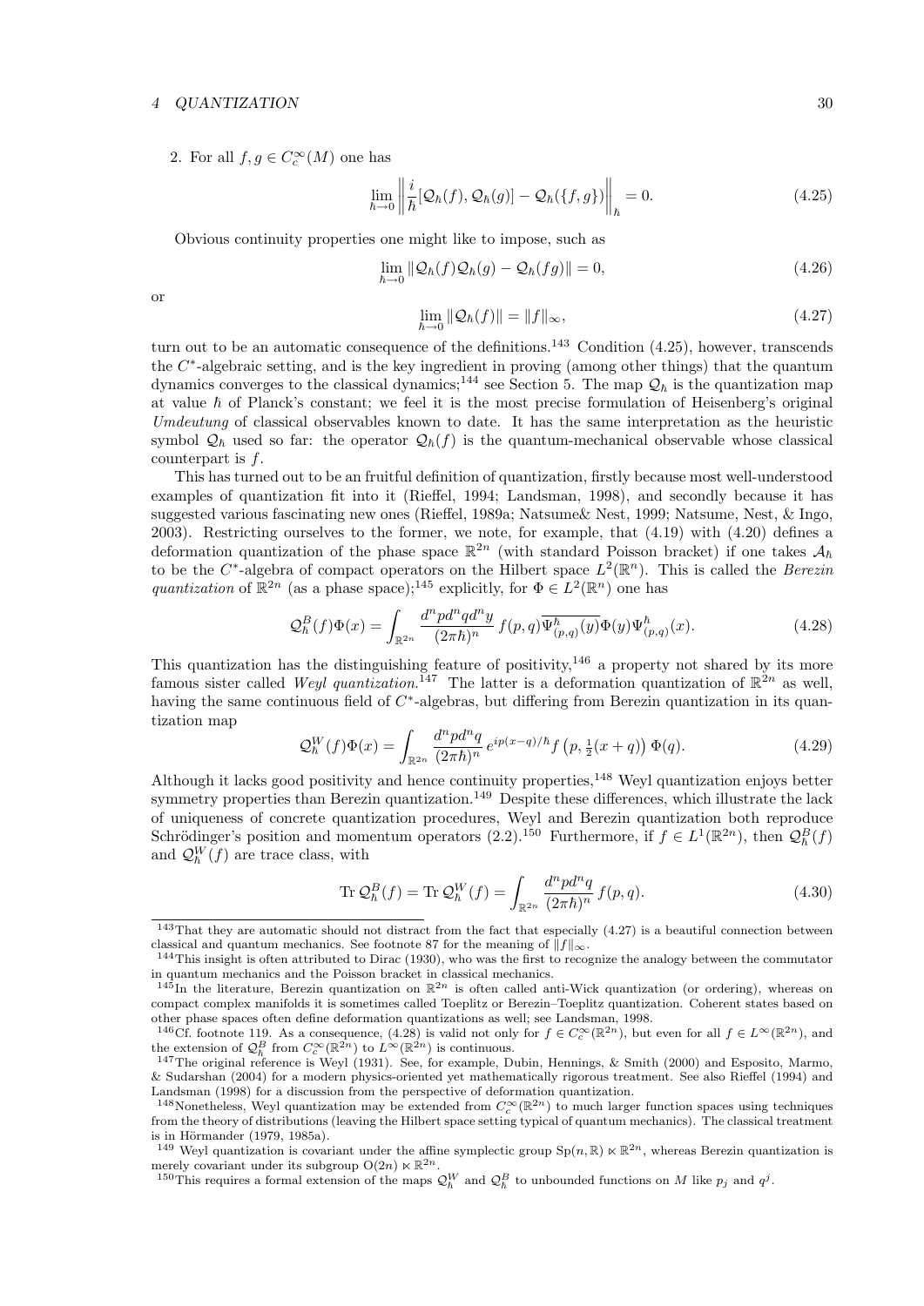2. For all $f, g \in C_c^\infty(M)$ one has

$$\lim_{\hbar \to 0} \left\| \frac{i}{\hbar}[\mathcal{Q}_\hbar(f), \mathcal{Q}_\hbar(g)] - \mathcal{Q}_\hbar(\{f, g\}) \right\|_\hbar = 0. \tag{4.25}$$

Obvious continuity properties one might like to impose, such as

$$\lim_{\hbar \to 0} \|\mathcal{Q}_\hbar(f)\mathcal{Q}_\hbar(g) - \mathcal{Q}_\hbar(fg)\| = 0, \tag{4.26}$$

or

$$\lim_{\hbar \to 0} \|\mathcal{Q}_\hbar(f)\| = \|f\|_\infty, \tag{4.27}$$

turn out to be an automatic consequence of the definitions.[143] Condition (4.25), however, transcends the $C^*$-algebraic setting, and is the key ingredient in proving (among other things) that the quantum dynamics converges to the classical dynamics;[144] see Section 5. The map $\mathcal{Q}_\hbar$ is the quantization map at value $\hbar$ of Planck's constant; we feel it is the most precise formulation of Heisenberg's original *Umdeutung* of classical observables known to date. It has the same interpretation as the heuristic symbol $\mathcal{Q}_\hbar$ used so far: the operator $\mathcal{Q}_\hbar(f)$ is the quantum-mechanical observable whose classical counterpart is $f$.

This has turned out to be an fruitful definition of quantization, firstly because most well-understood examples of quantization fit into it (Rieffel, 1994; Landsman, 1998), and secondly because it has suggested various fascinating new ones (Rieffel, 1989a; Natsume& Nest, 1999; Natsume, Nest, & Ingo, 2003). Restricting ourselves to the former, we note, for example, that (4.19) with (4.20) defines a deformation quantization of the phase space $\mathbb{R}^{2n}$ (with standard Poisson bracket) if one takes $\mathcal{A}_\hbar$ to be the $C^*$-algebra of compact operators on the Hilbert space $L^2(\mathbb{R}^n)$. This is called the *Berezin quantization* of $\mathbb{R}^{2n}$ (as a phase space);[145] explicitly, for $\Phi \in L^2(\mathbb{R}^n)$ one has

$$\mathcal{Q}_\hbar^B(f)\Phi(x) = \int_{\mathbb{R}^{2n}} \frac{d^npd^nqd^ny}{(2\pi\hbar)^n}\, f(p,q)\overline{\Psi^\hbar_{(p,q)}(y)}\Phi(y)\Psi^\hbar_{(p,q)}(x). \tag{4.28}$$

This quantization has the distinguishing feature of positivity,[146] a property not shared by its more famous sister called *Weyl quantization*.[147] The latter is a deformation quantization of $\mathbb{R}^{2n}$ as well, having the same continuous field of $C^*$-algebras, but differing from Berezin quantization in its quantization map

$$\mathcal{Q}_\hbar^W(f)\Phi(x) = \int_{\mathbb{R}^{2n}} \frac{d^npd^nq}{(2\pi\hbar)^n}\, e^{ip(x-q)/\hbar} f\left(p, \tfrac{1}{2}(x+q)\right)\Phi(q). \tag{4.29}$$

Although it lacks good positivity and hence continuity properties,[148] Weyl quantization enjoys better symmetry properties than Berezin quantization.[149] Despite these differences, which illustrate the lack of uniqueness of concrete quantization procedures, Weyl and Berezin quantization both reproduce Schrödinger's position and momentum operators (2.2).[150] Furthermore, if $f \in L^1(\mathbb{R}^{2n})$, then $\mathcal{Q}_\hbar^B(f)$ and $\mathcal{Q}_\hbar^W(f)$ are trace class, with

$$\mathrm{Tr}\, \mathcal{Q}_\hbar^B(f) = \mathrm{Tr}\, \mathcal{Q}_\hbar^W(f) = \int_{\mathbb{R}^{2n}} \frac{d^npd^nq}{(2\pi\hbar)^n}\, f(p,q). \tag{4.30}$$

---

[143] That they are automatic should not distract from the fact that especially (4.27) is a beautiful connection between classical and quantum mechanics. See footnote 87 for the meaning of $\|f\|_\infty$.

[144] This insight is often attributed to Dirac (1930), who was the first to recognize the analogy between the commutator in quantum mechanics and the Poisson bracket in classical mechanics.

[145] In the literature, Berezin quantization on $\mathbb{R}^{2n}$ is often called anti-Wick quantization (or ordering), whereas on compact complex manifolds it is sometimes called Toeplitz or Berezin–Toeplitz quantization. Coherent states based on other phase spaces often define deformation quantizations as well; see Landsman, 1998.

[146] Cf. footnote 119. As a consequence, (4.28) is valid not only for $f \in C_c^\infty(\mathbb{R}^{2n})$, but even for all $f \in L^\infty(\mathbb{R}^{2n})$, and the extension of $\mathcal{Q}_\hbar^B$ from $C_c^\infty(\mathbb{R}^{2n})$ to $L^\infty(\mathbb{R}^{2n})$ is continuous.

[147] The original reference is Weyl (1931). See, for example, Dubin, Hennings, & Smith (2000) and Esposito, Marmo, & Sudarshan (2004) for a modern physics-oriented yet mathematically rigorous treatment. See also Rieffel (1994) and Landsman (1998) for a discussion from the perspective of deformation quantization.

[148] Nonetheless, Weyl quantization may be extended from $C_c^\infty(\mathbb{R}^{2n})$ to much larger function spaces using techniques from the theory of distributions (leaving the Hilbert space setting typical of quantum mechanics). The classical treatment is in Hörmander (1979, 1985a).

[149] Weyl quantization is covariant under the affine symplectic group $\mathrm{Sp}(n,\mathbb{R}) \ltimes \mathbb{R}^{2n}$, whereas Berezin quantization is merely covariant under its subgroup $\mathrm{O}(2n) \ltimes \mathbb{R}^{2n}$.

[150] This requires a formal extension of the maps $\mathcal{Q}_\hbar^W$ and $\mathcal{Q}_\hbar^B$ to unbounded functions on $M$ like $p_j$ and $q^j$.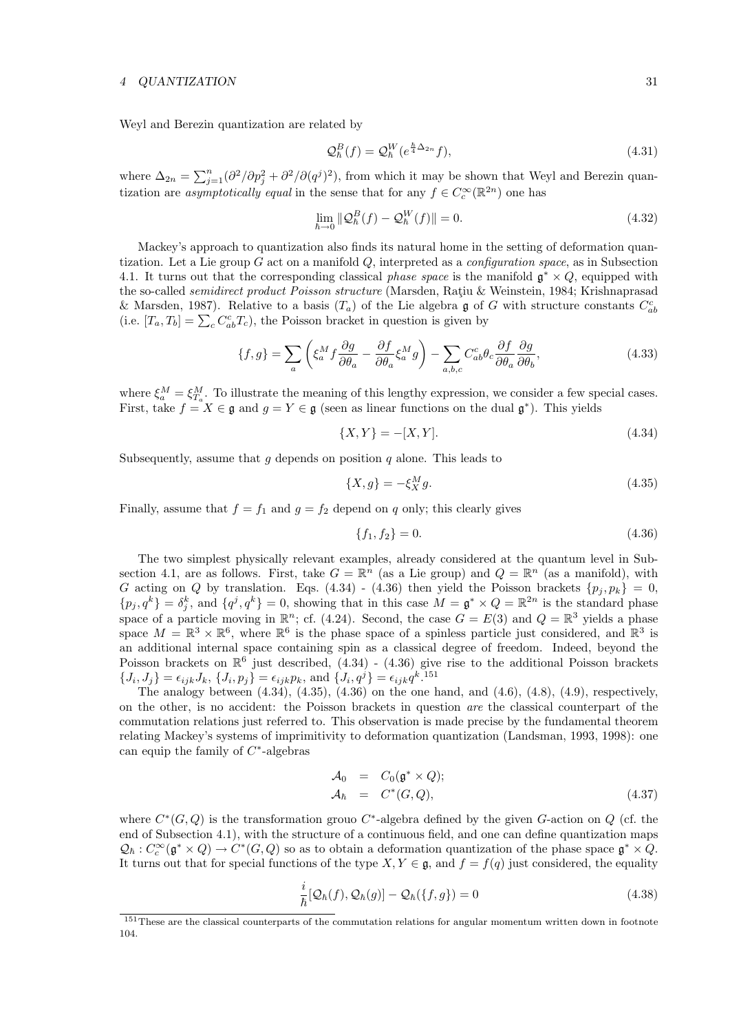Weyl and Berezin quantization are related by

$$\mathcal{Q}_\hbar^B(f) = \mathcal{Q}_\hbar^W(e^{\frac{\hbar}{4}\Delta_{2n}} f), \tag{4.31}$$

where $\Delta_{2n} = \sum_{j=1}^n (\partial^2/\partial p_j^2 + \partial^2/\partial (q^j)^2)$, from which it may be shown that Weyl and Berezin quantization are *asymptotically equal* in the sense that for any $f \in C_c^\infty(\mathbb{R}^{2n})$ one has

$$\lim_{\hbar \to 0} \|\mathcal{Q}_\hbar^B(f) - \mathcal{Q}_\hbar^W(f)\| = 0. \tag{4.32}$$

Mackey's approach to quantization also finds its natural home in the setting of deformation quantization. Let a Lie group $G$ act on a manifold $Q$, interpreted as a *configuration space*, as in Subsection 4.1. It turns out that the corresponding classical *phase space* is the manifold $\mathfrak{g}^* \times Q$, equipped with the so-called *semidirect product Poisson structure* (Marsden, Raţiu & Weinstein, 1984; Krishnaprasad & Marsden, 1987). Relative to a basis $(T_a)$ of the Lie algebra $\mathfrak{g}$ of $G$ with structure constants $C_{ab}^c$ (i.e. $[T_a, T_b] = \sum_c C_{ab}^c T_c$), the Poisson bracket in question is given by

$$\{f, g\} = \sum_a \left( \xi_a^M f \frac{\partial g}{\partial \theta_a} - \frac{\partial f}{\partial \theta_a} \xi_a^M g \right) - \sum_{a,b,c} C_{ab}^c \theta_c \frac{\partial f}{\partial \theta_a} \frac{\partial g}{\partial \theta_b}, \tag{4.33}$$

where $\xi_a^M = \xi_{T_a}^M$. To illustrate the meaning of this lengthy expression, we consider a few special cases. First, take $f = X \in \mathfrak{g}$ and $g = Y \in \mathfrak{g}$ (seen as linear functions on the dual $\mathfrak{g}^*$). This yields

$$\{X, Y\} = -[X, Y]. \tag{4.34}$$

Subsequently, assume that $g$ depends on position $q$ alone. This leads to

$$\{X, g\} = -\xi_X^M g. \tag{4.35}$$

Finally, assume that $f = f_1$ and $g = f_2$ depend on $q$ only; this clearly gives

$$\{f_1, f_2\} = 0. \tag{4.36}$$

The two simplest physically relevant examples, already considered at the quantum level in Subsection 4.1, are as follows. First, take $G = \mathbb{R}^n$ (as a Lie group) and $Q = \mathbb{R}^n$ (as a manifold), with $G$ acting on $Q$ by translation. Eqs. (4.34) - (4.36) then yield the Poisson brackets $\{p_j, p_k\} = 0$, $\{p_j, q^k\} = \delta_j^k$, and $\{q^j, q^k\} = 0$, showing that in this case $M = \mathfrak{g}^* \times Q = \mathbb{R}^{2n}$ is the standard phase space of a particle moving in $\mathbb{R}^n$; cf. (4.24). Second, the case $G = E(3)$ and $Q = \mathbb{R}^3$ yields a phase space $M = \mathbb{R}^3 \times \mathbb{R}^6$, where $\mathbb{R}^6$ is the phase space of a spinless particle just considered, and $\mathbb{R}^3$ is an additional internal space containing spin as a classical degree of freedom. Indeed, beyond the Poisson brackets on $\mathbb{R}^6$ just described, (4.34) - (4.36) give rise to the additional Poisson brackets $\{J_i, J_j\} = \epsilon_{ijk} J_k$, $\{J_i, p_j\} = \epsilon_{ijk} p_k$, and $\{J_i, q^j\} = \epsilon_{ijk} q^k$.[151]

The analogy between (4.34), (4.35), (4.36) on the one hand, and (4.6), (4.8), (4.9), respectively, on the other, is no accident: the Poisson brackets in question *are* the classical counterpart of the commutation relations just referred to. This observation is made precise by the fundamental theorem relating Mackey's systems of imprimitivity to deformation quantization (Landsman, 1993, 1998): one can equip the family of $C^*$-algebras

$$\begin{aligned} \mathcal{A}_0 &= C_0(\mathfrak{g}^* \times Q); \\ \mathcal{A}_\hbar &= C^*(G, Q), \end{aligned} \tag{4.37}$$

where $C^*(G, Q)$ is the transformation grouo $C^*$-algebra defined by the given $G$-action on $Q$ (cf. the end of Subsection 4.1), with the structure of a continuous field, and one can define quantization maps $\mathcal{Q}_\hbar : C_c^\infty(\mathfrak{g}^* \times Q) \to C^*(G, Q)$ so as to obtain a deformation quantization of the phase space $\mathfrak{g}^* \times Q$. It turns out that for special functions of the type $X, Y \in \mathfrak{g}$, and $f = f(q)$ just considered, the equality

$$\frac{i}{\hbar}[\mathcal{Q}_\hbar(f), \mathcal{Q}_\hbar(g)] - \mathcal{Q}_\hbar(\{f, g\}) = 0 \tag{4.38}$$

[151] These are the classical counterparts of the commutation relations for angular momentum written down in footnote 104.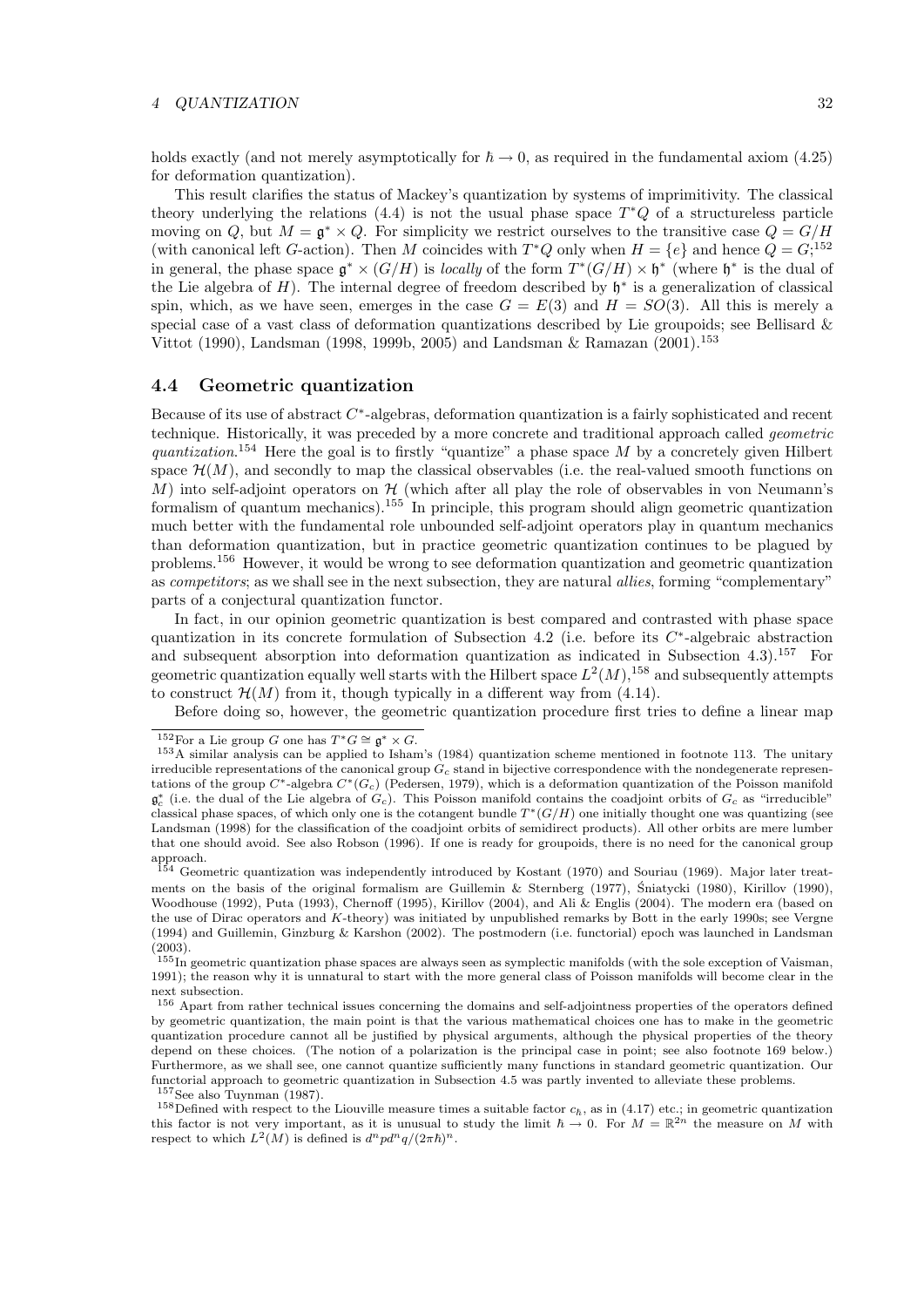holds exactly (and not merely asymptotically for $\hbar \to 0$, as required in the fundamental axiom (4.25) for deformation quantization).

This result clarifies the status of Mackey's quantization by systems of imprimitivity. The classical theory underlying the relations (4.4) is not the usual phase space $T^*Q$ of a structureless particle moving on $Q$, but $M = \mathfrak{g}^* \times Q$. For simplicity we restrict ourselves to the transitive case $Q = G/H$ (with canonical left $G$-action). Then $M$ coincides with $T^*Q$ only when $H = \{e\}$ and hence $Q = G$;[152] in general, the phase space $\mathfrak{g}^* \times (G/H)$ is *locally* of the form $T^*(G/H) \times \mathfrak{h}^*$ (where $\mathfrak{h}^*$ is the dual of the Lie algebra of $H$). The internal degree of freedom described by $\mathfrak{h}^*$ is a generalization of classical spin, which, as we have seen, emerges in the case $G = E(3)$ and $H = SO(3)$. All this is merely a special case of a vast class of deformation quantizations described by Lie groupoids; see Bellisard & Vittot (1990), Landsman (1998, 1999b, 2005) and Landsman & Ramazan (2001).[153]

## 4.4 Geometric quantization

Because of its use of abstract $C^*$-algebras, deformation quantization is a fairly sophisticated and recent technique. Historically, it was preceded by a more concrete and traditional approach called *geometric quantization*.[154] Here the goal is to firstly "quantize" a phase space $M$ by a concretely given Hilbert space $\mathcal{H}(M)$, and secondly to map the classical observables (i.e. the real-valued smooth functions on $M$) into self-adjoint operators on $\mathcal{H}$ (which after all play the role of observables in von Neumann's formalism of quantum mechanics).[155] In principle, this program should align geometric quantization much better with the fundamental role unbounded self-adjoint operators play in quantum mechanics than deformation quantization, but in practice geometric quantization continues to be plagued by problems.[156] However, it would be wrong to see deformation quantization and geometric quantization as *competitors*; as we shall see in the next subsection, they are natural *allies*, forming "complementary" parts of a conjectural quantization functor.

In fact, in our opinion geometric quantization is best compared and contrasted with phase space quantization in its concrete formulation of Subsection 4.2 (i.e. before its $C^*$-algebraic abstraction and subsequent absorption into deformation quantization as indicated in Subsection 4.3).[157] For geometric quantization equally well starts with the Hilbert space $L^2(M)$,[158] and subsequently attempts to construct $\mathcal{H}(M)$ from it, though typically in a different way from (4.14).

Before doing so, however, the geometric quantization procedure first tries to define a linear map

---

[152] For a Lie group $G$ one has $T^*G \cong \mathfrak{g}^* \times G$.

[153] A similar analysis can be applied to Isham's (1984) quantization scheme mentioned in footnote 113. The unitary irreducible representations of the canonical group $G_c$ stand in bijective correspondence with the nondegenerate representations of the group $C^*$-algebra $C^*(G_c)$ (Pedersen, 1979), which is a deformation quantization of the Poisson manifold $\mathfrak{g}_c^*$ (i.e. the dual of the Lie algebra of $G_c$). This Poisson manifold contains the coadjoint orbits of $G_c$ as "irreducible" classical phase spaces, of which only one is the cotangent bundle $T^*(G/H)$ one initially thought one was quantizing (see Landsman (1998) for the classification of the coadjoint orbits of semidirect products). All other orbits are mere lumber that one should avoid. See also Robson (1996). If one is ready for groupoids, there is no need for the canonical group approach.

[154] Geometric quantization was independently introduced by Kostant (1970) and Souriau (1969). Major later treatments on the basis of the original formalism are Guillemin & Sternberg (1977), Śniatycki (1980), Kirillov (1990), Woodhouse (1992), Puta (1993), Chernoff (1995), Kirillov (2004), and Ali & Englis (2004). The modern era (based on the use of Dirac operators and $K$-theory) was initiated by unpublished remarks by Bott in the early 1990s; see Vergne (1994) and Guillemin, Ginzburg & Karshon (2002). The postmodern (i.e. functorial) epoch was launched in Landsman (2003).

[155] In geometric quantization phase spaces are always seen as symplectic manifolds (with the sole exception of Vaisman, 1991); the reason why it is unnatural to start with the more general class of Poisson manifolds will become clear in the next subsection.

[156] Apart from rather technical issues concerning the domains and self-adjointness properties of the operators defined by geometric quantization, the main point is that the various mathematical choices one has to make in the geometric quantization procedure cannot all be justified by physical arguments, although the physical properties of the theory depend on these choices. (The notion of a polarization is the principal case in point; see also footnote 169 below.) Furthermore, as we shall see, one cannot quantize sufficiently many functions in standard geometric quantization. Our functorial approach to geometric quantization in Subsection 4.5 was partly invented to alleviate these problems.

[157] See also Tuynman (1987).

[158] Defined with respect to the Liouville measure times a suitable factor $c_\hbar$, as in (4.17) etc.; in geometric quantization this factor is not very important, as it is unusual to study the limit $\hbar \to 0$. For $M = \mathbb{R}^{2n}$ the measure on $M$ with respect to which $L^2(M)$ is defined is $d^n p d^n q/(2\pi\hbar)^n$.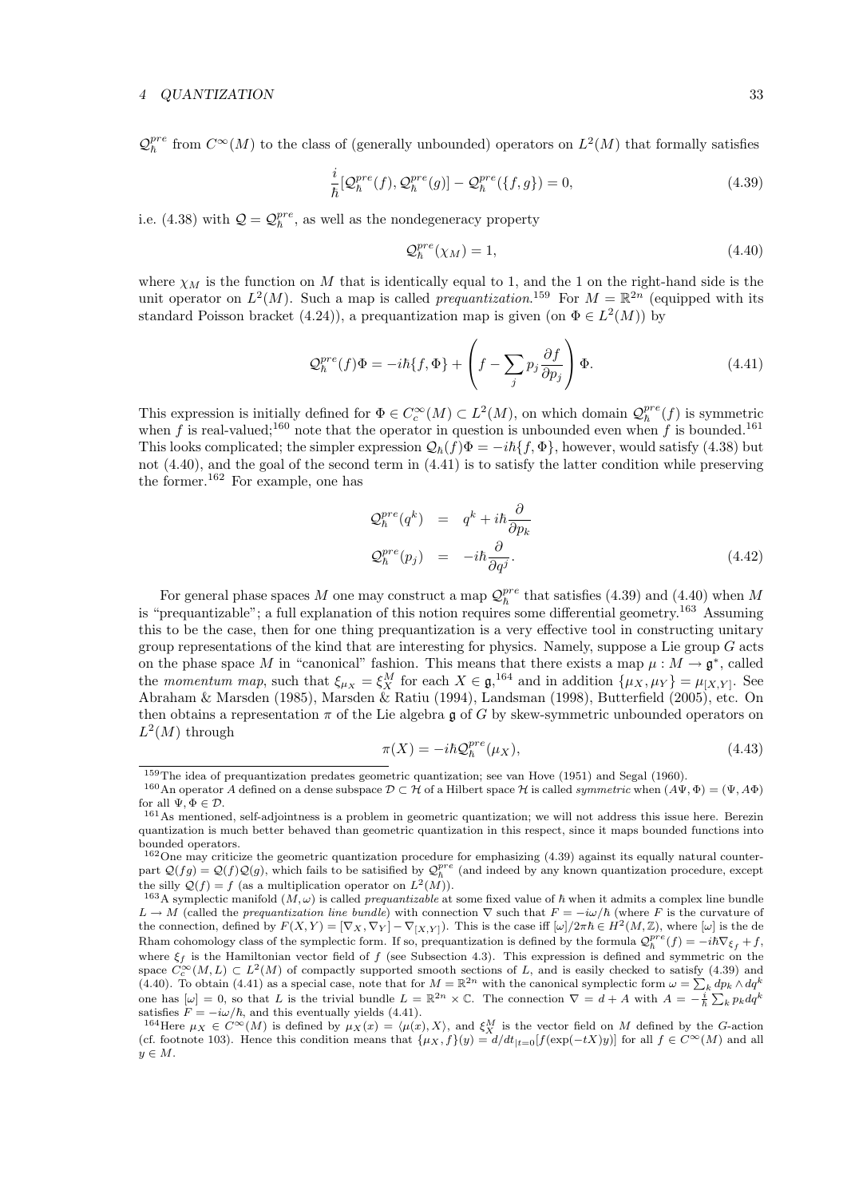$\mathcal{Q}_\hbar^{pre}$ from $C^\infty(M)$ to the class of (generally unbounded) operators on $L^2(M)$ that formally satisfies

$$\frac{i}{\hbar}[\mathcal{Q}_\hbar^{pre}(f), \mathcal{Q}_\hbar^{pre}(g)] - \mathcal{Q}_\hbar^{pre}(\{f,g\}) = 0, \tag{4.39}$$

i.e. (4.38) with $\mathcal{Q} = \mathcal{Q}_\hbar^{pre}$, as well as the nondegeneracy property

$$\mathcal{Q}_\hbar^{pre}(\chi_M) = 1, \tag{4.40}$$

where $\chi_M$ is the function on $M$ that is identically equal to 1, and the 1 on the right-hand side is the unit operator on $L^2(M)$. Such a map is called *prequantization*.[159] For $M = \mathbb{R}^{2n}$ (equipped with its standard Poisson bracket (4.24)), a prequantization map is given (on $\Phi \in L^2(M)$) by

$$\mathcal{Q}_\hbar^{pre}(f)\Phi = -i\hbar\{f, \Phi\} + \left(f - \sum_j p_j \frac{\partial f}{\partial p_j}\right)\Phi. \tag{4.41}$$

This expression is initially defined for $\Phi \in C_c^\infty(M) \subset L^2(M)$, on which domain $\mathcal{Q}_\hbar^{pre}(f)$ is symmetric when $f$ is real-valued;[160] note that the operator in question is unbounded even when $f$ is bounded.[161] This looks complicated; the simpler expression $\mathcal{Q}_\hbar(f)\Phi = -i\hbar\{f, \Phi\}$, however, would satisfy (4.38) but not (4.40), and the goal of the second term in (4.41) is to satisfy the latter condition while preserving the former.[162] For example, one has

$$\begin{aligned}
\mathcal{Q}_\hbar^{pre}(q^k) &= q^k + i\hbar\frac{\partial}{\partial p_k} \\
\mathcal{Q}_\hbar^{pre}(p_j) &= -i\hbar\frac{\partial}{\partial q^j}.
\end{aligned} \tag{4.42}$$

For general phase spaces $M$ one may construct a map $\mathcal{Q}_\hbar^{pre}$ that satisfies (4.39) and (4.40) when $M$ is "prequantizable"; a full explanation of this notion requires some differential geometry.[163] Assuming this to be the case, then for one thing prequantization is a very effective tool in constructing unitary group representations of the kind that are interesting for physics. Namely, suppose a Lie group $G$ acts on the phase space $M$ in "canonical" fashion. This means that there exists a map $\mu : M \to \mathfrak{g}^*$, called the *momentum map*, such that $\xi_{\mu_X} = \xi_X^M$ for each $X \in \mathfrak{g}$,[164] and in addition $\{\mu_X, \mu_Y\} = \mu_{[X,Y]}$. See Abraham & Marsden (1985), Marsden & Ratiu (1994), Landsman (1998), Butterfield (2005), etc. On then obtains a representation $\pi$ of the Lie algebra $\mathfrak{g}$ of $G$ by skew-symmetric unbounded operators on $L^2(M)$ through

$$\pi(X) = -i\hbar\mathcal{Q}_\hbar^{pre}(\mu_X), \tag{4.43}$$

---

[159] The idea of prequantization predates geometric quantization; see van Hove (1951) and Segal (1960).

[160] An operator $A$ defined on a dense subspace $\mathcal{D} \subset \mathcal{H}$ of a Hilbert space $\mathcal{H}$ is called *symmetric* when $(A\Psi, \Phi) = (\Psi, A\Phi)$ for all $\Psi, \Phi \in \mathcal{D}$.

[161] As mentioned, self-adjointness is a problem in geometric quantization; we will not address this issue here. Berezin quantization is much better behaved than geometric quantization in this respect, since it maps bounded functions into bounded operators.

[162] One may criticize the geometric quantization procedure for emphasizing (4.39) against its equally natural counterpart $\mathcal{Q}(fg) = \mathcal{Q}(f)\mathcal{Q}(g)$, which fails to be satisified by $\mathcal{Q}_\hbar^{pre}$ (and indeed by any known quantization procedure, except the silly $\mathcal{Q}(f) = f$ (as a multiplication operator on $L^2(M)$).

[163] A symplectic manifold $(M, \omega)$ is called *prequantizable* at some fixed value of $\hbar$ when it admits a complex line bundle $L \to M$ (called the *prequantization line bundle*) with connection $\nabla$ such that $F = -i\omega/\hbar$ (where $F$ is the curvature of the connection, defined by $F(X,Y) = [\nabla_X, \nabla_Y] - \nabla_{[X,Y]}$). This is the case iff $[\omega]/2\pi\hbar \in H^2(M, \mathbb{Z})$, where $[\omega]$ is the de Rham cohomology class of the symplectic form. If so, prequantization is defined by the formula $\mathcal{Q}_\hbar^{pre}(f) = -i\hbar\nabla_{\xi_f} + f$, where $\xi_f$ is the Hamiltonian vector field of $f$ (see Subsection 4.3). This expression is defined and symmetric on the space $C_c^\infty(M, L) \subset L^2(M)$ of compactly supported smooth sections of $L$, and is easily checked to satisfy (4.39) and (4.40). To obtain (4.41) as a special case, note that for $M = \mathbb{R}^{2n}$ with the canonical symplectic form $\omega = \sum_k dp_k \wedge dq^k$ one has $[\omega] = 0$, so that $L$ is the trivial bundle $L = \mathbb{R}^{2n} \times \mathbb{C}$. The connection $\nabla = d + A$ with $A = -\frac{i}{\hbar}\sum_k p_k dq^k$ satisfies $F = -i\omega/\hbar$, and this eventually yields (4.41).

[164] Here $\mu_X \in C^\infty(M)$ is defined by $\mu_X(x) = \langle \mu(x), X \rangle$, and $\xi_X^M$ is the vector field on $M$ defined by the $G$-action (cf. footnote 103). Hence this condition means that $\{\mu_X, f\}(y) = d/dt_{|t=0}[f(\exp(-tX)y)]$ for all $f \in C^\infty(M)$ and all $y \in M$.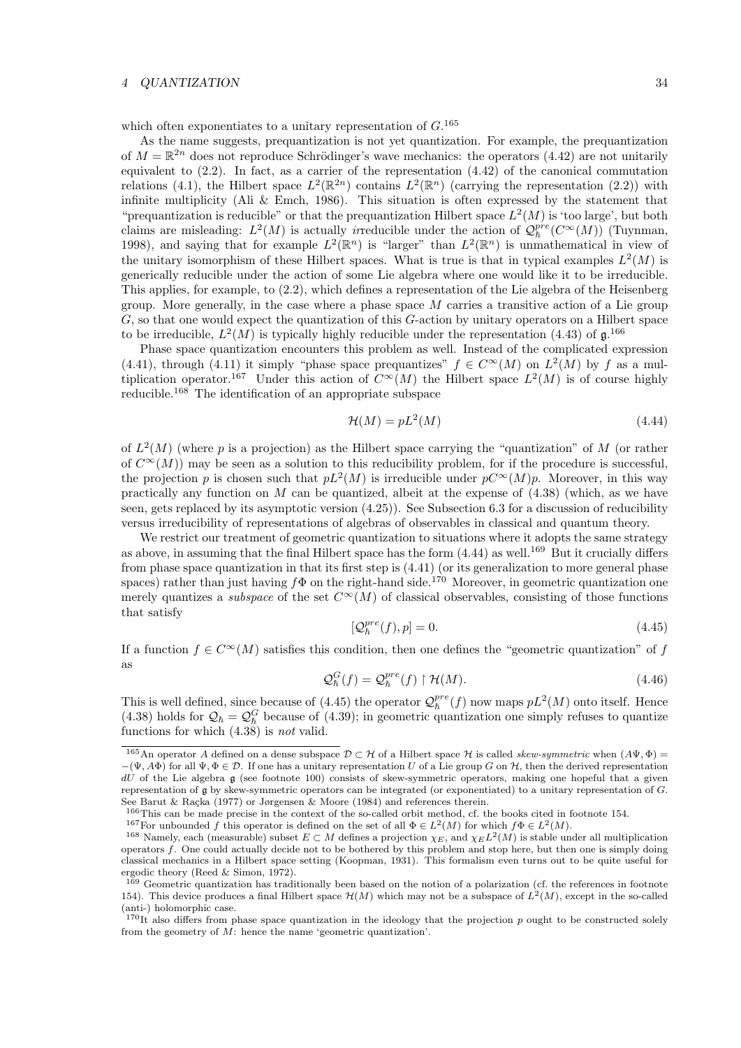which often exponentiates to a unitary representation of $G$.[165]

As the name suggests, prequantization is not yet quantization. For example, the prequantization of $M = \mathbb{R}^{2n}$ does not reproduce Schrödinger's wave mechanics: the operators (4.42) are not unitarily equivalent to (2.2). In fact, as a carrier of the representation (4.42) of the canonical commutation relations (4.1), the Hilbert space $L^2(\mathbb{R}^{2n})$ contains $L^2(\mathbb{R}^n)$ (carrying the representation (2.2)) with infinite multiplicity (Ali & Emch, 1986). This situation is often expressed by the statement that "prequantization is reducible" or that the prequantization Hilbert space $L^2(M)$ is 'too large', but both claims are misleading: $L^2(M)$ is actually *ir*reducible under the action of $\mathcal{Q}_\hbar^{pre}(C^\infty(M))$ (Tuynman, 1998), and saying that for example $L^2(\mathbb{R}^n)$ is "larger" than $L^2(\mathbb{R}^n)$ is unmathematical in view of the unitary isomorphism of these Hilbert spaces. What is true is that in typical examples $L^2(M)$ is generically reducible under the action of some Lie algebra where one would like it to be irreducible. This applies, for example, to (2.2), which defines a representation of the Lie algebra of the Heisenberg group. More generally, in the case where a phase space $M$ carries a transitive action of a Lie group $G$, so that one would expect the quantization of this $G$-action by unitary operators on a Hilbert space to be irreducible, $L^2(M)$ is typically highly reducible under the representation (4.43) of $\mathfrak{g}$.[166]

Phase space quantization encounters this problem as well. Instead of the complicated expression (4.41), through (4.11) it simply "phase space prequantizes" $f \in C^\infty(M)$ on $L^2(M)$ by $f$ as a multiplication operator.[167] Under this action of $C^\infty(M)$ the Hilbert space $L^2(M)$ is of course highly reducible.[168] The identification of an appropriate subspace

$$\mathcal{H}(M) = pL^2(M) \tag{4.44}$$

of $L^2(M)$ (where $p$ is a projection) as the Hilbert space carrying the "quantization" of $M$ (or rather of $C^\infty(M)$) may be seen as a solution to this reducibility problem, for if the procedure is successful, the projection $p$ is chosen such that $pL^2(M)$ is irreducible under $pC^\infty(M)p$. Moreover, in this way practically any function on $M$ can be quantized, albeit at the expense of (4.38) (which, as we have seen, gets replaced by its asymptotic version (4.25)). See Subsection 6.3 for a discussion of reducibility versus irreducibility of representations of algebras of observables in classical and quantum theory.

We restrict our treatment of geometric quantization to situations where it adopts the same strategy as above, in assuming that the final Hilbert space has the form (4.44) as well.[169] But it crucially differs from phase space quantization in that its first step is (4.41) (or its generalization to more general phase spaces) rather than just having $f\Phi$ on the right-hand side.[170] Moreover, in geometric quantization one merely quantizes a *subspace* of the set $C^\infty(M)$ of classical observables, consisting of those functions that satisfy

$$[\mathcal{Q}_\hbar^{pre}(f), p] = 0. \tag{4.45}$$

If a function $f \in C^\infty(M)$ satisfies this condition, then one defines the "geometric quantization" of $f$ as

$$\mathcal{Q}_\hbar^G(f) = \mathcal{Q}_\hbar^{pre}(f) \upharpoonright \mathcal{H}(M). \tag{4.46}$$

This is well defined, since because of (4.45) the operator $\mathcal{Q}_\hbar^{pre}(f)$ now maps $pL^2(M)$ onto itself. Hence (4.38) holds for $\mathcal{Q}_\hbar = \mathcal{Q}_\hbar^G$ because of (4.39); in geometric quantization one simply refuses to quantize functions for which (4.38) is *not* valid.

---

[165] An operator $A$ defined on a dense subspace $\mathcal{D} \subset \mathcal{H}$ of a Hilbert space $\mathcal{H}$ is called *skew-symmetric* when $(A\Psi, \Phi) = -(\Psi, A\Phi)$ for all $\Psi, \Phi \in \mathcal{D}$. If one has a unitary representation $U$ of a Lie group $G$ on $\mathcal{H}$, then the derived representation $dU$ of the Lie algebra $\mathfrak{g}$ (see footnote 100) consists of skew-symmetric operators, making one hopeful that a given representation of $\mathfrak{g}$ by skew-symmetric operators can be integrated (or exponentiated) to a unitary representation of $G$. See Barut & Raçka (1977) or Jørgensen & Moore (1984) and references therein.

[166] This can be made precise in the context of the so-called orbit method, cf. the books cited in footnote 154.

[167] For unbounded $f$ this operator is defined on the set of all $\Phi \in L^2(M)$ for which $f\Phi \in L^2(M)$.

[168] Namely, each (measurable) subset $E \subset M$ defines a projection $\chi_E$, and $\chi_E L^2(M)$ is stable under all multiplication operators $f$. One could actually decide not to be bothered by this problem and stop here, but then one is simply doing classical mechanics in a Hilbert space setting (Koopman, 1931). This formalism even turns out to be quite useful for ergodic theory (Reed & Simon, 1972).

[169] Geometric quantization has traditionally been based on the notion of a polarization (cf. the references in footnote 154). This device produces a final Hilbert space $\mathcal{H}(M)$ which may not be a subspace of $L^2(M)$, except in the so-called (anti-) holomorphic case.

[170] It also differs from phase space quantization in the ideology that the projection $p$ ought to be constructed solely from the geometry of $M$: hence the name 'geometric quantization'.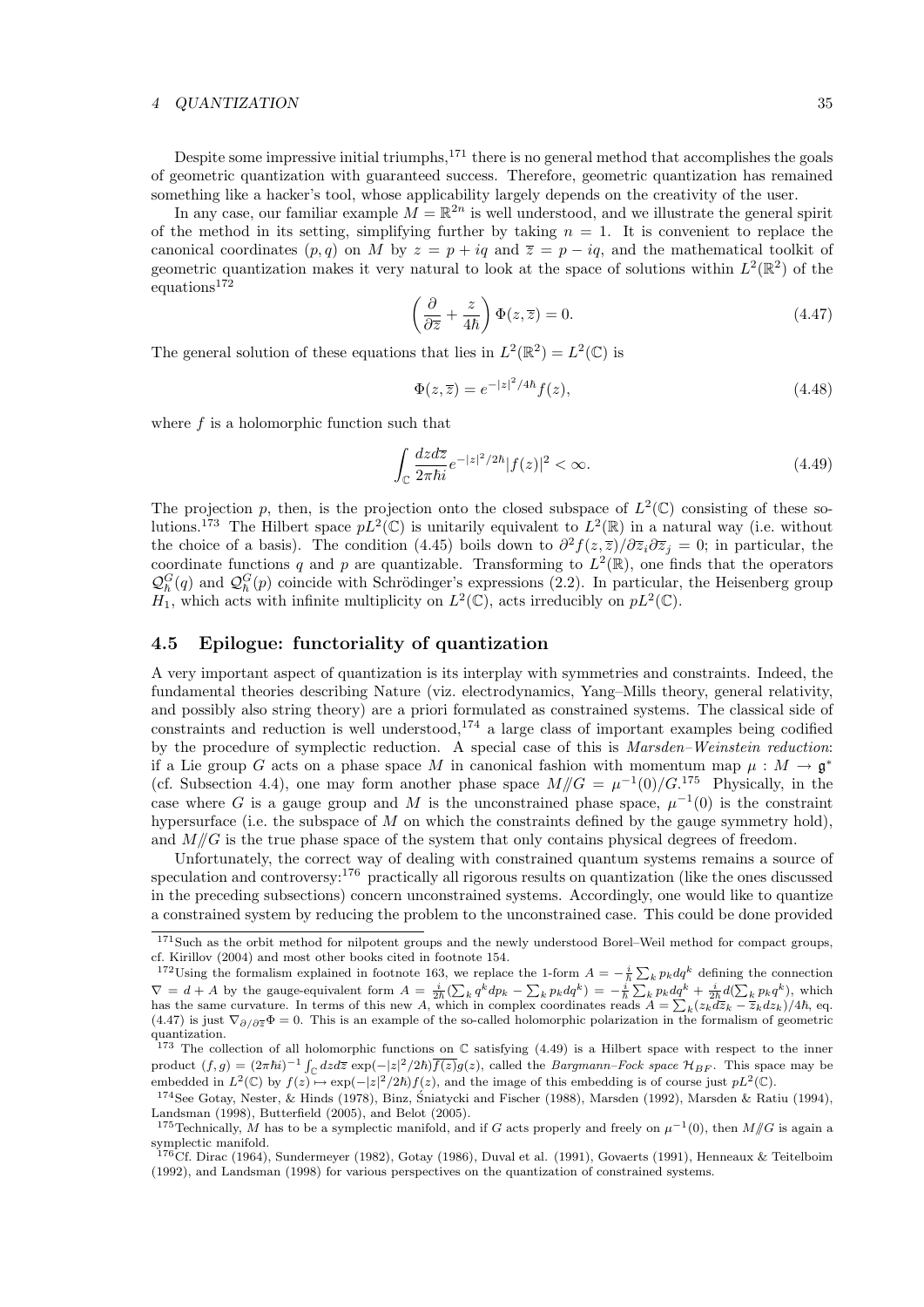Despite some impressive initial triumphs,[171] there is no general method that accomplishes the goals of geometric quantization with guaranteed success. Therefore, geometric quantization has remained something like a hacker's tool, whose applicability largely depends on the creativity of the user.

In any case, our familiar example $M = \mathbb{R}^{2n}$ is well understood, and we illustrate the general spirit of the method in its setting, simplifying further by taking $n = 1$. It is convenient to replace the canonical coordinates $(p, q)$ on $M$ by $z = p + iq$ and $\overline{z} = p - iq$, and the mathematical toolkit of geometric quantization makes it very natural to look at the space of solutions within $L^2(\mathbb{R}^2)$ of the equations[172]

$$\left(\frac{\partial}{\partial \overline{z}} + \frac{z}{4\hbar}\right)\Phi(z, \overline{z}) = 0. \tag{4.47}$$

The general solution of these equations that lies in $L^2(\mathbb{R}^2) = L^2(\mathbb{C})$ is

$$\Phi(z, \overline{z}) = e^{-|z|^2/4\hbar} f(z), \tag{4.48}$$

where $f$ is a holomorphic function such that

$$\int_{\mathbb{C}} \frac{dz d\overline{z}}{2\pi\hbar i} e^{-|z|^2/2\hbar} |f(z)|^2 < \infty. \tag{4.49}$$

The projection $p$, then, is the projection onto the closed subspace of $L^2(\mathbb{C})$ consisting of these solutions.[173] The Hilbert space $pL^2(\mathbb{C})$ is unitarily equivalent to $L^2(\mathbb{R})$ in a natural way (i.e. without the choice of a basis). The condition (4.45) boils down to $\partial^2 f(z, \overline{z})/\partial \overline{z}_i \partial \overline{z}_j = 0$; in particular, the coordinate functions $q$ and $p$ are quantizable. Transforming to $L^2(\mathbb{R})$, one finds that the operators $\mathcal{Q}_\hbar^G(q)$ and $\mathcal{Q}_\hbar^G(p)$ coincide with Schrödinger's expressions (2.2). In particular, the Heisenberg group $H_1$, which acts with infinite multiplicity on $L^2(\mathbb{C})$, acts irreducibly on $pL^2(\mathbb{C})$.

## 4.5 Epilogue: functoriality of quantization

A very important aspect of quantization is its interplay with symmetries and constraints. Indeed, the fundamental theories describing Nature (viz. electrodynamics, Yang–Mills theory, general relativity, and possibly also string theory) are a priori formulated as constrained systems. The classical side of constraints and reduction is well understood,[174] a large class of important examples being codified by the procedure of symplectic reduction. A special case of this is *Marsden–Weinstein reduction*: if a Lie group $G$ acts on a phase space $M$ in canonical fashion with momentum map $\mu : M \to \mathfrak{g}^*$ (cf. Subsection 4.4), one may form another phase space $M/\!/G = \mu^{-1}(0)/G$.[175] Physically, in the case where $G$ is a gauge group and $M$ is the unconstrained phase space, $\mu^{-1}(0)$ is the constraint hypersurface (i.e. the subspace of $M$ on which the constraints defined by the gauge symmetry hold), and $M/\!/G$ is the true phase space of the system that only contains physical degrees of freedom.

Unfortunately, the correct way of dealing with constrained quantum systems remains a source of speculation and controversy:[176] practically all rigorous results on quantization (like the ones discussed in the preceding subsections) concern unconstrained systems. Accordingly, one would like to quantize a constrained system by reducing the problem to the unconstrained case. This could be done provided

---

[171] Such as the orbit method for nilpotent groups and the newly understood Borel–Weil method for compact groups, cf. Kirillov (2004) and most other books cited in footnote 154.

[172] Using the formalism explained in footnote 163, we replace the 1-form $A = -\frac{i}{\hbar}\sum_k p_k dq^k$ defining the connection $\nabla = d + A$ by the gauge-equivalent form $A = \frac{i}{2\hbar}(\sum_k q^k dp_k - \sum_k p_k dq^k) = -\frac{i}{\hbar}\sum_k p_k dq^k + \frac{i}{2\hbar} d(\sum_k p_k q^k)$, which has the same curvature. In terms of this new $A$, which in complex coordinates reads $A = \sum_k (z_k d\overline{z}_k - \overline{z}_k dz_k)/4\hbar$, eq. (4.47) is just $\nabla_{\partial/\partial\overline{z}}\Phi = 0$. This is an example of the so-called holomorphic polarization in the formalism of geometric quantization.

[173] The collection of all holomorphic functions on $\mathbb{C}$ satisfying (4.49) is a Hilbert space with respect to the inner product $(f, g) = (2\pi\hbar i)^{-1}\int_{\mathbb{C}} dz d\overline{z} \exp(-|z|^2/2\hbar)\overline{f(z)} g(z)$, called the *Bargmann–Fock space* $\mathcal{H}_{BF}$. This space may be embedded in $L^2(\mathbb{C})$ by $f(z) \mapsto \exp(-|z|^2/2\hbar) f(z)$, and the image of this embedding is of course just $pL^2(\mathbb{C})$.

[174] See Gotay, Nester, & Hinds (1978), Binz, Śniatycki and Fischer (1988), Marsden (1992), Marsden & Ratiu (1994), Landsman (1998), Butterfield (2005), and Belot (2005).

[175] Technically, $M$ has to be a symplectic manifold, and if $G$ acts properly and freely on $\mu^{-1}(0)$, then $M/\!/G$ is again a symplectic manifold.

[176] Cf. Dirac (1964), Sundermeyer (1982), Gotay (1986), Duval et al. (1991), Govaerts (1991), Henneaux & Teitelboim (1992), and Landsman (1998) for various perspectives on the quantization of constrained systems.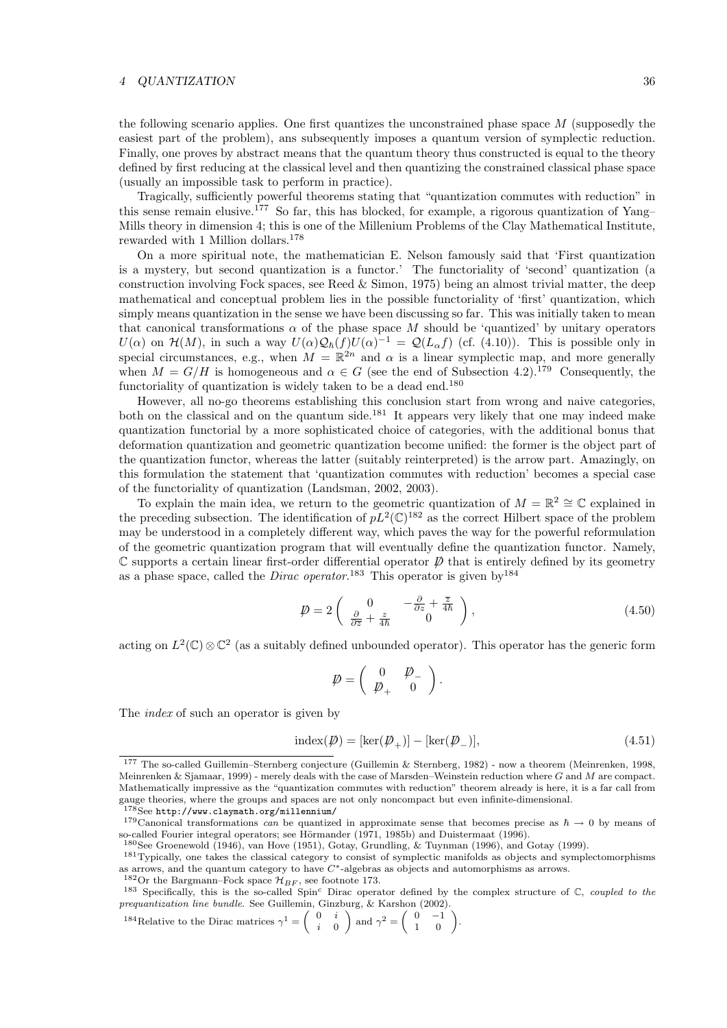the following scenario applies. One first quantizes the unconstrained phase space $M$ (supposedly the easiest part of the problem), ans subsequently imposes a quantum version of symplectic reduction. Finally, one proves by abstract means that the quantum theory thus constructed is equal to the theory defined by first reducing at the classical level and then quantizing the constrained classical phase space (usually an impossible task to perform in practice).

Tragically, sufficiently powerful theorems stating that "quantization commutes with reduction" in this sense remain elusive.[177] So far, this has blocked, for example, a rigorous quantization of Yang–Mills theory in dimension 4; this is one of the Millenium Problems of the Clay Mathematical Institute, rewarded with 1 Million dollars.[178]

On a more spiritual note, the mathematician E. Nelson famously said that 'First quantization is a mystery, but second quantization is a functor.' The functoriality of 'second' quantization (a construction involving Fock spaces, see Reed & Simon, 1975) being an almost trivial matter, the deep mathematical and conceptual problem lies in the possible functoriality of 'first' quantization, which simply means quantization in the sense we have been discussing so far. This was initially taken to mean that canonical transformations $\alpha$ of the phase space $M$ should be 'quantized' by unitary operators $U(\alpha)$ on $\mathcal{H}(M)$, in such a way $U(\alpha)\mathcal{Q}_\hbar(f)U(\alpha)^{-1} = \mathcal{Q}(L_\alpha f)$ (cf. (4.10)). This is possible only in special circumstances, e.g., when $M = \mathbb{R}^{2n}$ and $\alpha$ is a linear symplectic map, and more generally when $M = G/H$ is homogeneous and $\alpha \in G$ (see the end of Subsection 4.2).[179] Consequently, the functoriality of quantization is widely taken to be a dead end.[180]

However, all no-go theorems establishing this conclusion start from wrong and naive categories, both on the classical and on the quantum side.[181] It appears very likely that one may indeed make quantization functorial by a more sophisticated choice of categories, with the additional bonus that deformation quantization and geometric quantization become unified: the former is the object part of the quantization functor, whereas the latter (suitably reinterpreted) is the arrow part. Amazingly, on this formulation the statement that 'quantization commutes with reduction' becomes a special case of the functoriality of quantization (Landsman, 2002, 2003).

To explain the main idea, we return to the geometric quantization of $M = \mathbb{R}^2 \cong \mathbb{C}$ explained in the preceding subsection. The identification of $pL^2(\mathbb{C})$[182] as the correct Hilbert space of the problem may be understood in a completely different way, which paves the way for the powerful reformulation of the geometric quantization program that will eventually define the quantization functor. Namely, $\mathbb{C}$ supports a certain linear first-order differential operator $\not{D}$ that is entirely defined by its geometry as a phase space, called the *Dirac operator*.[183] This operator is given by[184]

$$\not{D} = 2 \begin{pmatrix} 0 & -\frac{\partial}{\partial z} + \frac{\bar{z}}{4\hbar} \\ \frac{\partial}{\partial \bar{z}} + \frac{z}{4\hbar} & 0 \end{pmatrix}, \tag{4.50}$$

acting on $L^2(\mathbb{C}) \otimes \mathbb{C}^2$ (as a suitably defined unbounded operator). This operator has the generic form

$$\not{D} = \begin{pmatrix} 0 & \not{D}_- \\ \not{D}_+ & 0 \end{pmatrix}.$$

The *index* of such an operator is given by

$$\text{index}(\not{D}) = [\ker(\not{D}_+)] - [\ker(\not{D}_-)], \tag{4.51}$$

---

[177] The so-called Guillemin–Sternberg conjecture (Guillemin & Sternberg, 1982) - now a theorem (Meinrenken, 1998, Meinrenken & Sjamaar, 1999) - merely deals with the case of Marsden–Weinstein reduction where $G$ and $M$ are compact. Mathematically impressive as the "quantization commutes with reduction" theorem already is here, it is a far call from gauge theories, where the groups and spaces are not only noncompact but even infinite-dimensional.

[178] See `http://www.claymath.org/millennium/`

[179] Canonical transformations *can* be quantized in approximate sense that becomes precise as $\hbar \to 0$ by means of so-called Fourier integral operators; see Hörmander (1971, 1985b) and Duistermaat (1996).

[180] See Groenewold (1946), van Hove (1951), Gotay, Grundling, & Tuynman (1996), and Gotay (1999).

[181] Typically, one takes the classical category to consist of symplectic manifolds as objects and symplectomorphisms as arrows, and the quantum category to have $C^*$-algebras as objects and automorphisms as arrows.

[182] Or the Bargmann–Fock space $\mathcal{H}_{BF}$, see footnote 173.

[183] Specifically, this is the so-called Spin$^c$ Dirac operator defined by the complex structure of $\mathbb{C}$, *coupled to the prequantization line bundle*. See Guillemin, Ginzburg, & Karshon (2002).

[184] Relative to the Dirac matrices $\gamma^1 = \begin{pmatrix} 0 & i \\ i & 0 \end{pmatrix}$ and $\gamma^2 = \begin{pmatrix} 0 & -1 \\ 1 & 0 \end{pmatrix}$.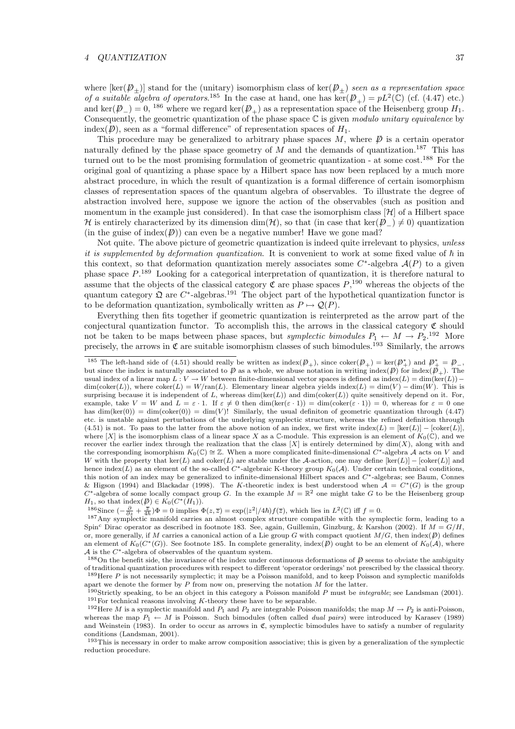where $[\ker(\not{D}_\pm)]$ stand for the (unitary) isomorphism class of $\ker(\not{D}_\pm)$ *seen as a representation space of a suitable algebra of operators*.[185] In the case at hand, one has $\ker(\not{D}_+) = pL^2(\mathbb{C})$ (cf. (4.47) etc.) and $\ker(\not{D}_-) = 0$, [186] where we regard $\ker(\not{D}_+)$ as a representation space of the Heisenberg group $H_1$. Consequently, the geometric quantization of the phase space $\mathbb{C}$ is given *modulo unitary equivalence* by $\text{index}(\not{D})$, seen as a "formal difference" of representation spaces of $H_1$.

This procedure may be generalized to arbitrary phase spaces $M$, where $\not{D}$ is a certain operator naturally defined by the phase space geometry of $M$ and the demands of quantization.[187] This has turned out to be the most promising formulation of geometric quantization - at some cost.[188] For the original goal of quantizing a phase space by a Hilbert space has now been replaced by a much more abstract procedure, in which the result of quantization is a formal difference of certain isomorphism classes of representation spaces of the quantum algebra of observables. To illustrate the degree of abstraction involved here, suppose we ignore the action of the observables (such as position and momentum in the example just considered). In that case the isomorphism class $[\mathcal{H}]$ of a Hilbert space $\mathcal{H}$ is entirely characterized by its dimension $\dim(\mathcal{H})$, so that (in case that $\ker(\not{D}_-) \neq 0$) quantization (in the guise of $\text{index}(\not{D})$) can even be a negative number! Have we gone mad?

Not quite. The above picture of geometric quantization is indeed quite irrelevant to physics, *unless it is supplemented by deformation quantization*. It is convenient to work at some fixed value of $\hbar$ in this context, so that deformation quantization merely associates some $C^*$-algebra $\mathcal{A}(P)$ to a given phase space $P$.[189] Looking for a categorical interpretation of quantization, it is therefore natural to assume that the objects of the classical category $\mathfrak{C}$ are phase spaces $P$,[190] whereas the objects of the quantum category $\mathfrak{Q}$ are $C^*$-algebras.[191] The object part of the hypothetical quantization functor is to be deformation quantization, symbolically written as $P \mapsto \mathcal{Q}(P)$.

Everything then fits together if geometric quantization is reinterpreted as the arrow part of the conjectural quantization functor. To accomplish this, the arrows in the classical category $\mathfrak{C}$ should not be taken to be maps between phase spaces, but *symplectic bimodules* $P_1 \leftarrow M \rightarrow P_2$.[192] More precisely, the arrows in $\mathfrak{C}$ are suitable isomorphism classes of such bimodules.[193] Similarly, the arrows

---

[185] The left-hand side of (4.51) should really be written as $\text{index}(\not{D}_+)$, since $\text{coker}(\not{D}_+) = \ker(\not{D}_+^*)$ and $\not{D}_+^* = \not{D}_-$, but since the index is naturally associated to $\not{D}$ as a whole, we abuse notation in writing $\text{index}(\not{D})$ for $\text{index}(\not{D}_+)$. The usual index of a linear map $L : V \to W$ between finite-dimensional vector spaces is defined as $\text{index}(L) = \dim(\ker(L)) - \dim(\text{coker}(L))$, where $\text{coker}(L) = W/\text{ran}(L)$. Elementary linear algebra yields $\text{index}(L) = \dim(V) - \dim(W)$. This is surprising because it is independent of $L$, whereas $\dim(\ker(L))$ and $\dim(\text{coker}(L))$ quite sensitively depend on it. For, example, take $V = W$ and $L = \varepsilon \cdot 1$. If $\varepsilon \neq 0$ then $\dim(\ker(\varepsilon \cdot 1)) = \dim(\text{coker}(\varepsilon \cdot 1)) = 0$, whereas for $\varepsilon = 0$ one has $\dim(\ker(0)) = \dim(\text{coker}(0)) = \dim(V)$! Similarly, the usual definiton of geometric quantization through (4.47) etc. is unstable against perturbations of the underlying symplectic structure, whereas the refined definition through (4.51) is not. To pass to the latter from the above notion of an index, we first write $\text{index}(L) = [\ker(L)] - [\text{coker}(L)]$, where $[X]$ is the isomorphism class of a linear space $X$ as a $\mathbb{C}$-module. This expression is an element of $K_0(\mathbb{C})$, and we recover the earlier index through the realization that the class $[X]$ is entirely determined by $\dim(X)$, along with and the corresponding isomorphism $K_0(\mathbb{C}) \cong \mathbb{Z}$. When a more complicated finite-dimensional $C^*$-algebra $\mathcal{A}$ acts on $V$ and $W$ with the property that $\ker(L)$ and $\text{coker}(L)$ are stable under the $\mathcal{A}$-action, one may define $[\ker(L)] - [\text{coker}(L)]$ and hence $\text{index}(L)$ as an element of the so-called $C^*$-algebraic K-theory group $K_0(\mathcal{A})$. Under certain technical conditions, this notion of an index may be generalized to infinite-dimensional Hilbert spaces and $C^*$-algebras; see Baum, Connes & Higson (1994) and Blackadar (1998). The $K$-theoretic index is best understood when $\mathcal{A} = C^*(G)$ is the group $C^*$-algebra of some locally compact group $G$. In the example $M = \mathbb{R}^2$ one might take $G$ to be the Heisenberg group $H_1$, so that $\text{index}(\not{D}) \in K_0(C^*(H_1))$.

[186] Since $(-\frac{\partial}{\partial \overline{z}} + \frac{\overline{z}}{4\hbar})\Phi = 0$ implies $\Phi(z, \overline{z}) = \exp(|z^2|/4\hbar) f(\overline{z})$, which lies in $L^2(\mathbb{C})$ iff $f = 0$.

[187] Any symplectic manifold carries an almost complex structure compatible with the symplectic form, leading to a Spin$^c$ Dirac operator as described in footnote 183. See, again, Guillemin, Ginzburg, & Karshon (2002). If $M = G/H$, or, more generally, if $M$ carries a canonical action of a Lie group $G$ with compact quotient $M/G$, then $\text{index}(\not{D})$ defines an element of $K_0(C^*(G))$. See footnote 185. In complete generality, $\text{index}(\not{D})$ ought to be an element of $K_0(\mathcal{A})$, where $\mathcal{A}$ is the $C^*$-algebra of observables of the quantum system.

[188] On the benefit side, the invariance of the index under continuous deformations of $\not{D}$ seems to obviate the ambiguity of traditional quantization procedures with respect to different 'operator orderings' not prescribed by the classical theory.

[189] Here $P$ is not necessarily symplectic; it may be a Poisson manifold, and to keep Poisson and symplectic manifolds apart we denote the former by $P$ from now on, preserving the notation $M$ for the latter.

[190] Strictly speaking, to be an object in this category a Poisson manifold $P$ must be *integrable*; see Landsman (2001).

[191] For technical reasons involving $K$-theory these have to be separable.

[192] Here $M$ is a symplectic manifold and $P_1$ and $P_2$ are integrable Poisson manifolds; the map $M \to P_2$ is anti-Poisson, whereas the map $P_1 \leftarrow M$ is Poisson. Such bimodules (often called *dual pairs*) were introduced by Karasev (1989) and Weinstein (1983). In order to occur as arrows in $\mathfrak{C}$, symplectic bimodules have to satisfy a number of regularity conditions (Landsman, 2001).

[193] This is necessary in order to make arrow composition associative; this is given by a generalization of the symplectic reduction procedure.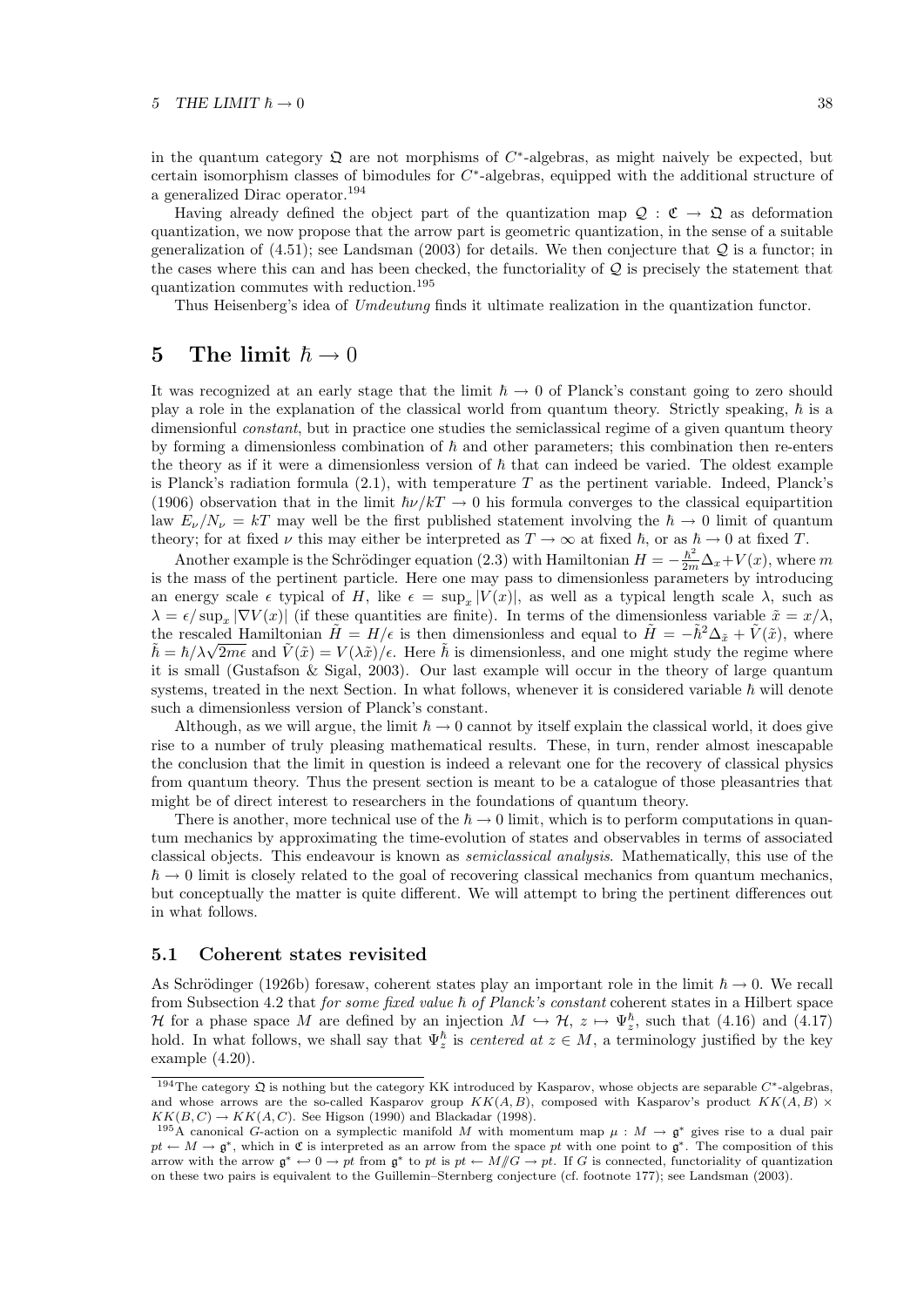in the quantum category $\mathfrak{Q}$ are not morphisms of $C^*$-algebras, as might naively be expected, but certain isomorphism classes of bimodules for $C^*$-algebras, equipped with the additional structure of a generalized Dirac operator.[194]

Having already defined the object part of the quantization map $\mathcal{Q} : \mathfrak{C} \to \mathfrak{Q}$ as deformation quantization, we now propose that the arrow part is geometric quantization, in the sense of a suitable generalization of (4.51); see Landsman (2003) for details. We then conjecture that $\mathcal{Q}$ is a functor; in the cases where this can and has been checked, the functoriality of $\mathcal{Q}$ is precisely the statement that quantization commutes with reduction.[195]

Thus Heisenberg's idea of *Umdeutung* finds it ultimate realization in the quantization functor.

# 5 The limit $\hbar \to 0$

It was recognized at an early stage that the limit $\hbar \to 0$ of Planck's constant going to zero should play a role in the explanation of the classical world from quantum theory. Strictly speaking, $\hbar$ is a dimensionful *constant*, but in practice one studies the semiclassical regime of a given quantum theory by forming a dimensionless combination of $\hbar$ and other parameters; this combination then re-enters the theory as if it were a dimensionless version of $\hbar$ that can indeed be varied. The oldest example is Planck's radiation formula (2.1), with temperature $T$ as the pertinent variable. Indeed, Planck's (1906) observation that in the limit $\hbar\nu/kT \to 0$ his formula converges to the classical equipartition law $E_\nu/N_\nu = kT$ may well be the first published statement involving the $\hbar \to 0$ limit of quantum theory; for at fixed $\nu$ this may either be interpreted as $T \to \infty$ at fixed $\hbar$, or as $\hbar \to 0$ at fixed $T$.

Another example is the Schrödinger equation (2.3) with Hamiltonian $H = -\frac{\hbar^2}{2m}\Delta_x + V(x)$, where $m$ is the mass of the pertinent particle. Here one may pass to dimensionless parameters by introducing an energy scale $\epsilon$ typical of $H$, like $\epsilon = \sup_x |V(x)|$, as well as a typical length scale $\lambda$, such as $\lambda = \epsilon/\sup_x |\nabla V(x)|$ (if these quantities are finite). In terms of the dimensionless variable $\tilde{x} = x/\lambda$, the rescaled Hamiltonian $\tilde{H} = H/\epsilon$ is then dimensionless and equal to $\tilde{H} = -\tilde{\hbar}^2\Delta_{\tilde{x}} + \tilde{V}(\tilde{x})$, where $\tilde{\hbar} = \hbar/\lambda\sqrt{2m\epsilon}$ and $\tilde{V}(\tilde{x}) = V(\lambda\tilde{x})/\epsilon$. Here $\tilde{\hbar}$ is dimensionless, and one might study the regime where it is small (Gustafson & Sigal, 2003). Our last example will occur in the theory of large quantum systems, treated in the next Section. In what follows, whenever it is considered variable $\hbar$ will denote such a dimensionless version of Planck's constant.

Although, as we will argue, the limit $\hbar \to 0$ cannot by itself explain the classical world, it does give rise to a number of truly pleasing mathematical results. These, in turn, render almost inescapable the conclusion that the limit in question is indeed a relevant one for the recovery of classical physics from quantum theory. Thus the present section is meant to be a catalogue of those pleasantries that might be of direct interest to researchers in the foundations of quantum theory.

There is another, more technical use of the $\hbar \to 0$ limit, which is to perform computations in quantum mechanics by approximating the time-evolution of states and observables in terms of associated classical objects. This endeavour is known as *semiclassical analysis*. Mathematically, this use of the $\hbar \to 0$ limit is closely related to the goal of recovering classical mechanics from quantum mechanics, but conceptually the matter is quite different. We will attempt to bring the pertinent differences out in what follows.

## 5.1 Coherent states revisited

As Schrödinger (1926b) foresaw, coherent states play an important role in the limit $\hbar \to 0$. We recall from Subsection 4.2 that *for some fixed value* $\hbar$ *of Planck's constant* coherent states in a Hilbert space $\mathcal{H}$ for a phase space $M$ are defined by an injection $M \hookrightarrow \mathcal{H}$, $z \mapsto \Psi_z^\hbar$, such that (4.16) and (4.17) hold. In what follows, we shall say that $\Psi_z^\hbar$ is *centered at* $z \in M$, a terminology justified by the key example (4.20).

---

[194] The category $\mathfrak{Q}$ is nothing but the category KK introduced by Kasparov, whose objects are separable $C^*$-algebras, and whose arrows are the so-called Kasparov group $KK(A, B)$, composed with Kasparov's product $KK(A, B) \times KK(B, C) \to KK(A, C)$. See Higson (1990) and Blackadar (1998).

[195] A canonical $G$-action on a symplectic manifold $M$ with momentum map $\mu : M \to \mathfrak{g}^*$ gives rise to a dual pair $pt \leftarrow M \to \mathfrak{g}^*$, which in $\mathfrak{C}$ is interpreted as an arrow from the space $pt$ with one point to $\mathfrak{g}^*$. The composition of this arrow with the arrow $\mathfrak{g}^* \hookleftarrow 0 \to pt$ from $\mathfrak{g}^*$ to $pt$ is $pt \leftarrow M/\!\!/G \to pt$. If $G$ is connected, functoriality of quantization on these two pairs is equivalent to the Guillemin–Sternberg conjecture (cf. footnote 177); see Landsman (2003).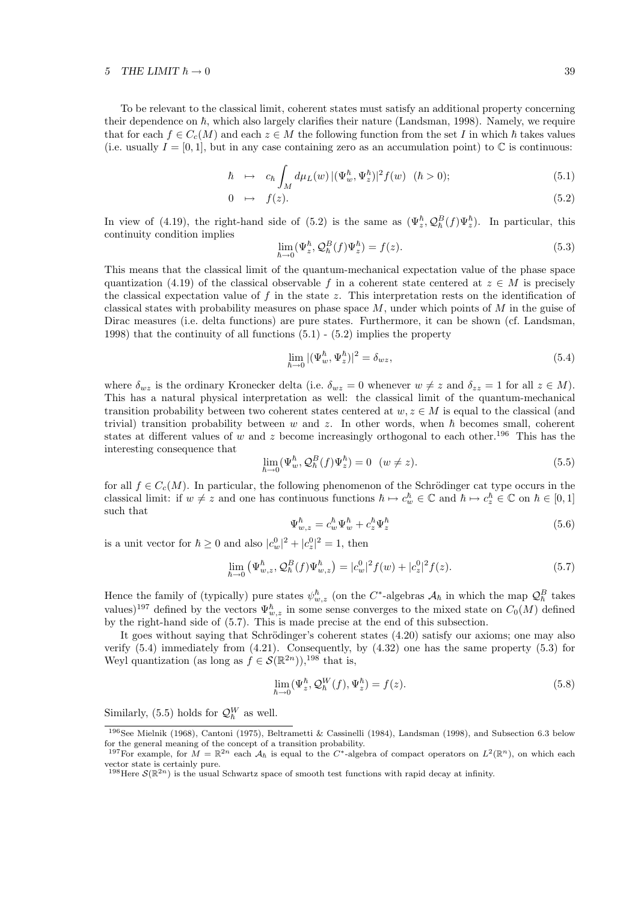To be relevant to the classical limit, coherent states must satisfy an additional property concerning their dependence on $\hbar$, which also largely clarifies their nature (Landsman, 1998). Namely, we require that for each $f \in C_c(M)$ and each $z \in M$ the following function from the set $I$ in which $\hbar$ takes values (i.e. usually $I = [0,1]$, but in any case containing zero as an accumulation point) to $\mathbb{C}$ is continuous:

$$\hbar \quad \mapsto \quad c_\hbar \int_M d\mu_L(w)\, |(\Psi_w^\hbar, \Psi_z^\hbar)|^2 f(w) \quad (\hbar > 0); \tag{5.1}$$

$$0 \quad \mapsto \quad f(z). \tag{5.2}$$

In view of (4.19), the right-hand side of (5.2) is the same as $(\Psi_z^\hbar, \mathcal{Q}_\hbar^B(f)\Psi_z^\hbar)$. In particular, this continuity condition implies

$$\lim_{\hbar \to 0} (\Psi_z^\hbar, \mathcal{Q}_\hbar^B(f)\Psi_z^\hbar) = f(z). \tag{5.3}$$

This means that the classical limit of the quantum-mechanical expectation value of the phase space quantization (4.19) of the classical observable $f$ in a coherent state centered at $z \in M$ is precisely the classical expectation value of $f$ in the state $z$. This interpretation rests on the identification of classical states with probability measures on phase space $M$, under which points of $M$ in the guise of Dirac measures (i.e. delta functions) are pure states. Furthermore, it can be shown (cf. Landsman, 1998) that the continuity of all functions (5.1) - (5.2) implies the property

$$\lim_{\hbar \to 0} |(\Psi_w^\hbar, \Psi_z^\hbar)|^2 = \delta_{wz}, \tag{5.4}$$

where $\delta_{wz}$ is the ordinary Kronecker delta (i.e. $\delta_{wz} = 0$ whenever $w \neq z$ and $\delta_{zz} = 1$ for all $z \in M$). This has a natural physical interpretation as well: the classical limit of the quantum-mechanical transition probability between two coherent states centered at $w, z \in M$ is equal to the classical (and trivial) transition probability between $w$ and $z$. In other words, when $\hbar$ becomes small, coherent states at different values of $w$ and $z$ become increasingly orthogonal to each other.[196] This has the interesting consequence that

$$\lim_{\hbar \to 0} (\Psi_w^\hbar, \mathcal{Q}_\hbar^B(f)\Psi_z^\hbar) = 0 \quad (w \neq z). \tag{5.5}$$

for all $f \in C_c(M)$. In particular, the following phenomenon of the Schrödinger cat type occurs in the classical limit: if $w \neq z$ and one has continuous functions $\hbar \mapsto c_w^\hbar \in \mathbb{C}$ and $\hbar \mapsto c_z^\hbar \in \mathbb{C}$ on $\hbar \in [0,1]$ such that

$$\Psi_{w,z}^\hbar = c_w^\hbar \Psi_w^\hbar + c_z^\hbar \Psi_z^\hbar \tag{5.6}$$

is a unit vector for $\hbar \geq 0$ and also $|c_w^0|^2 + |c_z^0|^2 = 1$, then

$$\lim_{\hbar \to 0} \left(\Psi_{w,z}^\hbar, \mathcal{Q}_\hbar^B(f)\Psi_{w,z}^\hbar\right) = |c_w^0|^2 f(w) + |c_z^0|^2 f(z). \tag{5.7}$$

Hence the family of (typically) pure states $\psi_{w,z}^\hbar$ (on the $C^*$-algebras $\mathcal{A}_\hbar$ in which the map $\mathcal{Q}_\hbar^B$ takes values)[197] defined by the vectors $\Psi_{w,z}^\hbar$ in some sense converges to the mixed state on $C_0(M)$ defined by the right-hand side of (5.7). This is made precise at the end of this subsection.

It goes without saying that Schrödinger's coherent states (4.20) satisfy our axioms; one may also verify (5.4) immediately from (4.21). Consequently, by (4.32) one has the same property (5.3) for Weyl quantization (as long as $f \in \mathcal{S}(\mathbb{R}^{2n})$),[198] that is,

$$\lim_{\hbar \to 0} (\Psi_z^\hbar, \mathcal{Q}_\hbar^W(f), \Psi_z^\hbar) = f(z). \tag{5.8}$$

Similarly, (5.5) holds for $\mathcal{Q}_\hbar^W$ as well.

---

[196] See Mielnik (1968), Cantoni (1975), Beltrametti & Cassinelli (1984), Landsman (1998), and Subsection 6.3 below for the general meaning of the concept of a transition probability.

[197] For example, for $M = \mathbb{R}^{2n}$ each $\mathcal{A}_\hbar$ is equal to the $C^*$-algebra of compact operators on $L^2(\mathbb{R}^n)$, on which each vector state is certainly pure.

[198] Here $\mathcal{S}(\mathbb{R}^{2n})$ is the usual Schwartz space of smooth test functions with rapid decay at infinity.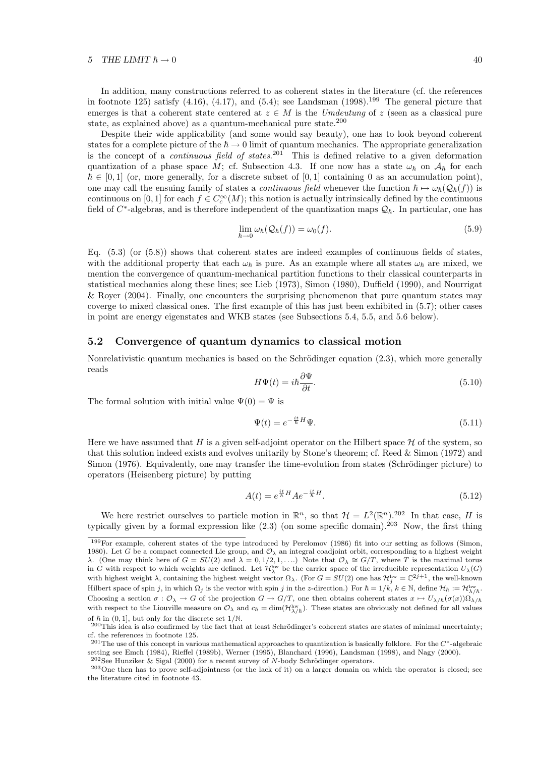In addition, many constructions referred to as coherent states in the literature (cf. the references in footnote 125) satisfy (4.16), (4.17), and (5.4); see Landsman (1998).[199] The general picture that emerges is that a coherent state centered at $z \in M$ is the *Umdeutung* of $z$ (seen as a classical pure state, as explained above) as a quantum-mechanical pure state.[200]

Despite their wide applicability (and some would say beauty), one has to look beyond coherent states for a complete picture of the $\hbar \to 0$ limit of quantum mechanics. The appropriate generalization is the concept of a *continuous field of states*.[201] This is defined relative to a given deformation quantization of a phase space $M$; cf. Subsection 4.3. If one now has a state $\omega_\hbar$ on $\mathcal{A}_\hbar$ for each $\hbar \in [0, 1]$ (or, more generally, for a discrete subset of $[0, 1]$ containing 0 as an accumulation point), one may call the ensuing family of states a *continuous field* whenever the function $\hbar \mapsto \omega_\hbar(\mathcal{Q}_\hbar(f))$ is continuous on $[0, 1]$ for each $f \in C_c^\infty(M)$; this notion is actually intrinsically defined by the continuous field of $C^*$-algebras, and is therefore independent of the quantization maps $\mathcal{Q}_\hbar$. In particular, one has

$$\lim_{\hbar \to 0} \omega_\hbar(\mathcal{Q}_\hbar(f)) = \omega_0(f). \tag{5.9}$$

Eq. (5.3) (or (5.8)) shows that coherent states are indeed examples of continuous fields of states, with the additional property that each $\omega_\hbar$ is pure. As an example where all states $\omega_\hbar$ are mixed, we mention the convergence of quantum-mechanical partition functions to their classical counterparts in statistical mechanics along these lines; see Lieb (1973), Simon (1980), Duffield (1990), and Nourrigat & Royer (2004). Finally, one encounters the surprising phenomenon that pure quantum states may coverge to mixed classical ones. The first example of this has just been exhibited in (5.7); other cases in point are energy eigenstates and WKB states (see Subsections 5.4, 5.5, and 5.6 below).

## 5.2 Convergence of quantum dynamics to classical motion

Nonrelativistic quantum mechanics is based on the Schrödinger equation (2.3), which more generally reads

$$H\Psi(t) = i\hbar \frac{\partial \Psi}{\partial t}. \tag{5.10}$$

The formal solution with initial value $\Psi(0) = \Psi$ is

$$\Psi(t) = e^{-\frac{it}{\hbar}H}\Psi. \tag{5.11}$$

Here we have assumed that $H$ is a given self-adjoint operator on the Hilbert space $\mathcal{H}$ of the system, so that this solution indeed exists and evolves unitarily by Stone's theorem; cf. Reed & Simon (1972) and Simon (1976). Equivalently, one may transfer the time-evolution from states (Schrödinger picture) to operators (Heisenberg picture) by putting

$$A(t) = e^{\frac{it}{\hbar}H} A e^{-\frac{it}{\hbar}H}. \tag{5.12}$$

We here restrict ourselves to particle motion in $\mathbb{R}^n$, so that $\mathcal{H} = L^2(\mathbb{R}^n)$.[202] In that case, $H$ is typically given by a formal expression like (2.3) (on some specific domain).[203] Now, the first thing

---

[199] For example, coherent states of the type introduced by Perelomov (1986) fit into our setting as follows (Simon, 1980). Let $G$ be a compact connected Lie group, and $\mathcal{O}_\lambda$ an integral coadjoint orbit, corresponding to a highest weight $\lambda$. (One may think here of $G = SU(2)$ and $\lambda = 0, 1/2, 1, \ldots$.) Note that $\mathcal{O}_\lambda \cong G/T$, where $T$ is the maximal torus in $G$ with respect to which weights are defined. Let $\mathcal{H}_\lambda^{\rm hw}$ be the carrier space of the irreducible representation $U_\lambda(G)$ with highest weight $\lambda$, containing the highest weight vector $\Omega_\lambda$. (For $G = SU(2)$ one has $\mathcal{H}_j^{\rm hw} = \mathbb{C}^{2j+1}$, the well-known Hilbert space of spin $j$, in which $\Omega_j$ is the vector with spin $j$ in the $z$-direction.) For $\hbar = 1/k$, $k \in \mathbb{N}$, define $\mathcal{H}_\hbar := \mathcal{H}_{\lambda/\hbar}^{\rm hw}$. Choosing a section $\sigma : \mathcal{O}_\lambda \to G$ of the projection $G \to G/T$, one then obtains coherent states $x \mapsto U_{\lambda/\hbar}(\sigma(x))\Omega_{\lambda/\hbar}$ with respect to the Liouville measure on $\mathcal{O}_\lambda$ and $c_\hbar = \dim(\mathcal{H}_{\lambda/\hbar}^{\rm hw})$. These states are obviously not defined for all values of $\hbar$ in $(0, 1]$, but only for the discrete set $1/\mathbb{N}$.

[200] This idea is also confirmed by the fact that at least Schrödinger's coherent states are states of minimal uncertainty; cf. the references in footnote 125.

[201] The use of this concept in various mathematical approaches to quantization is basically folklore. For the $C^*$-algebraic setting see Emch (1984), Rieffel (1989b), Werner (1995), Blanchard (1996), Landsman (1998), and Nagy (2000).

[202] See Hunziker & Sigal (2000) for a recent survey of $N$-body Schrödinger operators.

[203] One then has to prove self-adjointness (or the lack of it) on a larger domain on which the operator is closed; see the literature cited in footnote 43.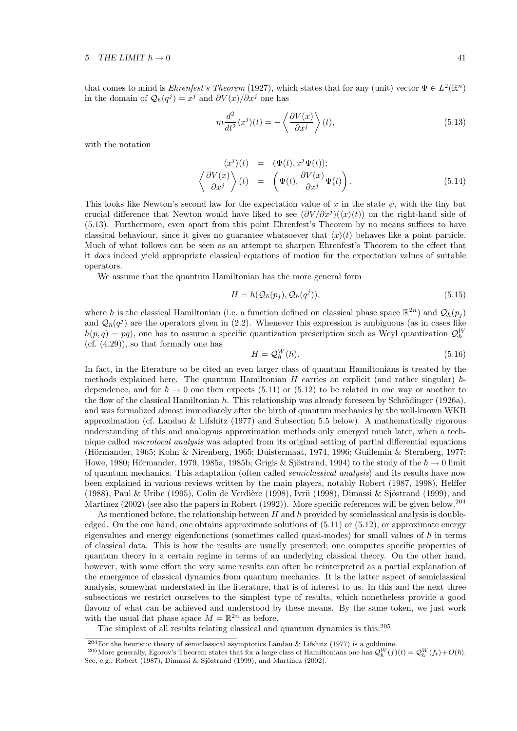that comes to mind is *Ehrenfest's Theorem* (1927), which states that for any (unit) vector $\Psi \in L^2(\mathbb{R}^n)$ in the domain of $\mathcal{Q}_\hbar(q^j) = x^j$ and $\partial V(x)/\partial x^j$ one has

$$m\frac{d^2}{dt^2}\langle x^j\rangle(t) = -\left\langle \frac{\partial V(x)}{\partial x^j}\right\rangle(t), \tag{5.13}$$

with the notation

$$\begin{aligned} \langle x^j\rangle(t) &= (\Psi(t), x^j\Psi(t)); \\ \left\langle \frac{\partial V(x)}{\partial x^j}\right\rangle(t) &= \left(\Psi(t), \frac{\partial V(x)}{\partial x^j}\Psi(t)\right). \end{aligned} \tag{5.14}$$

This looks like Newton's second law for the expectation value of $x$ in the state $\psi$, with the tiny but crucial difference that Newton would have liked to see $(\partial V/\partial x^j)(\langle x\rangle(t))$ on the right-hand side of (5.13). Furthermore, even apart from this point Ehrenfest's Theorem by no means suffices to have classical behaviour, since it gives no guarantee whatsoever that $\langle x\rangle(t)$ behaves like a point particle. Much of what follows can be seen as an attempt to sharpen Ehrenfest's Theorem to the effect that it *does* indeed yield appropriate classical equations of motion for the expectation values of suitable operators.

We assume that the quantum Hamiltonian has the more general form

$$H = h(\mathcal{Q}_\hbar(p_j), \mathcal{Q}_\hbar(q^j)), \tag{5.15}$$

where $h$ is the classical Hamiltonian (i.e. a function defined on classical phase space $\mathbb{R}^{2n}$) and $\mathcal{Q}_\hbar(p_j)$ and $\mathcal{Q}_\hbar(q^j)$ are the operators given in (2.2). Whenever this expression is ambiguous (as in cases like $h(p,q) = pq$), one has to assume a specific quantization prescription such as Weyl quantization $\mathcal{Q}_\hbar^W$ (cf. (4.29)), so that formally one has

$$H = \mathcal{Q}_\hbar^W(h). \tag{5.16}$$

In fact, in the literature to be cited an even larger class of quantum Hamiltonians is treated by the methods explained here. The quantum Hamiltonian $H$ carries an explicit (and rather singular) $\hbar$-dependence, and for $\hbar \to 0$ one then expects (5.11) or (5.12) to be related in one way or another to the flow of the classical Hamiltonian $h$. This relationship was already foreseen by Schrödinger (1926a), and was formalized almost immediately after the birth of quantum mechanics by the well-known WKB approximation (cf. Landau & Lifshitz (1977) and Subsection 5.5 below). A mathematically rigorous understanding of this and analogous approximation methods only emerged much later, when a technique called *microlocal analysis* was adapted from its original setting of partial differential equations (Hörmander, 1965; Kohn & Nirenberg, 1965; Duistermaat, 1974, 1996; Guillemin & Sternberg, 1977; Howe, 1980; Hörmander, 1979, 1985a, 1985b; Grigis & Sjöstrand, 1994) to the study of the $\hbar \to 0$ limit of quantum mechanics. This adaptation (often called *semiclassical analysis*) and its results have now been explained in various reviews written by the main players, notably Robert (1987, 1998), Helffer (1988), Paul & Uribe (1995), Colin de Verdière (1998), Ivrii (1998), Dimassi & Sjöstrand (1999), and Martinez (2002) (see also the papers in Robert (1992)). More specific references will be given below.[204]

As mentioned before, the relationship between $H$ and $h$ provided by semiclassical analysis is double-edged. On the one hand, one obtains approximate solutions of (5.11) or (5.12), or approximate energy eigenvalues and energy eigenfunctions (sometimes called quasi-modes) for small values of $\hbar$ in terms of classical data. This is how the results are usually presented; one computes specific properties of quantum theory in a certain regime in terms of an underlying classical theory. On the other hand, however, with some effort the very same results can often be reinterpreted as a partial explanation of the emergence of classical dynamics from quantum mechanics. It is the latter aspect of semiclassical analysis, somewhat understated in the literature, that is of interest to us. In this and the next three subsections we restrict ourselves to the simplest type of results, which nonetheless provide a good flavour of what can be achieved and understood by these means. By the same token, we just work with the usual flat phase space $M = \mathbb{R}^{2n}$ as before.

The simplest of all results relating classical and quantum dynamics is this:[205]

---

[204] For the heuristic theory of semiclassical asymptotics Landau & Lifshitz (1977) is a goldmine.

[205] More generally, Egorov's Theorem states that for a large class of Hamiltonians one has $\mathcal{Q}_\hbar^W(f)(t) = \mathcal{Q}_\hbar^W(f_t) + O(\hbar)$. See, e.g., Robert (1987), Dimassi & Sjöstrand (1999), and Martinez (2002).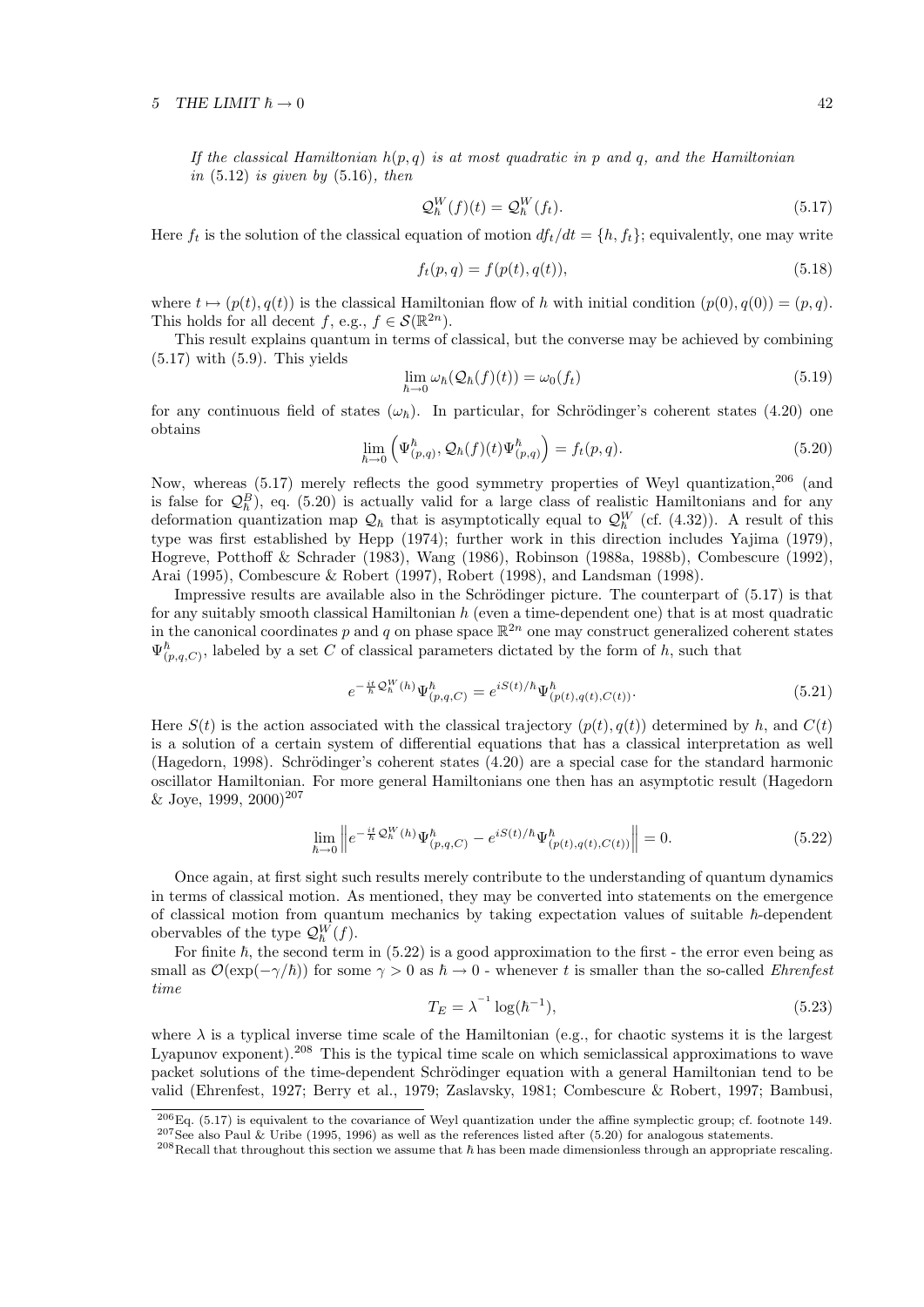*If the classical Hamiltonian $h(p,q)$ is at most quadratic in $p$ and $q$, and the Hamiltonian in* (5.12) *is given by* (5.16)*, then*

$$\mathcal{Q}_\hbar^W(f)(t) = \mathcal{Q}_\hbar^W(f_t). \tag{5.17}$$

Here $f_t$ is the solution of the classical equation of motion $df_t/dt = \{h, f_t\}$; equivalently, one may write

$$f_t(p,q) = f(p(t), q(t)), \tag{5.18}$$

where $t \mapsto (p(t), q(t))$ is the classical Hamiltonian flow of $h$ with initial condition $(p(0), q(0)) = (p, q)$. This holds for all decent $f$, e.g., $f \in \mathcal{S}(\mathbb{R}^{2n})$.

This result explains quantum in terms of classical, but the converse may be achieved by combining (5.17) with (5.9). This yields

$$\lim_{\hbar \to 0} \omega_\hbar(\mathcal{Q}_\hbar(f)(t)) = \omega_0(f_t) \tag{5.19}$$

for any continuous field of states $(\omega_\hbar)$. In particular, for Schrödinger's coherent states (4.20) one obtains

$$\lim_{\hbar \to 0} \left( \Psi^\hbar_{(p,q)}, \mathcal{Q}_\hbar(f)(t) \Psi^\hbar_{(p,q)} \right) = f_t(p,q). \tag{5.20}$$

Now, whereas (5.17) merely reflects the good symmetry properties of Weyl quantization,[206] (and is false for $\mathcal{Q}_\hbar^B$), eq. (5.20) is actually valid for a large class of realistic Hamiltonians and for any deformation quantization map $\mathcal{Q}_\hbar$ that is asymptotically equal to $\mathcal{Q}_\hbar^W$ (cf. (4.32)). A result of this type was first established by Hepp (1974); further work in this direction includes Yajima (1979), Hogreve, Potthoff & Schrader (1983), Wang (1986), Robinson (1988a, 1988b), Combescure (1992), Arai (1995), Combescure & Robert (1997), Robert (1998), and Landsman (1998).

Impressive results are available also in the Schrödinger picture. The counterpart of (5.17) is that for any suitably smooth classical Hamiltonian $h$ (even a time-dependent one) that is at most quadratic in the canonical coordinates $p$ and $q$ on phase space $\mathbb{R}^{2n}$ one may construct generalized coherent states $\Psi^\hbar_{(p,q,C)}$, labeled by a set $C$ of classical parameters dictated by the form of $h$, such that

$$e^{-\frac{it}{\hbar}\mathcal{Q}_\hbar^W(h)} \Psi^\hbar_{(p,q,C)} = e^{iS(t)/\hbar} \Psi^\hbar_{(p(t),q(t),C(t))}. \tag{5.21}$$

Here $S(t)$ is the action associated with the classical trajectory $(p(t), q(t))$ determined by $h$, and $C(t)$ is a solution of a certain system of differential equations that has a classical interpretation as well (Hagedorn, 1998). Schrödinger's coherent states (4.20) are a special case for the standard harmonic oscillator Hamiltonian. For more general Hamiltonians one then has an asymptotic result (Hagedorn & Joye, 1999, 2000)[207]

$$\lim_{\hbar \to 0} \left\| e^{-\frac{it}{\hbar}\mathcal{Q}_\hbar^W(h)} \Psi^\hbar_{(p,q,C)} - e^{iS(t)/\hbar} \Psi^\hbar_{(p(t),q(t),C(t))} \right\| = 0. \tag{5.22}$$

Once again, at first sight such results merely contribute to the understanding of quantum dynamics in terms of classical motion. As mentioned, they may be converted into statements on the emergence of classical motion from quantum mechanics by taking expectation values of suitable $\hbar$-dependent obervables of the type $\mathcal{Q}_\hbar^W(f)$.

For finite $\hbar$, the second term in (5.22) is a good approximation to the first - the error even being as small as $\mathcal{O}(\exp(-\gamma/\hbar))$ for some $\gamma > 0$ as $\hbar \to 0$ - whenever $t$ is smaller than the so-called *Ehrenfest time*

$$T_E = \lambda^{-1} \log(\hbar^{-1}), \tag{5.23}$$

where $\lambda$ is a typlical inverse time scale of the Hamiltonian (e.g., for chaotic systems it is the largest Lyapunov exponent).[208] This is the typical time scale on which semiclassical approximations to wave packet solutions of the time-dependent Schrödinger equation with a general Hamiltonian tend to be valid (Ehrenfest, 1927; Berry et al., 1979; Zaslavsky, 1981; Combescure & Robert, 1997; Bambusi,

---

[206] Eq. (5.17) is equivalent to the covariance of Weyl quantization under the affine symplectic group; cf. footnote 149.

[207] See also Paul & Uribe (1995, 1996) as well as the references listed after (5.20) for analogous statements.

[208] Recall that throughout this section we assume that $\hbar$ has been made dimensionless through an appropriate rescaling.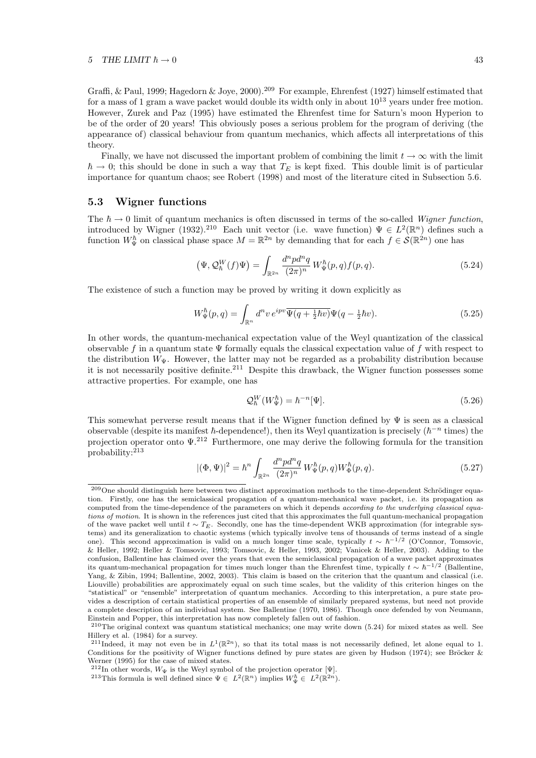Graffi, & Paul, 1999; Hagedorn & Joye, 2000).[209] For example, Ehrenfest (1927) himself estimated that for a mass of 1 gram a wave packet would double its width only in about $10^{13}$ years under free motion. However, Zurek and Paz (1995) have estimated the Ehrenfest time for Saturn's moon Hyperion to be of the order of 20 years! This obviously poses a serious problem for the program of deriving (the appearance of) classical behaviour from quantum mechanics, which affects all interpretations of this theory.

Finally, we have not discussed the important problem of combining the limit $t \to \infty$ with the limit $\hbar \to 0$; this should be done in such a way that $T_E$ is kept fixed. This double limit is of particular importance for quantum chaos; see Robert (1998) and most of the literature cited in Subsection 5.6.

### 5.3 Wigner functions

The $\hbar \to 0$ limit of quantum mechanics is often discussed in terms of the so-called *Wigner function*, introduced by Wigner (1932).[210] Each unit vector (i.e. wave function) $\Psi \in L^2(\mathbb{R}^n)$ defines such a function $W^{\hbar}_{\Psi}$ on classical phase space $M = \mathbb{R}^{2n}$ by demanding that for each $f \in \mathcal{S}(\mathbb{R}^{2n})$ one has

$$\left(\Psi, \mathcal{Q}^W_{\hbar}(f)\Psi\right) = \int_{\mathbb{R}^{2n}} \frac{d^n p d^n q}{(2\pi)^n}\, W^{\hbar}_{\Psi}(p,q) f(p,q). \tag{5.24}$$

The existence of such a function may be proved by writing it down explicitly as

$$W^{\hbar}_{\Psi}(p,q) = \int_{\mathbb{R}^n} d^n v\, e^{ipv}\, \overline{\Psi(q + \tfrac{1}{2}\hbar v)}\Psi(q - \tfrac{1}{2}\hbar v). \tag{5.25}$$

In other words, the quantum-mechanical expectation value of the Weyl quantization of the classical observable $f$ in a quantum state $\Psi$ formally equals the classical expectation value of $f$ with respect to the distribution $W_{\Psi}$. However, the latter may not be regarded as a probability distribution because it is not necessarily positive definite.[211] Despite this drawback, the Wigner function possesses some attractive properties. For example, one has

$$\mathcal{Q}^W_{\hbar}(W^{\hbar}_{\Psi}) = \hbar^{-n}[\Psi]. \tag{5.26}$$

This somewhat perverse result means that if the Wigner function defined by $\Psi$ is seen as a classical observable (despite its manifest $\hbar$-dependence!), then its Weyl quantization is precisely ($\hbar^{-n}$ times) the projection operator onto $\Psi$.[212] Furthermore, one may derive the following formula for the transition probability:[213]

$$|(\Phi, \Psi)|^2 = \hbar^n \int_{\mathbb{R}^{2n}} \frac{d^n p d^n q}{(2\pi)^n}\, W^{\hbar}_{\Psi}(p,q) W^{\hbar}_{\Phi}(p,q). \tag{5.27}$$

---

[209] One should distinguish here between two distinct approximation methods to the time-dependent Schrödinger equation. Firstly, one has the semiclassical propagation of a quantum-mechanical wave packet, i.e. its propagation as computed from the time-dependence of the parameters on which it depends *according to the underlying classical equations of motion*. It is shown in the references just cited that this approximates the full quantum-mechanical propagation of the wave packet well until $t \sim T_E$. Secondly, one has the time-dependent WKB approximation (for integrable systems) and its generalization to chaotic systems (which typically involve tens of thousands of terms instead of a single one). This second approximation is valid on a much longer time scale, typically $t \sim \hbar^{-1/2}$ (O'Connor, Tomsovic, & Heller, 1992; Heller & Tomsovic, 1993; Tomsovic, & Heller, 1993, 2002; Vanicek & Heller, 2003). Adding to the confusion, Ballentine has claimed over the years that even the semiclassical propagation of a wave packet approximates its quantum-mechanical propagation for times much longer than the Ehrenfest time, typically $t \sim \hbar^{-1/2}$ (Ballentine, Yang, & Zibin, 1994; Ballentine, 2002, 2003). This claim is based on the criterion that the quantum and classical (i.e. Liouville) probabilities are approximately equal on such time scales, but the validity of this criterion hinges on the "statistical" or "ensemble" interpretation of quantum mechanics. According to this interpretation, a pure state provides a description of certain statistical properties of an ensemble of similarly prepared systems, but need not provide a complete description of an individual system. See Ballentine (1970, 1986). Though once defended by von Neumann, Einstein and Popper, this interpretation has now completely fallen out of fashion.

[210] The original context was quantum statistical mechanics; one may write down (5.24) for mixed states as well. See Hillery et al. (1984) for a survey.

[211] Indeed, it may not even be in $L^1(\mathbb{R}^{2n})$, so that its total mass is not necessarily defined, let alone equal to 1. Conditions for the positivity of Wigner functions defined by pure states are given by Hudson (1974); see Bröcker & Werner (1995) for the case of mixed states.

[212] In other words, $W_{\Psi}$ is the Weyl symbol of the projection operator $[\Psi]$.

[213] This formula is well defined since $\Psi \in L^2(\mathbb{R}^n)$ implies $W^{\hbar}_{\Psi} \in L^2(\mathbb{R}^{2n})$.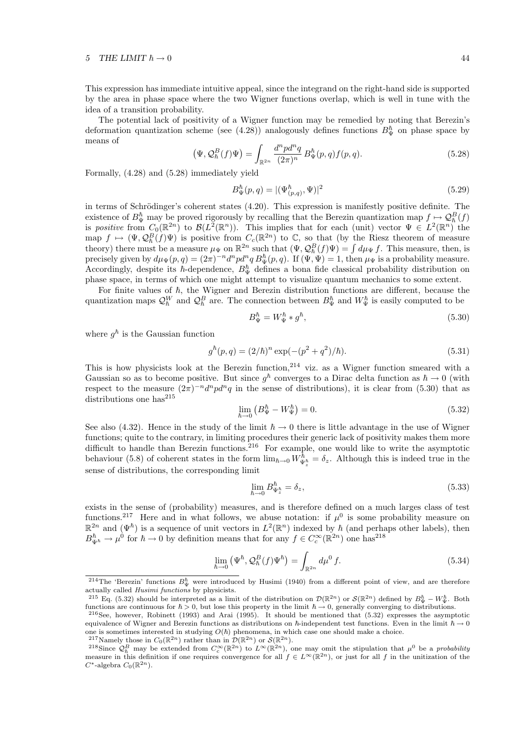This expression has immediate intuitive appeal, since the integrand on the right-hand side is supported by the area in phase space where the two Wigner functions overlap, which is well in tune with the idea of a transition probability.

The potential lack of positivity of a Wigner function may be remedied by noting that Berezin's deformation quantization scheme (see (4.28)) analogously defines functions $B^{\hbar}_{\Psi}$ on phase space by means of

$$\left(\Psi, \mathcal{Q}^B_{\hbar}(f)\Psi\right) = \int_{\mathbb{R}^{2n}} \frac{d^npd^nq}{(2\pi)^n} B^{\hbar}_{\Psi}(p,q)f(p,q). \tag{5.28}$$

Formally, (4.28) and (5.28) immediately yield

$$B^{\hbar}_{\Psi}(p,q) = |(\Psi^{\hbar}_{(p,q)}, \Psi)|^2 \tag{5.29}$$

in terms of Schrödinger's coherent states (4.20). This expression is manifestly positive definite. The existence of $B^{\hbar}_{\Psi}$ may be proved rigorously by recalling that the Berezin quantization map $f \mapsto \mathcal{Q}^B_{\hbar}(f)$ is *positive* from $C_0(\mathbb{R}^{2n})$ to $\mathcal{B}(L^2(\mathbb{R}^n))$. This implies that for each (unit) vector $\Psi \in L^2(\mathbb{R}^n)$ the map $f \mapsto (\Psi, \mathcal{Q}^B_{\hbar}(f)\Psi)$ is positive from $C_c(\mathbb{R}^{2n})$ to $\mathbb{C}$, so that (by the Riesz theorem of measure theory) there must be a measure $\mu_{\Psi}$ on $\mathbb{R}^{2n}$ such that $(\Psi, \mathcal{Q}^B_{\hbar}(f)\Psi) = \int d\mu_{\Psi}\, f$. This measure, then, is precisely given by $d\mu_{\Psi}(p,q) = (2\pi)^{-n}d^npd^nq\, B^{\hbar}_{\Psi}(p,q)$. If $(\Psi, \Psi) = 1$, then $\mu_{\Psi}$ is a probability measure. Accordingly, despite its $\hbar$-dependence, $B^{\hbar}_{\Psi}$ defines a bona fide classical probability distribution on phase space, in terms of which one might attempt to visualize quantum mechanics to some extent.

For finite values of $\hbar$, the Wigner and Berezin distribution functions are different, because the quantization maps $\mathcal{Q}^W_{\hbar}$ and $\mathcal{Q}^B_{\hbar}$ are. The connection between $B^{\hbar}_{\Psi}$ and $W^{\hbar}_{\Psi}$ is easily computed to be

$$B^{\hbar}_{\Psi} = W^{\hbar}_{\Psi} * g^{\hbar}, \tag{5.30}$$

where $g^{\hbar}$ is the Gaussian function

$$g^{\hbar}(p,q) = (2/\hbar)^n \exp(-(p^2+q^2)/\hbar). \tag{5.31}$$

This is how physicists look at the Berezin function,[214] viz. as a Wigner function smeared with a Gaussian so as to become positive. But since $g^{\hbar}$ converges to a Dirac delta function as $\hbar \to 0$ (with respect to the measure $(2\pi)^{-n}d^npd^nq$ in the sense of distributions), it is clear from (5.30) that as distributions one has[215]

$$\lim_{\hbar \to 0} \left(B^{\hbar}_{\Psi} - W^{\hbar}_{\Psi}\right) = 0. \tag{5.32}$$

See also (4.32). Hence in the study of the limit $\hbar \to 0$ there is little advantage in the use of Wigner functions; quite to the contrary, in limiting procedures their generic lack of positivity makes them more difficult to handle than Berezin functions.[216] For example, one would like to write the asymptotic behaviour (5.8) of coherent states in the form $\lim_{\hbar\to 0} W^{\hbar}_{\Psi^{\hbar}_z} = \delta_z$. Although this is indeed true in the sense of distributions, the corresponding limit

$$\lim_{\hbar \to 0} B^{\hbar}_{\Psi^{\hbar}_z} = \delta_z, \tag{5.33}$$

exists in the sense of (probability) measures, and is therefore defined on a much larges class of test functions.[217] Here and in what follows, we abuse notation: if $\mu^0$ is some probability measure on $\mathbb{R}^{2n}$ and $(\Psi^{\hbar})$ is a sequence of unit vectors in $L^2(\mathbb{R}^n)$ indexed by $\hbar$ (and perhaps other labels), then $B^{\hbar}_{\Psi^{\hbar}} \to \mu^0$ for $\hbar \to 0$ by definition means that for any $f \in C^{\infty}_c(\mathbb{R}^{2n})$ one has[218]

$$\lim_{\hbar \to 0} \left(\Psi^{\hbar}, \mathcal{Q}^B_{\hbar}(f)\Psi^{\hbar}\right) = \int_{\mathbb{R}^{2n}} d\mu^0\, f. \tag{5.34}$$

---

[214]The 'Berezin' functions $B^{\hbar}_{\Psi}$ were introduced by Husimi (1940) from a different point of view, and are therefore actually called *Husimi functions* by physicists.

[215] Eq. (5.32) should be interpreted as a limit of the distribution on $\mathcal{D}(\mathbb{R}^{2n})$ or $\mathcal{S}(\mathbb{R}^{2n})$ defined by $B^{\hbar}_{\Psi} - W^{\hbar}_{\Psi}$. Both functions are continuous for $\hbar > 0$, but lose this property in the limit $\hbar \to 0$, generally converging to distributions.

[216]See, however, Robinett (1993) and Arai (1995). It should be mentioned that (5.32) expresses the asymptotic equivalence of Wigner and Berezin functions as distributions on $\hbar$-independent test functions. Even in the limit $\hbar \to 0$ one is sometimes interested in studying $O(\hbar)$ phenomena, in which case one should make a choice.

[217]Namely those in $C_0(\mathbb{R}^{2n})$ rather than in $\mathcal{D}(\mathbb{R}^{2n})$ or $\mathcal{S}(\mathbb{R}^{2n})$.

[218]Since $\mathcal{Q}^B_{\hbar}$ may be extended from $C^{\infty}_c(\mathbb{R}^{2n})$ to $L^{\infty}(\mathbb{R}^{2n})$, one may omit the stipulation that $\mu^0$ be a *probability* measure in this definition if one requires convergence for all $f \in L^{\infty}(\mathbb{R}^{2n})$, or just for all $f$ in the unitization of the $C^*$-algebra $C_0(\mathbb{R}^{2n})$.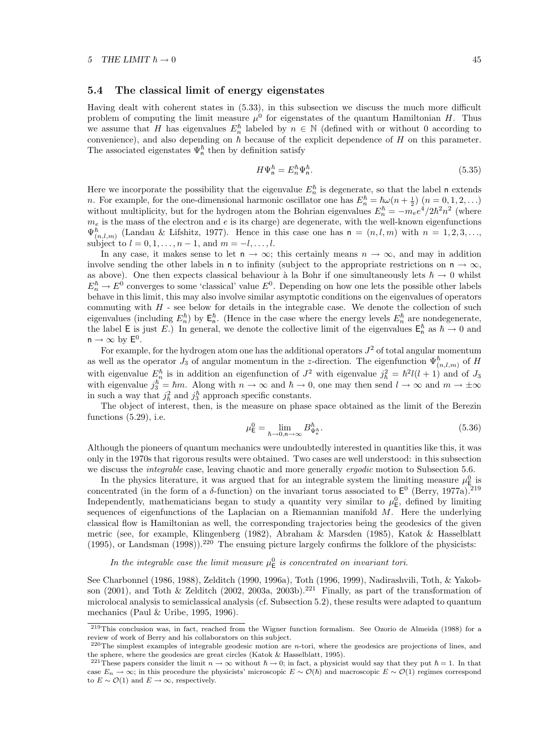### 5.4 The classical limit of energy eigenstates

Having dealt with coherent states in (5.33), in this subsection we discuss the much more difficult problem of computing the limit measure $\mu^0$ for eigenstates of the quantum Hamiltonian $H$. Thus we assume that $H$ has eigenvalues $E_n^\hbar$ labeled by $n \in \mathbb{N}$ (defined with or without 0 according to convenience), and also depending on $\hbar$ because of the explicit dependence of $H$ on this parameter. The associated eigenstates $\Psi_{\mathsf{n}}^\hbar$ then by definition satisfy

$$H\Psi_{\mathsf{n}}^\hbar = E_n^\hbar \Psi_{\mathsf{n}}^\hbar. \tag{5.35}$$

Here we incorporate the possibility that the eigenvalue $E_n^\hbar$ is degenerate, so that the label $\mathsf{n}$ extends $n$. For example, for the one-dimensional harmonic oscillator one has $E_n^\hbar = \hbar\omega(n+\frac{1}{2})$ $(n = 0, 1, 2, \ldots)$ without multiplicity, but for the hydrogen atom the Bohrian eigenvalues $E_n^\hbar = -m_e e^4/2\hbar^2 n^2$ (where $m_e$ is the mass of the electron and $e$ is its charge) are degenerate, with the well-known eigenfunctions $\Psi_{(n,l,m)}^\hbar$ (Landau & Lifshitz, 1977). Hence in this case one has $\mathsf{n} = (n, l, m)$ with $n = 1, 2, 3, \ldots$, subject to $l = 0, 1, \ldots, n-1$, and $m = -l, \ldots, l$.

In any case, it makes sense to let $\mathsf{n} \to \infty$; this certainly means $n \to \infty$, and may in addition involve sending the other labels in $\mathsf{n}$ to infinity (subject to the appropriate restrictions on $\mathsf{n} \to \infty$, as above). One then expects classical behaviour à la Bohr if one simultaneously lets $\hbar \to 0$ whilst $E_n^\hbar \to E^0$ converges to some 'classical' value $E^0$. Depending on how one lets the possible other labels behave in this limit, this may also involve similar asymptotic conditions on the eigenvalues of operators commuting with $H$ - see below for details in the integrable case. We denote the collection of such eigenvalues (including $E_n^\hbar$) by $\mathsf{E}_{\mathsf{n}}^\hbar$. (Hence in the case where the energy levels $E_n^\hbar$ are nondegenerate, the label $\mathsf{E}$ is just $E$.) In general, we denote the collective limit of the eigenvalues $\mathsf{E}_{\mathsf{n}}^\hbar$ as $\hbar \to 0$ and $\mathsf{n} \to \infty$ by $\mathsf{E}^0$.

For example, for the hydrogen atom one has the additional operators $J^2$ of total angular momentum as well as the operator $J_3$ of angular momentum in the $z$-direction. The eigenfunction $\Psi_{(n,l,m)}^\hbar$ of $H$ with eigenvalue $E_n^\hbar$ is in addition an eigenfunction of $J^2$ with eigenvalue $j_\hbar^2 = \hbar^2 l(l+1)$ and of $J_3$ with eigenvalue $j_3^\hbar = \hbar m$. Along with $n \to \infty$ and $\hbar \to 0$, one may then send $l \to \infty$ and $m \to \pm\infty$ in such a way that $j_\hbar^2$ and $j_3^\hbar$ approach specific constants.

The object of interest, then, is the measure on phase space obtained as the limit of the Berezin functions (5.29), i.e.

$$\mu_{\mathsf{E}}^0 = \lim_{\hbar \to 0, \mathsf{n} \to \infty} B_{\Psi_{\mathsf{n}}^\hbar}^\hbar. \tag{5.36}$$

Although the pioneers of quantum mechanics were undoubtedly interested in quantities like this, it was only in the 1970s that rigorous results were obtained. Two cases are well understood: in this subsection we discuss the *integrable* case, leaving chaotic and more generally *ergodic* motion to Subsection 5.6.

In the physics literature, it was argued that for an integrable system the limiting measure $\mu_{\mathsf{E}}^0$ is concentrated (in the form of a $\delta$-function) on the invariant torus associated to $\mathsf{E}^0$ (Berry, 1977a).[219] Independently, mathematicians began to study a quantity very similar to $\mu_{\mathsf{E}}^0$, defined by limiting sequences of eigenfunctions of the Laplacian on a Riemannian manifold $M$. Here the underlying classical flow is Hamiltonian as well, the corresponding trajectories being the geodesics of the given metric (see, for example, Klingenberg (1982), Abraham & Marsden (1985), Katok & Hasselblatt (1995), or Landsman (1998)).[220] The ensuing picture largely confirms the folklore of the physicists:

*In the integrable case the limit measure $\mu_{\mathsf{E}}^0$ is concentrated on invariant tori.*

See Charbonnel (1986, 1988), Zelditch (1990, 1996a), Toth (1996, 1999), Nadirashvili, Toth, & Yakobson (2001), and Toth & Zelditch (2002, 2003a, 2003b).[221] Finally, as part of the transformation of microlocal analysis to semiclassical analysis (cf. Subsection 5.2), these results were adapted to quantum mechanics (Paul & Uribe, 1995, 1996).

[219] This conclusion was, in fact, reached from the Wigner function formalism. See Ozorio de Almeida (1988) for a review of work of Berry and his collaborators on this subject.

[220] The simplest examples of integrable geodesic motion are $n$-tori, where the geodesics are projections of lines, and the sphere, where the geodesics are great circles (Katok & Hasselblatt, 1995).

[221] These papers consider the limit $n \to \infty$ without $\hbar \to 0$; in fact, a physicist would say that they put $\hbar = 1$. In that case $E_n \to \infty$; in this procedure the physicists' microscopic $E \sim \mathcal{O}(\hbar)$ and macroscopic $E \sim \mathcal{O}(1)$ regimes correspond to $E \sim \mathcal{O}(1)$ and $E \to \infty$, respectively.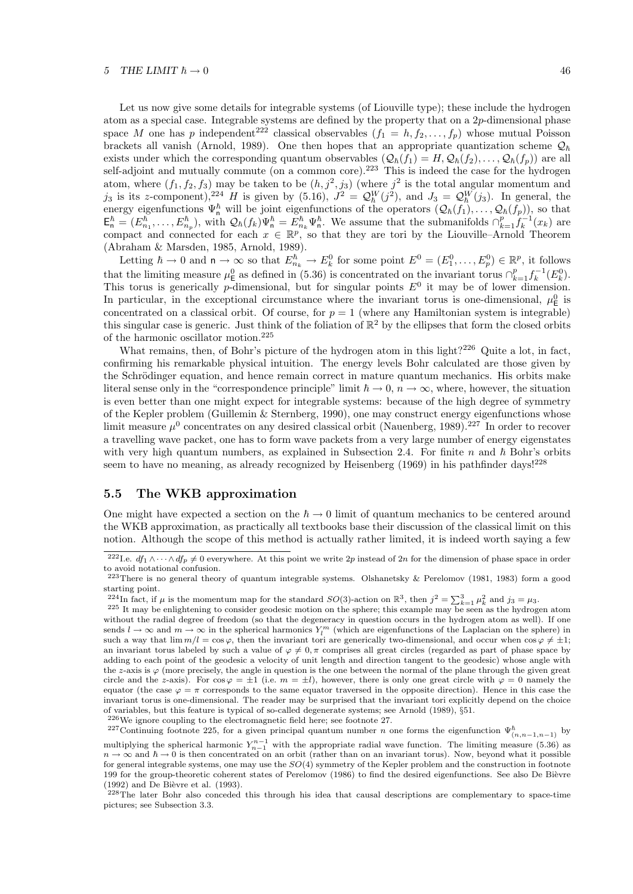Let us now give some details for integrable systems (of Liouville type); these include the hydrogen atom as a special case. Integrable systems are defined by the property that on a $2p$-dimensional phase space $M$ one has $p$ independent[222] classical observables $(f_1 = h, f_2, \ldots, f_p)$ whose mutual Poisson brackets all vanish (Arnold, 1989). One then hopes that an appropriate quantization scheme $\mathcal{Q}_\hbar$ exists under which the corresponding quantum observables $(\mathcal{Q}_\hbar(f_1) = H, \mathcal{Q}_\hbar(f_2), \ldots, \mathcal{Q}_\hbar(f_p))$ are all self-adjoint and mutually commute (on a common core).[223] This is indeed the case for the hydrogen atom, where $(f_1, f_2, f_3)$ may be taken to be $(h, j^2, j_3)$ (where $j^2$ is the total angular momentum and $j_3$ is its $z$-component),[224] $H$ is given by (5.16), $J^2 = \mathcal{Q}_\hbar^W(j^2)$, and $J_3 = \mathcal{Q}_\hbar^W(j_3)$. In general, the energy eigenfunctions $\Psi_{\mathsf{n}}^\hbar$ will be joint eigenfunctions of the operators $(\mathcal{Q}_\hbar(f_1), \ldots, \mathcal{Q}_\hbar(f_p))$, so that $\mathsf{E}_{\mathsf{n}}^\hbar = (E_{n_1}^\hbar, \ldots, E_{n_p}^\hbar)$, with $\mathcal{Q}_\hbar(f_k)\Psi_{\mathsf{n}}^\hbar = E_{n_k}^\hbar \Psi_{\mathsf{n}}^\hbar$. We assume that the submanifolds $\cap_{k=1}^p f_k^{-1}(x_k)$ are compact and connected for each $x \in \mathbb{R}^p$, so that they are tori by the Liouville–Arnold Theorem (Abraham & Marsden, 1985, Arnold, 1989).

Letting $\hbar \to 0$ and $\mathsf{n} \to \infty$ so that $E_{n_k}^\hbar \to E_k^0$ for some point $E^0 = (E_1^0, \ldots, E_p^0) \in \mathbb{R}^p$, it follows that the limiting measure $\mu_{\mathsf{E}}^0$ as defined in (5.36) is concentrated on the invariant torus $\cap_{k=1}^p f_k^{-1}(E_k^0)$. This torus is generically $p$-dimensional, but for singular points $E^0$ it may be of lower dimension. In particular, in the exceptional circumstance where the invariant torus is one-dimensional, $\mu_{\mathsf{E}}^0$ is concentrated on a classical orbit. Of course, for $p = 1$ (where any Hamiltonian system is integrable) this singular case is generic. Just think of the foliation of $\mathbb{R}^2$ by the ellipses that form the closed orbits of the harmonic oscillator motion.[225]

What remains, then, of Bohr's picture of the hydrogen atom in this light?[226] Quite a lot, in fact, confirming his remarkable physical intuition. The energy levels Bohr calculated are those given by the Schrödinger equation, and hence remain correct in mature quantum mechanics. His orbits make literal sense only in the "correspondence principle" limit $\hbar \to 0$, $n \to \infty$, where, however, the situation is even better than one might expect for integrable systems: because of the high degree of symmetry of the Kepler problem (Guillemin & Sternberg, 1990), one may construct energy eigenfunctions whose limit measure $\mu^0$ concentrates on any desired classical orbit (Nauenberg, 1989).[227] In order to recover a travelling wave packet, one has to form wave packets from a very large number of energy eigenstates with very high quantum numbers, as explained in Subsection 2.4. For finite $n$ and $\hbar$ Bohr's orbits seem to have no meaning, as already recognized by Heisenberg (1969) in his pathfinder days![228]

## 5.5 The WKB approximation

One might have expected a section on the $\hbar \to 0$ limit of quantum mechanics to be centered around the WKB approximation, as practically all textbooks base their discussion of the classical limit on this notion. Although the scope of this method is actually rather limited, it is indeed worth saying a few

---

[222] I.e. $df_1 \wedge \cdots \wedge df_p \neq 0$ everywhere. At this point we write $2p$ instead of $2n$ for the dimension of phase space in order to avoid notational confusion.

[223] There is no general theory of quantum integrable systems. Olshanetsky & Perelomov (1981, 1983) form a good starting point.

[224] In fact, if $\mu$ is the momentum map for the standard $SO(3)$-action on $\mathbb{R}^3$, then $j^2 = \sum_{k=1}^3 \mu_k^2$ and $j_3 = \mu_3$.

[225] It may be enlightening to consider geodesic motion on the sphere; this example may be seen as the hydrogen atom without the radial degree of freedom (so that the degeneracy in question occurs in the hydrogen atom as well). If one sends $l \to \infty$ and $m \to \infty$ in the spherical harmonics $Y_l^m$ (which are eigenfunctions of the Laplacian on the sphere) in such a way that $\lim m/l = \cos\varphi$, then the invariant tori are generically two-dimensional, and occur when $\cos\varphi \neq \pm 1$; an invariant torus labeled by such a value of $\varphi \neq 0, \pi$ comprises all great circles (regarded as part of phase space by adding to each point of the geodesic a velocity of unit length and direction tangent to the geodesic) whose angle with the $z$-axis is $\varphi$ (more precisely, the angle in question is the one between the normal of the plane through the given great circle and the $z$-axis). For $\cos\varphi = \pm 1$ (i.e. $m = \pm l$), however, there is only one great circle with $\varphi = 0$ namely the equator (the case $\varphi = \pi$ corresponds to the same equator traversed in the opposite direction). Hence in this case the invariant torus is one-dimensional. The reader may be surprised that the invariant tori explicitly depend on the choice of variables, but this feature is typical of so-called degenerate systems; see Arnold (1989), §51.

[226] We ignore coupling to the electromagnetic field here; see footnote 27.

[227] Continuing footnote 225, for a given principal quantum number $n$ one forms the eigenfunction $\Psi^\hbar_{(n,n-1,n-1)}$ by multiplying the spherical harmonic $Y_{n-1}^{n-1}$ with the appropriate radial wave function. The limiting measure (5.36) as $n \to \infty$ and $\hbar \to 0$ is then concentrated on an orbit (rather than on an invariant torus). Now, beyond what it possible for general integrable systems, one may use the $SO(4)$ symmetry of the Kepler problem and the construction in footnote 199 for the group-theoretic coherent states of Perelomov (1986) to find the desired eigenfunctions. See also De Bièvre (1992) and De Bièvre et al. (1993).

[228] The later Bohr also conceded this through his idea that causal descriptions are complementary to space-time pictures; see Subsection 3.3.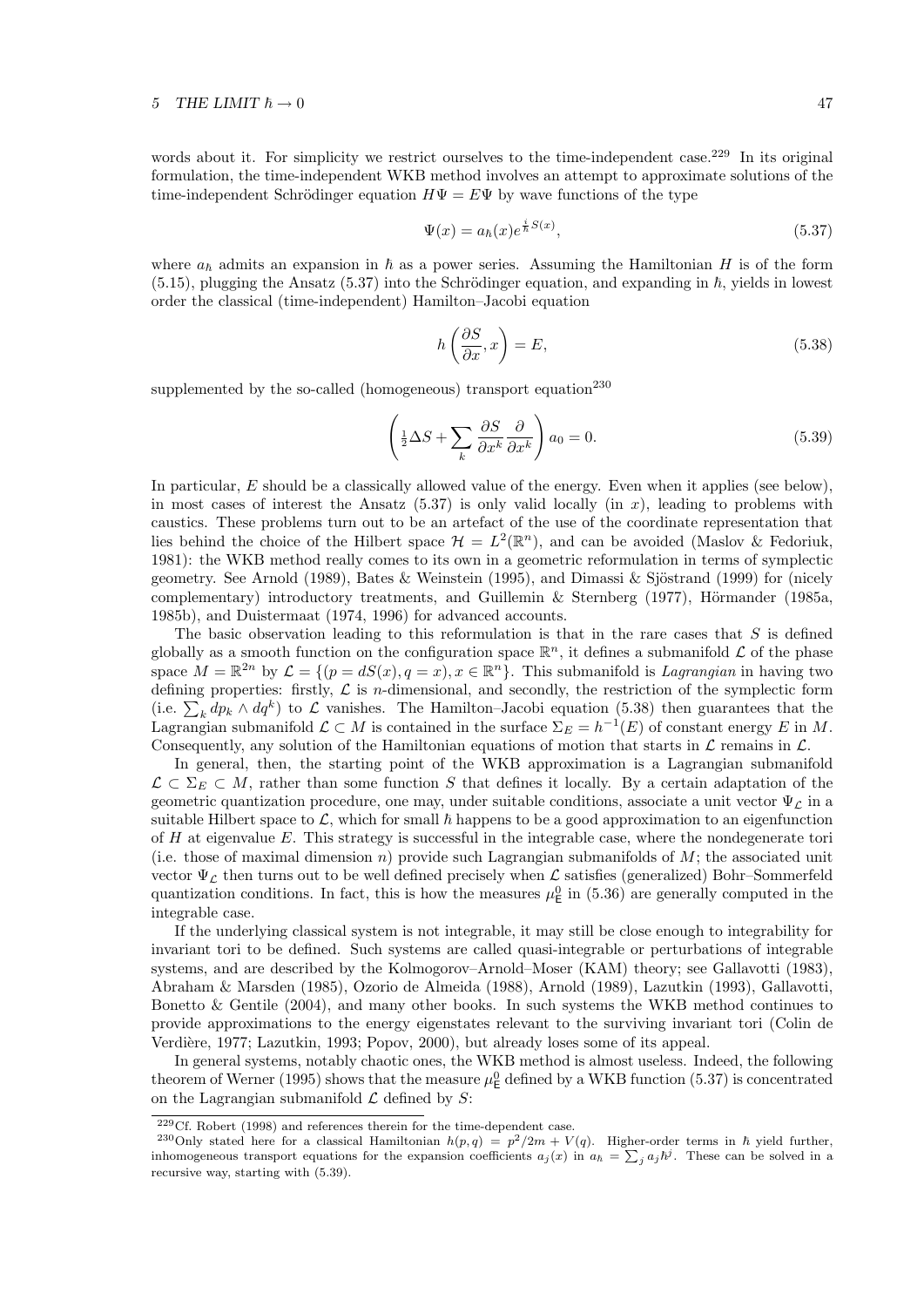words about it. For simplicity we restrict ourselves to the time-independent case.[229] In its original formulation, the time-independent WKB method involves an attempt to approximate solutions of the time-independent Schrödinger equation $H\Psi = E\Psi$ by wave functions of the type

$$\Psi(x) = a_\hbar(x) e^{\frac{i}{\hbar}S(x)}, \tag{5.37}$$

where $a_\hbar$ admits an expansion in $\hbar$ as a power series. Assuming the Hamiltonian $H$ is of the form (5.15), plugging the Ansatz (5.37) into the Schrödinger equation, and expanding in $\hbar$, yields in lowest order the classical (time-independent) Hamilton–Jacobi equation

$$h\left(\frac{\partial S}{\partial x}, x\right) = E, \tag{5.38}$$

supplemented by the so-called (homogeneous) transport equation[230]

$$\left(\tfrac{1}{2}\Delta S + \sum_k \frac{\partial S}{\partial x^k}\frac{\partial}{\partial x^k}\right) a_0 = 0. \tag{5.39}$$

In particular, $E$ should be a classically allowed value of the energy. Even when it applies (see below), in most cases of interest the Ansatz (5.37) is only valid locally (in $x$), leading to problems with caustics. These problems turn out to be an artefact of the use of the coordinate representation that lies behind the choice of the Hilbert space $\mathcal{H} = L^2(\mathbb{R}^n)$, and can be avoided (Maslov & Fedoriuk, 1981): the WKB method really comes to its own in a geometric reformulation in terms of symplectic geometry. See Arnold (1989), Bates & Weinstein (1995), and Dimassi & Sjöstrand (1999) for (nicely complementary) introductory treatments, and Guillemin & Sternberg (1977), Hörmander (1985a, 1985b), and Duistermaat (1974, 1996) for advanced accounts.

The basic observation leading to this reformulation is that in the rare cases that $S$ is defined globally as a smooth function on the configuration space $\mathbb{R}^n$, it defines a submanifold $\mathcal{L}$ of the phase space $M = \mathbb{R}^{2n}$ by $\mathcal{L} = \{(p = dS(x), q = x), x \in \mathbb{R}^n\}$. This submanifold is *Lagrangian* in having two defining properties: firstly, $\mathcal{L}$ is $n$-dimensional, and secondly, the restriction of the symplectic form (i.e. $\sum_k dp_k \wedge dq^k$) to $\mathcal{L}$ vanishes. The Hamilton–Jacobi equation (5.38) then guarantees that the Lagrangian submanifold $\mathcal{L} \subset M$ is contained in the surface $\Sigma_E = h^{-1}(E)$ of constant energy $E$ in $M$. Consequently, any solution of the Hamiltonian equations of motion that starts in $\mathcal{L}$ remains in $\mathcal{L}$.

In general, then, the starting point of the WKB approximation is a Lagrangian submanifold $\mathcal{L} \subset \Sigma_E \subset M$, rather than some function $S$ that defines it locally. By a certain adaptation of the geometric quantization procedure, one may, under suitable conditions, associate a unit vector $\Psi_\mathcal{L}$ in a suitable Hilbert space to $\mathcal{L}$, which for small $\hbar$ happens to be a good approximation to an eigenfunction of $H$ at eigenvalue $E$. This strategy is successful in the integrable case, where the nondegenerate tori (i.e. those of maximal dimension $n$) provide such Lagrangian submanifolds of $M$; the associated unit vector $\Psi_\mathcal{L}$ then turns out to be well defined precisely when $\mathcal{L}$ satisfies (generalized) Bohr–Sommerfeld quantization conditions. In fact, this is how the measures $\mu^0_{\mathsf{E}}$ in (5.36) are generally computed in the integrable case.

If the underlying classical system is not integrable, it may still be close enough to integrability for invariant tori to be defined. Such systems are called quasi-integrable or perturbations of integrable systems, and are described by the Kolmogorov–Arnold–Moser (KAM) theory; see Gallavotti (1983), Abraham & Marsden (1985), Ozorio de Almeida (1988), Arnold (1989), Lazutkin (1993), Gallavotti, Bonetto & Gentile (2004), and many other books. In such systems the WKB method continues to provide approximations to the energy eigenstates relevant to the surviving invariant tori (Colin de Verdière, 1977; Lazutkin, 1993; Popov, 2000), but already loses some of its appeal.

In general systems, notably chaotic ones, the WKB method is almost useless. Indeed, the following theorem of Werner (1995) shows that the measure $\mu^0_{\mathsf{E}}$ defined by a WKB function (5.37) is concentrated on the Lagrangian submanifold $\mathcal{L}$ defined by $S$:

---

[229] Cf. Robert (1998) and references therein for the time-dependent case.

[230] Only stated here for a classical Hamiltonian $h(p,q) = p^2/2m + V(q)$. Higher-order terms in $\hbar$ yield further, inhomogeneous transport equations for the expansion coefficients $a_j(x)$ in $a_\hbar = \sum_j a_j \hbar^j$. These can be solved in a recursive way, starting with (5.39).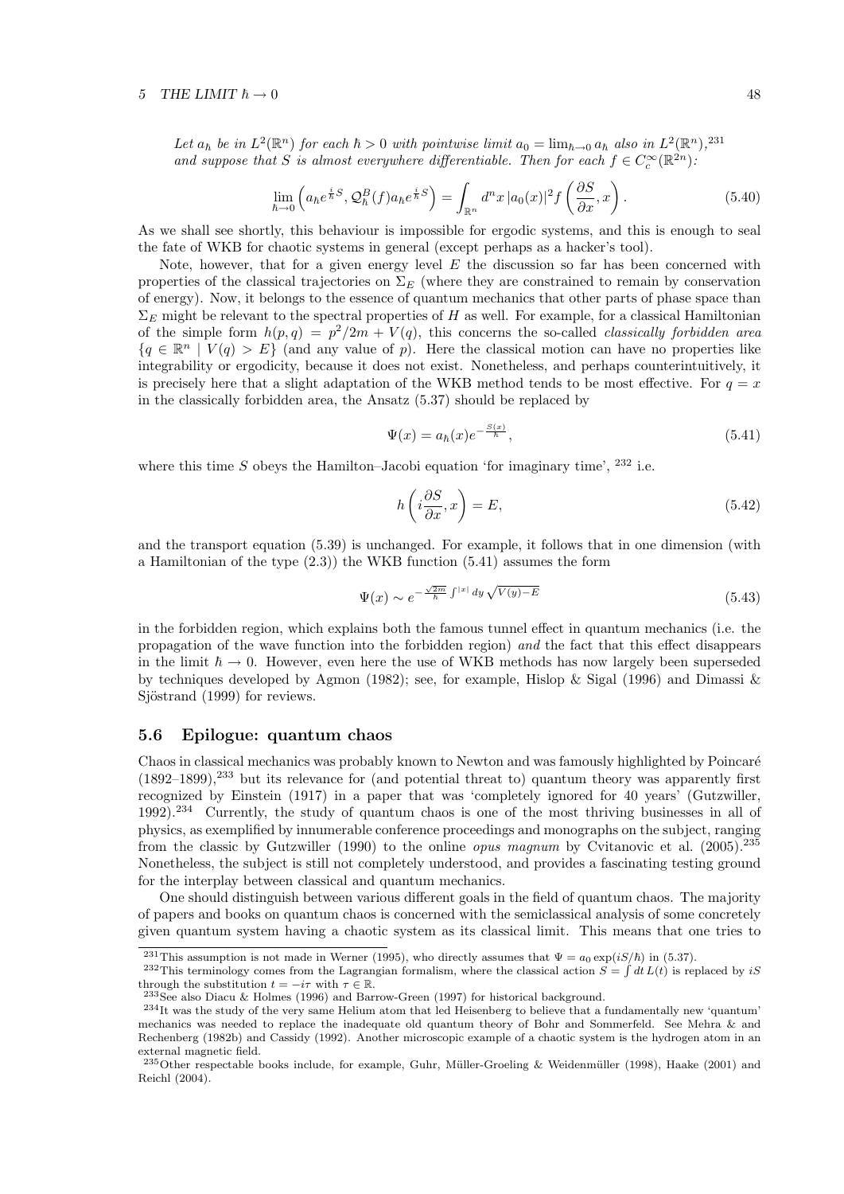*Let $a_\hbar$ be in $L^2(\mathbb{R}^n)$ for each $\hbar > 0$ with pointwise limit $a_0 = \lim_{\hbar\to 0} a_\hbar$ also in $L^2(\mathbb{R}^n)$,*[231] *and suppose that $S$ is almost everywhere differentiable. Then for each $f \in C_c^\infty(\mathbb{R}^{2n})$:*

$$\lim_{\hbar\to 0}\left(a_\hbar e^{\frac{i}{\hbar}S}, \mathcal{Q}_\hbar^B(f) a_\hbar e^{\frac{i}{\hbar}S}\right) = \int_{\mathbb{R}^n} d^n x\, |a_0(x)|^2 f\left(\frac{\partial S}{\partial x}, x\right). \tag{5.40}$$

As we shall see shortly, this behaviour is impossible for ergodic systems, and this is enough to seal the fate of WKB for chaotic systems in general (except perhaps as a hacker's tool).

Note, however, that for a given energy level $E$ the discussion so far has been concerned with properties of the classical trajectories on $\Sigma_E$ (where they are constrained to remain by conservation of energy). Now, it belongs to the essence of quantum mechanics that other parts of phase space than $\Sigma_E$ might be relevant to the spectral properties of $H$ as well. For example, for a classical Hamiltonian of the simple form $h(p,q) = p^2/2m + V(q)$, this concerns the so-called *classically forbidden area* $\{q \in \mathbb{R}^n \mid V(q) > E\}$ (and any value of $p$). Here the classical motion can have no properties like integrability or ergodicity, because it does not exist. Nonetheless, and perhaps counterintuitively, it is precisely here that a slight adaptation of the WKB method tends to be most effective. For $q = x$ in the classically forbidden area, the Ansatz (5.37) should be replaced by

$$\Psi(x) = a_\hbar(x) e^{-\frac{S(x)}{\hbar}}, \tag{5.41}$$

where this time $S$ obeys the Hamilton–Jacobi equation 'for imaginary time', [232] i.e.

$$h\left(i\frac{\partial S}{\partial x}, x\right) = E, \tag{5.42}$$

and the transport equation (5.39) is unchanged. For example, it follows that in one dimension (with a Hamiltonian of the type (2.3)) the WKB function (5.41) assumes the form

$$\Psi(x) \sim e^{-\frac{\sqrt{2m}}{\hbar}\int^{|x|} dy\, \sqrt{V(y)-E}} \tag{5.43}$$

in the forbidden region, which explains both the famous tunnel effect in quantum mechanics (i.e. the propagation of the wave function into the forbidden region) *and* the fact that this effect disappears in the limit $\hbar \to 0$. However, even here the use of WKB methods has now largely been superseded by techniques developed by Agmon (1982); see, for example, Hislop & Sigal (1996) and Dimassi & Sjöstrand (1999) for reviews.

## 5.6 Epilogue: quantum chaos

Chaos in classical mechanics was probably known to Newton and was famously highlighted by Poincaré (1892–1899),[233] but its relevance for (and potential threat to) quantum theory was apparently first recognized by Einstein (1917) in a paper that was 'completely ignored for 40 years' (Gutzwiller, 1992).[234] Currently, the study of quantum chaos is one of the most thriving businesses in all of physics, as exemplified by innumerable conference proceedings and monographs on the subject, ranging from the classic by Gutzwiller (1990) to the online *opus magnum* by Cvitanovic et al. (2005).[235] Nonetheless, the subject is still not completely understood, and provides a fascinating testing ground for the interplay between classical and quantum mechanics.

One should distinguish between various different goals in the field of quantum chaos. The majority of papers and books on quantum chaos is concerned with the semiclassical analysis of some concretely given quantum system having a chaotic system as its classical limit. This means that one tries to

---

[231] This assumption is not made in Werner (1995), who directly assumes that $\Psi = a_0 \exp(iS/\hbar)$ in (5.37).

[232] This terminology comes from the Lagrangian formalism, where the classical action $S = \int dt\, L(t)$ is replaced by $iS$ through the substitution $t = -i\tau$ with $\tau \in \mathbb{R}$.

[233] See also Diacu & Holmes (1996) and Barrow-Green (1997) for historical background.

[234] It was the study of the very same Helium atom that led Heisenberg to believe that a fundamentally new 'quantum' mechanics was needed to replace the inadequate old quantum theory of Bohr and Sommerfeld. See Mehra & and Rechenberg (1982b) and Cassidy (1992). Another microscopic example of a chaotic system is the hydrogen atom in an external magnetic field.

[235] Other respectable books include, for example, Guhr, Müller-Groeling & Weidenmüller (1998), Haake (2001) and Reichl (2004).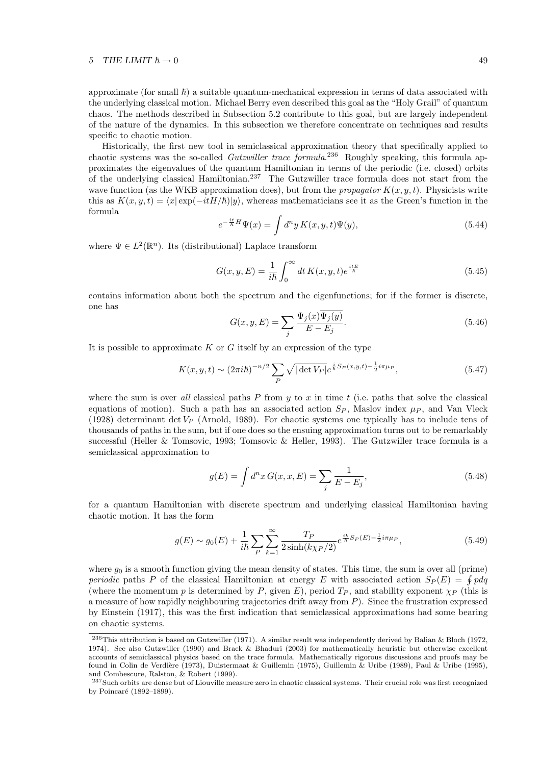approximate (for small $\hbar$) a suitable quantum-mechanical expression in terms of data associated with the underlying classical motion. Michael Berry even described this goal as the "Holy Grail" of quantum chaos. The methods described in Subsection 5.2 contribute to this goal, but are largely independent of the nature of the dynamics. In this subsection we therefore concentrate on techniques and results specific to chaotic motion.

Historically, the first new tool in semiclassical approximation theory that specifically applied to chaotic systems was the so-called *Gutzwiller trace formula*.[236] Roughly speaking, this formula approximates the eigenvalues of the quantum Hamiltonian in terms of the periodic (i.e. closed) orbits of the underlying classical Hamiltonian.[237] The Gutzwiller trace formula does not start from the wave function (as the WKB approximation does), but from the *propagator* $K(x, y, t)$. Physicists write this as $K(x, y, t) = \langle x| \exp(-itH/\hbar)|y\rangle$, whereas mathematicians see it as the Green's function in the formula

$$e^{-\frac{it}{\hbar}H}\Psi(x) = \int d^n y\, K(x, y, t)\Psi(y), \tag{5.44}$$

where $\Psi \in L^2(\mathbb{R}^n)$. Its (distributional) Laplace transform

$$G(x, y, E) = \frac{1}{i\hbar}\int_0^\infty dt\, K(x, y, t)e^{\frac{itE}{\hbar}} \tag{5.45}$$

contains information about both the spectrum and the eigenfunctions; for if the former is discrete, one has

$$G(x, y, E) = \sum_j \frac{\Psi_j(x)\overline{\Psi_j(y)}}{E - E_j}. \tag{5.46}$$

It is possible to approximate $K$ or $G$ itself by an expression of the type

$$K(x, y, t) \sim (2\pi i\hbar)^{-n/2}\sum_P \sqrt{|\det V_P|}e^{\frac{i}{\hbar}S_P(x,y,t)-\frac{1}{2}i\pi\mu_P}, \tag{5.47}$$

where the sum is over *all* classical paths $P$ from $y$ to $x$ in time $t$ (i.e. paths that solve the classical equations of motion). Such a path has an associated action $S_P$, Maslov index $\mu_P$, and Van Vleck (1928) determinant $\det V_P$ (Arnold, 1989). For chaotic systems one typically has to include tens of thousands of paths in the sum, but if one does so the ensuing approximation turns out to be remarkably successful (Heller & Tomsovic, 1993; Tomsovic & Heller, 1993). The Gutzwiller trace formula is a semiclassical approximation to

$$g(E) = \int d^n x\, G(x, x, E) = \sum_j \frac{1}{E - E_j}, \tag{5.48}$$

for a quantum Hamiltonian with discrete spectrum and underlying classical Hamiltonian having chaotic motion. It has the form

$$g(E) \sim g_0(E) + \frac{1}{i\hbar}\sum_P \sum_{k=1}^\infty \frac{T_P}{2\sinh(k\chi_P/2)}e^{\frac{ik}{\hbar}S_P(E)-\frac{1}{2}i\pi\mu_P}, \tag{5.49}$$

where $g_0$ is a smooth function giving the mean density of states. This time, the sum is over all (prime) *periodic* paths $P$ of the classical Hamiltonian at energy $E$ with associated action $S_P(E) = \oint pdq$ (where the momentum $p$ is determined by $P$, given $E$), period $T_P$, and stability exponent $\chi_P$ (this is a measure of how rapidly neighbouring trajectories drift away from $P$). Since the frustration expressed by Einstein (1917), this was the first indication that semiclassical approximations had some bearing on chaotic systems.

---

[236] This attribution is based on Gutzwiller (1971). A similar result was independently derived by Balian & Bloch (1972, 1974). See also Gutzwiller (1990) and Brack & Bhaduri (2003) for mathematically heuristic but otherwise excellent accounts of semiclassical physics based on the trace formula. Mathematically rigorous discussions and proofs may be found in Colin de Verdière (1973), Duistermaat & Guillemin (1975), Guillemin & Uribe (1989), Paul & Uribe (1995), and Combescure, Ralston, & Robert (1999).

[237] Such orbits are dense but of Liouville measure zero in chaotic classical systems. Their crucial role was first recognized by Poincaré (1892–1899).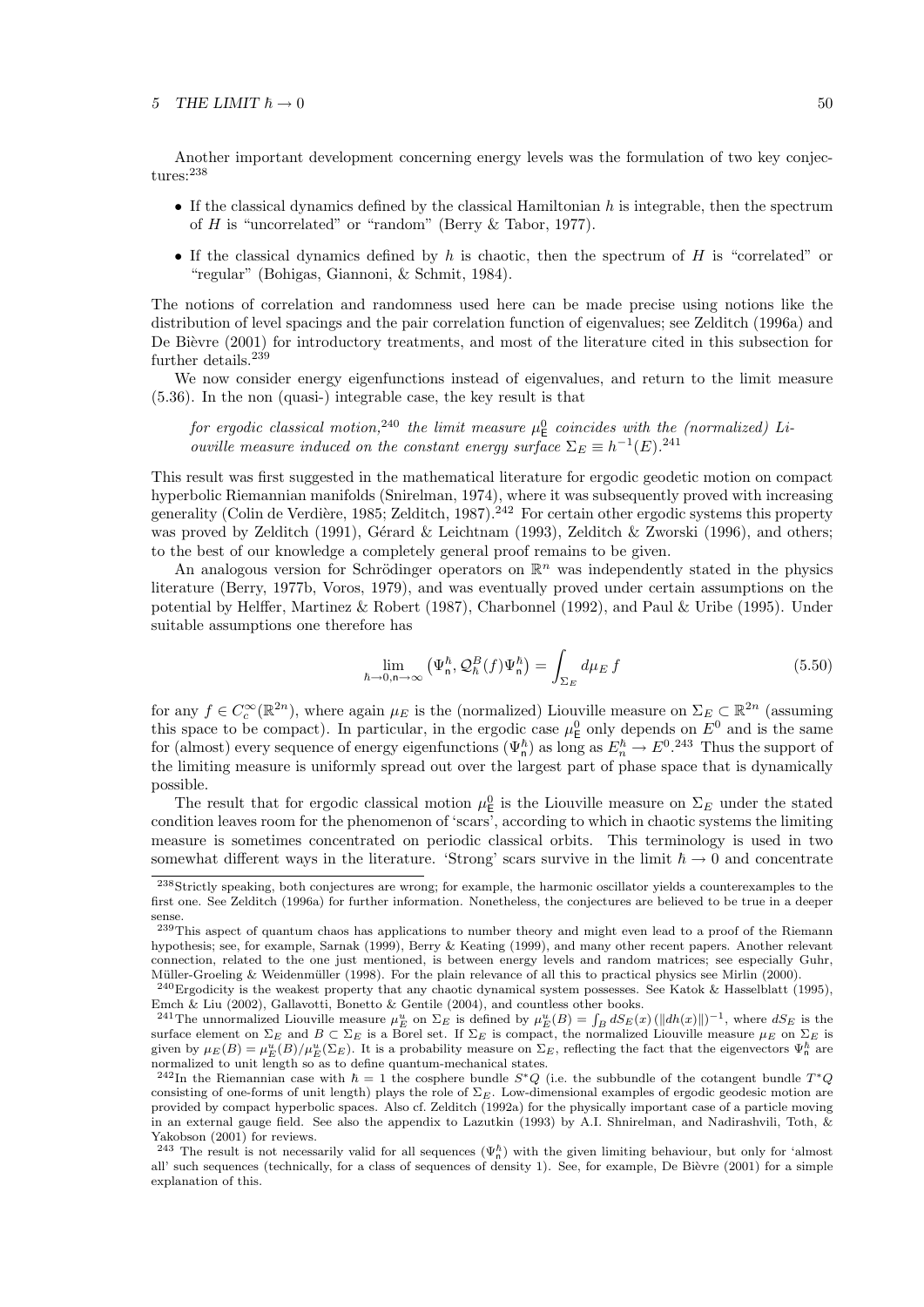Another important development concerning energy levels was the formulation of two key conjectures:[238]

- If the classical dynamics defined by the classical Hamiltonian $h$ is integrable, then the spectrum of $H$ is "uncorrelated" or "random" (Berry & Tabor, 1977).
- If the classical dynamics defined by $h$ is chaotic, then the spectrum of $H$ is "correlated" or "regular" (Bohigas, Giannoni, & Schmit, 1984).

The notions of correlation and randomness used here can be made precise using notions like the distribution of level spacings and the pair correlation function of eigenvalues; see Zelditch (1996a) and De Bièvre (2001) for introductory treatments, and most of the literature cited in this subsection for further details.[239]

We now consider energy eigenfunctions instead of eigenvalues, and return to the limit measure (5.36). In the non (quasi-) integrable case, the key result is that

> *for ergodic classical motion,*[240] *the limit measure $\mu^0_{\mathsf{E}}$ coincides with the (normalized) Liouville measure induced on the constant energy surface $\Sigma_E \equiv h^{-1}(E)$.*[241]

This result was first suggested in the mathematical literature for ergodic geodetic motion on compact hyperbolic Riemannian manifolds (Snirelman, 1974), where it was subsequently proved with increasing generality (Colin de Verdière, 1985; Zelditch, 1987).[242] For certain other ergodic systems this property was proved by Zelditch (1991), Gérard & Leichtnam (1993), Zelditch & Zworski (1996), and others; to the best of our knowledge a completely general proof remains to be given.

An analogous version for Schrödinger operators on $\mathbb{R}^n$ was independently stated in the physics literature (Berry, 1977b, Voros, 1979), and was eventually proved under certain assumptions on the potential by Helffer, Martinez & Robert (1987), Charbonnel (1992), and Paul & Uribe (1995). Under suitable assumptions one therefore has

$$\lim_{\hbar\to 0, \mathsf{n}\to\infty} \left(\Psi^{\hbar}_{\mathsf{n}}, \mathcal{Q}^B_{\hbar}(f)\Psi^{\hbar}_{\mathsf{n}}\right) = \int_{\Sigma_E} d\mu_E\, f \tag{5.50}$$

for any $f \in C^\infty_c(\mathbb{R}^{2n})$, where again $\mu_E$ is the (normalized) Liouville measure on $\Sigma_E \subset \mathbb{R}^{2n}$ (assuming this space to be compact). In particular, in the ergodic case $\mu^0_{\mathsf{E}}$ only depends on $E^0$ and is the same for (almost) every sequence of energy eigenfunctions $(\Psi^{\hbar}_{\mathsf{n}})$ as long as $E^{\hbar}_n \to E^0$.[243] Thus the support of the limiting measure is uniformly spread out over the largest part of phase space that is dynamically possible.

The result that for ergodic classical motion $\mu^0_{\mathsf{E}}$ is the Liouville measure on $\Sigma_E$ under the stated condition leaves room for the phenomenon of 'scars', according to which in chaotic systems the limiting measure is sometimes concentrated on periodic classical orbits. This terminology is used in two somewhat different ways in the literature. 'Strong' scars survive in the limit $\hbar \to 0$ and concentrate

---

[238] Strictly speaking, both conjectures are wrong; for example, the harmonic oscillator yields a counterexamples to the first one. See Zelditch (1996a) for further information. Nonetheless, the conjectures are believed to be true in a deeper sense.

[239] This aspect of quantum chaos has applications to number theory and might even lead to a proof of the Riemann hypothesis; see, for example, Sarnak (1999), Berry & Keating (1999), and many other recent papers. Another relevant connection, related to the one just mentioned, is between energy levels and random matrices; see especially Guhr, Müller-Groeling & Weidenmüller (1998). For the plain relevance of all this to practical physics see Mirlin (2000).

[240] Ergodicity is the weakest property that any chaotic dynamical system possesses. See Katok & Hasselblatt (1995), Emch & Liu (2002), Gallavotti, Bonetto & Gentile (2004), and countless other books.

[241] The unnormalized Liouville measure $\mu^u_E$ on $\Sigma_E$ is defined by $\mu^u_E(B) = \int_B dS_E(x)\,(\|dh(x)\|)^{-1}$, where $dS_E$ is the surface element on $\Sigma_E$ and $B \subset \Sigma_E$ is a Borel set. If $\Sigma_E$ is compact, the normalized Liouville measure $\mu_E$ on $\Sigma_E$ is given by $\mu_E(B) = \mu^u_E(B)/\mu^u_E(\Sigma_E)$. It is a probability measure on $\Sigma_E$, reflecting the fact that the eigenvectors $\Psi^{\hbar}_{\mathsf{n}}$ are normalized to unit length so as to define quantum-mechanical states.

[242] In the Riemannian case with $\hbar = 1$ the cosphere bundle $S^*Q$ (i.e. the subbundle of the cotangent bundle $T^*Q$ consisting of one-forms of unit length) plays the role of $\Sigma_E$. Low-dimensional examples of ergodic geodesic motion are provided by compact hyperbolic spaces. Also cf. Zelditch (1992a) for the physically important case of a particle moving in an external gauge field. See also the appendix to Lazutkin (1993) by A.I. Shnirelman, and Nadirashvili, Toth, & Yakobson (2001) for reviews.

[243] The result is not necessarily valid for all sequences $(\Psi^{\hbar}_{\mathsf{n}})$ with the given limiting behaviour, but only for 'almost all' such sequences (technically, for a class of sequences of density 1). See, for example, De Bièvre (2001) for a simple explanation of this.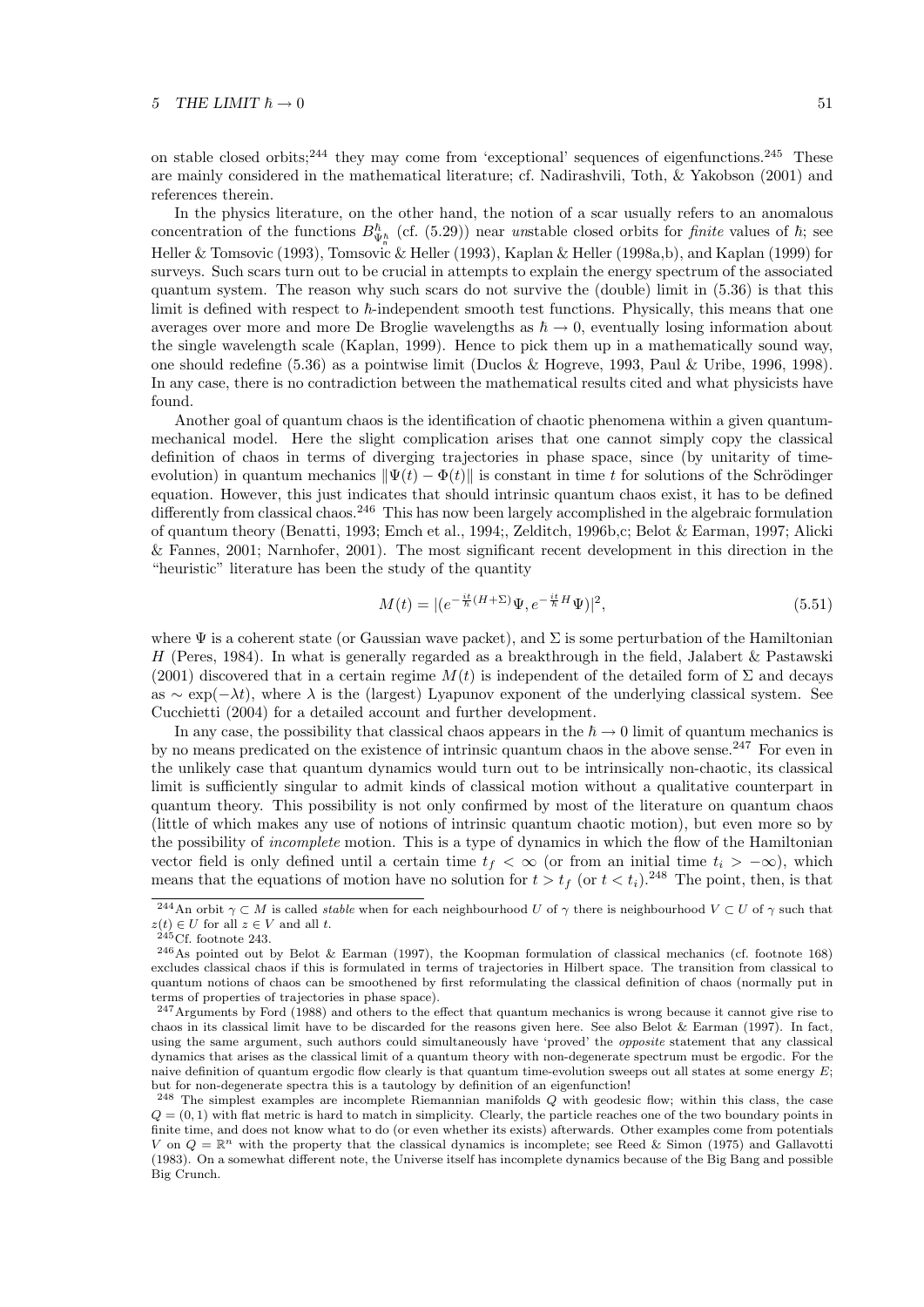on stable closed orbits;[244] they may come from 'exceptional' sequences of eigenfunctions.[245] These are mainly considered in the mathematical literature; cf. Nadirashvili, Toth, & Yakobson (2001) and references therein.

In the physics literature, on the other hand, the notion of a scar usually refers to an anomalous concentration of the functions $B^{\hbar}_{\Psi^{\hbar}_{n}}$ (cf. (5.29)) near *un*stable closed orbits for *finite* values of $\hbar$; see Heller & Tomsovic (1993), Tomsovic & Heller (1993), Kaplan & Heller (1998a,b), and Kaplan (1999) for surveys. Such scars turn out to be crucial in attempts to explain the energy spectrum of the associated quantum system. The reason why such scars do not survive the (double) limit in (5.36) is that this limit is defined with respect to $\hbar$-independent smooth test functions. Physically, this means that one averages over more and more De Broglie wavelengths as $\hbar \rightarrow 0$, eventually losing information about the single wavelength scale (Kaplan, 1999). Hence to pick them up in a mathematically sound way, one should redefine (5.36) as a pointwise limit (Duclos & Hogreve, 1993, Paul & Uribe, 1996, 1998). In any case, there is no contradiction between the mathematical results cited and what physicists have found.

Another goal of quantum chaos is the identification of chaotic phenomena within a given quantum-mechanical model. Here the slight complication arises that one cannot simply copy the classical definition of chaos in terms of diverging trajectories in phase space, since (by unitarity of time-evolution) in quantum mechanics $\|\Psi(t) - \Phi(t)\|$ is constant in time $t$ for solutions of the Schrödinger equation. However, this just indicates that should intrinsic quantum chaos exist, it has to be defined differently from classical chaos.[246] This has now been largely accomplished in the algebraic formulation of quantum theory (Benatti, 1993; Emch et al., 1994;, Zelditch, 1996b,c; Belot & Earman, 1997; Alicki & Fannes, 2001; Narnhofer, 2001). The most significant recent development in this direction in the "heuristic" literature has been the study of the quantity

$$M(t) = |(e^{-\frac{it}{\hbar}(H+\Sigma)}\Psi, e^{-\frac{it}{\hbar}H}\Psi)|^2, \tag{5.51}$$

where $\Psi$ is a coherent state (or Gaussian wave packet), and $\Sigma$ is some perturbation of the Hamiltonian $H$ (Peres, 1984). In what is generally regarded as a breakthrough in the field, Jalabert & Pastawski (2001) discovered that in a certain regime $M(t)$ is independent of the detailed form of $\Sigma$ and decays as $\sim \exp(-\lambda t)$, where $\lambda$ is the (largest) Lyapunov exponent of the underlying classical system. See Cucchietti (2004) for a detailed account and further development.

In any case, the possibility that classical chaos appears in the $\hbar \rightarrow 0$ limit of quantum mechanics is by no means predicated on the existence of intrinsic quantum chaos in the above sense.[247] For even in the unlikely case that quantum dynamics would turn out to be intrinsically non-chaotic, its classical limit is sufficiently singular to admit kinds of classical motion without a qualitative counterpart in quantum theory. This possibility is not only confirmed by most of the literature on quantum chaos (little of which makes any use of notions of intrinsic quantum chaotic motion), but even more so by the possibility of *incomplete* motion. This is a type of dynamics in which the flow of the Hamiltonian vector field is only defined until a certain time $t_f < \infty$ (or from an initial time $t_i > -\infty$), which means that the equations of motion have no solution for $t > t_f$ (or $t < t_i$).[248] The point, then, is that

---

[244] An orbit $\gamma \subset M$ is called *stable* when for each neighbourhood $U$ of $\gamma$ there is neighbourhood $V \subset U$ of $\gamma$ such that $z(t) \in U$ for all $z \in V$ and all $t$.

[245] Cf. footnote 243.

[246] As pointed out by Belot & Earman (1997), the Koopman formulation of classical mechanics (cf. footnote 168) excludes classical chaos if this is formulated in terms of trajectories in Hilbert space. The transition from classical to quantum notions of chaos can be smoothened by first reformulating the classical definition of chaos (normally put in terms of properties of trajectories in phase space).

[247] Arguments by Ford (1988) and others to the effect that quantum mechanics is wrong because it cannot give rise to chaos in its classical limit have to be discarded for the reasons given here. See also Belot & Earman (1997). In fact, using the same argument, such authors could simultaneously have 'proved' the *opposite* statement that any classical dynamics that arises as the classical limit of a quantum theory with non-degenerate spectrum must be ergodic. For the naive definition of quantum ergodic flow clearly is that quantum time-evolution sweeps out all states at some energy $E$; but for non-degenerate spectra this is a tautology by definition of an eigenfunction!

[248] The simplest examples are incomplete Riemannian manifolds $Q$ with geodesic flow; within this class, the case $Q = (0, 1)$ with flat metric is hard to match in simplicity. Clearly, the particle reaches one of the two boundary points in finite time, and does not know what to do (or even whether its exists) afterwards. Other examples come from potentials $V$ on $Q = \mathbb{R}^n$ with the property that the classical dynamics is incomplete; see Reed & Simon (1975) and Gallavotti (1983). On a somewhat different note, the Universe itself has incomplete dynamics because of the Big Bang and possible Big Crunch.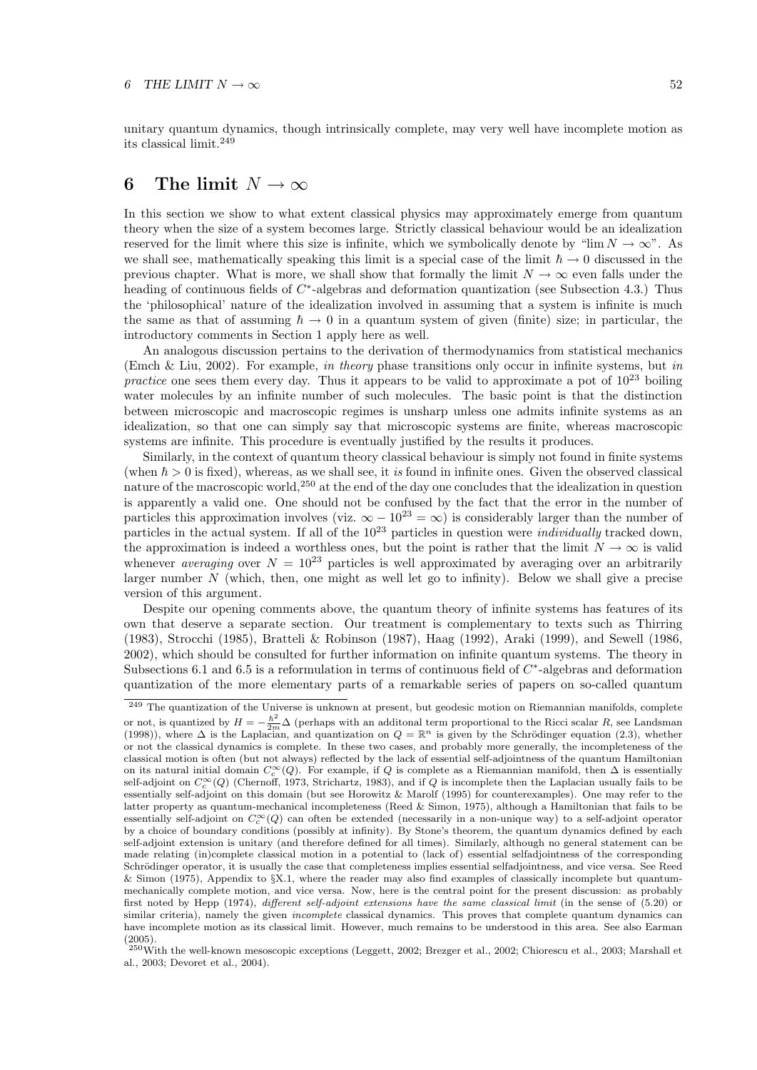unitary quantum dynamics, though intrinsically complete, may very well have incomplete motion as its classical limit.[249]

# 6 The limit $N \to \infty$

In this section we show to what extent classical physics may approximately emerge from quantum theory when the size of a system becomes large. Strictly classical behaviour would be an idealization reserved for the limit where this size is infinite, which we symbolically denote by "$\lim N \to \infty$". As we shall see, mathematically speaking this limit is a special case of the limit $\hbar \to 0$ discussed in the previous chapter. What is more, we shall show that formally the limit $N \to \infty$ even falls under the heading of continuous fields of $C^*$-algebras and deformation quantization (see Subsection 4.3.) Thus the 'philosophical' nature of the idealization involved in assuming that a system is infinite is much the same as that of assuming $\hbar \to 0$ in a quantum system of given (finite) size; in particular, the introductory comments in Section 1 apply here as well.

An analogous discussion pertains to the derivation of thermodynamics from statistical mechanics (Emch & Liu, 2002). For example, *in theory* phase transitions only occur in infinite systems, but *in practice* one sees them every day. Thus it appears to be valid to approximate a pot of $10^{23}$ boiling water molecules by an infinite number of such molecules. The basic point is that the distinction between microscopic and macroscopic regimes is unsharp unless one admits infinite systems as an idealization, so that one can simply say that microscopic systems are finite, whereas macroscopic systems are infinite. This procedure is eventually justified by the results it produces.

Similarly, in the context of quantum theory classical behaviour is simply not found in finite systems (when $\hbar > 0$ is fixed), whereas, as we shall see, it *is* found in infinite ones. Given the observed classical nature of the macroscopic world,[250] at the end of the day one concludes that the idealization in question is apparently a valid one. One should not be confused by the fact that the error in the number of particles this approximation involves (viz. $\infty - 10^{23} = \infty$) is considerably larger than the number of particles in the actual system. If all of the $10^{23}$ particles in question were *individually* tracked down, the approximation is indeed a worthless ones, but the point is rather that the limit $N \to \infty$ is valid whenever *averaging* over $N = 10^{23}$ particles is well approximated by averaging over an arbitrarily larger number $N$ (which, then, one might as well let go to infinity). Below we shall give a precise version of this argument.

Despite our opening comments above, the quantum theory of infinite systems has features of its own that deserve a separate section. Our treatment is complementary to texts such as Thirring (1983), Strocchi (1985), Bratteli & Robinson (1987), Haag (1992), Araki (1999), and Sewell (1986, 2002), which should be consulted for further information on infinite quantum systems. The theory in Subsections 6.1 and 6.5 is a reformulation in terms of continuous field of $C^*$-algebras and deformation quantization of the more elementary parts of a remarkable series of papers on so-called quantum

---

[249] The quantization of the Universe is unknown at present, but geodesic motion on Riemannian manifolds, complete or not, is quantized by $H = -\frac{\hbar^2}{2m}\Delta$ (perhaps with an additonal term proportional to the Ricci scalar $R$, see Landsman (1998)), where $\Delta$ is the Laplacian, and quantization on $Q = \mathbb{R}^n$ is given by the Schrödinger equation (2.3), whether or not the classical dynamics is complete. In these two cases, and probably more generally, the incompleteness of the classical motion is often (but not always) reflected by the lack of essential self-adjointness of the quantum Hamiltonian on its natural initial domain $C_c^\infty(Q)$. For example, if $Q$ is complete as a Riemannian manifold, then $\Delta$ is essentially self-adjoint on $C_c^\infty(Q)$ (Chernoff, 1973, Strichartz, 1983), and if $Q$ is incomplete then the Laplacian usually fails to be essentially self-adjoint on this domain (but see Horowitz & Marolf (1995) for counterexamples). One may refer to the latter property as quantum-mechanical incompleteness (Reed & Simon, 1975), although a Hamiltonian that fails to be essentially self-adjoint on $C_c^\infty(Q)$ can often be extended (necessarily in a non-unique way) to a self-adjoint operator by a choice of boundary conditions (possibly at infinity). By Stone's theorem, the quantum dynamics defined by each self-adjoint extension is unitary (and therefore defined for all times). Similarly, although no general statement can be made relating (in)complete classical motion in a potential to (lack of) essential selfadjointness of the corresponding Schrödinger operator, it is usually the case that completeness implies essential selfadjointness, and vice versa. See Reed & Simon (1975), Appendix to §X.1, where the reader may also find examples of classically incomplete but quantum-mechanically complete motion, and vice versa. Now, here is the central point for the present discussion: as probably first noted by Hepp (1974), *different self-adjoint extensions have the same classical limit* (in the sense of (5.20) or similar criteria), namely the given *incomplete* classical dynamics. This proves that complete quantum dynamics can have incomplete motion as its classical limit. However, much remains to be understood in this area. See also Earman (2005).

[250] With the well-known mesoscopic exceptions (Leggett, 2002; Brezger et al., 2002; Chiorescu et al., 2003; Marshall et al., 2003; Devoret et al., 2004).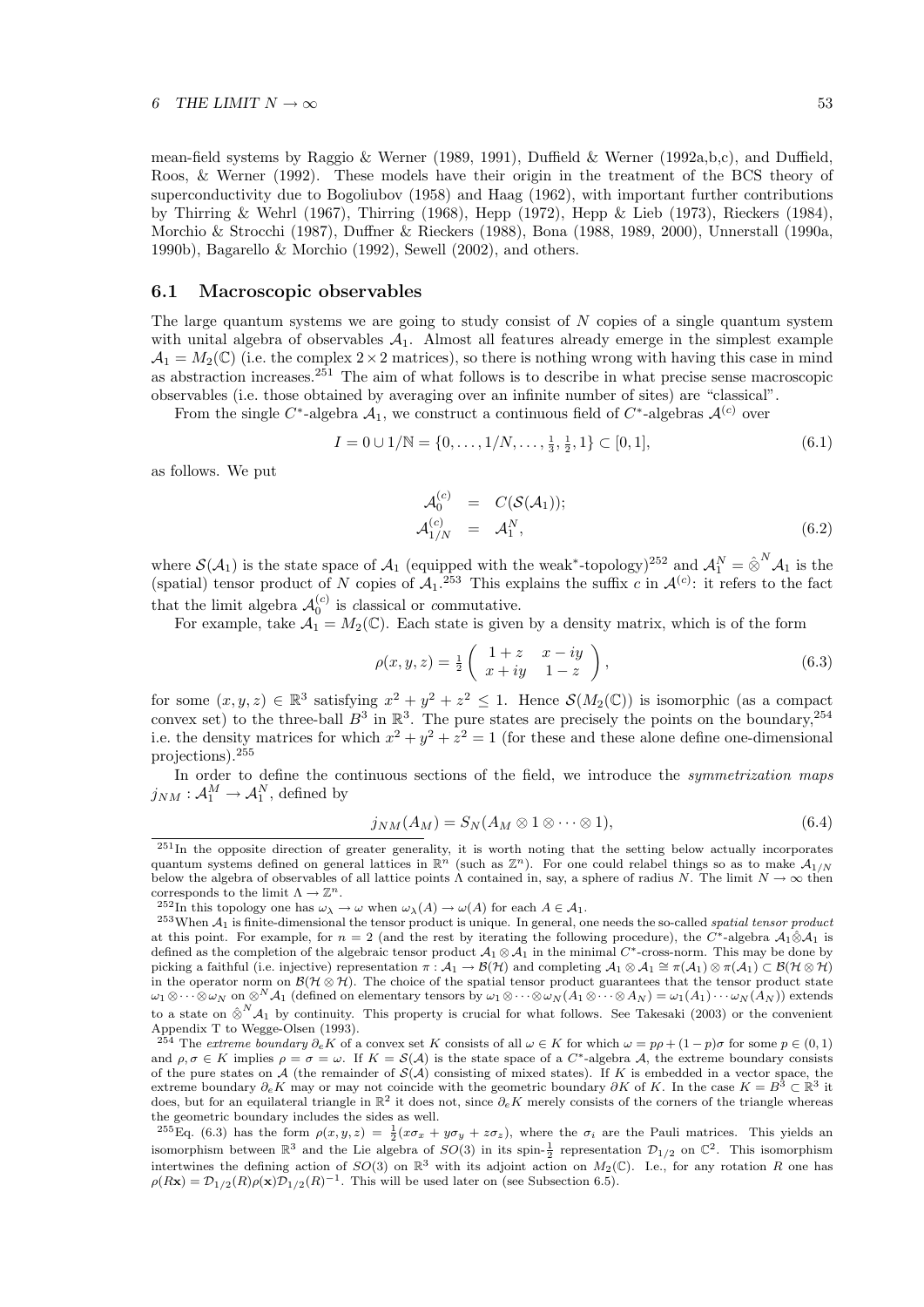mean-field systems by Raggio & Werner (1989, 1991), Duffield & Werner (1992a,b,c), and Duffield, Roos, & Werner (1992). These models have their origin in the treatment of the BCS theory of superconductivity due to Bogoliubov (1958) and Haag (1962), with important further contributions by Thirring & Wehrl (1967), Thirring (1968), Hepp (1972), Hepp & Lieb (1973), Rieckers (1984), Morchio & Strocchi (1987), Duffner & Rieckers (1988), Bona (1988, 1989, 2000), Unnerstall (1990a, 1990b), Bagarello & Morchio (1992), Sewell (2002), and others.

## 6.1 Macroscopic observables

The large quantum systems we are going to study consist of $N$ copies of a single quantum system with unital algebra of observables $\mathcal{A}_1$. Almost all features already emerge in the simplest example $\mathcal{A}_1 = M_2(\mathbb{C})$ (i.e. the complex $2\times 2$ matrices), so there is nothing wrong with having this case in mind as abstraction increases.[251] The aim of what follows is to describe in what precise sense macroscopic observables (i.e. those obtained by averaging over an infinite number of sites) are "classical".

From the single $C^*$-algebra $\mathcal{A}_1$, we construct a continuous field of $C^*$-algebras $\mathcal{A}^{(c)}$ over

$$I = 0 \cup 1/\mathbb{N} = \{0, \ldots, 1/N, \ldots, \tfrac{1}{3}, \tfrac{1}{2}, 1\} \subset [0,1], \tag{6.1}$$

as follows. We put

$$\begin{aligned} \mathcal{A}_0^{(c)} &= C(\mathcal{S}(\mathcal{A}_1)); \\ \mathcal{A}_{1/N}^{(c)} &= \mathcal{A}_1^N, \end{aligned} \tag{6.2}$$

where $\mathcal{S}(\mathcal{A}_1)$ is the state space of $\mathcal{A}_1$ (equipped with the weak$^*$-topology)[252] and $\mathcal{A}_1^N = \hat{\otimes}^N \mathcal{A}_1$ is the (spatial) tensor product of $N$ copies of $\mathcal{A}_1$.[253] This explains the suffix $c$ in $\mathcal{A}^{(c)}$: it refers to the fact that the limit algebra $\mathcal{A}_0^{(c)}$ is *c*lassical or *c*ommutative.

For example, take $\mathcal{A}_1 = M_2(\mathbb{C})$. Each state is given by a density matrix, which is of the form

$$\rho(x,y,z) = \tfrac{1}{2}\begin{pmatrix} 1+z & x-iy \\ x+iy & 1-z \end{pmatrix}, \tag{6.3}$$

for some $(x,y,z) \in \mathbb{R}^3$ satisfying $x^2+y^2+z^2 \leq 1$. Hence $\mathcal{S}(M_2(\mathbb{C}))$ is isomorphic (as a compact convex set) to the three-ball $B^3$ in $\mathbb{R}^3$. The pure states are precisely the points on the boundary,[254] i.e. the density matrices for which $x^2+y^2+z^2=1$ (for these and these alone define one-dimensional projections).[255]

In order to define the continuous sections of the field, we introduce the *symmetrization maps* $j_{NM} : \mathcal{A}_1^M \to \mathcal{A}_1^N$, defined by

$$j_{NM}(A_M) = S_N(A_M \otimes 1 \otimes \cdots \otimes 1), \tag{6.4}$$

[251] In the opposite direction of greater generality, it is worth noting that the setting below actually incorporates quantum systems defined on general lattices in $\mathbb{R}^n$ (such as $\mathbb{Z}^n$). For one could relabel things so as to make $\mathcal{A}_{1/N}$ below the algebra of observables of all lattice points $\Lambda$ contained in, say, a sphere of radius $N$. The limit $N\to\infty$ then corresponds to the limit $\Lambda \to \mathbb{Z}^n$.

[252] In this topology one has $\omega_\lambda \to \omega$ when $\omega_\lambda(A) \to \omega(A)$ for each $A \in \mathcal{A}_1$.

[253] When $\mathcal{A}_1$ is finite-dimensional the tensor product is unique. In general, one needs the so-called *spatial tensor product* at this point. For example, for $n=2$ (and the rest by iterating the following procedure), the $C^*$-algebra $\mathcal{A}_1 \hat{\otimes} \mathcal{A}_1$ is defined as the completion of the algebraic tensor product $\mathcal{A}_1 \otimes \mathcal{A}_1$ in the minimal $C^*$-cross-norm. This may be done by picking a faithful (i.e. injective) representation $\pi : \mathcal{A}_1 \to \mathcal{B}(\mathcal{H})$ and completing $\mathcal{A}_1 \otimes \mathcal{A}_1 \cong \pi(\mathcal{A}_1)\otimes\pi(\mathcal{A}_1) \subset \mathcal{B}(\mathcal{H}\otimes\mathcal{H})$ in the operator norm on $\mathcal{B}(\mathcal{H}\otimes\mathcal{H})$. The choice of the spatial tensor product guarantees that the tensor product state $\omega_1 \otimes \cdots \otimes \omega_N$ on $\otimes^N \mathcal{A}_1$ (defined on elementary tensors by $\omega_1\otimes\cdots\otimes\omega_N(A_1\otimes\cdots\otimes A_N) = \omega_1(A_1)\cdots\omega_N(A_N)$) extends to a state on $\hat{\otimes}^N\mathcal{A}_1$ by continuity. This property is crucial for what follows. See Takesaki (2003) or the convenient Appendix T to Wegge-Olsen (1993).

[254] The *extreme boundary* $\partial_e K$ of a convex set $K$ consists of all $\omega \in K$ for which $\omega = p\rho + (1-p)\sigma$ for some $p \in (0,1)$ and $\rho, \sigma \in K$ implies $\rho = \sigma = \omega$. If $K = \mathcal{S}(\mathcal{A})$ is the state space of a $C^*$-algebra $\mathcal{A}$, the extreme boundary consists of the pure states on $\mathcal{A}$ (the remainder of $\mathcal{S}(\mathcal{A})$ consisting of mixed states). If $K$ is embedded in a vector space, the extreme boundary $\partial_e K$ may or may not coincide with the geometric boundary $\partial K$ of $K$. In the case $K = B^3 \subset \mathbb{R}^3$ it does, but for an equilateral triangle in $\mathbb{R}^2$ it does not, since $\partial_e K$ merely consists of the corners of the triangle whereas the geometric boundary includes the sides as well.

[255] Eq. (6.3) has the form $\rho(x,y,z) = \frac{1}{2}(x\sigma_x + y\sigma_y + z\sigma_z)$, where the $\sigma_i$ are the Pauli matrices. This yields an isomorphism between $\mathbb{R}^3$ and the Lie algebra of $SO(3)$ in its spin-$\frac{1}{2}$ representation $\mathcal{D}_{1/2}$ on $\mathbb{C}^2$. This isomorphism intertwines the defining action of $SO(3)$ on $\mathbb{R}^3$ with its adjoint action on $M_2(\mathbb{C})$. I.e., for any rotation $R$ one has $\rho(R\mathbf{x}) = \mathcal{D}_{1/2}(R)\rho(\mathbf{x})\mathcal{D}_{1/2}(R)^{-1}$. This will be used later on (see Subsection 6.5).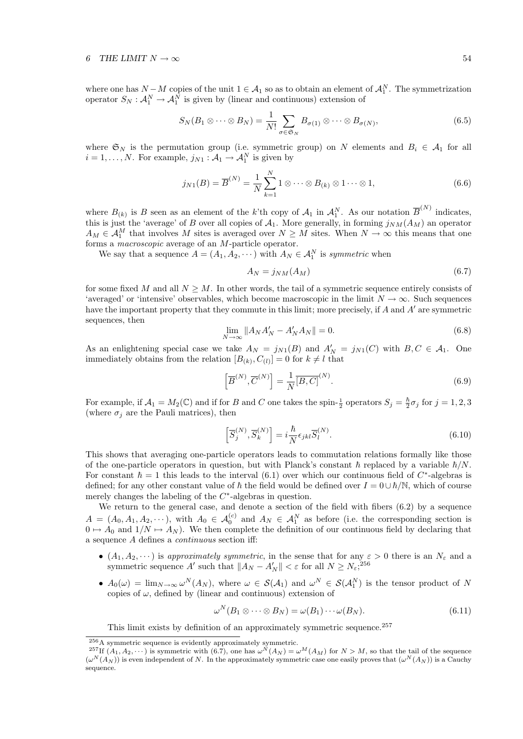where one has $N - M$ copies of the unit $1 \in \mathcal{A}_1$ so as to obtain an element of $\mathcal{A}_1^N$. The symmetrization operator $S_N : \mathcal{A}_1^N \to \mathcal{A}_1^N$ is given by (linear and continuous) extension of

$$S_N(B_1 \otimes \cdots \otimes B_N) = \frac{1}{N!} \sum_{\sigma \in \mathfrak{S}_N} B_{\sigma(1)} \otimes \cdots \otimes B_{\sigma(N)}, \tag{6.5}$$

where $\mathfrak{S}_N$ is the permutation group (i.e. symmetric group) on $N$ elements and $B_i \in \mathcal{A}_1$ for all $i = 1, \ldots, N$. For example, $j_{N1} : \mathcal{A}_1 \to \mathcal{A}_1^N$ is given by

$$j_{N1}(B) = \overline{B}^{(N)} = \frac{1}{N} \sum_{k=1}^{N} 1 \otimes \cdots \otimes B_{(k)} \otimes 1 \cdots \otimes 1, \tag{6.6}$$

where $B_{(k)}$ is $B$ seen as an element of the $k$'th copy of $\mathcal{A}_1$ in $\mathcal{A}_1^N$. As our notation $\overline{B}^{(N)}$ indicates, this is just the 'average' of $B$ over all copies of $\mathcal{A}_1$. More generally, in forming $j_{NM}(A_M)$ an operator $A_M \in \mathcal{A}_1^M$ that involves $M$ sites is averaged over $N \geq M$ sites. When $N \to \infty$ this means that one forms a *macroscopic* average of an $M$-particle operator.

We say that a sequence $A = (A_1, A_2, \cdots)$ with $A_N \in \mathcal{A}_1^N$ is *symmetric* when

$$A_N = j_{NM}(A_M) \tag{6.7}$$

for some fixed $M$ and all $N \geq M$. In other words, the tail of a symmetric sequence entirely consists of 'averaged' or 'intensive' observables, which become macroscopic in the limit $N \to \infty$. Such sequences have the important property that they commute in this limit; more precisely, if $A$ and $A'$ are symmetric sequences, then

$$\lim_{N \to \infty} \|A_N A'_N - A'_N A_N\| = 0. \tag{6.8}$$

As an enlightening special case we take $A_N = j_{N1}(B)$ and $A'_N = j_{N1}(C)$ with $B, C \in \mathcal{A}_1$. One immediately obtains from the relation $[B_{(k)}, C_{(l)}] = 0$ for $k \neq l$ that

$$\left[\overline{B}^{(N)}, \overline{C}^{(N)}\right] = \frac{1}{N} \overline{[B, C]}^{(N)}. \tag{6.9}$$

For example, if $\mathcal{A}_1 = M_2(\mathbb{C})$ and if for $B$ and $C$ one takes the spin-$\frac{1}{2}$ operators $S_j = \frac{\hbar}{2}\sigma_j$ for $j = 1, 2, 3$ (where $\sigma_j$ are the Pauli matrices), then

$$\left[\overline{S}_j^{(N)}, \overline{S}_k^{(N)}\right] = i\frac{\hbar}{N} \epsilon_{jkl} \overline{S}_l^{(N)}. \tag{6.10}$$

This shows that averaging one-particle operators leads to commutation relations formally like those of the one-particle operators in question, but with Planck's constant $\hbar$ replaced by a variable $\hbar/N$. For constant $\hbar = 1$ this leads to the interval (6.1) over which our continuous field of $C^*$-algebras is defined; for any other constant value of $\hbar$ the field would be defined over $I = 0 \cup \hbar/\mathbb{N}$, which of course merely changes the labeling of the $C^*$-algebras in question.

We return to the general case, and denote a section of the field with fibers (6.2) by a sequence $A = (A_0, A_1, A_2, \cdots)$, with $A_0 \in \mathcal{A}_0^{(c)}$ and $A_N \in \mathcal{A}_1^N$ as before (i.e. the corresponding section is $0 \mapsto A_0$ and $1/N \mapsto A_N$). We then complete the definition of our continuous field by declaring that a sequence $A$ defines a *continuous* section iff:

- $(A_1, A_2, \cdots)$ is *approximately symmetric*, in the sense that for any $\varepsilon > 0$ there is an $N_\varepsilon$ and a symmetric sequence $A'$ such that $\|A_N - A'_N\| < \varepsilon$ for all $N \geq N_\varepsilon$;[256]
- $A_0(\omega) = \lim_{N \to \infty} \omega^N(A_N)$, where $\omega \in \mathcal{S}(\mathcal{A}_1)$ and $\omega^N \in \mathcal{S}(\mathcal{A}_1^N)$ is the tensor product of $N$ copies of $\omega$, defined by (linear and continuous) extension of

$$\omega^N(B_1 \otimes \cdots \otimes B_N) = \omega(B_1) \cdots \omega(B_N). \tag{6.11}$$

This limit exists by definition of an approximately symmetric sequence.[257]

[256] A symmetric sequence is evidently approximately symmetric.

[257] If $(A_1, A_2, \cdots)$ is symmetric with (6.7), one has $\omega^N(A_N) = \omega^M(A_M)$ for $N > M$, so that the tail of the sequence $(\omega^N(A_N))$ is even independent of $N$. In the approximately symmetric case one easily proves that $(\omega^N(A_N))$ is a Cauchy sequence.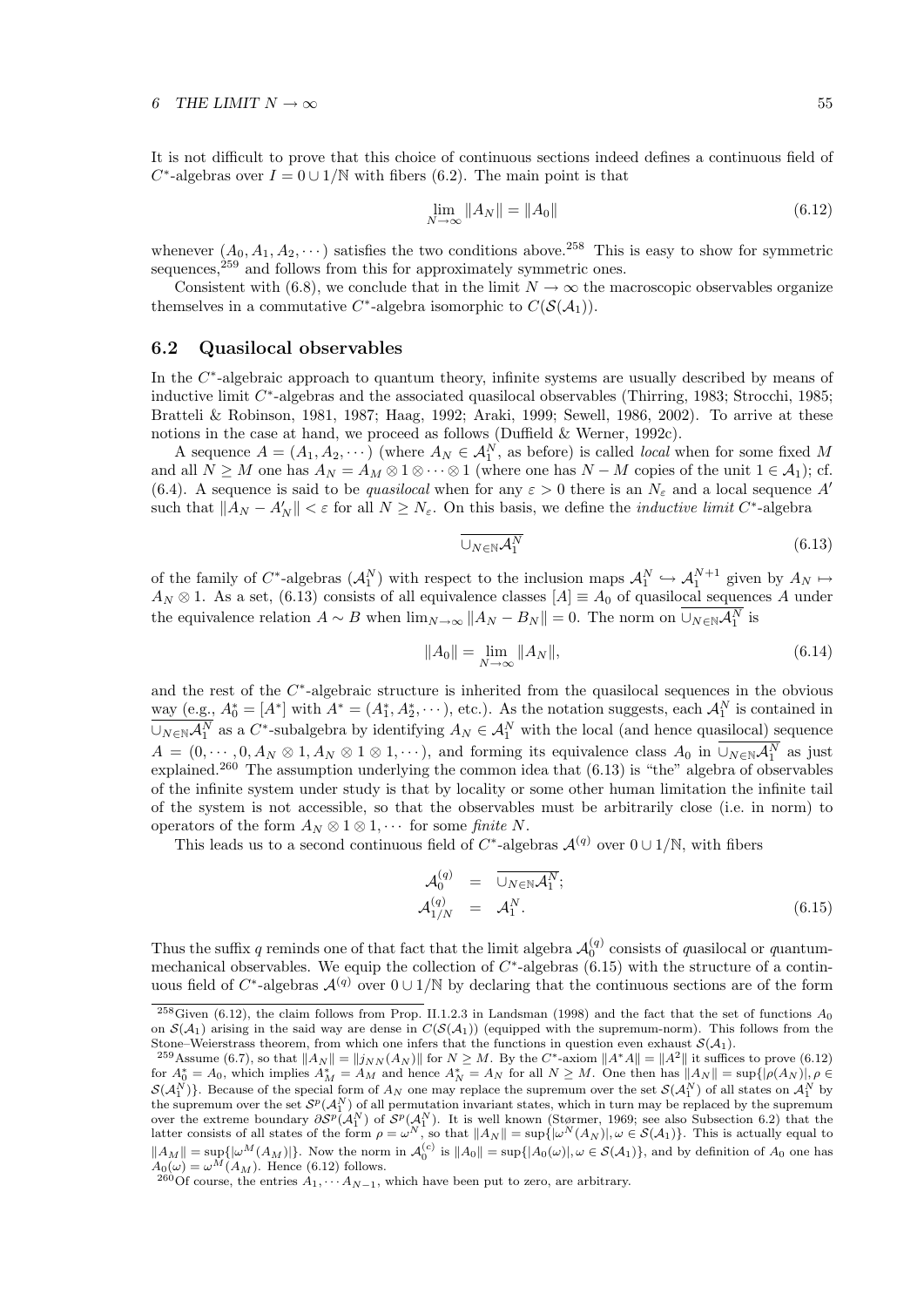It is not difficult to prove that this choice of continuous sections indeed defines a continuous field of $C^*$-algebras over $I = 0 \cup 1/\mathbb{N}$ with fibers (6.2). The main point is that

$$\lim_{N\to\infty} \|A_N\| = \|A_0\| \tag{6.12}$$

whenever $(A_0, A_1, A_2, \cdots)$ satisfies the two conditions above.[258] This is easy to show for symmetric sequences,[259] and follows from this for approximately symmetric ones.

Consistent with (6.8), we conclude that in the limit $N \to \infty$ the macroscopic observables organize themselves in a commutative $C^*$-algebra isomorphic to $C(\mathcal{S}(\mathcal{A}_1))$.

## 6.2 Quasilocal observables

In the $C^*$-algebraic approach to quantum theory, infinite systems are usually described by means of inductive limit $C^*$-algebras and the associated quasilocal observables (Thirring, 1983; Strocchi, 1985; Bratteli & Robinson, 1981, 1987; Haag, 1992; Araki, 1999; Sewell, 1986, 2002). To arrive at these notions in the case at hand, we proceed as follows (Duffield & Werner, 1992c).

A sequence $A = (A_1, A_2, \cdots)$ (where $A_N \in \mathcal{A}_1^N$, as before) is called *local* when for some fixed $M$ and all $N \geq M$ one has $A_N = A_M \otimes 1 \otimes \cdots \otimes 1$ (where one has $N - M$ copies of the unit $1 \in \mathcal{A}_1$); cf. (6.4). A sequence is said to be *quasilocal* when for any $\varepsilon > 0$ there is an $N_\varepsilon$ and a local sequence $A'$ such that $\|A_N - A'_N\| < \varepsilon$ for all $N \geq N_\varepsilon$. On this basis, we define the *inductive limit* $C^*$-algebra

$$\overline{\cup_{N\in\mathbb{N}}\mathcal{A}_1^N} \tag{6.13}$$

of the family of $C^*$-algebras $(\mathcal{A}_1^N)$ with respect to the inclusion maps $\mathcal{A}_1^N \hookrightarrow \mathcal{A}_1^{N+1}$ given by $A_N \mapsto A_N \otimes 1$. As a set, (6.13) consists of all equivalence classes $[A] \equiv A_0$ of quasilocal sequences $A$ under the equivalence relation $A \sim B$ when $\lim_{N\to\infty} \|A_N - B_N\| = 0$. The norm on $\overline{\cup_{N\in\mathbb{N}}\mathcal{A}_1^N}$ is

$$\|A_0\| = \lim_{N\to\infty} \|A_N\|, \tag{6.14}$$

and the rest of the $C^*$-algebraic structure is inherited from the quasilocal sequences in the obvious way (e.g., $A_0^* = [A^*]$ with $A^* = (A_1^*, A_2^*, \cdots)$, etc.). As the notation suggests, each $\mathcal{A}_1^N$ is contained in $\overline{\cup_{N\in\mathbb{N}}\mathcal{A}_1^N}$ as a $C^*$-subalgebra by identifying $A_N \in \mathcal{A}_1^N$ with the local (and hence quasilocal) sequence $A = (0, \cdots, 0, A_N \otimes 1, A_N \otimes 1 \otimes 1, \cdots)$, and forming its equivalence class $A_0$ in $\overline{\cup_{N\in\mathbb{N}}\mathcal{A}_1^N}$ as just explained.[260] The assumption underlying the common idea that (6.13) is "the" algebra of observables of the infinite system under study is that by locality or some other human limitation the infinite tail of the system is not accessible, so that the observables must be arbitrarily close (i.e. in norm) to operators of the form $A_N \otimes 1 \otimes 1, \cdots$ for some *finite* $N$.

This leads us to a second continuous field of $C^*$-algebras $\mathcal{A}^{(q)}$ over $0 \cup 1/\mathbb{N}$, with fibers

$$\begin{aligned}
\mathcal{A}_0^{(q)} &= \overline{\cup_{N\in\mathbb{N}}\mathcal{A}_1^N}; \\
\mathcal{A}_{1/N}^{(q)} &= \mathcal{A}_1^N.
\end{aligned} \tag{6.15}$$

Thus the suffix $q$ reminds one of that fact that the limit algebra $\mathcal{A}_0^{(q)}$ consists of *q*uasilocal or *q*uantum-mechanical observables. We equip the collection of $C^*$-algebras (6.15) with the structure of a continuous field of $C^*$-algebras $\mathcal{A}^{(q)}$ over $0 \cup 1/\mathbb{N}$ by declaring that the continuous sections are of the form

---

[258] Given (6.12), the claim follows from Prop. II.1.2.3 in Landsman (1998) and the fact that the set of functions $A_0$ on $\mathcal{S}(\mathcal{A}_1)$ arising in the said way are dense in $C(\mathcal{S}(\mathcal{A}_1))$ (equipped with the supremum-norm). This follows from the Stone–Weierstrass theorem, from which one infers that the functions in question even exhaust $\mathcal{S}(\mathcal{A}_1)$.

[259] Assume (6.7), so that $\|A_N\| = \|j_{NN}(A_N)\|$ for $N \geq M$. By the $C^*$-axiom $\|A^*A\| = \|A^2\|$ it suffices to prove (6.12) for $A_0^* = A_0$, which implies $A_M^* = A_M$ and hence $A_N^* = A_N$ for all $N \geq M$. One then has $\|A_N\| = \sup\{|\rho(A_N)|, \rho \in \mathcal{S}(\mathcal{A}_1^N)\}$. Because of the special form of $A_N$ one may replace the supremum over the set $\mathcal{S}(\mathcal{A}_1^N)$ of all states on $\mathcal{A}_1^N$ by the supremum over the set $\mathcal{S}^p(\mathcal{A}_1^N)$ of all permutation invariant states, which in turn may be replaced by the supremum over the extreme boundary $\partial\mathcal{S}^p(\mathcal{A}_1^N)$ of $\mathcal{S}^p(\mathcal{A}_1^N)$. It is well known (Størmer, 1969; see also Subsection 6.2) that the latter consists of all states of the form $\rho = \omega^N$, so that $\|A_N\| = \sup\{|\omega^N(A_N)|, \omega \in \mathcal{S}(\mathcal{A}_1)\}$. This is actually equal to $\|A_M\| = \sup\{|\omega^M(A_M)|\}$. Now the norm in $\mathcal{A}_0^{(c)}$ is $\|A_0\| = \sup\{|A_0(\omega)|, \omega \in \mathcal{S}(\mathcal{A}_1)\}$, and by definition of $A_0$ one has $A_0(\omega) = \omega^M(A_M)$. Hence (6.12) follows.

[260] Of course, the entries $A_1, \cdots A_{N-1}$, which have been put to zero, are arbitrary.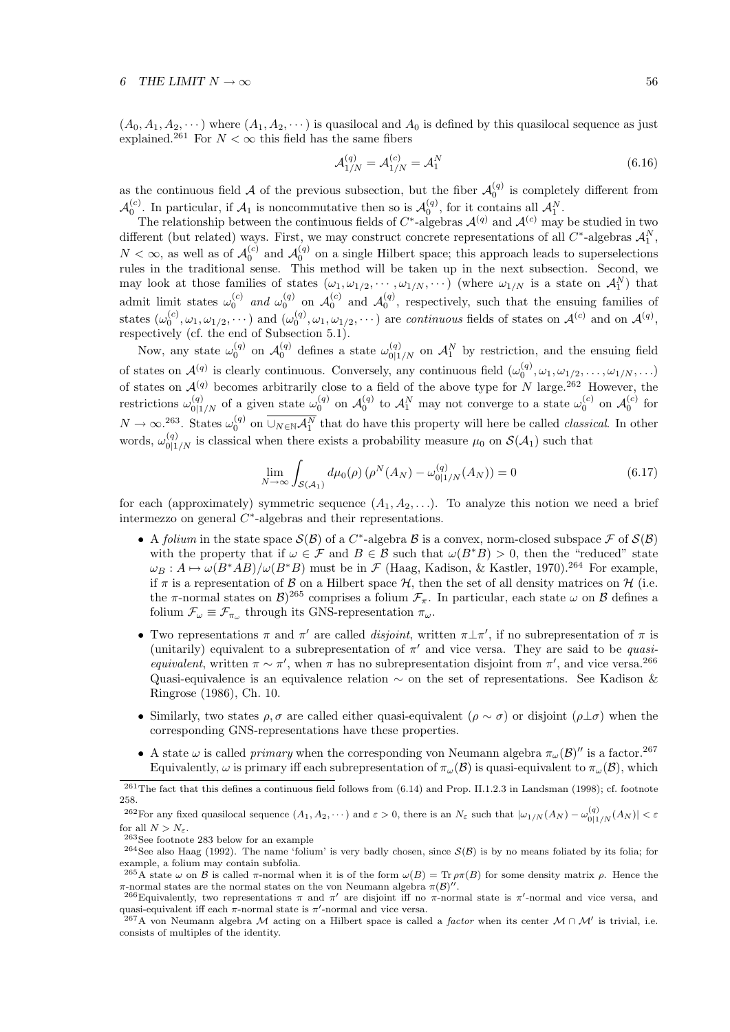$(A_0, A_1, A_2, \cdots)$ where $(A_1, A_2, \cdots)$ is quasilocal and $A_0$ is defined by this quasilocal sequence as just explained.[261] For $N < \infty$ this field has the same fibers

$$\mathcal{A}^{(q)}_{1/N} = \mathcal{A}^{(c)}_{1/N} = \mathcal{A}^N_1 \tag{6.16}$$

as the continuous field $\mathcal{A}$ of the previous subsection, but the fiber $\mathcal{A}^{(q)}_0$ is completely different from $\mathcal{A}^{(c)}_0$. In particular, if $\mathcal{A}_1$ is noncommutative then so is $\mathcal{A}^{(q)}_0$, for it contains all $\mathcal{A}^N_1$.

The relationship between the continuous fields of $C^*$-algebras $\mathcal{A}^{(q)}$ and $\mathcal{A}^{(c)}$ may be studied in two different (but related) ways. First, we may construct concrete representations of all $C^*$-algebras $\mathcal{A}^N_1$, $N < \infty$, as well as of $\mathcal{A}^{(c)}_0$ and $\mathcal{A}^{(q)}_0$ on a single Hilbert space; this approach leads to superselections rules in the traditional sense. This method will be taken up in the next subsection. Second, we may look at those families of states $(\omega_1, \omega_{1/2}, \cdots, \omega_{1/N}, \cdots)$ (where $\omega_{1/N}$ is a state on $\mathcal{A}^N_1$) that admit limit states $\omega^{(c)}_0$ *and* $\omega^{(q)}_0$ on $\mathcal{A}^{(c)}_0$ and $\mathcal{A}^{(q)}_0$, respectively, such that the ensuing families of states $(\omega^{(c)}_0, \omega_1, \omega_{1/2}, \cdots)$ and $(\omega^{(q)}_0, \omega_1, \omega_{1/2}, \cdots)$ are *continuous* fields of states on $\mathcal{A}^{(c)}$ and on $\mathcal{A}^{(q)}$, respectively (cf. the end of Subsection 5.1).

Now, any state $\omega^{(q)}_0$ on $\mathcal{A}^{(q)}_0$ defines a state $\omega^{(q)}_{0|1/N}$ on $\mathcal{A}^N_1$ by restriction, and the ensuing field of states on $\mathcal{A}^{(q)}$ is clearly continuous. Conversely, any continuous field $(\omega^{(q)}_0, \omega_1, \omega_{1/2}, \ldots, \omega_{1/N}, \ldots)$ of states on $\mathcal{A}^{(q)}$ becomes arbitrarily close to a field of the above type for $N$ large.[262] However, the restrictions $\omega^{(q)}_{0|1/N}$ of a given state $\omega^{(q)}_0$ on $\mathcal{A}^{(q)}_0$ to $\mathcal{A}^N_1$ may not converge to a state $\omega^{(c)}_0$ on $\mathcal{A}^{(c)}_0$ for $N \to \infty$.[263]. States $\omega^{(q)}_0$ on $\overline{\cup_{N \in \mathbb{N}} \mathcal{A}^N_1}$ that do have this property will here be called *classical*. In other words, $\omega^{(q)}_{0|1/N}$ is classical when there exists a probability measure $\mu_0$ on $\mathcal{S}(\mathcal{A}_1)$ such that

$$\lim_{N \to \infty} \int_{\mathcal{S}(\mathcal{A}_1)} d\mu_0(\rho) \, (\rho^N(A_N) - \omega^{(q)}_{0|1/N}(A_N)) = 0 \tag{6.17}$$

for each (approximately) symmetric sequence $(A_1, A_2, \ldots)$. To analyze this notion we need a brief intermezzo on general $C^*$-algebras and their representations.

- A *folium* in the state space $\mathcal{S}(\mathcal{B})$ of a $C^*$-algebra $\mathcal{B}$ is a convex, norm-closed subspace $\mathcal{F}$ of $\mathcal{S}(\mathcal{B})$ with the property that if $\omega \in \mathcal{F}$ and $B \in \mathcal{B}$ such that $\omega(B^*B) > 0$, then the "reduced" state $\omega_B : A \mapsto \omega(B^*AB)/\omega(B^*B)$ must be in $\mathcal{F}$ (Haag, Kadison, & Kastler, 1970).[264] For example, if $\pi$ is a representation of $\mathcal{B}$ on a Hilbert space $\mathcal{H}$, then the set of all density matrices on $\mathcal{H}$ (i.e. the $\pi$-normal states on $\mathcal{B}$)[265] comprises a folium $\mathcal{F}_\pi$. In particular, each state $\omega$ on $\mathcal{B}$ defines a folium $\mathcal{F}_\omega \equiv \mathcal{F}_{\pi_\omega}$ through its GNS-representation $\pi_\omega$.
- Two representations $\pi$ and $\pi'$ are called *disjoint*, written $\pi \perp \pi'$, if no subrepresentation of $\pi$ is (unitarily) equivalent to a subrepresentation of $\pi'$ and vice versa. They are said to be *quasi-equivalent*, written $\pi \sim \pi'$, when $\pi$ has no subrepresentation disjoint from $\pi'$, and vice versa.[266] Quasi-equivalence is an equivalence relation $\sim$ on the set of representations. See Kadison & Ringrose (1986), Ch. 10.
- Similarly, two states $\rho, \sigma$ are called either quasi-equivalent ($\rho \sim \sigma$) or disjoint ($\rho \perp \sigma$) when the corresponding GNS-representations have these properties.
- A state $\omega$ is called *primary* when the corresponding von Neumann algebra $\pi_\omega(\mathcal{B})''$ is a factor.[267] Equivalently, $\omega$ is primary iff each subrepresentation of $\pi_\omega(\mathcal{B})$ is quasi-equivalent to $\pi_\omega(\mathcal{B})$, which

---

[261] The fact that this defines a continuous field follows from (6.14) and Prop. II.1.2.3 in Landsman (1998); cf. footnote 258.

[262] For any fixed quasilocal sequence $(A_1, A_2, \cdots)$ and $\varepsilon > 0$, there is an $N_\varepsilon$ such that $|\omega_{1/N}(A_N) - \omega^{(q)}_{0|1/N}(A_N)| < \varepsilon$ for all $N > N_\varepsilon$.

[263] See footnote 283 below for an example

[264] See also Haag (1992). The name 'folium' is very badly chosen, since $\mathcal{S}(\mathcal{B})$ is by no means foliated by its folia; for example, a folium may contain subfolia.

[265] A state $\omega$ on $\mathcal{B}$ is called $\pi$-normal when it is of the form $\omega(B) = \mathrm{Tr}\, \rho\pi(B)$ for some density matrix $\rho$. Hence the $\pi$-normal states are the normal states on the von Neumann algebra $\pi(\mathcal{B})''$.

[266] Equivalently, two representations $\pi$ and $\pi'$ are disjoint iff no $\pi$-normal state is $\pi'$-normal and vice versa, and quasi-equivalent iff each $\pi$-normal state is $\pi'$-normal and vice versa.

[267] A von Neumann algebra $\mathcal{M}$ acting on a Hilbert space is called a *factor* when its center $\mathcal{M} \cap \mathcal{M}'$ is trivial, i.e. consists of multiples of the identity.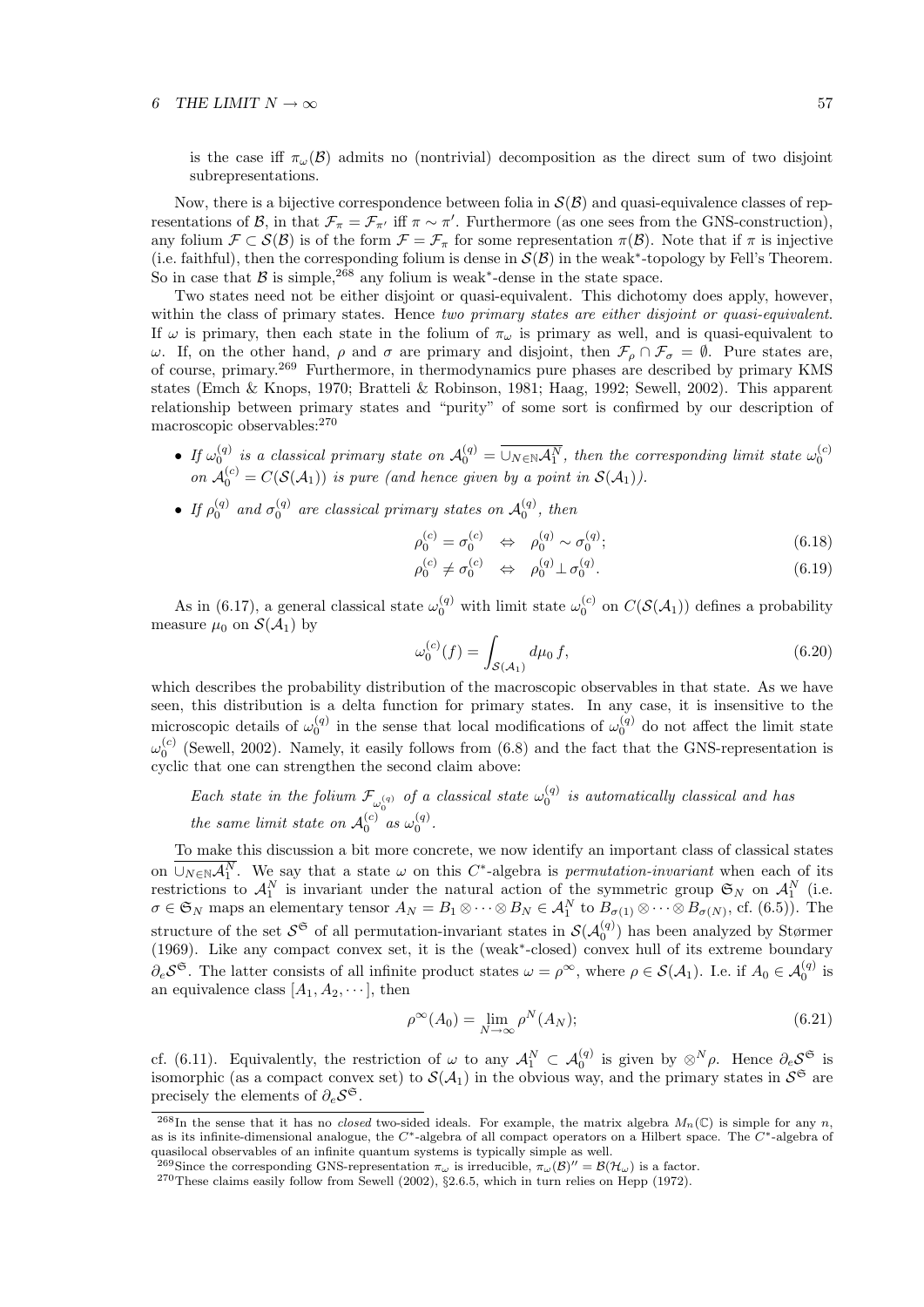is the case iff $\pi_\omega(\mathcal{B})$ admits no (nontrivial) decomposition as the direct sum of two disjoint subrepresentations.

Now, there is a bijective correspondence between folia in $\mathcal{S}(\mathcal{B})$ and quasi-equivalence classes of representations of $\mathcal{B}$, in that $\mathcal{F}_\pi = \mathcal{F}_{\pi'}$ iff $\pi \sim \pi'$. Furthermore (as one sees from the GNS-construction), any folium $\mathcal{F} \subset \mathcal{S}(\mathcal{B})$ is of the form $\mathcal{F} = \mathcal{F}_\pi$ for some representation $\pi(\mathcal{B})$. Note that if $\pi$ is injective (i.e. faithful), then the corresponding folium is dense in $\mathcal{S}(\mathcal{B})$ in the weak$^*$-topology by Fell's Theorem. So in case that $\mathcal{B}$ is simple,[268] any folium is weak$^*$-dense in the state space.

Two states need not be either disjoint or quasi-equivalent. This dichotomy does apply, however, within the class of primary states. Hence *two primary states are either disjoint or quasi-equivalent.* If $\omega$ is primary, then each state in the folium of $\pi_\omega$ is primary as well, and is quasi-equivalent to $\omega$. If, on the other hand, $\rho$ and $\sigma$ are primary and disjoint, then $\mathcal{F}_\rho \cap \mathcal{F}_\sigma = \emptyset$. Pure states are, of course, primary.[269] Furthermore, in thermodynamics pure phases are described by primary KMS states (Emch & Knops, 1970; Bratteli & Robinson, 1981; Haag, 1992; Sewell, 2002). This apparent relationship between primary states and "purity" of some sort is confirmed by our description of macroscopic observables:[270]

- *If $\omega_0^{(q)}$ is a classical primary state on $\mathcal{A}_0^{(q)} = \overline{\cup_{N\in\mathbb{N}}\mathcal{A}_1^N}$, then the corresponding limit state $\omega_0^{(c)}$ on $\mathcal{A}_0^{(c)} = C(\mathcal{S}(\mathcal{A}_1))$ is pure (and hence given by a point in $\mathcal{S}(\mathcal{A}_1)$).*
- *If $\rho_0^{(q)}$ and $\sigma_0^{(q)}$ are classical primary states on $\mathcal{A}_0^{(q)}$, then*

$$\rho_0^{(c)} = \sigma_0^{(c)} \quad \Leftrightarrow \quad \rho_0^{(q)} \sim \sigma_0^{(q)}; \tag{6.18}$$

$$\rho_0^{(c)} \neq \sigma_0^{(c)} \quad \Leftrightarrow \quad \rho_0^{(q)} \perp \sigma_0^{(q)}. \tag{6.19}$$

As in (6.17), a general classical state $\omega_0^{(q)}$ with limit state $\omega_0^{(c)}$ on $C(\mathcal{S}(\mathcal{A}_1))$ defines a probability measure $\mu_0$ on $\mathcal{S}(\mathcal{A}_1)$ by

$$\omega_0^{(c)}(f) = \int_{\mathcal{S}(\mathcal{A}_1)} d\mu_0\, f, \tag{6.20}$$

which describes the probability distribution of the macroscopic observables in that state. As we have seen, this distribution is a delta function for primary states. In any case, it is insensitive to the microscopic details of $\omega_0^{(q)}$ in the sense that local modifications of $\omega_0^{(q)}$ do not affect the limit state $\omega_0^{(c)}$ (Sewell, 2002). Namely, it easily follows from (6.8) and the fact that the GNS-representation is cyclic that one can strengthen the second claim above:

*Each state in the folium $\mathcal{F}_{\omega_0^{(q)}}$ of a classical state $\omega_0^{(q)}$ is automatically classical and has the same limit state on $\mathcal{A}_0^{(c)}$ as $\omega_0^{(q)}$.*

To make this discussion a bit more concrete, we now identify an important class of classical states on $\overline{\cup_{N\in\mathbb{N}}\mathcal{A}_1^N}$. We say that a state $\omega$ on this $C^*$-algebra is *permutation-invariant* when each of its restrictions to $\mathcal{A}_1^N$ is invariant under the natural action of the symmetric group $\mathfrak{S}_N$ on $\mathcal{A}_1^N$ (i.e. $\sigma \in \mathfrak{S}_N$ maps an elementary tensor $A_N = B_1 \otimes \cdots \otimes B_N \in \mathcal{A}_1^N$ to $B_{\sigma(1)} \otimes \cdots \otimes B_{\sigma(N)}$, cf. (6.5)). The structure of the set $\mathcal{S}^{\mathfrak{S}}$ of all permutation-invariant states in $\mathcal{S}(\mathcal{A}_0^{(q)})$ has been analyzed by Størmer (1969). Like any compact convex set, it is the (weak$^*$-closed) convex hull of its extreme boundary $\partial_e \mathcal{S}^{\mathfrak{S}}$. The latter consists of all infinite product states $\omega = \rho^\infty$, where $\rho \in \mathcal{S}(\mathcal{A}_1)$. I.e. if $A_0 \in \mathcal{A}_0^{(q)}$ is an equivalence class $[A_1, A_2, \cdots]$, then

$$\rho^\infty(A_0) = \lim_{N\to\infty} \rho^N(A_N); \tag{6.21}$$

cf. (6.11). Equivalently, the restriction of $\omega$ to any $\mathcal{A}_1^N \subset \mathcal{A}_0^{(q)}$ is given by $\otimes^N \rho$. Hence $\partial_e \mathcal{S}^{\mathfrak{S}}$ is isomorphic (as a compact convex set) to $\mathcal{S}(\mathcal{A}_1)$ in the obvious way, and the primary states in $\mathcal{S}^{\mathfrak{S}}$ are precisely the elements of $\partial_e \mathcal{S}^{\mathfrak{S}}$.

---

[268] In the sense that it has no *closed* two-sided ideals. For example, the matrix algebra $M_n(\mathbb{C})$ is simple for any $n$, as is its infinite-dimensional analogue, the $C^*$-algebra of all compact operators on a Hilbert space. The $C^*$-algebra of quasilocal observables of an infinite quantum systems is typically simple as well.

[269] Since the corresponding GNS-representation $\pi_\omega$ is irreducible, $\pi_\omega(\mathcal{B})'' = \mathcal{B}(\mathcal{H}_\omega)$ is a factor.

[270] These claims easily follow from Sewell (2002), §2.6.5, which in turn relies on Hepp (1972).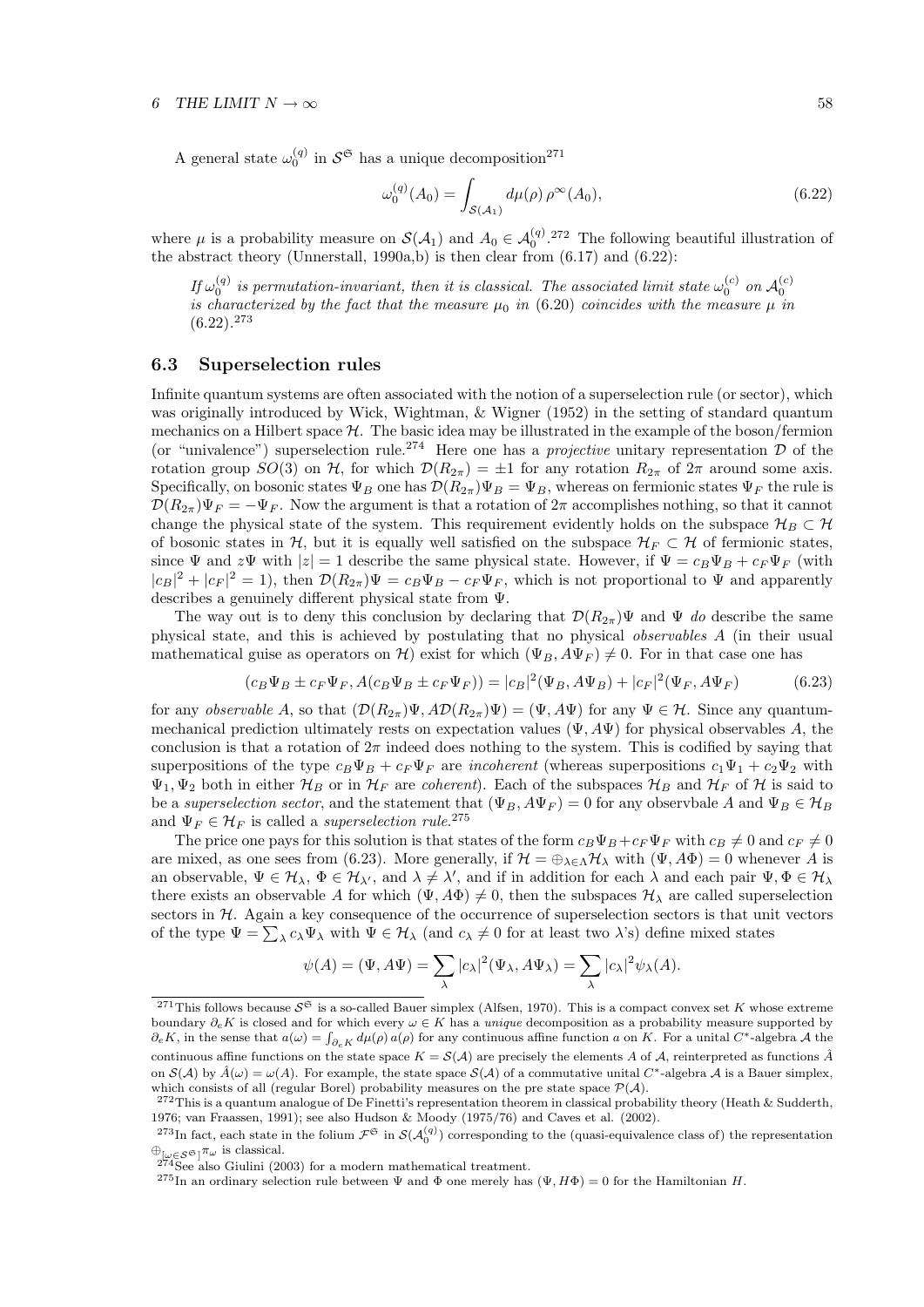A general state $\omega_0^{(q)}$ in $\mathcal{S}^{\mathfrak{S}}$ has a unique decomposition[271]

$$\omega_0^{(q)}(A_0) = \int_{\mathcal{S}(\mathcal{A}_1)} d\mu(\rho)\, \rho^{\infty}(A_0), \tag{6.22}$$

where $\mu$ is a probability measure on $\mathcal{S}(\mathcal{A}_1)$ and $A_0 \in \mathcal{A}_0^{(q)}$.[272] The following beautiful illustration of the abstract theory (Unnerstall, 1990a,b) is then clear from (6.17) and (6.22):

*If $\omega_0^{(q)}$ is permutation-invariant, then it is classical. The associated limit state $\omega_0^{(c)}$ on $\mathcal{A}_0^{(c)}$ is characterized by the fact that the measure $\mu_0$ in* (6.20) *coincides with the measure $\mu$ in* (6.22).[273]

## 6.3 Superselection rules

Infinite quantum systems are often associated with the notion of a superselection rule (or sector), which was originally introduced by Wick, Wightman, & Wigner (1952) in the setting of standard quantum mechanics on a Hilbert space $\mathcal{H}$. The basic idea may be illustrated in the example of the boson/fermion (or "univalence") superselection rule.[274] Here one has a *projective* unitary representation $\mathcal{D}$ of the rotation group $SO(3)$ on $\mathcal{H}$, for which $\mathcal{D}(R_{2\pi}) = \pm 1$ for any rotation $R_{2\pi}$ of $2\pi$ around some axis. Specifically, on bosonic states $\Psi_B$ one has $\mathcal{D}(R_{2\pi})\Psi_B = \Psi_B$, whereas on fermionic states $\Psi_F$ the rule is $\mathcal{D}(R_{2\pi})\Psi_F = -\Psi_F$. Now the argument is that a rotation of $2\pi$ accomplishes nothing, so that it cannot change the physical state of the system. This requirement evidently holds on the subspace $\mathcal{H}_B \subset \mathcal{H}$ of bosonic states in $\mathcal{H}$, but it is equally well satisfied on the subspace $\mathcal{H}_F \subset \mathcal{H}$ of fermionic states, since $\Psi$ and $z\Psi$ with $|z| = 1$ describe the same physical state. However, if $\Psi = c_B\Psi_B + c_F\Psi_F$ (with $|c_B|^2 + |c_F|^2 = 1$), then $\mathcal{D}(R_{2\pi})\Psi = c_B\Psi_B - c_F\Psi_F$, which is not proportional to $\Psi$ and apparently describes a genuinely different physical state from $\Psi$.

The way out is to deny this conclusion by declaring that $\mathcal{D}(R_{2\pi})\Psi$ and $\Psi$ *do* describe the same physical state, and this is achieved by postulating that no physical *observables* $A$ (in their usual mathematical guise as operators on $\mathcal{H}$) exist for which $(\Psi_B, A\Psi_F) \neq 0$. For in that case one has

$$(c_B\Psi_B \pm c_F\Psi_F, A(c_B\Psi_B \pm c_F\Psi_F)) = |c_B|^2(\Psi_B, A\Psi_B) + |c_F|^2(\Psi_F, A\Psi_F) \tag{6.23}$$

for any *observable* $A$, so that $(\mathcal{D}(R_{2\pi})\Psi, A\mathcal{D}(R_{2\pi})\Psi) = (\Psi, A\Psi)$ for any $\Psi \in \mathcal{H}$. Since any quantum-mechanical prediction ultimately rests on expectation values $(\Psi, A\Psi)$ for physical observables $A$, the conclusion is that a rotation of $2\pi$ indeed does nothing to the system. This is codified by saying that superpositions of the type $c_B\Psi_B + c_F\Psi_F$ are *incoherent* (whereas superpositions $c_1\Psi_1 + c_2\Psi_2$ with $\Psi_1, \Psi_2$ both in either $\mathcal{H}_B$ or in $\mathcal{H}_F$ are *coherent*). Each of the subspaces $\mathcal{H}_B$ and $\mathcal{H}_F$ of $\mathcal{H}$ is said to be a *superselection sector*, and the statement that $(\Psi_B, A\Psi_F) = 0$ for any observbale $A$ and $\Psi_B \in \mathcal{H}_B$ and $\Psi_F \in \mathcal{H}_F$ is called a *superselection rule*.[275]

The price one pays for this solution is that states of the form $c_B\Psi_B + c_F\Psi_F$ with $c_B \neq 0$ and $c_F \neq 0$ are mixed, as one sees from (6.23). More generally, if $\mathcal{H} = \oplus_{\lambda\in\Lambda}\mathcal{H}_\lambda$ with $(\Psi, A\Phi) = 0$ whenever $A$ is an observable, $\Psi \in \mathcal{H}_\lambda$, $\Phi \in \mathcal{H}_{\lambda'}$, and $\lambda \neq \lambda'$, and if in addition for each $\lambda$ and each pair $\Psi, \Phi \in \mathcal{H}_\lambda$ there exists an observable $A$ for which $(\Psi, A\Phi) \neq 0$, then the subspaces $\mathcal{H}_\lambda$ are called superselection sectors in $\mathcal{H}$. Again a key consequence of the occurrence of superselection sectors is that unit vectors of the type $\Psi = \sum_\lambda c_\lambda \Psi_\lambda$ with $\Psi \in \mathcal{H}_\lambda$ (and $c_\lambda \neq 0$ for at least two $\lambda$'s) define mixed states

$$\psi(A) = (\Psi, A\Psi) = \sum_\lambda |c_\lambda|^2(\Psi_\lambda, A\Psi_\lambda) = \sum_\lambda |c_\lambda|^2\psi_\lambda(A).$$

---

[271] This follows because $\mathcal{S}^{\mathfrak{S}}$ is a so-called Bauer simplex (Alfsen, 1970). This is a compact convex set $K$ whose extreme boundary $\partial_e K$ is closed and for which every $\omega \in K$ has a *unique* decomposition as a probability measure supported by $\partial_e K$, in the sense that $a(\omega) = \int_{\partial_e K} d\mu(\rho)\, a(\rho)$ for any continuous affine function $a$ on $K$. For a unital $C^*$-algebra $\mathcal{A}$ the continuous affine functions on the state space $K = \mathcal{S}(\mathcal{A})$ are precisely the elements $A$ of $\mathcal{A}$, reinterpreted as functions $\hat{A}$ on $\mathcal{S}(\mathcal{A})$ by $\hat{A}(\omega) = \omega(A)$. For example, the state space $\mathcal{S}(\mathcal{A})$ of a commutative unital $C^*$-algebra $\mathcal{A}$ is a Bauer simplex, which consists of all (regular Borel) probability measures on the pre state space $\mathcal{P}(\mathcal{A})$.

[272] This is a quantum analogue of De Finetti's representation theorem in classical probability theory (Heath & Sudderth, 1976; van Fraassen, 1991); see also Hudson & Moody (1975/76) and Caves et al. (2002).

[273] In fact, each state in the folium $\mathcal{F}^{\mathfrak{S}}$ in $\mathcal{S}(\mathcal{A}_0^{(q)})$ corresponding to the (quasi-equivalence class of) the representation $\oplus_{[\omega\in\mathcal{S}^{\mathfrak{S}}]}\pi_\omega$ is classical.

[274] See also Giulini (2003) for a modern mathematical treatment.

[275] In an ordinary selection rule between $\Psi$ and $\Phi$ one merely has $(\Psi, H\Phi) = 0$ for the Hamiltonian $H$.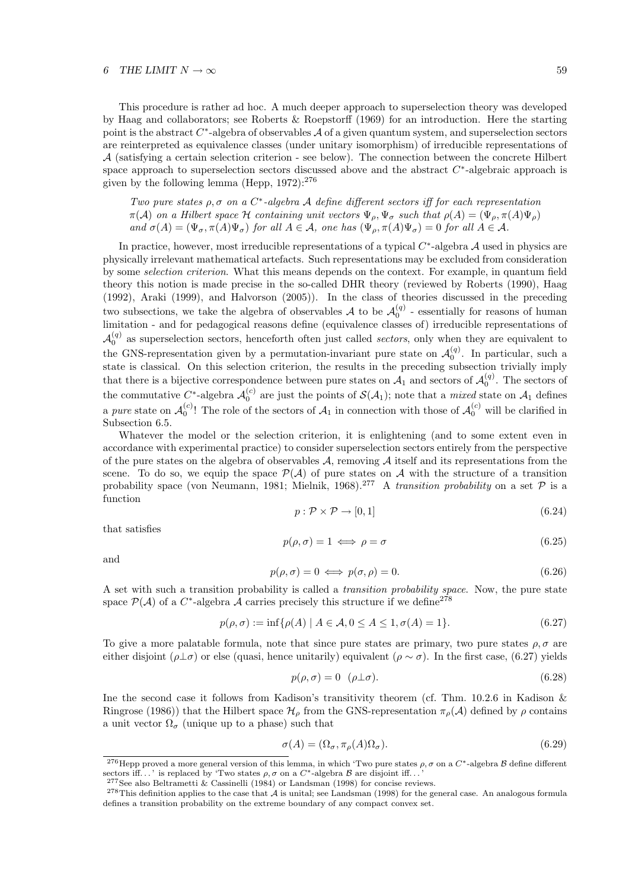This procedure is rather ad hoc. A much deeper approach to superselection theory was developed by Haag and collaborators; see Roberts & Roepstorff (1969) for an introduction. Here the starting point is the abstract $C^*$-algebra of observables $\mathcal{A}$ of a given quantum system, and superselection sectors are reinterpreted as equivalence classes (under unitary isomorphism) of irreducible representations of $\mathcal{A}$ (satisfying a certain selection criterion - see below). The connection between the concrete Hilbert space approach to superselection sectors discussed above and the abstract $C^*$-algebraic approach is given by the following lemma (Hepp, 1972):[276]

> *Two pure states $\rho, \sigma$ on a $C^*$-algebra $\mathcal{A}$ define different sectors iff for each representation $\pi(\mathcal{A})$ on a Hilbert space $\mathcal{H}$ containing unit vectors $\Psi_\rho, \Psi_\sigma$ such that $\rho(A) = (\Psi_\rho, \pi(A)\Psi_\rho)$ and $\sigma(A) = (\Psi_\sigma, \pi(A)\Psi_\sigma)$ for all $A \in \mathcal{A}$, one has $(\Psi_\rho, \pi(A)\Psi_\sigma) = 0$ for all $A \in \mathcal{A}$.*

In practice, however, most irreducible representations of a typical $C^*$-algebra $\mathcal{A}$ used in physics are physically irrelevant mathematical artefacts. Such representations may be excluded from consideration by some *selection criterion*. What this means depends on the context. For example, in quantum field theory this notion is made precise in the so-called DHR theory (reviewed by Roberts (1990), Haag (1992), Araki (1999), and Halvorson (2005)). In the class of theories discussed in the preceding two subsections, we take the algebra of observables $\mathcal{A}$ to be $\mathcal{A}_0^{(q)}$ - essentially for reasons of human limitation - and for pedagogical reasons define (equivalence classes of) irreducible representations of $\mathcal{A}_0^{(q)}$ as superselection sectors, henceforth often just called *sectors*, only when they are equivalent to the GNS-representation given by a permutation-invariant pure state on $\mathcal{A}_0^{(q)}$. In particular, such a state is classical. On this selection criterion, the results in the preceding subsection trivially imply that there is a bijective correspondence between pure states on $\mathcal{A}_1$ and sectors of $\mathcal{A}_0^{(q)}$. The sectors of the commutative $C^*$-algebra $\mathcal{A}_0^{(c)}$ are just the points of $\mathcal{S}(\mathcal{A}_1)$; note that a *mixed* state on $\mathcal{A}_1$ defines a *pure* state on $\mathcal{A}_0^{(c)}$! The role of the sectors of $\mathcal{A}_1$ in connection with those of $\mathcal{A}_0^{(c)}$ will be clarified in Subsection 6.5.

Whatever the model or the selection criterion, it is enlightening (and to some extent even in accordance with experimental practice) to consider superselection sectors entirely from the perspective of the pure states on the algebra of observables $\mathcal{A}$, removing $\mathcal{A}$ itself and its representations from the scene. To do so, we equip the space $\mathcal{P}(\mathcal{A})$ of pure states on $\mathcal{A}$ with the structure of a transition probability space (von Neumann, 1981; Mielnik, 1968).[277] A *transition probability* on a set $\mathcal{P}$ is a function

$$p : \mathcal{P} \times \mathcal{P} \to [0, 1] \tag{6.24}$$

that satisfies

$$p(\rho, \sigma) = 1 \iff \rho = \sigma \tag{6.25}$$

and

$$p(\rho, \sigma) = 0 \iff p(\sigma, \rho) = 0. \tag{6.26}$$

A set with such a transition probability is called a *transition probability space*. Now, the pure state space $\mathcal{P}(\mathcal{A})$ of a $C^*$-algebra $\mathcal{A}$ carries precisely this structure if we define[278]

$$p(\rho, \sigma) := \inf\{\rho(A) \mid A \in \mathcal{A}, 0 \leq A \leq 1, \sigma(A) = 1\}. \tag{6.27}$$

To give a more palatable formula, note that since pure states are primary, two pure states $\rho, \sigma$ are either disjoint ($\rho \perp \sigma$) or else (quasi, hence unitarily) equivalent ($\rho \sim \sigma$). In the first case, (6.27) yields

$$p(\rho, \sigma) = 0 \quad (\rho \perp \sigma). \tag{6.28}$$

Ine the second case it follows from Kadison's transitivity theorem (cf. Thm. 10.2.6 in Kadison & Ringrose (1986)) that the Hilbert space $\mathcal{H}_\rho$ from the GNS-representation $\pi_\rho(\mathcal{A})$ defined by $\rho$ contains a unit vector $\Omega_\sigma$ (unique up to a phase) such that

$$\sigma(A) = (\Omega_\sigma, \pi_\rho(A)\Omega_\sigma). \tag{6.29}$$

---

[276] Hepp proved a more general version of this lemma, in which 'Two pure states $\rho, \sigma$ on a $C^*$-algebra $\mathcal{B}$ define different sectors iff...' is replaced by 'Two states $\rho, \sigma$ on a $C^*$-algebra $\mathcal{B}$ are disjoint iff...'

[277] See also Beltrametti & Cassinelli (1984) or Landsman (1998) for concise reviews.

[278] This definition applies to the case that $\mathcal{A}$ is unital; see Landsman (1998) for the general case. An analogous formula defines a transition probability on the extreme boundary of any compact convex set.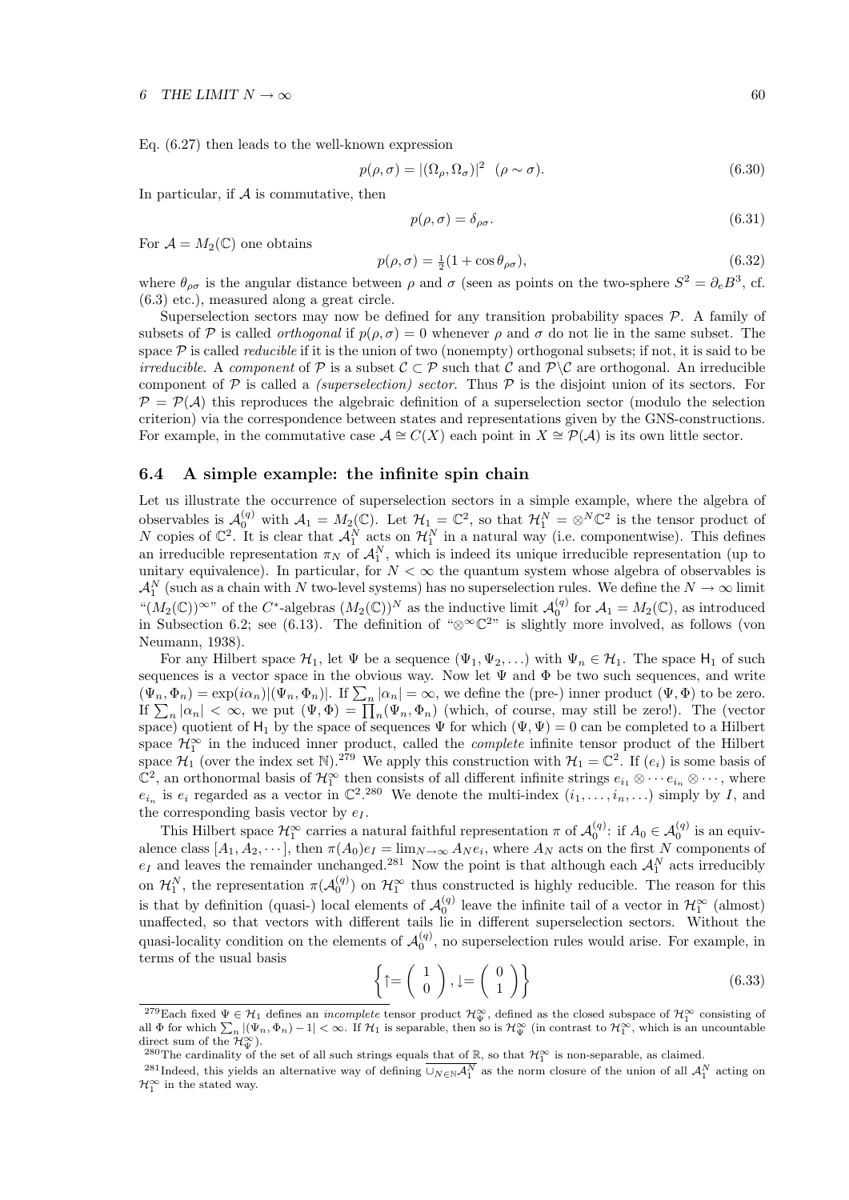Eq. (6.27) then leads to the well-known expression

$$p(\rho, \sigma) = |(\Omega_\rho, \Omega_\sigma)|^2 \ \ (\rho \sim \sigma). \tag{6.30}$$

In particular, if $\mathcal{A}$ is commutative, then

$$p(\rho, \sigma) = \delta_{\rho\sigma}. \tag{6.31}$$

For $\mathcal{A} = M_2(\mathbb{C})$ one obtains

$$p(\rho, \sigma) = \tfrac{1}{2}(1 + \cos\theta_{\rho\sigma}), \tag{6.32}$$

where $\theta_{\rho\sigma}$ is the angular distance between $\rho$ and $\sigma$ (seen as points on the two-sphere $S^2 = \partial_e B^3$, cf. (6.3) etc.), measured along a great circle.

Superselection sectors may now be defined for any transition probability spaces $\mathcal{P}$. A family of subsets of $\mathcal{P}$ is called *orthogonal* if $p(\rho, \sigma) = 0$ whenever $\rho$ and $\sigma$ do not lie in the same subset. The space $\mathcal{P}$ is called *reducible* if it is the union of two (nonempty) orthogonal subsets; if not, it is said to be *irreducible*. A *component* of $\mathcal{P}$ is a subset $\mathcal{C} \subset \mathcal{P}$ such that $\mathcal{C}$ and $\mathcal{P}\backslash\mathcal{C}$ are orthogonal. An irreducible component of $\mathcal{P}$ is called a *(superselection) sector*. Thus $\mathcal{P}$ is the disjoint union of its sectors. For $\mathcal{P} = \mathcal{P}(\mathcal{A})$ this reproduces the algebraic definition of a superselection sector (modulo the selection criterion) via the correspondence between states and representations given by the GNS-constructions. For example, in the commutative case $\mathcal{A} \cong C(X)$ each point in $X \cong \mathcal{P}(\mathcal{A})$ is its own little sector.

## 6.4 A simple example: the infinite spin chain

Let us illustrate the occurrence of superselection sectors in a simple example, where the algebra of observables is $\mathcal{A}_0^{(q)}$ with $\mathcal{A}_1 = M_2(\mathbb{C})$. Let $\mathcal{H}_1 = \mathbb{C}^2$, so that $\mathcal{H}_1^N = \otimes^N \mathbb{C}^2$ is the tensor product of $N$ copies of $\mathbb{C}^2$. It is clear that $\mathcal{A}_1^N$ acts on $\mathcal{H}_1^N$ in a natural way (i.e. componentwise). This defines an irreducible representation $\pi_N$ of $\mathcal{A}_1^N$, which is indeed its unique irreducible representation (up to unitary equivalence). In particular, for $N < \infty$ the quantum system whose algebra of observables is $\mathcal{A}_1^N$ (such as a chain with $N$ two-level systems) has no superselection rules. We define the $N \to \infty$ limit "$(M_2(\mathbb{C}))^\infty$" of the $C^*$-algebras $(M_2(\mathbb{C}))^N$ as the inductive limit $\mathcal{A}_0^{(q)}$ for $\mathcal{A}_1 = M_2(\mathbb{C})$, as introduced in Subsection 6.2; see (6.13). The definition of "$\otimes^\infty \mathbb{C}^2$" is slightly more involved, as follows (von Neumann, 1938).

For any Hilbert space $\mathcal{H}_1$, let $\Psi$ be a sequence $(\Psi_1, \Psi_2, \ldots)$ with $\Psi_n \in \mathcal{H}_1$. The space $\mathsf{H}_1$ of such sequences is a vector space in the obvious way. Now let $\Psi$ and $\Phi$ be two such sequences, and write $(\Psi_n, \Phi_n) = \exp(i\alpha_n)|(\Psi_n, \Phi_n)|$. If $\sum_n |\alpha_n| = \infty$, we define the (pre-) inner product $(\Psi, \Phi)$ to be zero. If $\sum_n |\alpha_n| < \infty$, we put $(\Psi, \Phi) = \prod_n (\Psi_n, \Phi_n)$ (which, of course, may still be zero!). The (vector space) quotient of $\mathsf{H}_1$ by the space of sequences $\Psi$ for which $(\Psi, \Psi) = 0$ can be completed to a Hilbert space $\mathcal{H}_1^\infty$ in the induced inner product, called the *complete* infinite tensor product of the Hilbert space $\mathcal{H}_1$ (over the index set $\mathbb{N}$).[279] We apply this construction with $\mathcal{H}_1 = \mathbb{C}^2$. If $(e_i)$ is some basis of $\mathbb{C}^2$, an orthonormal basis of $\mathcal{H}_1^\infty$ then consists of all different infinite strings $e_{i_1} \otimes \cdots e_{i_n} \otimes \cdots$, where $e_{i_n}$ is $e_i$ regarded as a vector in $\mathbb{C}^2$.[280] We denote the multi-index $(i_1, \ldots, i_n, \ldots)$ simply by $I$, and the corresponding basis vector by $e_I$.

This Hilbert space $\mathcal{H}_1^\infty$ carries a natural faithful representation $\pi$ of $\mathcal{A}_0^{(q)}$: if $A_0 \in \mathcal{A}_0^{(q)}$ is an equivalence class $[A_1, A_2, \cdots]$, then $\pi(A_0)e_I = \lim_{N\to\infty} A_N e_i$, where $A_N$ acts on the first $N$ components of $e_I$ and leaves the remainder unchanged.[281] Now the point is that although each $\mathcal{A}_1^N$ acts irreducibly on $\mathcal{H}_1^N$, the representation $\pi(\mathcal{A}_0^{(q)})$ on $\mathcal{H}_1^\infty$ thus constructed is highly reducible. The reason for this is that by definition (quasi-) local elements of $\mathcal{A}_0^{(q)}$ leave the infinite tail of a vector in $\mathcal{H}_1^\infty$ (almost) unaffected, so that vectors with different tails lie in different superselection sectors. Without the quasi-locality condition on the elements of $\mathcal{A}_0^{(q)}$, no superselection rules would arise. For example, in terms of the usual basis

$$\left\{ \uparrow = \begin{pmatrix} 1 \\ 0 \end{pmatrix}, \downarrow = \begin{pmatrix} 0 \\ 1 \end{pmatrix} \right\} \tag{6.33}$$

---

[279] Each fixed $\Psi \in \mathcal{H}_1$ defines an *incomplete* tensor product $\mathcal{H}_\Psi^\infty$, defined as the closed subspace of $\mathcal{H}_1^\infty$ consisting of all $\Phi$ for which $\sum_n |(\Psi_n, \Phi_n) - 1| < \infty$. If $\mathcal{H}_1$ is separable, then so is $\mathcal{H}_\Psi^\infty$ (in contrast to $\mathcal{H}_1^\infty$, which is an uncountable direct sum of the $\mathcal{H}_\Psi^\infty$).

[280] The cardinality of the set of all such strings equals that of $\mathbb{R}$, so that $\mathcal{H}_1^\infty$ is non-separable, as claimed.

[281] Indeed, this yields an alternative way of defining $\overline{\cup_{N\in\mathbb{N}}\mathcal{A}_1^N}$ as the norm closure of the union of all $\mathcal{A}_1^N$ acting on $\mathcal{H}_1^\infty$ in the stated way.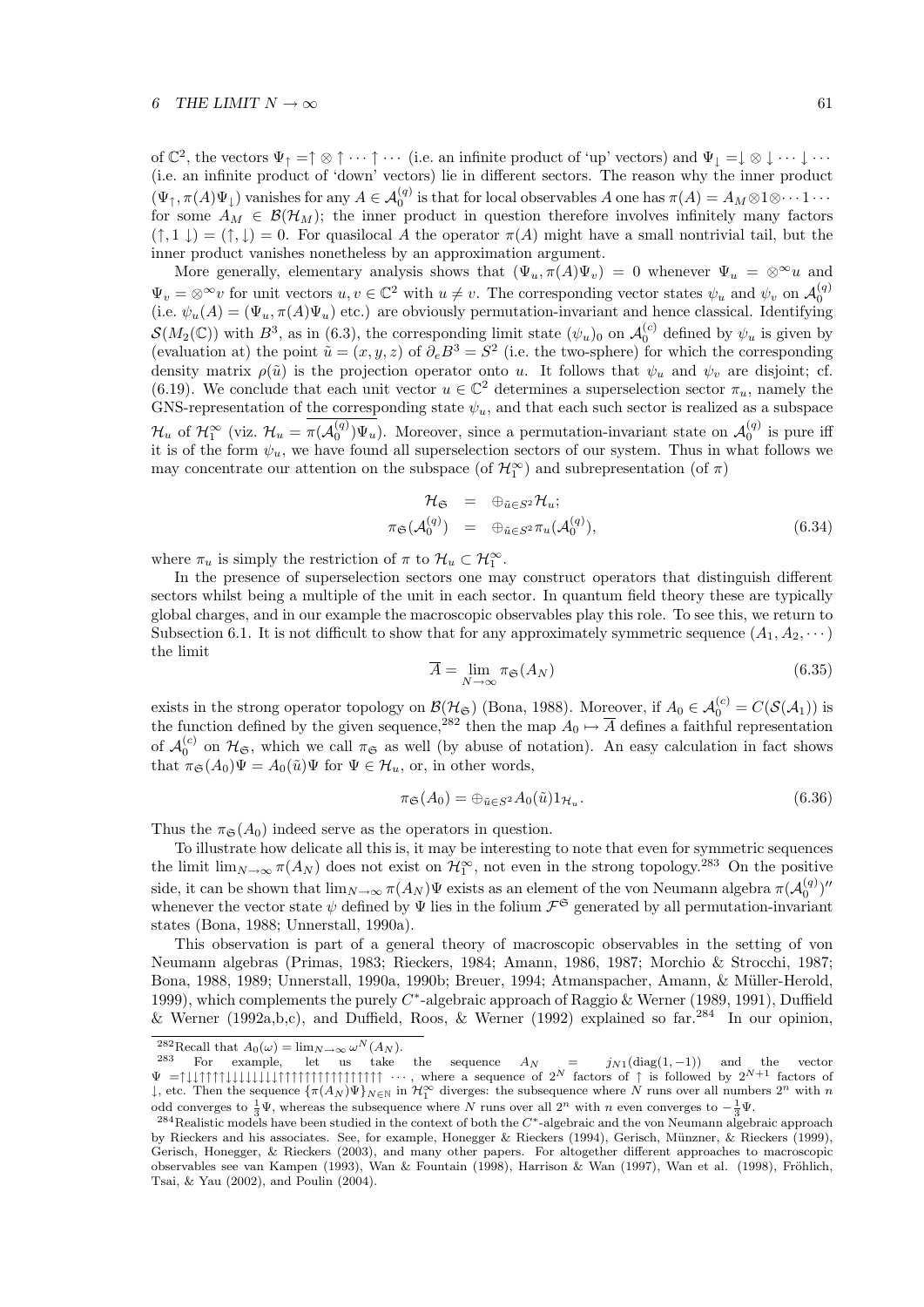of $\mathbb{C}^2$, the vectors $\Psi_\uparrow = \uparrow \otimes \uparrow \cdots \uparrow \cdots$ (i.e. an infinite product of 'up' vectors) and $\Psi_\downarrow = \downarrow \otimes \downarrow \cdots \downarrow \cdots$ (i.e. an infinite product of 'down' vectors) lie in different sectors. The reason why the inner product $(\Psi_\uparrow, \pi(A)\Psi_\downarrow)$ vanishes for any $A \in \mathcal{A}_0^{(q)}$ is that for local observables $A$ one has $\pi(A) = A_M \otimes 1 \otimes \cdots 1 \cdots$ for some $A_M \in \mathcal{B}(\mathcal{H}_M)$; the inner product in question therefore involves infinitely many factors $(\uparrow, 1 \downarrow) = (\uparrow, \downarrow) = 0$. For quasilocal $A$ the operator $\pi(A)$ might have a small nontrivial tail, but the inner product vanishes nonetheless by an approximation argument.

More generally, elementary analysis shows that $(\Psi_u, \pi(A)\Psi_v) = 0$ whenever $\Psi_u = \otimes^\infty u$ and $\Psi_v = \otimes^\infty v$ for unit vectors $u, v \in \mathbb{C}^2$ with $u \neq v$. The corresponding vector states $\psi_u$ and $\psi_v$ on $\mathcal{A}_0^{(q)}$ (i.e. $\psi_u(A) = (\Psi_u, \pi(A)\Psi_u)$ etc.) are obviously permutation-invariant and hence classical. Identifying $\mathcal{S}(M_2(\mathbb{C}))$ with $B^3$, as in (6.3), the corresponding limit state $(\psi_u)_0$ on $\mathcal{A}_0^{(c)}$ defined by $\psi_u$ is given by (evaluation at) the point $\tilde{u} = (x, y, z)$ of $\partial_e B^3 = S^2$ (i.e. the two-sphere) for which the corresponding density matrix $\rho(\tilde{u})$ is the projection operator onto $u$. It follows that $\psi_u$ and $\psi_v$ are disjoint; cf. (6.19). We conclude that each unit vector $u \in \mathbb{C}^2$ determines a superselection sector $\pi_u$, namely the GNS-representation of the corresponding state $\psi_u$, and that each such sector is realized as a subspace $\mathcal{H}_u$ of $\mathcal{H}_1^\infty$ (viz. $\mathcal{H}_u = \overline{\pi(\mathcal{A}_0^{(q)})\Psi_u}$). Moreover, since a permutation-invariant state on $\mathcal{A}_0^{(q)}$ is pure iff it is of the form $\psi_u$, we have found all superselection sectors of our system. Thus in what follows we may concentrate our attention on the subspace (of $\mathcal{H}_1^\infty$) and subrepresentation (of $\pi$)

$$
\begin{aligned}
\mathcal{H}_{\mathfrak{S}} &= \oplus_{\tilde{u} \in S^2} \mathcal{H}_u; \\
\pi_{\mathfrak{S}}(\mathcal{A}_0^{(q)}) &= \oplus_{\tilde{u} \in S^2} \pi_u(\mathcal{A}_0^{(q)}),
\end{aligned}
\tag{6.34}
$$

where $\pi_u$ is simply the restriction of $\pi$ to $\mathcal{H}_u \subset \mathcal{H}_1^\infty$.

In the presence of superselection sectors one may construct operators that distinguish different sectors whilst being a multiple of the unit in each sector. In quantum field theory these are typically global charges, and in our example the macroscopic observables play this role. To see this, we return to Subsection 6.1. It is not difficult to show that for any approximately symmetric sequence $(A_1, A_2, \cdots)$ the limit

$$
\overline{A} = \lim_{N \to \infty} \pi_{\mathfrak{S}}(A_N) \tag{6.35}
$$

exists in the strong operator topology on $\mathcal{B}(\mathcal{H}_{\mathfrak{S}})$ (Bona, 1988). Moreover, if $A_0 \in \mathcal{A}_0^{(c)} = C(\mathcal{S}(\mathcal{A}_1))$ is the function defined by the given sequence,[282] then the map $A_0 \mapsto \overline{A}$ defines a faithful representation of $\mathcal{A}_0^{(c)}$ on $\mathcal{H}_{\mathfrak{S}}$, which we call $\pi_{\mathfrak{S}}$ as well (by abuse of notation). An easy calculation in fact shows that $\pi_{\mathfrak{S}}(A_0)\Psi = A_0(\tilde{u})\Psi$ for $\Psi \in \mathcal{H}_u$, or, in other words,

$$
\pi_{\mathfrak{S}}(A_0) = \oplus_{\tilde{u} \in S^2} A_0(\tilde{u}) 1_{\mathcal{H}_u}. \tag{6.36}
$$

Thus the $\pi_{\mathfrak{S}}(A_0)$ indeed serve as the operators in question.

To illustrate how delicate all this is, it may be interesting to note that even for symmetric sequences the limit $\lim_{N \to \infty} \pi(A_N)$ does not exist on $\mathcal{H}_1^\infty$, not even in the strong topology.[283] On the positive side, it can be shown that $\lim_{N \to \infty} \pi(A_N)\Psi$ exists as an element of the von Neumann algebra $\pi(\mathcal{A}_0^{(q)})''$ whenever the vector state $\psi$ defined by $\Psi$ lies in the folium $\mathcal{F}^{\mathfrak{S}}$ generated by all permutation-invariant states (Bona, 1988; Unnerstall, 1990a).

This observation is part of a general theory of macroscopic observables in the setting of von Neumann algebras (Primas, 1983; Rieckers, 1984; Amann, 1986, 1987; Morchio & Strocchi, 1987; Bona, 1988, 1989; Unnerstall, 1990a, 1990b; Breuer, 1994; Atmanspacher, Amann, & Müller-Herold, 1999), which complements the purely $C^*$-algebraic approach of Raggio & Werner (1989, 1991), Duffield & Werner (1992a,b,c), and Duffield, Roos, & Werner (1992) explained so far.[284] In our opinion,

---

[282] Recall that $A_0(\omega) = \lim_{N \to \infty} \omega^N(A_N)$.

[283] For example, let us take the sequence $A_N = j_{N1}(\mathrm{diag}(1, -1))$ and the vector $\Psi = \uparrow\downarrow\downarrow\uparrow\uparrow\uparrow\uparrow\downarrow\downarrow\downarrow\downarrow\downarrow\downarrow\downarrow\downarrow\uparrow\uparrow\uparrow\uparrow\uparrow\uparrow\uparrow\uparrow\uparrow\uparrow\uparrow\uparrow\uparrow\uparrow\uparrow\uparrow \cdots$, where a sequence of $2^N$ factors of $\uparrow$ is followed by $2^{N+1}$ factors of $\downarrow$, etc. Then the sequence $\{\pi(A_N)\Psi\}_{N \in \mathbb{N}}$ in $\mathcal{H}_1^\infty$ diverges: the subsequence where $N$ runs over all numbers $2^n$ with $n$ odd converges to $\frac{1}{3}\Psi$, whereas the subsequence where $N$ runs over all $2^n$ with $n$ even converges to $-\frac{1}{3}\Psi$.

[284] Realistic models have been studied in the context of both the $C^*$-algebraic and the von Neumann algebraic approach by Rieckers and his associates. See, for example, Honegger & Rieckers (1994), Gerisch, Münzner, & Rieckers (1999), Gerisch, Honegger, & Rieckers (2003), and many other papers. For altogether different approaches to macroscopic observables see van Kampen (1993), Wan & Fountain (1998), Harrison & Wan (1997), Wan et al. (1998), Fröhlich, Tsai, & Yau (2002), and Poulin (2004).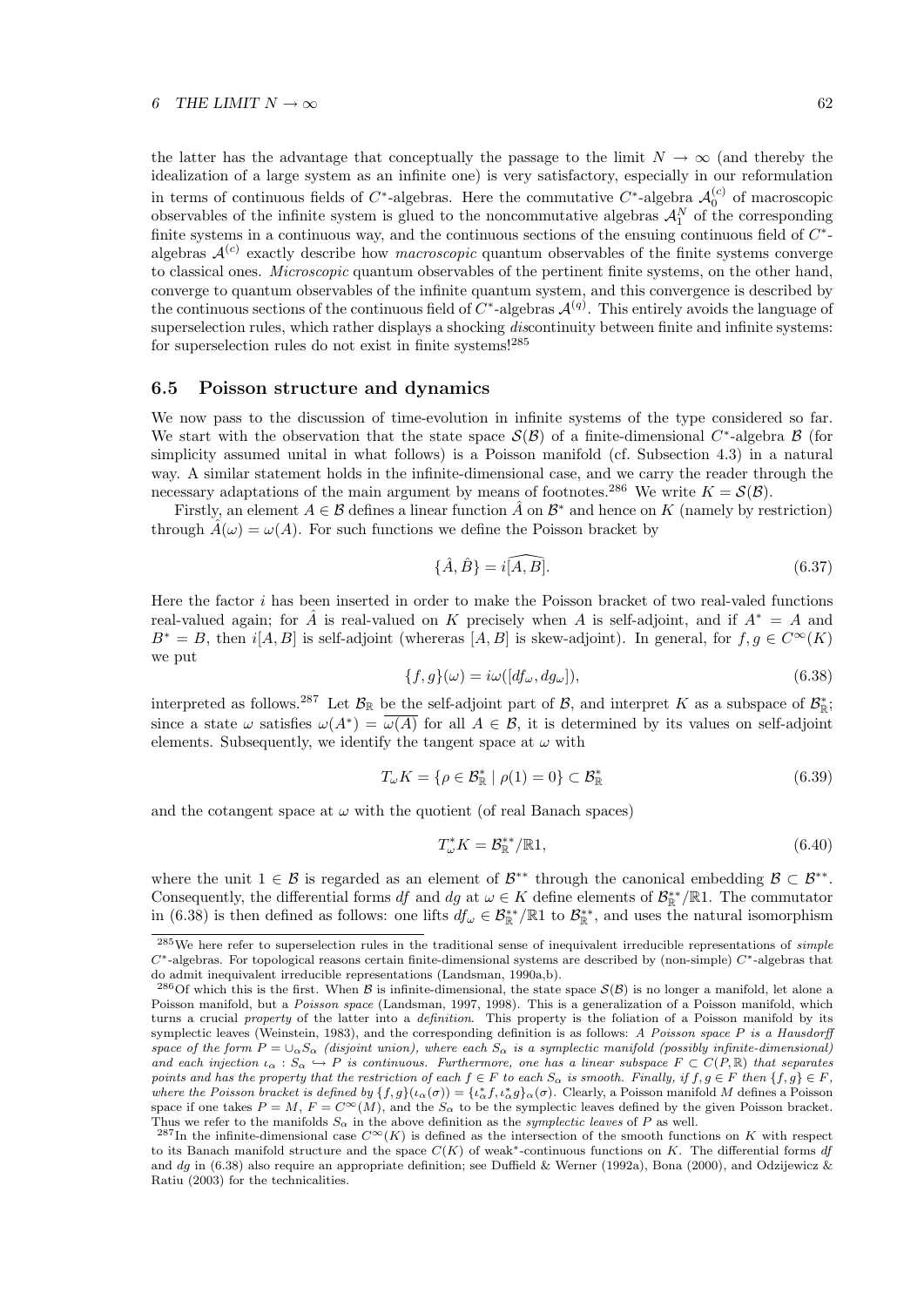the latter has the advantage that conceptually the passage to the limit $N \to \infty$ (and thereby the idealization of a large system as an infinite one) is very satisfactory, especially in our reformulation in terms of continuous fields of $C^*$-algebras. Here the commutative $C^*$-algebra $\mathcal{A}_0^{(c)}$ of macroscopic observables of the infinite system is glued to the noncommutative algebras $\mathcal{A}_1^N$ of the corresponding finite systems in a continuous way, and the continuous sections of the ensuing continuous field of $C^*$-algebras $\mathcal{A}^{(c)}$ exactly describe how *macroscopic* quantum observables of the finite systems converge to classical ones. *Microscopic* quantum observables of the pertinent finite systems, on the other hand, converge to quantum observables of the infinite quantum system, and this convergence is described by the continuous sections of the continuous field of $C^*$-algebras $\mathcal{A}^{(q)}$. This entirely avoids the language of superselection rules, which rather displays a shocking *dis*continuity between finite and infinite systems: for superselection rules do not exist in finite systems![285]

## 6.5 Poisson structure and dynamics

We now pass to the discussion of time-evolution in infinite systems of the type considered so far. We start with the observation that the state space $\mathcal{S}(\mathcal{B})$ of a finite-dimensional $C^*$-algebra $\mathcal{B}$ (for simplicity assumed unital in what follows) is a Poisson manifold (cf. Subsection 4.3) in a natural way. A similar statement holds in the infinite-dimensional case, and we carry the reader through the necessary adaptations of the main argument by means of footnotes.[286] We write $K = \mathcal{S}(\mathcal{B})$.

Firstly, an element $A \in \mathcal{B}$ defines a linear function $\hat{A}$ on $\mathcal{B}^*$ and hence on $K$ (namely by restriction) through $\hat{A}(\omega) = \omega(A)$. For such functions we define the Poisson bracket by

$$\{\hat{A}, \hat{B}\} = i\widehat{[A, B]}. \tag{6.37}$$

Here the factor $i$ has been inserted in order to make the Poisson bracket of two real-valed functions real-valued again; for $\hat{A}$ is real-valued on $K$ precisely when $A$ is self-adjoint, and if $A^* = A$ and $B^* = B$, then $i[A, B]$ is self-adjoint (whereas $[A, B]$ is skew-adjoint). In general, for $f, g \in C^\infty(K)$ we put

$$\{f, g\}(\omega) = i\omega([df_\omega, dg_\omega]), \tag{6.38}$$

interpreted as follows.[287] Let $\mathcal{B}_{\mathbb{R}}$ be the self-adjoint part of $\mathcal{B}$, and interpret $K$ as a subspace of $\mathcal{B}_{\mathbb{R}}^*$; since a state $\omega$ satisfies $\omega(A^*) = \overline{\omega(A)}$ for all $A \in \mathcal{B}$, it is determined by its values on self-adjoint elements. Subsequently, we identify the tangent space at $\omega$ with

$$T_\omega K = \{\rho \in \mathcal{B}_{\mathbb{R}}^* \mid \rho(1) = 0\} \subset \mathcal{B}_{\mathbb{R}}^* \tag{6.39}$$

and the cotangent space at $\omega$ with the quotient (of real Banach spaces)

$$T_\omega^* K = \mathcal{B}_{\mathbb{R}}^{**}/\mathbb{R}1, \tag{6.40}$$

where the unit $1 \in \mathcal{B}$ is regarded as an element of $\mathcal{B}^{**}$ through the canonical embedding $\mathcal{B} \subset \mathcal{B}^{**}$. Consequently, the differential forms $df$ and $dg$ at $\omega \in K$ define elements of $\mathcal{B}_{\mathbb{R}}^{**}/\mathbb{R}1$. The commutator in (6.38) is then defined as follows: one lifts $df_\omega \in \mathcal{B}_{\mathbb{R}}^{**}/\mathbb{R}1$ to $\mathcal{B}_{\mathbb{R}}^{**}$, and uses the natural isomorphism

[285] We here refer to superselection rules in the traditional sense of inequivalent irreducible representations of *simple* $C^*$-algebras. For topological reasons certain finite-dimensional systems are described by (non-simple) $C^*$-algebras that do admit inequivalent irreducible representations (Landsman, 1990a,b).

[286] Of which this is the first. When $\mathcal{B}$ is infinite-dimensional, the state space $\mathcal{S}(\mathcal{B})$ is no longer a manifold, let alone a Poisson manifold, but a *Poisson space* (Landsman, 1997, 1998). This is a generalization of a Poisson manifold, which turns a crucial *property* of the latter into a *definition*. This property is the foliation of a Poisson manifold by its symplectic leaves (Weinstein, 1983), and the corresponding definition is as follows: *A Poisson space $P$ is a Hausdorff space of the form $P = \cup_\alpha S_\alpha$ (disjoint union), where each $S_\alpha$ is a symplectic manifold (possibly infinite-dimensional) and each injection $\iota_\alpha : S_\alpha \hookrightarrow P$ is continuous. Furthermore, one has a linear subspace $F \subset C(P, \mathbb{R})$ that separates points and has the property that the restriction of each $f \in F$ to each $S_\alpha$ is smooth. Finally, if $f, g \in F$ then $\{f, g\} \in F$, where the Poisson bracket is defined by $\{f, g\}(\iota_\alpha(\sigma)) = \{\iota_\alpha^* f, \iota_\alpha^* g\}_\alpha(\sigma)$.* Clearly, a Poisson manifold $M$ defines a Poisson space if one takes $P = M$, $F = C^\infty(M)$, and the $S_\alpha$ to be the symplectic leaves defined by the given Poisson bracket. Thus we refer to the manifolds $S_\alpha$ in the above definition as the *symplectic leaves* of $P$ as well.

[287] In the infinite-dimensional case $C^\infty(K)$ is defined as the intersection of the smooth functions on $K$ with respect to its Banach manifold structure and the space $C(K)$ of weak*-continuous functions on $K$. The differential forms $df$ and $dg$ in (6.38) also require an appropriate definition; see Duffield & Werner (1992a), Bona (2000), and Odzijewicz & Ratiu (2003) for the technicalities.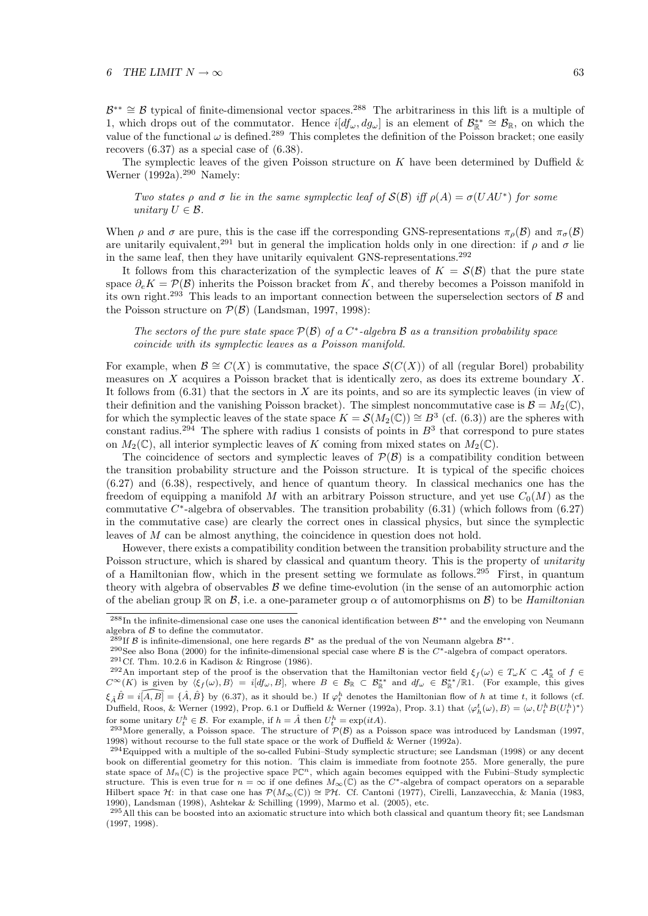$\mathcal{B}^{**} \cong \mathcal{B}$ typical of finite-dimensional vector spaces.[288] The arbitrariness in this lift is a multiple of 1, which drops out of the commutator. Hence $i[df_\omega, dg_\omega]$ is an element of $\mathcal{B}^{**}_{\mathbb{R}} \cong \mathcal{B}_{\mathbb{R}}$, on which the value of the functional $\omega$ is defined.[289] This completes the definition of the Poisson bracket; one easily recovers (6.37) as a special case of (6.38).

The symplectic leaves of the given Poisson structure on $K$ have been determined by Duffield & Werner (1992a).[290] Namely:

> *Two states $\rho$ and $\sigma$ lie in the same symplectic leaf of $\mathcal{S}(\mathcal{B})$ iff $\rho(A) = \sigma(UAU^*)$ for some unitary $U \in \mathcal{B}$.*

When $\rho$ and $\sigma$ are pure, this is the case iff the corresponding GNS-representations $\pi_\rho(\mathcal{B})$ and $\pi_\sigma(\mathcal{B})$ are unitarily equivalent,[291] but in general the implication holds only in one direction: if $\rho$ and $\sigma$ lie in the same leaf, then they have unitarily equivalent GNS-representations.[292]

It follows from this characterization of the symplectic leaves of $K = \mathcal{S}(\mathcal{B})$ that the pure state space $\partial_e K = \mathcal{P}(\mathcal{B})$ inherits the Poisson bracket from $K$, and thereby becomes a Poisson manifold in its own right.[293] This leads to an important connection between the superselection sectors of $\mathcal{B}$ and the Poisson structure on $\mathcal{P}(\mathcal{B})$ (Landsman, 1997, 1998):

> *The sectors of the pure state space $\mathcal{P}(\mathcal{B})$ of a $C^*$-algebra $\mathcal{B}$ as a transition probability space coincide with its symplectic leaves as a Poisson manifold.*

For example, when $\mathcal{B} \cong C(X)$ is commutative, the space $\mathcal{S}(C(X))$ of all (regular Borel) probability measures on $X$ acquires a Poisson bracket that is identically zero, as does its extreme boundary $X$. It follows from (6.31) that the sectors in $X$ are its points, and so are its symplectic leaves (in view of their definition and the vanishing Poisson bracket). The simplest noncommutative case is $\mathcal{B} = M_2(\mathbb{C})$, for which the symplectic leaves of the state space $K = \mathcal{S}(M_2(\mathbb{C})) \cong B^3$ (cf. (6.3)) are the spheres with constant radius.[294] The sphere with radius 1 consists of points in $B^3$ that correspond to pure states on $M_2(\mathbb{C})$, all interior symplectic leaves of $K$ coming from mixed states on $M_2(\mathbb{C})$.

The coincidence of sectors and symplectic leaves of $\mathcal{P}(\mathcal{B})$ is a compatibility condition between the transition probability structure and the Poisson structure. It is typical of the specific choices (6.27) and (6.38), respectively, and hence of quantum theory. In classical mechanics one has the freedom of equipping a manifold $M$ with an arbitrary Poisson structure, and yet use $C_0(M)$ as the commutative $C^*$-algebra of observables. The transition probability (6.31) (which follows from (6.27) in the commutative case) are clearly the correct ones in classical physics, but since the symplectic leaves of $M$ can be almost anything, the coincidence in question does not hold.

However, there exists a compatibility condition between the transition probability structure and the Poisson structure, which is shared by classical and quantum theory. This is the property of *unitarity* of a Hamiltonian flow, which in the present setting we formulate as follows.[295] First, in quantum theory with algebra of observables $\mathcal{B}$ we define time-evolution (in the sense of an automorphic action of the abelian group $\mathbb{R}$ on $\mathcal{B}$, i.e. a one-parameter group $\alpha$ of automorphisms on $\mathcal{B}$) to be *Hamiltonian*

---

[288] In the infinite-dimensional case one uses the canonical identification between $\mathcal{B}^{**}$ and the enveloping von Neumann algebra of $\mathcal{B}$ to define the commutator.

[289] If $\mathcal{B}$ is infinite-dimensional, one here regards $\mathcal{B}^*$ as the predual of the von Neumann algebra $\mathcal{B}^{**}$.

[290] See also Bona (2000) for the infinite-dimensional special case where $\mathcal{B}$ is the $C^*$-algebra of compact operators.

[291] Cf. Thm. 10.2.6 in Kadison & Ringrose (1986).

[292] An important step of the proof is the observation that the Hamiltonian vector field $\xi_f(\omega) \in T_\omega K \subset \mathcal{A}^*_{\mathbb{R}}$ of $f \in C^\infty(K)$ is given by $\langle \xi_f(\omega), B \rangle = i[df_\omega, B]$, where $B \in \mathcal{B}_{\mathbb{R}} \subset \mathcal{B}^{**}_{\mathbb{R}}$ and $df_\omega \in \mathcal{B}^{**}_{\mathbb{R}}/\mathbb{R}1$. (For example, this gives $\xi_{\hat{A}}\hat{B} = i\widehat{[A,B]} = \{\hat{A}, \hat{B}\}$ by (6.37), as it should be.) If $\varphi^h_t$ denotes the Hamiltonian flow of $h$ at time $t$, it follows (cf. Duffield, Roos, & Werner (1992), Prop. 6.1 or Duffield & Werner (1992a), Prop. 3.1) that $\langle \varphi^t_h(\omega), B \rangle = \langle \omega, U^h_t B (U^h_t)^* \rangle$ for some unitary $U^h_t \in \mathcal{B}$. For example, if $h = \hat{A}$ then $U^h_t = \exp(itA)$.

[293] More generally, a Poisson space. The structure of $\mathcal{P}(\mathcal{B})$ as a Poisson space was introduced by Landsman (1997, 1998) without recourse to the full state space or the work of Duffield & Werner (1992a).

[294] Equipped with a multiple of the so-called Fubini–Study symplectic structure; see Landsman (1998) or any decent book on differential geometry for this notion. This claim is immediate from footnote 255. More generally, the pure state space of $M_n(\mathbb{C})$ is the projective space $\mathbb{PC}^n$, which again becomes equipped with the Fubini–Study symplectic structure. This is even true for $n = \infty$ if one defines $M_\infty(\mathbb{C})$ as the $C^*$-algebra of compact operators on a separable Hilbert space $\mathcal{H}$: in that case one has $\mathcal{P}(M_\infty(\mathbb{C})) \cong \mathbb{P}\mathcal{H}$. Cf. Cantoni (1977), Cirelli, Lanzavecchia, & Mania (1983, 1990), Landsman (1998), Ashtekar & Schilling (1999), Marmo et al. (2005), etc.

[295] All this can be boosted into an axiomatic structure into which both classical and quantum theory fit; see Landsman (1997, 1998).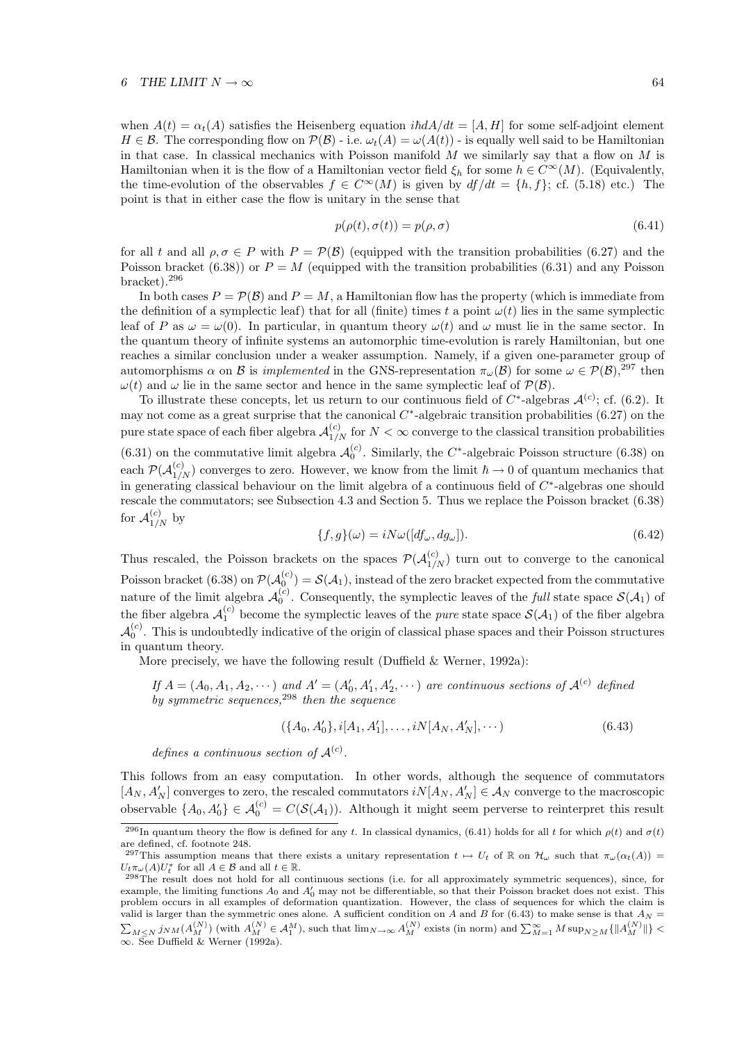when $A(t) = \alpha_t(A)$ satisfies the Heisenberg equation $i\hbar dA/dt = [A, H]$ for some self-adjoint element $H \in \mathcal{B}$. The corresponding flow on $\mathcal{P}(\mathcal{B})$ - i.e. $\omega_t(A) = \omega(A(t))$ - is equally well said to be Hamiltonian in that case. In classical mechanics with Poisson manifold $M$ we similarly say that a flow on $M$ is Hamiltonian when it is the flow of a Hamiltonian vector field $\xi_h$ for some $h \in C^\infty(M)$. (Equivalently, the time-evolution of the observables $f \in C^\infty(M)$ is given by $df/dt = \{h, f\}$; cf. (5.18) etc.) The point is that in either case the flow is unitary in the sense that

$$p(\rho(t), \sigma(t)) = p(\rho, \sigma) \tag{6.41}$$

for all $t$ and all $\rho, \sigma \in P$ with $P = \mathcal{P}(\mathcal{B})$ (equipped with the transition probabilities (6.27) and the Poisson bracket (6.38)) or $P = M$ (equipped with the transition probabilities (6.31) and any Poisson bracket).[296]

In both cases $P = \mathcal{P}(\mathcal{B})$ and $P = M$, a Hamiltonian flow has the property (which is immediate from the definition of a symplectic leaf) that for all (finite) times $t$ a point $\omega(t)$ lies in the same symplectic leaf of $P$ as $\omega = \omega(0)$. In particular, in quantum theory $\omega(t)$ and $\omega$ must lie in the same sector. In the quantum theory of infinite systems an automorphic time-evolution is rarely Hamiltonian, but one reaches a similar conclusion under a weaker assumption. Namely, if a given one-parameter group of automorphisms $\alpha$ on $\mathcal{B}$ is *implemented* in the GNS-representation $\pi_\omega(\mathcal{B})$ for some $\omega \in \mathcal{P}(\mathcal{B})$,[297] then $\omega(t)$ and $\omega$ lie in the same sector and hence in the same symplectic leaf of $\mathcal{P}(\mathcal{B})$.

To illustrate these concepts, let us return to our continuous field of $C^*$-algebras $\mathcal{A}^{(c)}$; cf. (6.2). It may not come as a great surprise that the canonical $C^*$-algebraic transition probabilities (6.27) on the pure state space of each fiber algebra $\mathcal{A}^{(c)}_{1/N}$ for $N < \infty$ converge to the classical transition probabilities (6.31) on the commutative limit algebra $\mathcal{A}^{(c)}_0$. Similarly, the $C^*$-algebraic Poisson structure (6.38) on each $\mathcal{P}(\mathcal{A}^{(c)}_{1/N})$ converges to zero. However, we know from the limit $\hbar \to 0$ of quantum mechanics that in generating classical behaviour on the limit algebra of a continuous field of $C^*$-algebras one should rescale the commutators; see Subsection 4.3 and Section 5. Thus we replace the Poisson bracket (6.38) for $\mathcal{A}^{(c)}_{1/N}$ by

$$\{f, g\}(\omega) = iN\omega([df_\omega, dg_\omega]). \tag{6.42}$$

Thus rescaled, the Poisson brackets on the spaces $\mathcal{P}(\mathcal{A}^{(c)}_{1/N})$ turn out to converge to the canonical Poisson bracket (6.38) on $\mathcal{P}(\mathcal{A}^{(c)}_0) = \mathcal{S}(\mathcal{A}_1)$, instead of the zero bracket expected from the commutative nature of the limit algebra $\mathcal{A}^{(c)}_0$. Consequently, the symplectic leaves of the *full* state space $\mathcal{S}(\mathcal{A}_1)$ of the fiber algebra $\mathcal{A}^{(c)}_1$ become the symplectic leaves of the *pure* state space $\mathcal{S}(\mathcal{A}_1)$ of the fiber algebra $\mathcal{A}^{(c)}_0$. This is undoubtedly indicative of the origin of classical phase spaces and their Poisson structures in quantum theory.

More precisely, we have the following result (Duffield & Werner, 1992a):

*If $A = (A_0, A_1, A_2, \cdots)$ and $A' = (A'_0, A'_1, A'_2, \cdots)$ are continuous sections of $\mathcal{A}^{(c)}$ defined by symmetric sequences,*[298] *then the sequence*

$$(\{A_0, A'_0\}, i[A_1, A'_1], \ldots, iN[A_N, A'_N], \cdots) \tag{6.43}$$

*defines a continuous section of $\mathcal{A}^{(c)}$.*

This follows from an easy computation. In other words, although the sequence of commutators $[A_N, A'_N]$ converges to zero, the rescaled commutators $iN[A_N, A'_N] \in \mathcal{A}_N$ converge to the macroscopic observable $\{A_0, A'_0\} \in \mathcal{A}^{(c)}_0 = C(\mathcal{S}(\mathcal{A}_1))$. Although it might seem perverse to reinterpret this result

---

[296] In quantum theory the flow is defined for any $t$. In classical dynamics, (6.41) holds for all $t$ for which $\rho(t)$ and $\sigma(t)$ are defined, cf. footnote 248.

[297] This assumption means that there exists a unitary representation $t \mapsto U_t$ of $\mathbb{R}$ on $\mathcal{H}_\omega$ such that $\pi_\omega(\alpha_t(A)) = U_t \pi_\omega(A) U_t^*$ for all $A \in \mathcal{B}$ and all $t \in \mathbb{R}$.

[298] The result does not hold for all continuous sections (i.e. for all approximately symmetric sequences), since, for example, the limiting functions $A_0$ and $A'_0$ may not be differentiable, so that their Poisson bracket does not exist. This problem occurs in all examples of deformation quantization. However, the class of sequences for which the claim is valid is larger than the symmetric ones alone. A sufficient condition on $A$ and $B$ for (6.43) to make sense is that $A_N = \sum_{M \leq N} j_{NM}(A^{(N)}_M)$ (with $A^{(N)}_M \in \mathcal{A}^M_1$), such that $\lim_{N\to\infty} A^{(N)}_M$ exists (in norm) and $\sum_{M=1}^\infty M \sup_{N\geq M}\{\|A^{(N)}_M\|\} < \infty$. See Duffield & Werner (1992a).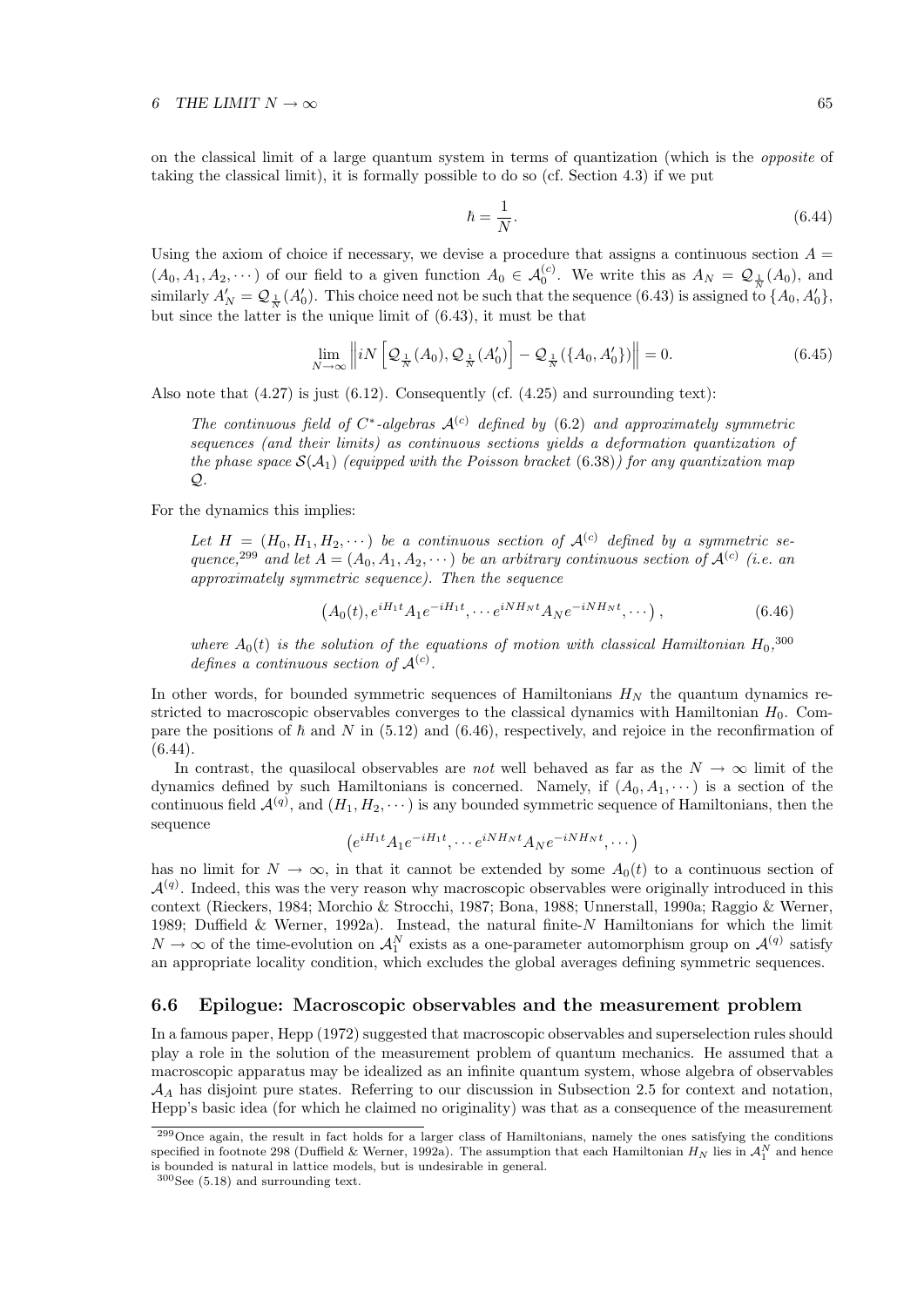on the classical limit of a large quantum system in terms of quantization (which is the *opposite* of taking the classical limit), it is formally possible to do so (cf. Section 4.3) if we put

$$\hbar = \frac{1}{N}. \tag{6.44}$$

Using the axiom of choice if necessary, we devise a procedure that assigns a continuous section $A = (A_0, A_1, A_2, \cdots)$ of our field to a given function $A_0 \in \mathcal{A}_0^{(c)}$. We write this as $A_N = \mathcal{Q}_{\frac{1}{N}}(A_0)$, and similarly $A'_N = \mathcal{Q}_{\frac{1}{N}}(A'_0)$. This choice need not be such that the sequence (6.43) is assigned to $\{A_0, A'_0\}$, but since the latter is the unique limit of (6.43), it must be that

$$\lim_{N\to\infty} \left\| iN \left[ \mathcal{Q}_{\frac{1}{N}}(A_0), \mathcal{Q}_{\frac{1}{N}}(A'_0) \right] - \mathcal{Q}_{\frac{1}{N}}(\{A_0, A'_0\}) \right\| = 0. \tag{6.45}$$

Also note that (4.27) is just (6.12). Consequently (cf. (4.25) and surrounding text):

> *The continuous field of $C^*$-algebras $\mathcal{A}^{(c)}$ defined by* (6.2) *and approximately symmetric sequences (and their limits) as continuous sections yields a deformation quantization of the phase space $\mathcal{S}(\mathcal{A}_1)$ (equipped with the Poisson bracket* (6.38)*) for any quantization map $\mathcal{Q}$.*

For the dynamics this implies:

> *Let $H = (H_0, H_1, H_2, \cdots)$ be a continuous section of $\mathcal{A}^{(c)}$ defined by a symmetric sequence,*[299] *and let $A = (A_0, A_1, A_2, \cdots)$ be an arbitrary continuous section of $\mathcal{A}^{(c)}$ (i.e. an approximately symmetric sequence). Then the sequence*
>
> $$\left(A_0(t), e^{iH_1 t} A_1 e^{-iH_1 t}, \cdots e^{iNH_N t} A_N e^{-iNH_N t}, \cdots \right), \tag{6.46}$$
>
> *where $A_0(t)$ is the solution of the equations of motion with classical Hamiltonian $H_0$,*[300] *defines a continuous section of $\mathcal{A}^{(c)}$.*

In other words, for bounded symmetric sequences of Hamiltonians $H_N$ the quantum dynamics restricted to macroscopic observables converges to the classical dynamics with Hamiltonian $H_0$. Compare the positions of $\hbar$ and $N$ in (5.12) and (6.46), respectively, and rejoice in the reconfirmation of (6.44).

In contrast, the quasilocal observables are *not* well behaved as far as the $N \to \infty$ limit of the dynamics defined by such Hamiltonians is concerned. Namely, if $(A_0, A_1, \cdots)$ is a section of the continuous field $\mathcal{A}^{(q)}$, and $(H_1, H_2, \cdots)$ is any bounded symmetric sequence of Hamiltonians, then the sequence

$$\left(e^{iH_1 t} A_1 e^{-iH_1 t}, \cdots e^{iNH_N t} A_N e^{-iNH_N t}, \cdots \right)$$

has no limit for $N \to \infty$, in that it cannot be extended by some $A_0(t)$ to a continuous section of $\mathcal{A}^{(q)}$. Indeed, this was the very reason why macroscopic observables were originally introduced in this context (Rieckers, 1984; Morchio & Strocchi, 1987; Bona, 1988; Unnerstall, 1990a; Raggio & Werner, 1989; Duffield & Werner, 1992a). Instead, the natural finite-$N$ Hamiltonians for which the limit $N \to \infty$ of the time-evolution on $\mathcal{A}_1^N$ exists as a one-parameter automorphism group on $\mathcal{A}^{(q)}$ satisfy an appropriate locality condition, which excludes the global averages defining symmetric sequences.

## 6.6 Epilogue: Macroscopic observables and the measurement problem

In a famous paper, Hepp (1972) suggested that macroscopic observables and superselection rules should play a role in the solution of the measurement problem of quantum mechanics. He assumed that a macroscopic apparatus may be idealized as an infinite quantum system, whose algebra of observables $\mathcal{A}_A$ has disjoint pure states. Referring to our discussion in Subsection 2.5 for context and notation, Hepp's basic idea (for which he claimed no originality) was that as a consequence of the measurement

---

[299] Once again, the result in fact holds for a larger class of Hamiltonians, namely the ones satisfying the conditions specified in footnote 298 (Duffield & Werner, 1992a). The assumption that each Hamiltonian $H_N$ lies in $\mathcal{A}_1^N$ and hence is bounded is natural in lattice models, but is undesirable in general.

[300] See (5.18) and surrounding text.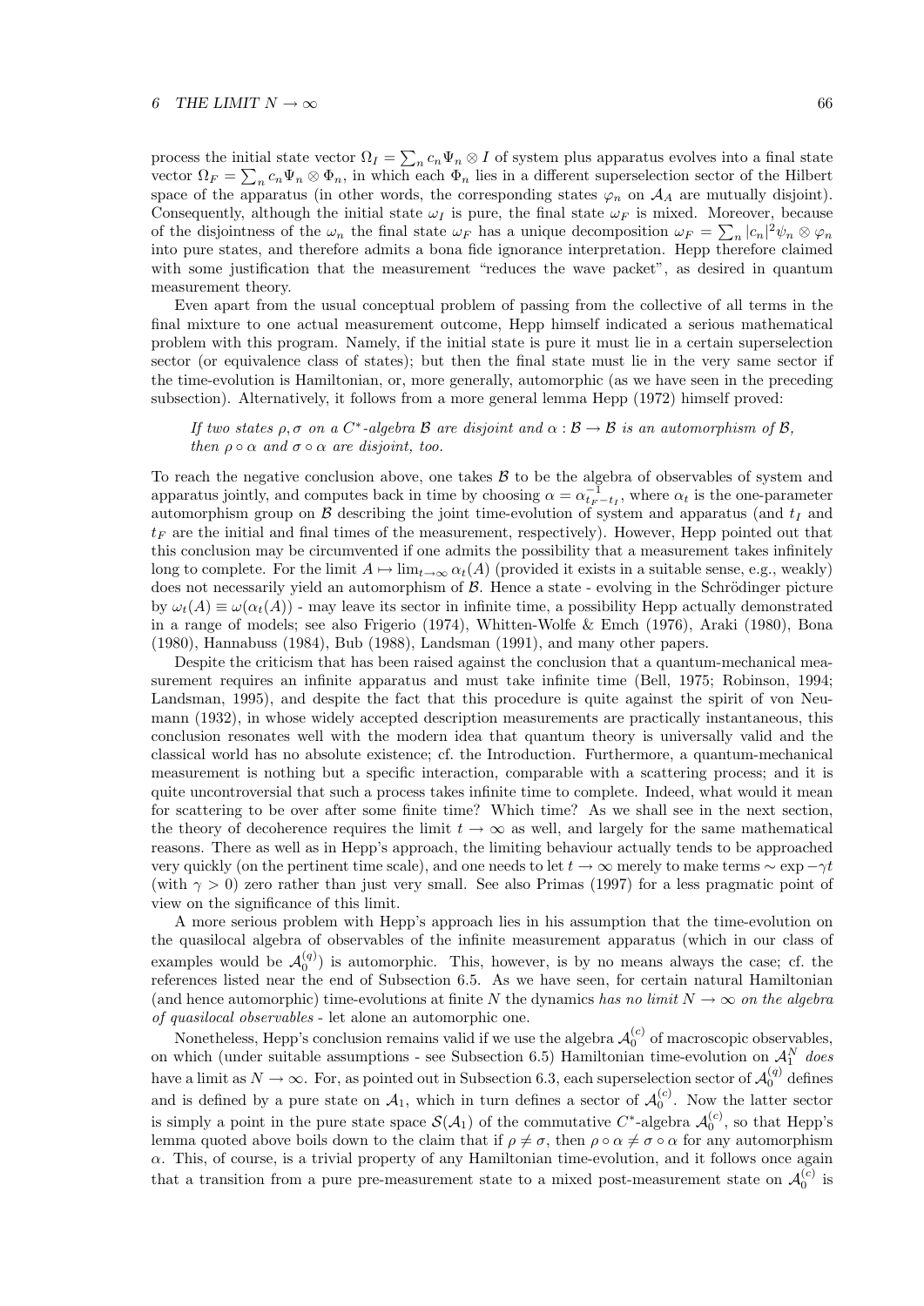process the initial state vector $\Omega_I = \sum_n c_n \Psi_n \otimes I$ of system plus apparatus evolves into a final state vector $\Omega_F = \sum_n c_n \Psi_n \otimes \Phi_n$, in which each $\Phi_n$ lies in a different superselection sector of the Hilbert space of the apparatus (in other words, the corresponding states $\varphi_n$ on $\mathcal{A}_A$ are mutually disjoint). Consequently, although the initial state $\omega_I$ is pure, the final state $\omega_F$ is mixed. Moreover, because of the disjointness of the $\omega_n$ the final state $\omega_F$ has a unique decomposition $\omega_F = \sum_n |c_n|^2 \psi_n \otimes \varphi_n$ into pure states, and therefore admits a bona fide ignorance interpretation. Hepp therefore claimed with some justification that the measurement "reduces the wave packet", as desired in quantum measurement theory.

Even apart from the usual conceptual problem of passing from the collective of all terms in the final mixture to one actual measurement outcome, Hepp himself indicated a serious mathematical problem with this program. Namely, if the initial state is pure it must lie in a certain superselection sector (or equivalence class of states); but then the final state must lie in the very same sector if the time-evolution is Hamiltonian, or, more generally, automorphic (as we have seen in the preceding subsection). Alternatively, it follows from a more general lemma Hepp (1972) himself proved:

*If two states $\rho, \sigma$ on a $C^*$-algebra $\mathcal{B}$ are disjoint and $\alpha : \mathcal{B} \to \mathcal{B}$ is an automorphism of $\mathcal{B}$, then $\rho \circ \alpha$ and $\sigma \circ \alpha$ are disjoint, too.*

To reach the negative conclusion above, one takes $\mathcal{B}$ to be the algebra of observables of system and apparatus jointly, and computes back in time by choosing $\alpha = \alpha_{t_F - t_I}^{-1}$, where $\alpha_t$ is the one-parameter automorphism group on $\mathcal{B}$ describing the joint time-evolution of system and apparatus (and $t_I$ and $t_F$ are the initial and final times of the measurement, respectively). However, Hepp pointed out that this conclusion may be circumvented if one admits the possibility that a measurement takes infinitely long to complete. For the limit $A \mapsto \lim_{t \to \infty} \alpha_t(A)$ (provided it exists in a suitable sense, e.g., weakly) does not necessarily yield an automorphism of $\mathcal{B}$. Hence a state - evolving in the Schrödinger picture by $\omega_t(A) \equiv \omega(\alpha_t(A))$ - may leave its sector in infinite time, a possibility Hepp actually demonstrated in a range of models; see also Frigerio (1974), Whitten-Wolfe & Emch (1976), Araki (1980), Bona (1980), Hannabuss (1984), Bub (1988), Landsman (1991), and many other papers.

Despite the criticism that has been raised against the conclusion that a quantum-mechanical measurement requires an infinite apparatus and must take infinite time (Bell, 1975; Robinson, 1994; Landsman, 1995), and despite the fact that this procedure is quite against the spirit of von Neumann (1932), in whose widely accepted description measurements are practically instantaneous, this conclusion resonates well with the modern idea that quantum theory is universally valid and the classical world has no absolute existence; cf. the Introduction. Furthermore, a quantum-mechanical measurement is nothing but a specific interaction, comparable with a scattering process; and it is quite uncontroversial that such a process takes infinite time to complete. Indeed, what would it mean for scattering to be over after some finite time? Which time? As we shall see in the next section, the theory of decoherence requires the limit $t \to \infty$ as well, and largely for the same mathematical reasons. There as well as in Hepp's approach, the limiting behaviour actually tends to be approached very quickly (on the pertinent time scale), and one needs to let $t \to \infty$ merely to make terms $\sim \exp -\gamma t$ (with $\gamma > 0$) zero rather than just very small. See also Primas (1997) for a less pragmatic point of view on the significance of this limit.

A more serious problem with Hepp's approach lies in his assumption that the time-evolution on the quasilocal algebra of observables of the infinite measurement apparatus (which in our class of examples would be $\mathcal{A}_0^{(q)}$) is automorphic. This, however, is by no means always the case; cf. the references listed near the end of Subsection 6.5. As we have seen, for certain natural Hamiltonian (and hence automorphic) time-evolutions at finite $N$ the dynamics *has no limit $N \to \infty$ on the algebra of quasilocal observables* - let alone an automorphic one.

Nonetheless, Hepp's conclusion remains valid if we use the algebra $\mathcal{A}_0^{(c)}$ of macroscopic observables, on which (under suitable assumptions - see Subsection 6.5) Hamiltonian time-evolution on $\mathcal{A}_1^N$ *does* have a limit as $N \to \infty$. For, as pointed out in Subsection 6.3, each superselection sector of $\mathcal{A}_0^{(q)}$ defines and is defined by a pure state on $\mathcal{A}_1$, which in turn defines a sector of $\mathcal{A}_0^{(c)}$. Now the latter sector is simply a point in the pure state space $\mathcal{S}(\mathcal{A}_1)$ of the commutative $C^*$-algebra $\mathcal{A}_0^{(c)}$, so that Hepp's lemma quoted above boils down to the claim that if $\rho \neq \sigma$, then $\rho \circ \alpha \neq \sigma \circ \alpha$ for any automorphism $\alpha$. This, of course, is a trivial property of any Hamiltonian time-evolution, and it follows once again that a transition from a pure pre-measurement state to a mixed post-measurement state on $\mathcal{A}_0^{(c)}$ is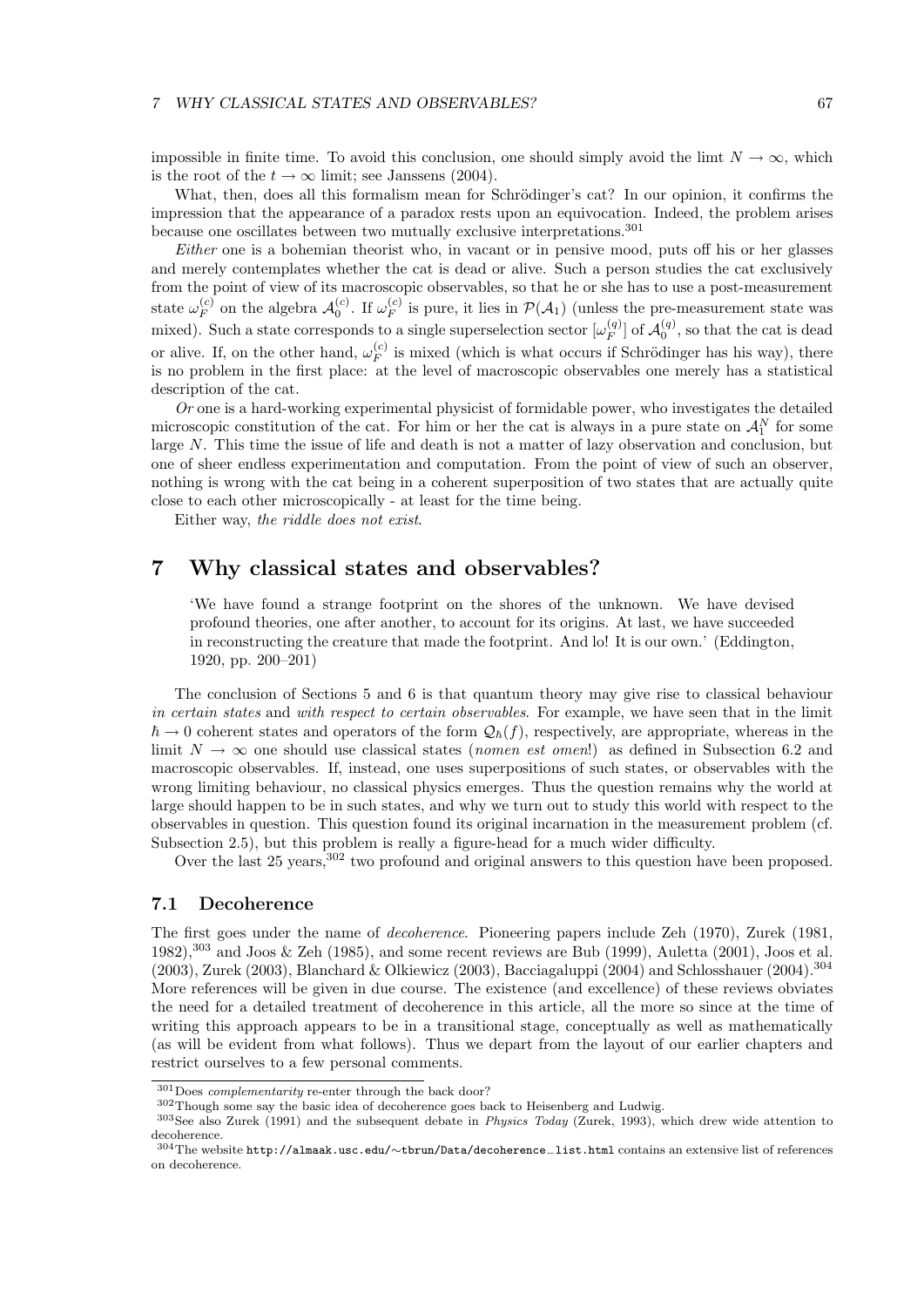impossible in finite time. To avoid this conclusion, one should simply avoid the limt $N \to \infty$, which is the root of the $t \to \infty$ limit; see Janssens (2004).

What, then, does all this formalism mean for Schrödinger's cat? In our opinion, it confirms the impression that the appearance of a paradox rests upon an equivocation. Indeed, the problem arises because one oscillates between two mutually exclusive interpretations.[301]

*Either* one is a bohemian theorist who, in vacant or in pensive mood, puts off his or her glasses and merely contemplates whether the cat is dead or alive. Such a person studies the cat exclusively from the point of view of its macroscopic observables, so that he or she has to use a post-measurement state $\omega_F^{(c)}$ on the algebra $\mathcal{A}_0^{(c)}$. If $\omega_F^{(c)}$ is pure, it lies in $\mathcal{P}(\mathcal{A}_1)$ (unless the pre-measurement state was mixed). Such a state corresponds to a single superselection sector $[\omega_F^{(q)}]$ of $\mathcal{A}_0^{(q)}$, so that the cat is dead or alive. If, on the other hand, $\omega_F^{(c)}$ is mixed (which is what occurs if Schrödinger has his way), there is no problem in the first place: at the level of macroscopic observables one merely has a statistical description of the cat.

*Or* one is a hard-working experimental physicist of formidable power, who investigates the detailed microscopic constitution of the cat. For him or her the cat is always in a pure state on $\mathcal{A}_1^N$ for some large $N$. This time the issue of life and death is not a matter of lazy observation and conclusion, but one of sheer endless experimentation and computation. From the point of view of such an observer, nothing is wrong with the cat being in a coherent superposition of two states that are actually quite close to each other microscopically - at least for the time being.

Either way, *the riddle does not exist*.

# 7 Why classical states and observables?

> 'We have found a strange footprint on the shores of the unknown. We have devised profound theories, one after another, to account for its origins. At last, we have succeeded in reconstructing the creature that made the footprint. And lo! It is our own.' (Eddington, 1920, pp. 200–201)

The conclusion of Sections 5 and 6 is that quantum theory may give rise to classical behaviour *in certain states* and *with respect to certain observables*. For example, we have seen that in the limit $\hbar \to 0$ coherent states and operators of the form $\mathcal{Q}_\hbar(f)$, respectively, are appropriate, whereas in the limit $N \to \infty$ one should use classical states (*nomen est omen*!) as defined in Subsection 6.2 and macroscopic observables. If, instead, one uses superpositions of such states, or observables with the wrong limiting behaviour, no classical physics emerges. Thus the question remains why the world at large should happen to be in such states, and why we turn out to study this world with respect to the observables in question. This question found its original incarnation in the measurement problem (cf. Subsection 2.5), but this problem is really a figure-head for a much wider difficulty.

Over the last 25 years,[302] two profound and original answers to this question have been proposed.

## 7.1 Decoherence

The first goes under the name of *decoherence*. Pioneering papers include Zeh (1970), Zurek (1981, 1982),[303] and Joos & Zeh (1985), and some recent reviews are Bub (1999), Auletta (2001), Joos et al. (2003), Zurek (2003), Blanchard & Olkiewicz (2003), Bacciagaluppi (2004) and Schlosshauer (2004).[304] More references will be given in due course. The existence (and excellence) of these reviews obviates the need for a detailed treatment of decoherence in this article, all the more so since at the time of writing this approach appears to be in a transitional stage, conceptually as well as mathematically (as will be evident from what follows). Thus we depart from the layout of our earlier chapters and restrict ourselves to a few personal comments.

---

[301] Does *complementarity* re-enter through the back door?

[302] Though some say the basic idea of decoherence goes back to Heisenberg and Ludwig.

[303] See also Zurek (1991) and the subsequent debate in *Physics Today* (Zurek, 1993), which drew wide attention to decoherence.

[304] The website `http://almaak.usc.edu/~tbrun/Data/decoherence_list.html` contains an extensive list of references on decoherence.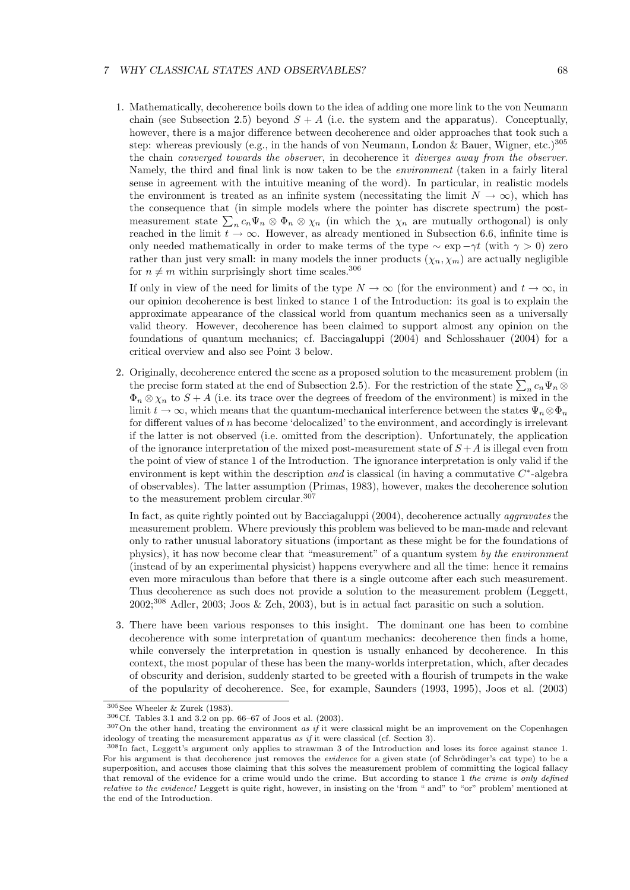1. Mathematically, decoherence boils down to the idea of adding one more link to the von Neumann chain (see Subsection 2.5) beyond $S + A$ (i.e. the system and the apparatus). Conceptually, however, there is a major difference between decoherence and older approaches that took such a step: whereas previously (e.g., in the hands of von Neumann, London & Bauer, Wigner, etc.)[305] the chain *converged towards the observer*, in decoherence it *diverges away from the observer*. Namely, the third and final link is now taken to be the *environment* (taken in a fairly literal sense in agreement with the intuitive meaning of the word). In particular, in realistic models the environment is treated as an infinite system (necessitating the limit $N \to \infty$), which has the consequence that (in simple models where the pointer has discrete spectrum) the post-measurement state $\sum_n c_n \Psi_n \otimes \Phi_n \otimes \chi_n$ (in which the $\chi_n$ are mutually orthogonal) is only reached in the limit $t \to \infty$. However, as already mentioned in Subsection 6.6, infinite time is only needed mathematically in order to make terms of the type $\sim \exp -\gamma t$ (with $\gamma > 0$) zero rather than just very small: in many models the inner products $(\chi_n, \chi_m)$ are actually negligible for $n \neq m$ within surprisingly short time scales.[306]

   If only in view of the need for limits of the type $N \to \infty$ (for the environment) and $t \to \infty$, in our opinion decoherence is best linked to stance 1 of the Introduction: its goal is to explain the approximate appearance of the classical world from quantum mechanics seen as a universally valid theory. However, decoherence has been claimed to support almost any opinion on the foundations of quantum mechanics; cf. Bacciagaluppi (2004) and Schlosshauer (2004) for a critical overview and also see Point 3 below.

2. Originally, decoherence entered the scene as a proposed solution to the measurement problem (in the precise form stated at the end of Subsection 2.5). For the restriction of the state $\sum_n c_n \Psi_n \otimes \Phi_n \otimes \chi_n$ to $S + A$ (i.e. its trace over the degrees of freedom of the environment) is mixed in the limit $t \to \infty$, which means that the quantum-mechanical interference between the states $\Psi_n \otimes \Phi_n$ for different values of $n$ has become 'delocalized' to the environment, and accordingly is irrelevant if the latter is not observed (i.e. omitted from the description). Unfortunately, the application of the ignorance interpretation of the mixed post-measurement state of $S + A$ is illegal even from the point of view of stance 1 of the Introduction. The ignorance interpretation is only valid if the environment is kept within the description *and* is classical (in having a commutative $C^*$-algebra of observables). The latter assumption (Primas, 1983), however, makes the decoherence solution to the measurement problem circular.[307]

   In fact, as quite rightly pointed out by Bacciagaluppi (2004), decoherence actually *aggravates* the measurement problem. Where previously this problem was believed to be man-made and relevant only to rather unusual laboratory situations (important as these might be for the foundations of physics), it has now become clear that "measurement" of a quantum system *by the environment* (instead of by an experimental physicist) happens everywhere and all the time: hence it remains even more miraculous than before that there is a single outcome after each such measurement. Thus decoherence as such does not provide a solution to the measurement problem (Leggett, 2002;[308] Adler, 2003; Joos & Zeh, 2003), but is in actual fact parasitic on such a solution.

3. There have been various responses to this insight. The dominant one has been to combine decoherence with some interpretation of quantum mechanics: decoherence then finds a home, while conversely the interpretation in question is usually enhanced by decoherence. In this context, the most popular of these has been the many-worlds interpretation, which, after decades of obscurity and derision, suddenly started to be greeted with a flourish of trumpets in the wake of the popularity of decoherence. See, for example, Saunders (1993, 1995), Joos et al. (2003)

---

[305] See Wheeler & Zurek (1983).

[306] Cf. Tables 3.1 and 3.2 on pp. 66–67 of Joos et al. (2003).

[307] On the other hand, treating the environment *as if* it were classical might be an improvement on the Copenhagen ideology of treating the measurement apparatus *as if* it were classical (cf. Section 3).

[308] In fact, Leggett's argument only applies to strawman 3 of the Introduction and loses its force against stance 1. For his argument is that decoherence just removes the *evidence* for a given state (of Schrödinger's cat type) to be a superposition, and accuses those claiming that this solves the measurement problem of committing the logical fallacy that removal of the evidence for a crime would undo the crime. But according to stance 1 *the crime is only defined relative to the evidence!* Leggett is quite right, however, in insisting on the 'from " and" to "or" problem' mentioned at the end of the Introduction.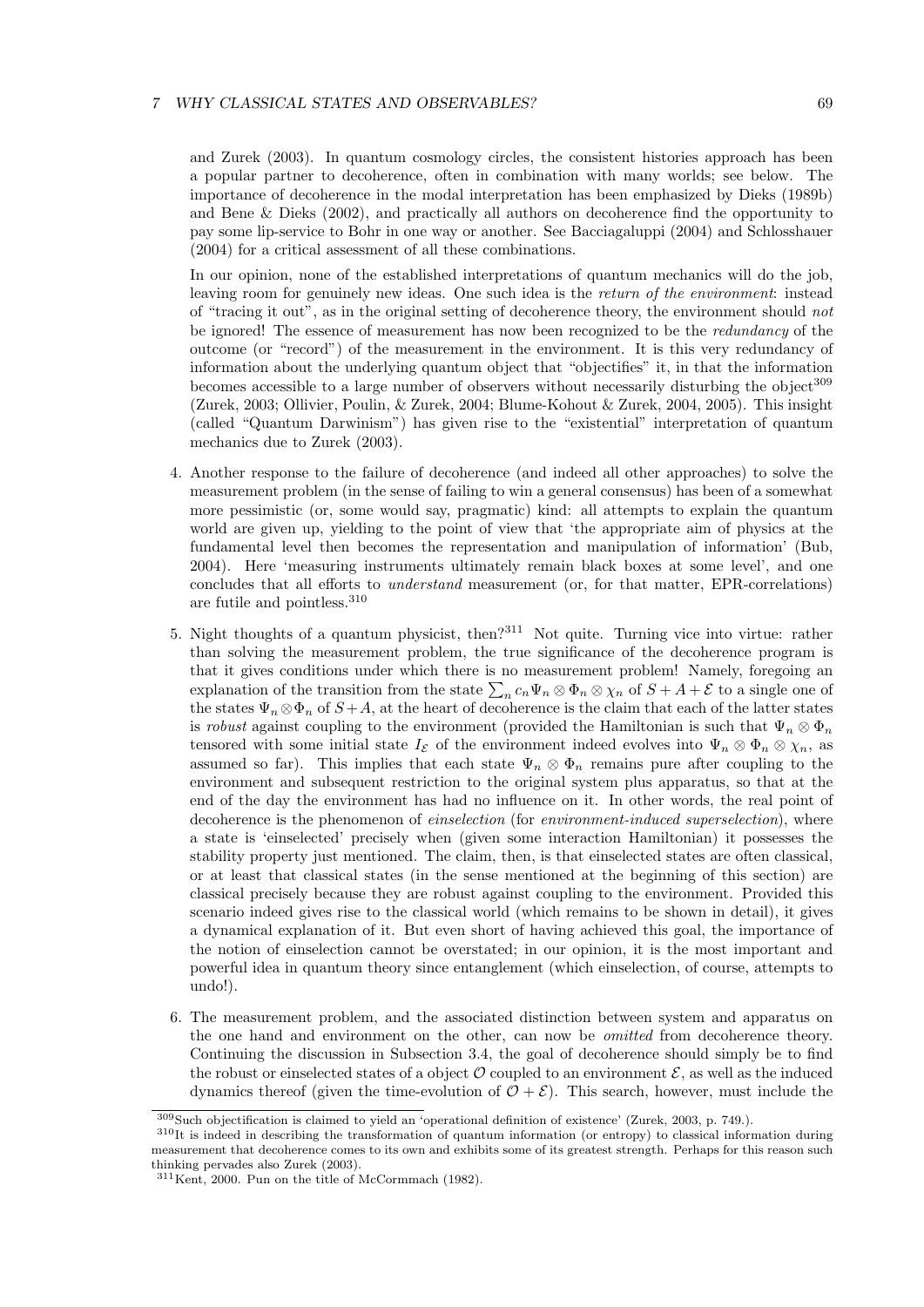and Zurek (2003). In quantum cosmology circles, the consistent histories approach has been a popular partner to decoherence, often in combination with many worlds; see below. The importance of decoherence in the modal interpretation has been emphasized by Dieks (1989b) and Bene & Dieks (2002), and practically all authors on decoherence find the opportunity to pay some lip-service to Bohr in one way or another. See Bacciagaluppi (2004) and Schlosshauer (2004) for a critical assessment of all these combinations.

In our opinion, none of the established interpretations of quantum mechanics will do the job, leaving room for genuinely new ideas. One such idea is the *return of the environment*: instead of "tracing it out", as in the original setting of decoherence theory, the environment should *not* be ignored! The essence of measurement has now been recognized to be the *redundancy* of the outcome (or "record") of the measurement in the environment. It is this very redundancy of information about the underlying quantum object that "objectifies" it, in that the information becomes accessible to a large number of observers without necessarily disturbing the object[309] (Zurek, 2003; Ollivier, Poulin, & Zurek, 2004; Blume-Kohout & Zurek, 2004, 2005). This insight (called "Quantum Darwinism") has given rise to the "existential" interpretation of quantum mechanics due to Zurek (2003).

4. Another response to the failure of decoherence (and indeed all other approaches) to solve the measurement problem (in the sense of failing to win a general consensus) has been of a somewhat more pessimistic (or, some would say, pragmatic) kind: all attempts to explain the quantum world are given up, yielding to the point of view that 'the appropriate aim of physics at the fundamental level then becomes the representation and manipulation of information' (Bub, 2004). Here 'measuring instruments ultimately remain black boxes at some level', and one concludes that all efforts to *understand* measurement (or, for that matter, EPR-correlations) are futile and pointless.[310]

5. Night thoughts of a quantum physicist, then?[311] Not quite. Turning vice into virtue: rather than solving the measurement problem, the true significance of the decoherence program is that it gives conditions under which there is no measurement problem! Namely, foregoing an explanation of the transition from the state $\sum_n c_n \Psi_n \otimes \Phi_n \otimes \chi_n$ of $S + A + \mathcal{E}$ to a single one of the states $\Psi_n \otimes \Phi_n$ of $S + A$, at the heart of decoherence is the claim that each of the latter states is *robust* against coupling to the environment (provided the Hamiltonian is such that $\Psi_n \otimes \Phi_n$ tensored with some initial state $I_{\mathcal{E}}$ of the environment indeed evolves into $\Psi_n \otimes \Phi_n \otimes \chi_n$, as assumed so far). This implies that each state $\Psi_n \otimes \Phi_n$ remains pure after coupling to the environment and subsequent restriction to the original system plus apparatus, so that at the end of the day the environment has had no influence on it. In other words, the real point of decoherence is the phenomenon of *einselection* (for *environment-induced superselection*), where a state is 'einselected' precisely when (given some interaction Hamiltonian) it possesses the stability property just mentioned. The claim, then, is that einselected states are often classical, or at least that classical states (in the sense mentioned at the beginning of this section) are classical precisely because they are robust against coupling to the environment. Provided this scenario indeed gives rise to the classical world (which remains to be shown in detail), it gives a dynamical explanation of it. But even short of having achieved this goal, the importance of the notion of einselection cannot be overstated; in our opinion, it is the most important and powerful idea in quantum theory since entanglement (which einselection, of course, attempts to undo!).

6. The measurement problem, and the associated distinction between system and apparatus on the one hand and environment on the other, can now be *omitted* from decoherence theory. Continuing the discussion in Subsection 3.4, the goal of decoherence should simply be to find the robust or einselected states of a object $\mathcal{O}$ coupled to an environment $\mathcal{E}$, as well as the induced dynamics thereof (given the time-evolution of $\mathcal{O} + \mathcal{E}$). This search, however, must include the

---

[309] Such objectification is claimed to yield an 'operational definition of existence' (Zurek, 2003, p. 749.).

[310] It is indeed in describing the transformation of quantum information (or entropy) to classical information during measurement that decoherence comes to its own and exhibits some of its greatest strength. Perhaps for this reason such thinking pervades also Zurek (2003).

[311] Kent, 2000. Pun on the title of McCormmach (1982).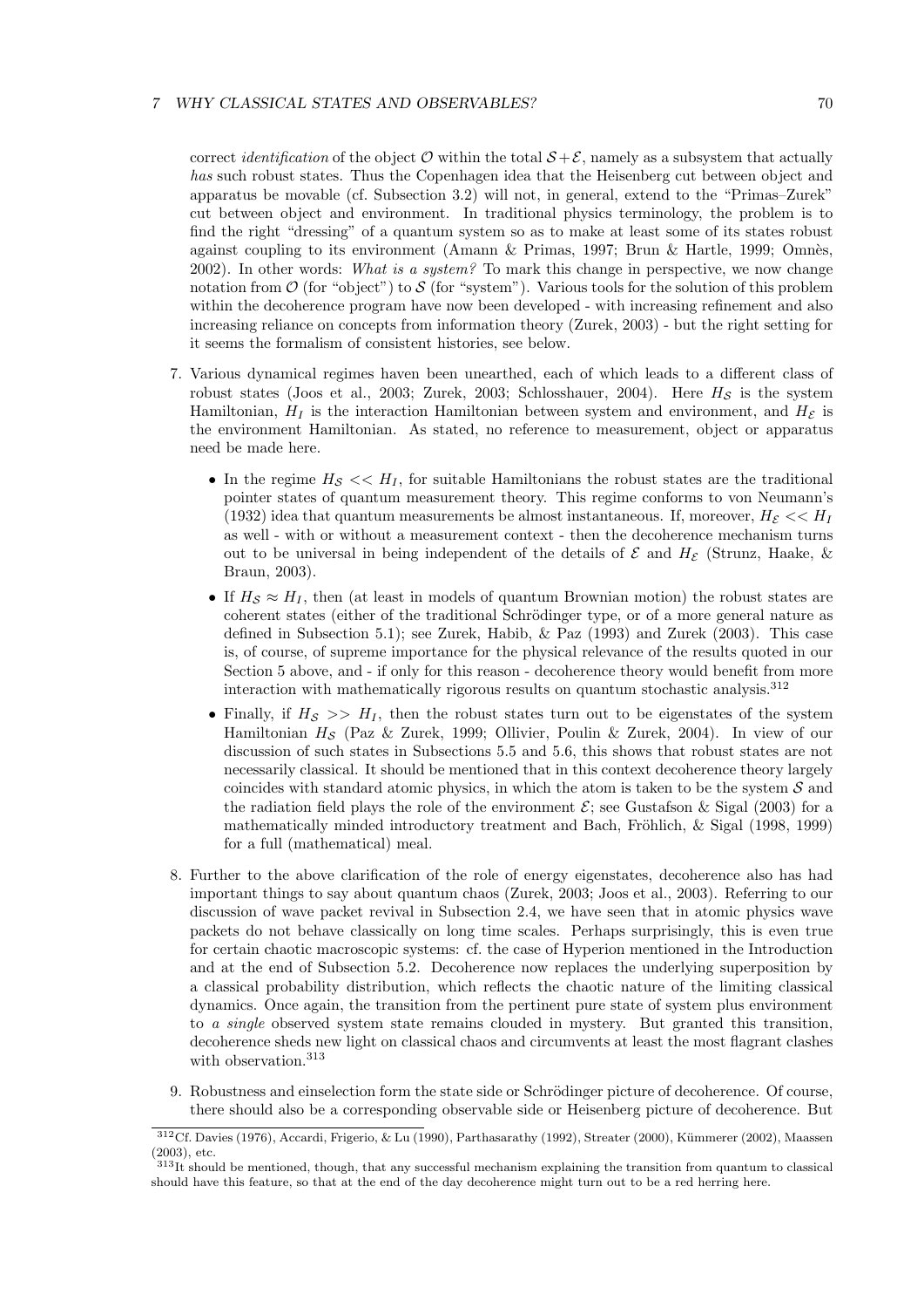correct *identification* of the object $\mathcal{O}$ within the total $\mathcal{S}+\mathcal{E}$, namely as a subsystem that actually *has* such robust states. Thus the Copenhagen idea that the Heisenberg cut between object and apparatus be movable (cf. Subsection 3.2) will not, in general, extend to the "Primas–Zurek" cut between object and environment. In traditional physics terminology, the problem is to find the right "dressing" of a quantum system so as to make at least some of its states robust against coupling to its environment (Amann & Primas, 1997; Brun & Hartle, 1999; Omnès, 2002). In other words: *What is a system?* To mark this change in perspective, we now change notation from $\mathcal{O}$ (for "object") to $\mathcal{S}$ (for "system"). Various tools for the solution of this problem within the decoherence program have now been developed - with increasing refinement and also increasing reliance on concepts from information theory (Zurek, 2003) - but the right setting for it seems the formalism of consistent histories, see below.

7. Various dynamical regimes haven been unearthed, each of which leads to a different class of robust states (Joos et al., 2003; Zurek, 2003; Schlosshauer, 2004). Here $H_{\mathcal{S}}$ is the system Hamiltonian, $H_I$ is the interaction Hamiltonian between system and environment, and $H_{\mathcal{E}}$ is the environment Hamiltonian. As stated, no reference to measurement, object or apparatus need be made here.

   - In the regime $H_{\mathcal{S}} << H_I$, for suitable Hamiltonians the robust states are the traditional pointer states of quantum measurement theory. This regime conforms to von Neumann's (1932) idea that quantum measurements be almost instantaneous. If, moreover, $H_{\mathcal{E}} << H_I$ as well - with or without a measurement context - then the decoherence mechanism turns out to be universal in being independent of the details of $\mathcal{E}$ and $H_{\mathcal{E}}$ (Strunz, Haake, & Braun, 2003).
   - If $H_{\mathcal{S}} \approx H_I$, then (at least in models of quantum Brownian motion) the robust states are coherent states (either of the traditional Schrödinger type, or of a more general nature as defined in Subsection 5.1); see Zurek, Habib, & Paz (1993) and Zurek (2003). This case is, of course, of supreme importance for the physical relevance of the results quoted in our Section 5 above, and - if only for this reason - decoherence theory would benefit from more interaction with mathematically rigorous results on quantum stochastic analysis.[312]
   - Finally, if $H_{\mathcal{S}} >> H_I$, then the robust states turn out to be eigenstates of the system Hamiltonian $H_{\mathcal{S}}$ (Paz & Zurek, 1999; Ollivier, Poulin & Zurek, 2004). In view of our discussion of such states in Subsections 5.5 and 5.6, this shows that robust states are not necessarily classical. It should be mentioned that in this context decoherence theory largely coincides with standard atomic physics, in which the atom is taken to be the system $\mathcal{S}$ and the radiation field plays the role of the environment $\mathcal{E}$; see Gustafson & Sigal (2003) for a mathematically minded introductory treatment and Bach, Fröhlich, & Sigal (1998, 1999) for a full (mathematical) meal.

8. Further to the above clarification of the role of energy eigenstates, decoherence also has had important things to say about quantum chaos (Zurek, 2003; Joos et al., 2003). Referring to our discussion of wave packet revival in Subsection 2.4, we have seen that in atomic physics wave packets do not behave classically on long time scales. Perhaps surprisingly, this is even true for certain chaotic macroscopic systems: cf. the case of Hyperion mentioned in the Introduction and at the end of Subsection 5.2. Decoherence now replaces the underlying superposition by a classical probability distribution, which reflects the chaotic nature of the limiting classical dynamics. Once again, the transition from the pertinent pure state of system plus environment to *a single* observed system state remains clouded in mystery. But granted this transition, decoherence sheds new light on classical chaos and circumvents at least the most flagrant clashes with observation.[313]

9. Robustness and einselection form the state side or Schrödinger picture of decoherence. Of course, there should also be a corresponding observable side or Heisenberg picture of decoherence. But

[312] Cf. Davies (1976), Accardi, Frigerio, & Lu (1990), Parthasarathy (1992), Streater (2000), Kümmerer (2002), Maassen (2003), etc.

[313] It should be mentioned, though, that any successful mechanism explaining the transition from quantum to classical should have this feature, so that at the end of the day decoherence might turn out to be a red herring here.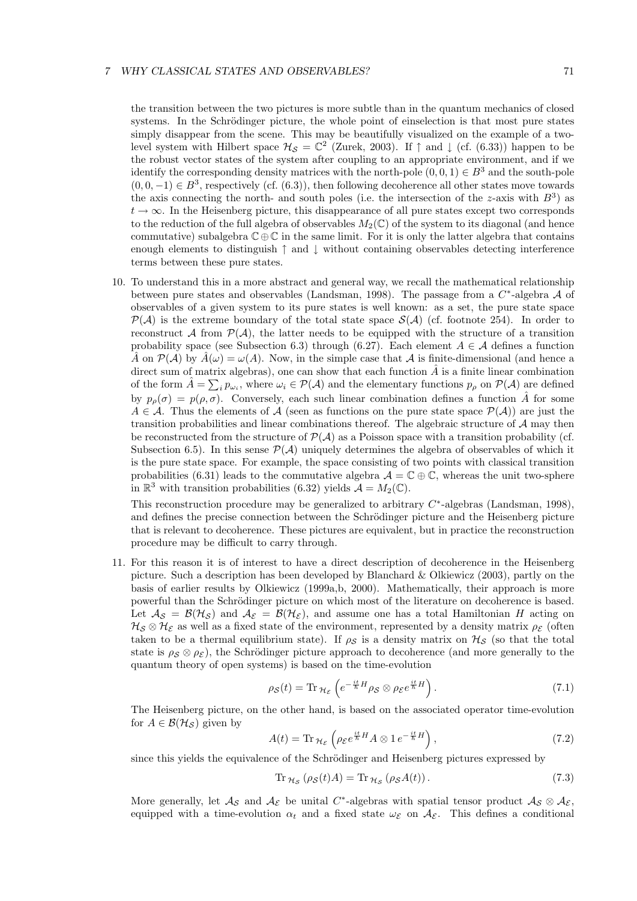the transition between the two pictures is more subtle than in the quantum mechanics of closed systems. In the Schrödinger picture, the whole point of einselection is that most pure states simply disappear from the scene. This may be beautifully visualized on the example of a two-level system with Hilbert space $\mathcal{H}_{\mathcal{S}} = \mathbb{C}^2$ (Zurek, 2003). If $\uparrow$ and $\downarrow$ (cf. (6.33)) happen to be the robust vector states of the system after coupling to an appropriate environment, and if we identify the corresponding density matrices with the north-pole $(0, 0, 1) \in B^3$ and the south-pole $(0, 0, -1) \in B^3$, respectively (cf. (6.3)), then following decoherence all other states move towards the axis connecting the north- and south poles (i.e. the intersection of the $z$-axis with $B^3$) as $t \to \infty$. In the Heisenberg picture, this disappearance of all pure states except two corresponds to the reduction of the full algebra of observables $M_2(\mathbb{C})$ of the system to its diagonal (and hence commutative) subalgebra $\mathbb{C} \oplus \mathbb{C}$ in the same limit. For it is only the latter algebra that contains enough elements to distinguish $\uparrow$ and $\downarrow$ without containing observables detecting interference terms between these pure states.

10. To understand this in a more abstract and general way, we recall the mathematical relationship between pure states and observables (Landsman, 1998). The passage from a $C^*$-algebra $\mathcal{A}$ of observables of a given system to its pure states is well known: as a set, the pure state space $\mathcal{P}(\mathcal{A})$ is the extreme boundary of the total state space $\mathcal{S}(\mathcal{A})$ (cf. footnote 254). In order to reconstruct $\mathcal{A}$ from $\mathcal{P}(\mathcal{A})$, the latter needs to be equipped with the structure of a transition probability space (see Subsection 6.3) through (6.27). Each element $A \in \mathcal{A}$ defines a function $\hat{A}$ on $\mathcal{P}(\mathcal{A})$ by $\hat{A}(\omega) = \omega(A)$. Now, in the simple case that $\mathcal{A}$ is finite-dimensional (and hence a direct sum of matrix algebras), one can show that each function $\hat{A}$ is a finite linear combination of the form $\hat{A} = \sum_i p_{\omega_i}$, where $\omega_i \in \mathcal{P}(\mathcal{A})$ and the elementary functions $p_\rho$ on $\mathcal{P}(\mathcal{A})$ are defined by $p_\rho(\sigma) = p(\rho, \sigma)$. Conversely, each such linear combination defines a function $\hat{A}$ for some $A \in \mathcal{A}$. Thus the elements of $\mathcal{A}$ (seen as functions on the pure state space $\mathcal{P}(\mathcal{A})$) are just the transition probabilities and linear combinations thereof. The algebraic structure of $\mathcal{A}$ may then be reconstructed from the structure of $\mathcal{P}(\mathcal{A})$ as a Poisson space with a transition probability (cf. Subsection 6.5). In this sense $\mathcal{P}(\mathcal{A})$ uniquely determines the algebra of observables of which it is the pure state space. For example, the space consisting of two points with classical transition probabilities (6.31) leads to the commutative algebra $\mathcal{A} = \mathbb{C} \oplus \mathbb{C}$, whereas the unit two-sphere in $\mathbb{R}^3$ with transition probabilities (6.32) yields $\mathcal{A} = M_2(\mathbb{C})$.

    This reconstruction procedure may be generalized to arbitrary $C^*$-algebras (Landsman, 1998), and defines the precise connection between the Schrödinger picture and the Heisenberg picture that is relevant to decoherence. These pictures are equivalent, but in practice the reconstruction procedure may be difficult to carry through.

11. For this reason it is of interest to have a direct description of decoherence in the Heisenberg picture. Such a description has been developed by Blanchard & Olkiewicz (2003), partly on the basis of earlier results by Olkiewicz (1999a,b, 2000). Mathematically, their approach is more powerful than the Schrödinger picture on which most of the literature on decoherence is based. Let $\mathcal{A}_{\mathcal{S}} = \mathcal{B}(\mathcal{H}_{\mathcal{S}})$ and $\mathcal{A}_{\mathcal{E}} = \mathcal{B}(\mathcal{H}_{\mathcal{E}})$, and assume one has a total Hamiltonian $H$ acting on $\mathcal{H}_{\mathcal{S}} \otimes \mathcal{H}_{\mathcal{E}}$ as well as a fixed state of the environment, represented by a density matrix $\rho_{\mathcal{E}}$ (often taken to be a thermal equilibrium state). If $\rho_{\mathcal{S}}$ is a density matrix on $\mathcal{H}_{\mathcal{S}}$ (so that the total state is $\rho_{\mathcal{S}} \otimes \rho_{\mathcal{E}}$), the Schrödinger picture approach to decoherence (and more generally to the quantum theory of open systems) is based on the time-evolution

$$\rho_{\mathcal{S}}(t) = \mathrm{Tr}_{\mathcal{H}_{\mathcal{E}}} \left( e^{-\frac{it}{\hbar}H} \rho_{\mathcal{S}} \otimes \rho_{\mathcal{E}} e^{\frac{it}{\hbar}H} \right). \tag{7.1}$$

    The Heisenberg picture, on the other hand, is based on the associated operator time-evolution for $A \in \mathcal{B}(\mathcal{H}_{\mathcal{S}})$ given by

$$A(t) = \mathrm{Tr}_{\mathcal{H}_{\mathcal{E}}} \left( \rho_{\mathcal{E}} e^{\frac{it}{\hbar}H} A \otimes 1\, e^{-\frac{it}{\hbar}H} \right), \tag{7.2}$$

    since this yields the equivalence of the Schrödinger and Heisenberg pictures expressed by

$$\mathrm{Tr}_{\mathcal{H}_{\mathcal{S}}} \left( \rho_{\mathcal{S}}(t) A \right) = \mathrm{Tr}_{\mathcal{H}_{\mathcal{S}}} \left( \rho_{\mathcal{S}} A(t) \right). \tag{7.3}$$

    More generally, let $\mathcal{A}_{\mathcal{S}}$ and $\mathcal{A}_{\mathcal{E}}$ be unital $C^*$-algebras with spatial tensor product $\mathcal{A}_{\mathcal{S}} \otimes \mathcal{A}_{\mathcal{E}}$, equipped with a time-evolution $\alpha_t$ and a fixed state $\omega_{\mathcal{E}}$ on $\mathcal{A}_{\mathcal{E}}$. This defines a conditional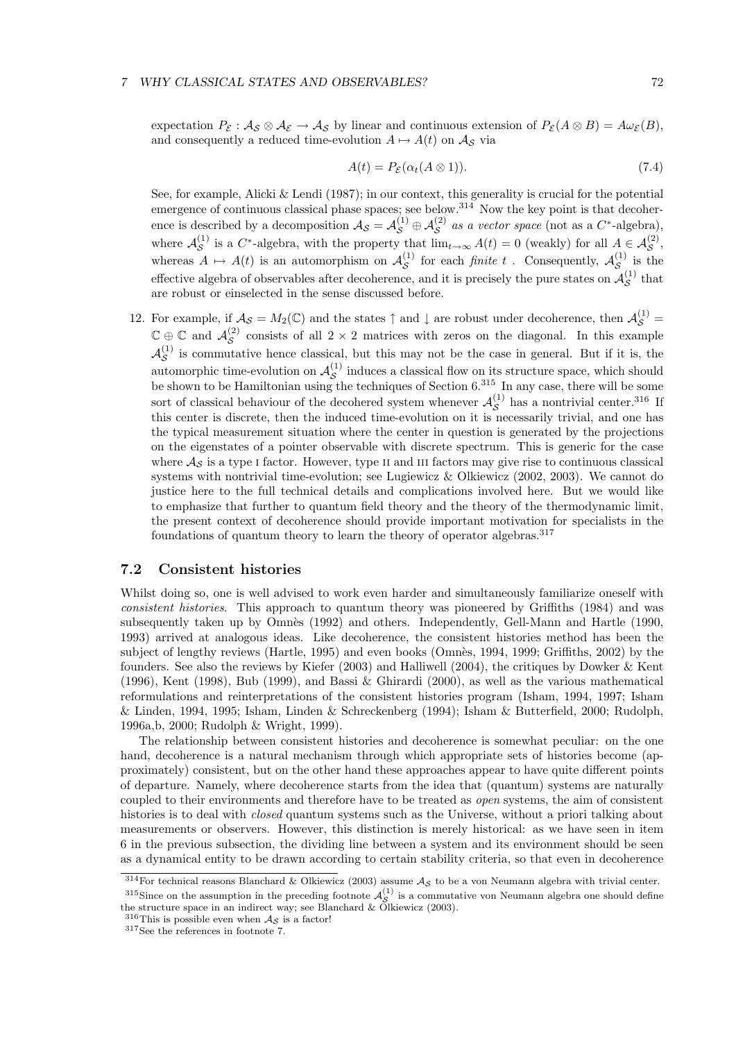expectation $P_{\mathcal{E}} : \mathcal{A}_{\mathcal{S}} \otimes \mathcal{A}_{\mathcal{E}} \to \mathcal{A}_{\mathcal{S}}$ by linear and continuous extension of $P_{\mathcal{E}}(A \otimes B) = A\omega_{\mathcal{E}}(B)$, and consequently a reduced time-evolution $A \mapsto A(t)$ on $\mathcal{A}_{\mathcal{S}}$ via

$$A(t) = P_{\mathcal{E}}(\alpha_t(A \otimes 1)). \tag{7.4}$$

See, for example, Alicki & Lendi (1987); in our context, this generality is crucial for the potential emergence of continuous classical phase spaces; see below.[314] Now the key point is that decoherence is described by a decomposition $\mathcal{A}_{\mathcal{S}} = \mathcal{A}_{\mathcal{S}}^{(1)} \oplus \mathcal{A}_{\mathcal{S}}^{(2)}$ *as a vector space* (not as a $C^*$-algebra), where $\mathcal{A}_{\mathcal{S}}^{(1)}$ is a $C^*$-algebra, with the property that $\lim_{t\to\infty} A(t) = 0$ (weakly) for all $A \in \mathcal{A}_{\mathcal{S}}^{(2)}$, whereas $A \mapsto A(t)$ is an automorphism on $\mathcal{A}_{\mathcal{S}}^{(1)}$ for each *finite* $t$ . Consequently, $\mathcal{A}_{\mathcal{S}}^{(1)}$ is the effective algebra of observables after decoherence, and it is precisely the pure states on $\mathcal{A}_{\mathcal{S}}^{(1)}$ that are robust or einselected in the sense discussed before.

12. For example, if $\mathcal{A}_{\mathcal{S}} = M_2(\mathbb{C})$ and the states $\uparrow$ and $\downarrow$ are robust under decoherence, then $\mathcal{A}_{\mathcal{S}}^{(1)} = \mathbb{C} \oplus \mathbb{C}$ and $\mathcal{A}_{\mathcal{S}}^{(2)}$ consists of all $2 \times 2$ matrices with zeros on the diagonal. In this example $\mathcal{A}_{\mathcal{S}}^{(1)}$ is commutative hence classical, but this may not be the case in general. But if it is, the automorphic time-evolution on $\mathcal{A}_{\mathcal{S}}^{(1)}$ induces a classical flow on its structure space, which should be shown to be Hamiltonian using the techniques of Section 6.[315] In any case, there will be some sort of classical behaviour of the decohered system whenever $\mathcal{A}_{\mathcal{S}}^{(1)}$ has a nontrivial center.[316] If this center is discrete, then the induced time-evolution on it is necessarily trivial, and one has the typical measurement situation where the center in question is generated by the projections on the eigenstates of a pointer observable with discrete spectrum. This is generic for the case where $\mathcal{A}_{\mathcal{S}}$ is a type I factor. However, type II and III factors may give rise to continuous classical systems with nontrivial time-evolution; see Lugiewicz & Olkiewicz (2002, 2003). We cannot do justice here to the full technical details and complications involved here. But we would like to emphasize that further to quantum field theory and the theory of the thermodynamic limit, the present context of decoherence should provide important motivation for specialists in the foundations of quantum theory to learn the theory of operator algebras.[317]

## 7.2 Consistent histories

Whilst doing so, one is well advised to work even harder and simultaneously familiarize oneself with *consistent histories*. This approach to quantum theory was pioneered by Griffiths (1984) and was subsequently taken up by Omnès (1992) and others. Independently, Gell-Mann and Hartle (1990, 1993) arrived at analogous ideas. Like decoherence, the consistent histories method has been the subject of lengthy reviews (Hartle, 1995) and even books (Omnès, 1994, 1999; Griffiths, 2002) by the founders. See also the reviews by Kiefer (2003) and Halliwell (2004), the critiques by Dowker & Kent (1996), Kent (1998), Bub (1999), and Bassi & Ghirardi (2000), as well as the various mathematical reformulations and reinterpretations of the consistent histories program (Isham, 1994, 1997; Isham & Linden, 1994, 1995; Isham, Linden & Schreckenberg (1994); Isham & Butterfield, 2000; Rudolph, 1996a,b, 2000; Rudolph & Wright, 1999).

The relationship between consistent histories and decoherence is somewhat peculiar: on the one hand, decoherence is a natural mechanism through which appropriate sets of histories become (approximately) consistent, but on the other hand these approaches appear to have quite different points of departure. Namely, where decoherence starts from the idea that (quantum) systems are naturally coupled to their environments and therefore have to be treated as *open* systems, the aim of consistent histories is to deal with *closed* quantum systems such as the Universe, without a priori talking about measurements or observers. However, this distinction is merely historical: as we have seen in item 6 in the previous subsection, the dividing line between a system and its environment should be seen as a dynamical entity to be drawn according to certain stability criteria, so that even in decoherence

[314] For technical reasons Blanchard & Olkiewicz (2003) assume $\mathcal{A}_{\mathcal{S}}$ to be a von Neumann algebra with trivial center.

[315] Since on the assumption in the preceding footnote $\mathcal{A}_{\mathcal{S}}^{(1)}$ is a commutative von Neumann algebra one should define the structure space in an indirect way; see Blanchard & Olkiewicz (2003).

[316] This is possible even when $\mathcal{A}_{\mathcal{S}}$ is a factor!

[317] See the references in footnote 7.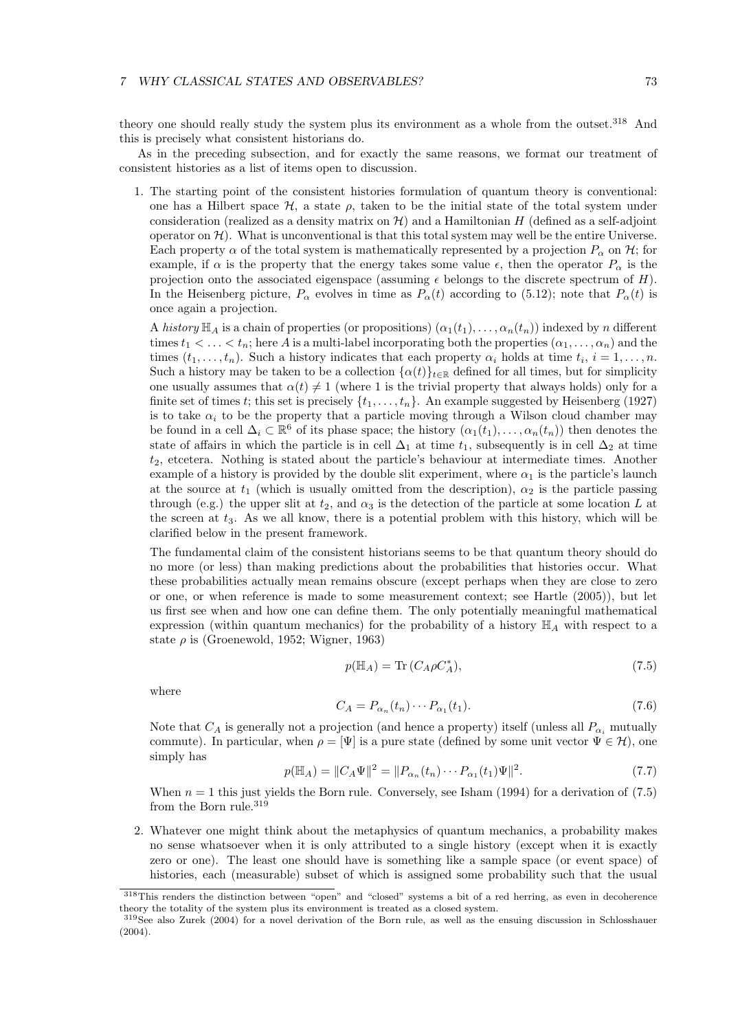theory one should really study the system plus its environment as a whole from the outset.[318] And this is precisely what consistent historians do.

As in the preceding subsection, and for exactly the same reasons, we format our treatment of consistent histories as a list of items open to discussion.

1. The starting point of the consistent histories formulation of quantum theory is conventional: one has a Hilbert space $\mathcal{H}$, a state $\rho$, taken to be the initial state of the total system under consideration (realized as a density matrix on $\mathcal{H}$) and a Hamiltonian $H$ (defined as a self-adjoint operator on $\mathcal{H}$). What is unconventional is that this total system may well be the entire Universe. Each property $\alpha$ of the total system is mathematically represented by a projection $P_\alpha$ on $\mathcal{H}$; for example, if $\alpha$ is the property that the energy takes some value $\epsilon$, then the operator $P_\alpha$ is the projection onto the associated eigenspace (assuming $\epsilon$ belongs to the discrete spectrum of $H$). In the Heisenberg picture, $P_\alpha$ evolves in time as $P_\alpha(t)$ according to (5.12); note that $P_\alpha(t)$ is once again a projection.

   A *history* $\mathbb{H}_A$ is a chain of properties (or propositions) $(\alpha_1(t_1), \ldots, \alpha_n(t_n))$ indexed by $n$ different times $t_1 < \ldots < t_n$; here $A$ is a multi-label incorporating both the properties $(\alpha_1, \ldots, \alpha_n)$ and the times $(t_1, \ldots, t_n)$. Such a history indicates that each property $\alpha_i$ holds at time $t_i$, $i = 1, \ldots, n$. Such a history may be taken to be a collection $\{\alpha(t)\}_{t\in\mathbb{R}}$ defined for all times, but for simplicity one usually assumes that $\alpha(t) \neq 1$ (where 1 is the trivial property that always holds) only for a finite set of times $t$; this set is precisely $\{t_1, \ldots, t_n\}$. An example suggested by Heisenberg (1927) is to take $\alpha_i$ to be the property that a particle moving through a Wilson cloud chamber may be found in a cell $\Delta_i \subset \mathbb{R}^6$ of its phase space; the history $(\alpha_1(t_1), \ldots, \alpha_n(t_n))$ then denotes the state of affairs in which the particle is in cell $\Delta_1$ at time $t_1$, subsequently is in cell $\Delta_2$ at time $t_2$, etcetera. Nothing is stated about the particle's behaviour at intermediate times. Another example of a history is provided by the double slit experiment, where $\alpha_1$ is the particle's launch at the source at $t_1$ (which is usually omitted from the description), $\alpha_2$ is the particle passing through (e.g.) the upper slit at $t_2$, and $\alpha_3$ is the detection of the particle at some location $L$ at the screen at $t_3$. As we all know, there is a potential problem with this history, which will be clarified below in the present framework.

   The fundamental claim of the consistent historians seems to be that quantum theory should do no more (or less) than making predictions about the probabilities that histories occur. What these probabilities actually mean remains obscure (except perhaps when they are close to zero or one, or when reference is made to some measurement context; see Hartle (2005)), but let us first see when and how one can define them. The only potentially meaningful mathematical expression (within quantum mechanics) for the probability of a history $\mathbb{H}_A$ with respect to a state $\rho$ is (Groenewold, 1952; Wigner, 1963)

   $$p(\mathbb{H}_A) = \mathrm{Tr}\,(C_A \rho C_A^*), \tag{7.5}$$

   where

   $$C_A = P_{\alpha_n}(t_n) \cdots P_{\alpha_1}(t_1). \tag{7.6}$$

   Note that $C_A$ is generally not a projection (and hence a property) itself (unless all $P_{\alpha_i}$ mutually commute). In particular, when $\rho = [\Psi]$ is a pure state (defined by some unit vector $\Psi \in \mathcal{H}$), one simply has

   $$p(\mathbb{H}_A) = \|C_A \Psi\|^2 = \|P_{\alpha_n}(t_n) \cdots P_{\alpha_1}(t_1)\Psi\|^2. \tag{7.7}$$

   When $n = 1$ this just yields the Born rule. Conversely, see Isham (1994) for a derivation of (7.5) from the Born rule.[319]

2. Whatever one might think about the metaphysics of quantum mechanics, a probability makes no sense whatsoever when it is only attributed to a single history (except when it is exactly zero or one). The least one should have is something like a sample space (or event space) of histories, each (measurable) subset of which is assigned some probability such that the usual

[318] This renders the distinction between "open" and "closed" systems a bit of a red herring, as even in decoherence theory the totality of the system plus its environment is treated as a closed system.

[319] See also Zurek (2004) for a novel derivation of the Born rule, as well as the ensuing discussion in Schlosshauer (2004).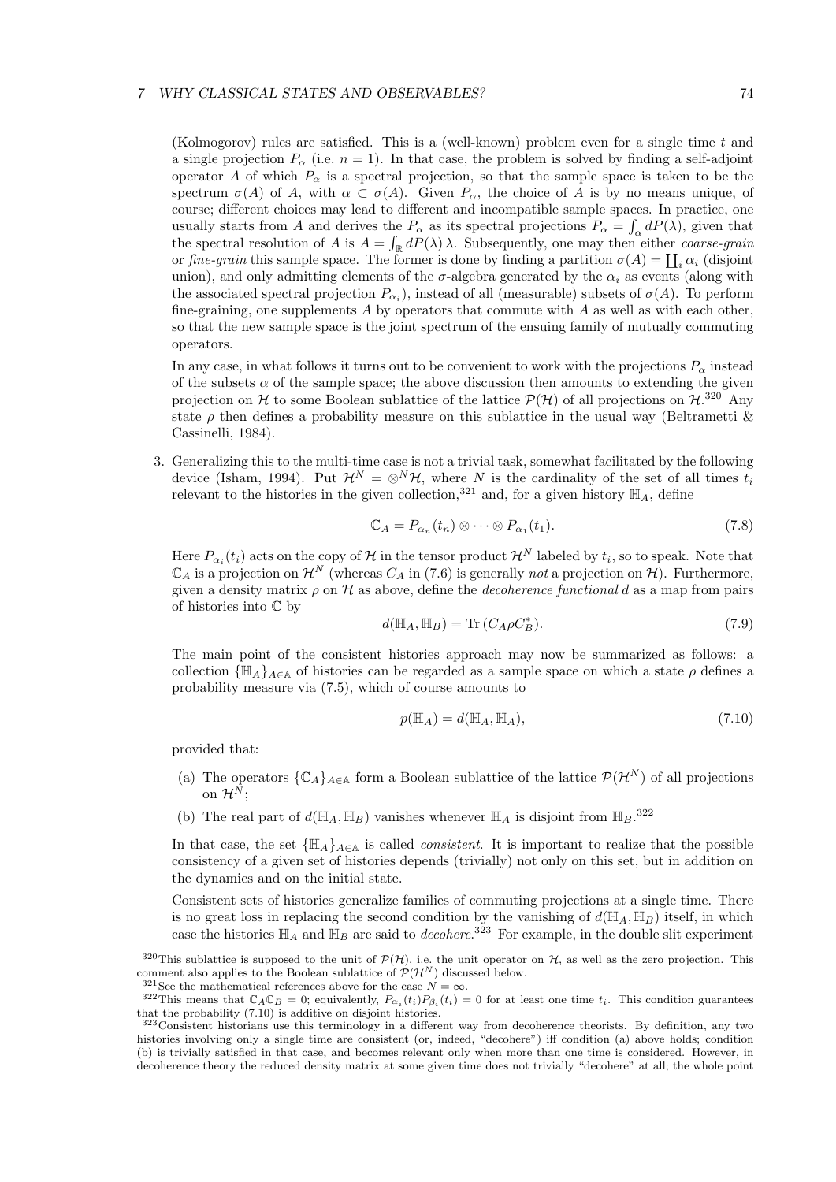(Kolmogorov) rules are satisfied. This is a (well-known) problem even for a single time $t$ and a single projection $P_\alpha$ (i.e. $n = 1$). In that case, the problem is solved by finding a self-adjoint operator $A$ of which $P_\alpha$ is a spectral projection, so that the sample space is taken to be the spectrum $\sigma(A)$ of $A$, with $\alpha \subset \sigma(A)$. Given $P_\alpha$, the choice of $A$ is by no means unique, of course; different choices may lead to different and incompatible sample spaces. In practice, one usually starts from $A$ and derives the $P_\alpha$ as its spectral projections $P_\alpha = \int_\alpha dP(\lambda)$, given that the spectral resolution of $A$ is $A = \int_{\mathbb{R}} dP(\lambda)\, \lambda$. Subsequently, one may then either *coarse-grain* or *fine-grain* this sample space. The former is done by finding a partition $\sigma(A) = \coprod_i \alpha_i$ (disjoint union), and only admitting elements of the $\sigma$-algebra generated by the $\alpha_i$ as events (along with the associated spectral projection $P_{\alpha_i}$), instead of all (measurable) subsets of $\sigma(A)$. To perform fine-graining, one supplements $A$ by operators that commute with $A$ as well as with each other, so that the new sample space is the joint spectrum of the ensuing family of mutually commuting operators.

In any case, in what follows it turns out to be convenient to work with the projections $P_\alpha$ instead of the subsets $\alpha$ of the sample space; the above discussion then amounts to extending the given projection on $\mathcal{H}$ to some Boolean sublattice of the lattice $\mathcal{P}(\mathcal{H})$ of all projections on $\mathcal{H}$.[320] Any state $\rho$ then defines a probability measure on this sublattice in the usual way (Beltrametti & Cassinelli, 1984).

3. Generalizing this to the multi-time case is not a trivial task, somewhat facilitated by the following device (Isham, 1994). Put $\mathcal{H}^N = \otimes^N \mathcal{H}$, where $N$ is the cardinality of the set of all times $t_i$ relevant to the histories in the given collection,[321] and, for a given history $\mathbb{H}_A$, define

$$\mathbb{C}_A = P_{\alpha_n}(t_n) \otimes \cdots \otimes P_{\alpha_1}(t_1). \tag{7.8}$$

Here $P_{\alpha_i}(t_i)$ acts on the copy of $\mathcal{H}$ in the tensor product $\mathcal{H}^N$ labeled by $t_i$, so to speak. Note that $\mathbb{C}_A$ is a projection on $\mathcal{H}^N$ (whereas $C_A$ in (7.6) is generally *not* a projection on $\mathcal{H}$). Furthermore, given a density matrix $\rho$ on $\mathcal{H}$ as above, define the *decoherence functional* $d$ as a map from pairs of histories into $\mathbb{C}$ by

$$d(\mathbb{H}_A, \mathbb{H}_B) = \mathrm{Tr}\,(C_A \rho C_B^*). \tag{7.9}$$

The main point of the consistent histories approach may now be summarized as follows: a collection $\{\mathbb{H}_A\}_{A \in \mathbb{A}}$ of histories can be regarded as a sample space on which a state $\rho$ defines a probability measure via (7.5), which of course amounts to

$$p(\mathbb{H}_A) = d(\mathbb{H}_A, \mathbb{H}_A), \tag{7.10}$$

provided that:

(a) The operators $\{\mathbb{C}_A\}_{A \in \mathbb{A}}$ form a Boolean sublattice of the lattice $\mathcal{P}(\mathcal{H}^N)$ of all projections on $\mathcal{H}^N$;

(b) The real part of $d(\mathbb{H}_A, \mathbb{H}_B)$ vanishes whenever $\mathbb{H}_A$ is disjoint from $\mathbb{H}_B$.[322]

In that case, the set $\{\mathbb{H}_A\}_{A \in \mathbb{A}}$ is called *consistent*. It is important to realize that the possible consistency of a given set of histories depends (trivially) not only on this set, but in addition on the dynamics and on the initial state.

Consistent sets of histories generalize families of commuting projections at a single time. There is no great loss in replacing the second condition by the vanishing of $d(\mathbb{H}_A, \mathbb{H}_B)$ itself, in which case the histories $\mathbb{H}_A$ and $\mathbb{H}_B$ are said to *decohere*.[323] For example, in the double slit experiment

[320] This sublattice is supposed to the unit of $\mathcal{P}(\mathcal{H})$, i.e. the unit operator on $\mathcal{H}$, as well as the zero projection. This comment also applies to the Boolean sublattice of $\mathcal{P}(\mathcal{H}^N)$ discussed below.

[321] See the mathematical references above for the case $N = \infty$.

[322] This means that $\mathbb{C}_A \mathbb{C}_B = 0$; equivalently, $P_{\alpha_i}(t_i) P_{\beta_i}(t_i) = 0$ for at least one time $t_i$. This condition guarantees that the probability (7.10) is additive on disjoint histories.

[323] Consistent historians use this terminology in a different way from decoherence theorists. By definition, any two histories involving only a single time are consistent (or, indeed, "decohere") iff condition (a) above holds; condition (b) is trivially satisfied in that case, and becomes relevant only when more than one time is considered. However, in decoherence theory the reduced density matrix at some given time does not trivially "decohere" at all; the whole point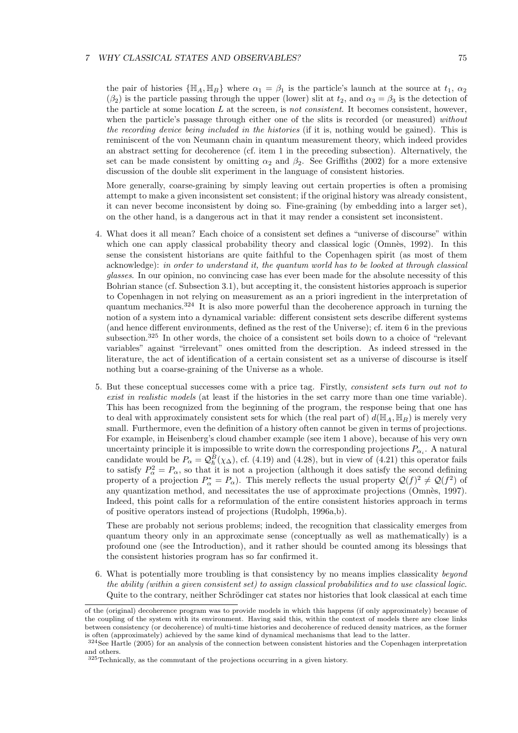the pair of histories $\{\mathbb{H}_A, \mathbb{H}_B\}$ where $\alpha_1 = \beta_1$ is the particle's launch at the source at $t_1$, $\alpha_2$ ($\beta_2$) is the particle passing through the upper (lower) slit at $t_2$, and $\alpha_3 = \beta_3$ is the detection of the particle at some location $L$ at the screen, is *not consistent*. It becomes consistent, however, when the particle's passage through either one of the slits is recorded (or measured) *without the recording device being included in the histories* (if it is, nothing would be gained). This is reminiscent of the von Neumann chain in quantum measurement theory, which indeed provides an abstract setting for decoherence (cf. item 1 in the preceding subsection). Alternatively, the set can be made consistent by omitting $\alpha_2$ and $\beta_2$. See Griffiths (2002) for a more extensive discussion of the double slit experiment in the language of consistent histories.

More generally, coarse-graining by simply leaving out certain properties is often a promising attempt to make a given inconsistent set consistent; if the original history was already consistent, it can never become inconsistent by doing so. Fine-graining (by embedding into a larger set), on the other hand, is a dangerous act in that it may render a consistent set inconsistent.

4. What does it all mean? Each choice of a consistent set defines a "universe of discourse" within which one can apply classical probability theory and classical logic (Omnès, 1992). In this sense the consistent historians are quite faithful to the Copenhagen spirit (as most of them acknowledge): *in order to understand it, the quantum world has to be looked at through classical glasses*. In our opinion, no convincing case has ever been made for the absolute necessity of this Bohrian stance (cf. Subsection 3.1), but accepting it, the consistent histories approach is superior to Copenhagen in not relying on measurement as an a priori ingredient in the interpretation of quantum mechanics.[324] It is also more powerful than the decoherence approach in turning the notion of a system into a dynamical variable: different consistent sets describe different systems (and hence different environments, defined as the rest of the Universe); cf. item 6 in the previous subsection.[325] In other words, the choice of a consistent set boils down to a choice of "relevant variables" against "irrelevant" ones omitted from the description. As indeed stressed in the literature, the act of identification of a certain consistent set as a universe of discourse is itself nothing but a coarse-graining of the Universe as a whole.

5. But these conceptual successes come with a price tag. Firstly, *consistent sets turn out not to exist in realistic models* (at least if the histories in the set carry more than one time variable). This has been recognized from the beginning of the program, the response being that one has to deal with approximately consistent sets for which (the real part of) $d(\mathbb{H}_A, \mathbb{H}_B)$ is merely very small. Furthermore, even the definition of a history often cannot be given in terms of projections. For example, in Heisenberg's cloud chamber example (see item 1 above), because of his very own uncertainty principle it is impossible to write down the corresponding projections $P_{\alpha_i}$. A natural candidate would be $P_\alpha = \mathcal{Q}_\hbar^B(\chi_\Delta)$, cf. (4.19) and (4.28), but in view of (4.21) this operator fails to satisfy $P_\alpha^2 = P_\alpha$, so that it is not a projection (although it does satisfy the second defining property of a projection $P_\alpha^* = P_\alpha$). This merely reflects the usual property $\mathcal{Q}(f)^2 \neq \mathcal{Q}(f^2)$ of any quantization method, and necessitates the use of approximate projections (Omnès, 1997). Indeed, this point calls for a reformulation of the entire consistent histories approach in terms of positive operators instead of projections (Rudolph, 1996a,b).

These are probably not serious problems; indeed, the recognition that classicality emerges from quantum theory only in an approximate sense (conceptually as well as mathematically) is a profound one (see the Introduction), and it rather should be counted among its blessings that the consistent histories program has so far confirmed it.

6. What is potentially more troubling is that consistency by no means implies classicality *beyond the ability (within a given consistent set) to assign classical probabilities and to use classical logic*. Quite to the contrary, neither Schrödinger cat states nor histories that look classical at each time

---

of the (original) decoherence program was to provide models in which this happens (if only approximately) because of the coupling of the system with its environment. Having said this, within the context of models there are close links between consistency (or decoherence) of multi-time histories and decoherence of reduced density matrices, as the former is often (approximately) achieved by the same kind of dynamical mechanisms that lead to the latter.

[324] See Hartle (2005) for an analysis of the connection between consistent histories and the Copenhagen interpretation and others.

[325] Technically, as the commutant of the projections occurring in a given history.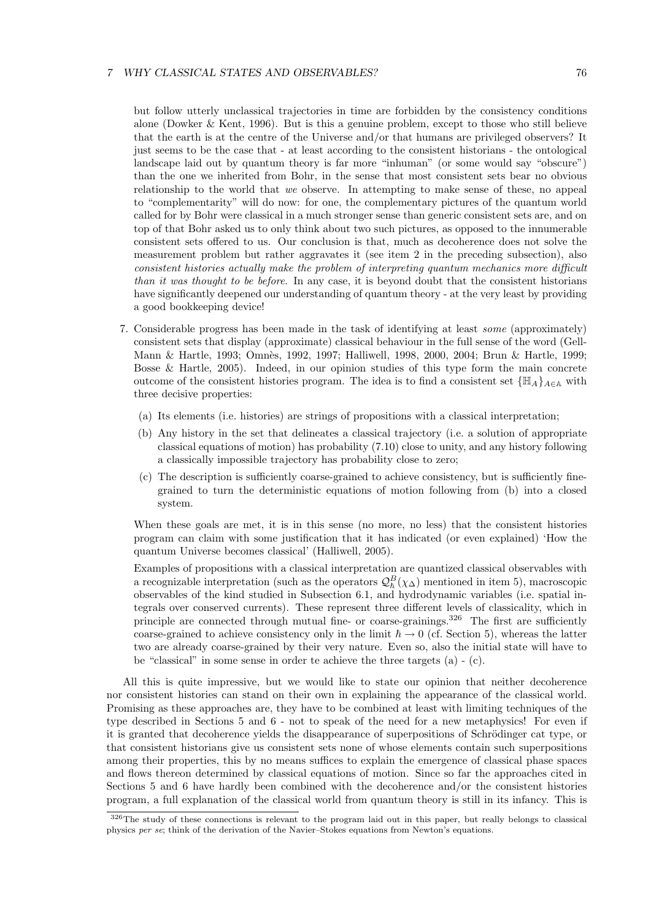but follow utterly unclassical trajectories in time are forbidden by the consistency conditions alone (Dowker & Kent, 1996). But is this a genuine problem, except to those who still believe that the earth is at the centre of the Universe and/or that humans are privileged observers? It just seems to be the case that - at least according to the consistent historians - the ontological landscape laid out by quantum theory is far more "inhuman" (or some would say "obscure") than the one we inherited from Bohr, in the sense that most consistent sets bear no obvious relationship to the world that *we* observe. In attempting to make sense of these, no appeal to "complementarity" will do now: for one, the complementary pictures of the quantum world called for by Bohr were classical in a much stronger sense than generic consistent sets are, and on top of that Bohr asked us to only think about two such pictures, as opposed to the innumerable consistent sets offered to us. Our conclusion is that, much as decoherence does not solve the measurement problem but rather aggravates it (see item 2 in the preceding subsection), also *consistent histories actually make the problem of interpreting quantum mechanics more difficult than it was thought to be before*. In any case, it is beyond doubt that the consistent historians have significantly deepened our understanding of quantum theory - at the very least by providing a good bookkeeping device!

7. Considerable progress has been made in the task of identifying at least *some* (approximately) consistent sets that display (approximate) classical behaviour in the full sense of the word (Gell-Mann & Hartle, 1993; Omnès, 1992, 1997; Halliwell, 1998, 2000, 2004; Brun & Hartle, 1999; Bosse & Hartle, 2005). Indeed, in our opinion studies of this type form the main concrete outcome of the consistent histories program. The idea is to find a consistent set $\{\mathbb{H}_A\}_{A\in\mathbb{A}}$ with three decisive properties:

   (a) Its elements (i.e. histories) are strings of propositions with a classical interpretation;

   (b) Any history in the set that delineates a classical trajectory (i.e. a solution of appropriate classical equations of motion) has probability (7.10) close to unity, and any history following a classically impossible trajectory has probability close to zero;

   (c) The description is sufficiently coarse-grained to achieve consistency, but is sufficiently fine-grained to turn the deterministic equations of motion following from (b) into a closed system.

   When these goals are met, it is in this sense (no more, no less) that the consistent histories program can claim with some justification that it has indicated (or even explained) 'How the quantum Universe becomes classical' (Halliwell, 2005).

   Examples of propositions with a classical interpretation are quantized classical observables with a recognizable interpretation (such as the operators $\mathcal{Q}^B_\hbar(\chi_\Delta)$ mentioned in item 5), macroscopic observables of the kind studied in Subsection 6.1, and hydrodynamic variables (i.e. spatial integrals over conserved currents). These represent three different levels of classicality, which in principle are connected through mutual fine- or coarse-grainings.[326] The first are sufficiently coarse-grained to achieve consistency only in the limit $\hbar \to 0$ (cf. Section 5), whereas the latter two are already coarse-grained by their very nature. Even so, also the initial state will have to be "classical" in some sense in order te achieve the three targets (a) - (c).

All this is quite impressive, but we would like to state our opinion that neither decoherence nor consistent histories can stand on their own in explaining the appearance of the classical world. Promising as these approaches are, they have to be combined at least with limiting techniques of the type described in Sections 5 and 6 - not to speak of the need for a new metaphysics! For even if it is granted that decoherence yields the disappearance of superpositions of Schrödinger cat type, or that consistent historians give us consistent sets none of whose elements contain such superpositions among their properties, this by no means suffices to explain the emergence of classical phase spaces and flows thereon determined by classical equations of motion. Since so far the approaches cited in Sections 5 and 6 have hardly been combined with the decoherence and/or the consistent histories program, a full explanation of the classical world from quantum theory is still in its infancy. This is

[326] The study of these connections is relevant to the program laid out in this paper, but really belongs to classical physics *per se*; think of the derivation of the Navier–Stokes equations from Newton's equations.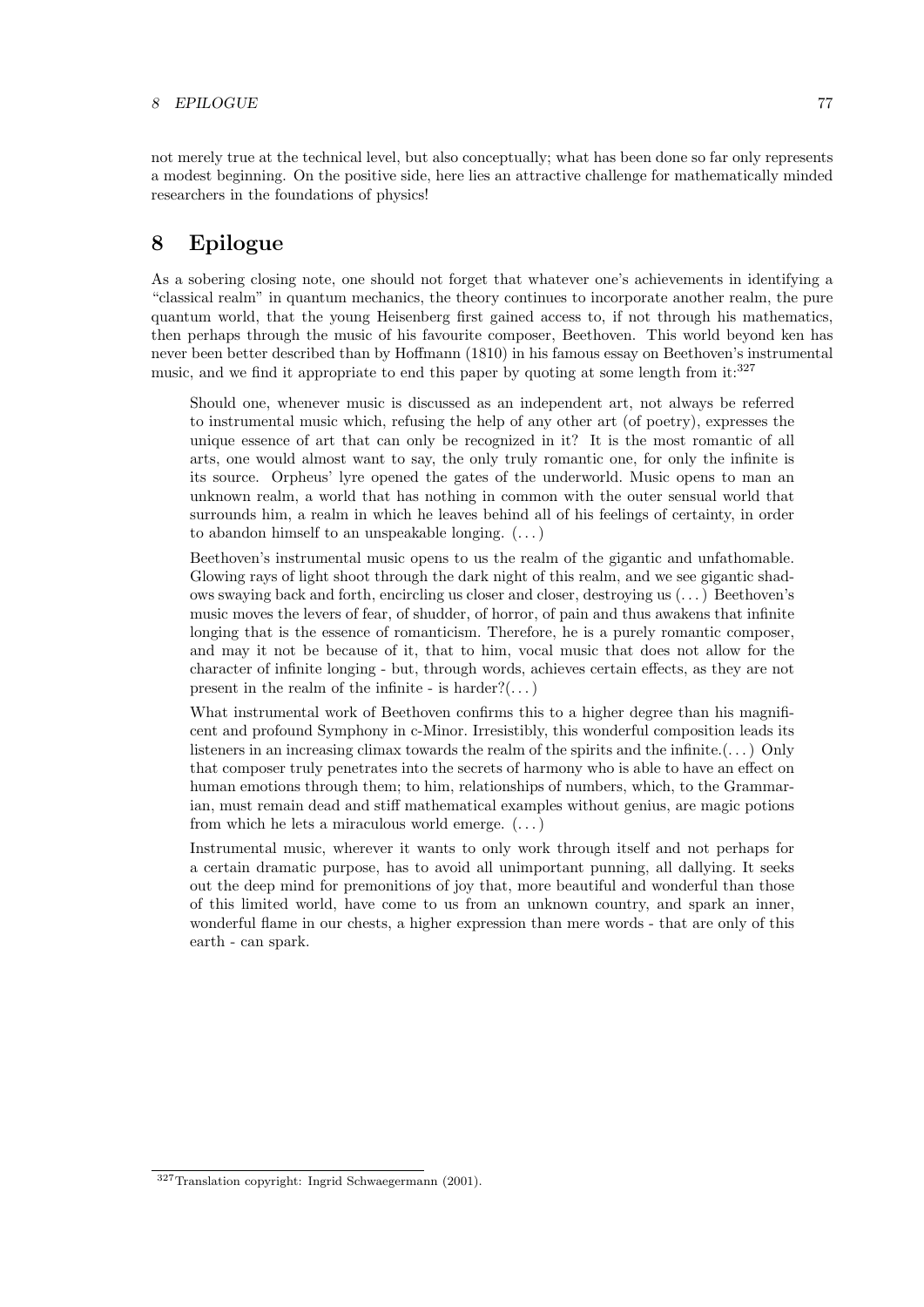not merely true at the technical level, but also conceptually; what has been done so far only represents a modest beginning. On the positive side, here lies an attractive challenge for mathematically minded researchers in the foundations of physics!

# 8 Epilogue

As a sobering closing note, one should not forget that whatever one's achievements in identifying a "classical realm" in quantum mechanics, the theory continues to incorporate another realm, the pure quantum world, that the young Heisenberg first gained access to, if not through his mathematics, then perhaps through the music of his favourite composer, Beethoven. This world beyond ken has never been better described than by Hoffmann (1810) in his famous essay on Beethoven's instrumental music, and we find it appropriate to end this paper by quoting at some length from it:[327]

> Should one, whenever music is discussed as an independent art, not always be referred to instrumental music which, refusing the help of any other art (of poetry), expresses the unique essence of art that can only be recognized in it? It is the most romantic of all arts, one would almost want to say, the only truly romantic one, for only the infinite is its source. Orpheus' lyre opened the gates of the underworld. Music opens to man an unknown realm, a world that has nothing in common with the outer sensual world that surrounds him, a realm in which he leaves behind all of his feelings of certainty, in order to abandon himself to an unspeakable longing. (...)
>
> Beethoven's instrumental music opens to us the realm of the gigantic and unfathomable. Glowing rays of light shoot through the dark night of this realm, and we see gigantic shadows swaying back and forth, encircling us closer and closer, destroying us (...) Beethoven's music moves the levers of fear, of shudder, of horror, of pain and thus awakens that infinite longing that is the essence of romanticism. Therefore, he is a purely romantic composer, and may it not be because of it, that to him, vocal music that does not allow for the character of infinite longing - but, through words, achieves certain effects, as they are not present in the realm of the infinite - is harder?(...)
>
> What instrumental work of Beethoven confirms this to a higher degree than his magnificent and profound Symphony in c-Minor. Irresistibly, this wonderful composition leads its listeners in an increasing climax towards the realm of the spirits and the infinite.(...) Only that composer truly penetrates into the secrets of harmony who is able to have an effect on human emotions through them; to him, relationships of numbers, which, to the Grammarian, must remain dead and stiff mathematical examples without genius, are magic potions from which he lets a miraculous world emerge. (...)
>
> Instrumental music, wherever it wants to only work through itself and not perhaps for a certain dramatic purpose, has to avoid all unimportant punning, all dallying. It seeks out the deep mind for premonitions of joy that, more beautiful and wonderful than those of this limited world, have come to us from an unknown country, and spark an inner, wonderful flame in our chests, a higher expression than mere words - that are only of this earth - can spark.

[327] Translation copyright: Ingrid Schwaegermann (2001).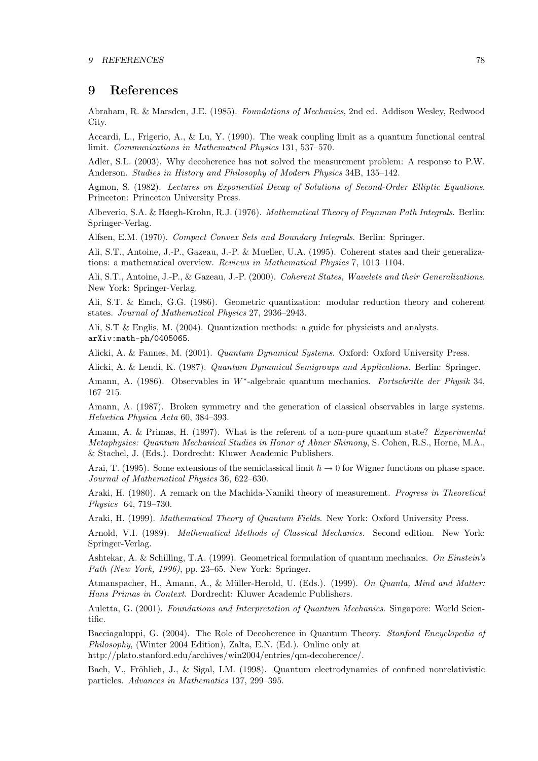# 9 References

Abraham, R. & Marsden, J.E. (1985). *Foundations of Mechanics*, 2nd ed. Addison Wesley, Redwood City.

Accardi, L., Frigerio, A., & Lu, Y. (1990). The weak coupling limit as a quantum functional central limit. *Communications in Mathematical Physics* 131, 537–570.

Adler, S.L. (2003). Why decoherence has not solved the measurement problem: A response to P.W. Anderson. *Studies in History and Philosophy of Modern Physics* 34B, 135–142.

Agmon, S. (1982). *Lectures on Exponential Decay of Solutions of Second-Order Elliptic Equations*. Princeton: Princeton University Press.

Albeverio, S.A. & Høegh-Krohn, R.J. (1976). *Mathematical Theory of Feynman Path Integrals*. Berlin: Springer-Verlag.

Alfsen, E.M. (1970). *Compact Convex Sets and Boundary Integrals*. Berlin: Springer.

Ali, S.T., Antoine, J.-P., Gazeau, J.-P. & Mueller, U.A. (1995). Coherent states and their generalizations: a mathematical overview. *Reviews in Mathematical Physics* 7, 1013–1104.

Ali, S.T., Antoine, J.-P., & Gazeau, J.-P. (2000). *Coherent States, Wavelets and their Generalizations*. New York: Springer-Verlag.

Ali, S.T. & Emch, G.G. (1986). Geometric quantization: modular reduction theory and coherent states. *Journal of Mathematical Physics* 27, 2936–2943.

Ali, S.T & Englis, M. (2004). Quantization methods: a guide for physicists and analysts. `arXiv:math-ph/0405065`.

Alicki, A. & Fannes, M. (2001). *Quantum Dynamical Systems*. Oxford: Oxford University Press.

Alicki, A. & Lendi, K. (1987). *Quantum Dynamical Semigroups and Applications*. Berlin: Springer.

Amann, A. (1986). Observables in $W^*$-algebraic quantum mechanics. *Fortschritte der Physik* 34, 167–215.

Amann, A. (1987). Broken symmetry and the generation of classical observables in large systems. *Helvetica Physica Acta* 60, 384–393.

Amann, A. & Primas, H. (1997). What is the referent of a non-pure quantum state? *Experimental Metaphysics: Quantum Mechanical Studies in Honor of Abner Shimony*, S. Cohen, R.S., Horne, M.A., & Stachel, J. (Eds.). Dordrecht: Kluwer Academic Publishers.

Arai, T. (1995). Some extensions of the semiclassical limit $\hbar \to 0$ for Wigner functions on phase space. *Journal of Mathematical Physics* 36, 622–630.

Araki, H. (1980). A remark on the Machida-Namiki theory of measurement. *Progress in Theoretical Physics* 64, 719–730.

Araki, H. (1999). *Mathematical Theory of Quantum Fields*. New York: Oxford University Press.

Arnold, V.I. (1989). *Mathematical Methods of Classical Mechanics.* Second edition. New York: Springer-Verlag.

Ashtekar, A. & Schilling, T.A. (1999). Geometrical formulation of quantum mechanics. *On Einstein's Path (New York, 1996)*, pp. 23–65. New York: Springer.

Atmanspacher, H., Amann, A., & Müller-Herold, U. (Eds.). (1999). *On Quanta, Mind and Matter: Hans Primas in Context.* Dordrecht: Kluwer Academic Publishers.

Auletta, G. (2001). *Foundations and Interpretation of Quantum Mechanics*. Singapore: World Scientific.

Bacciagaluppi, G. (2004). The Role of Decoherence in Quantum Theory. *Stanford Encyclopedia of Philosophy*, (Winter 2004 Edition), Zalta, E.N. (Ed.). Online only at
http://plato.stanford.edu/archives/win2004/entries/qm-decoherence/.

Bach, V., Fröhlich, J., & Sigal, I.M. (1998). Quantum electrodynamics of confined nonrelativistic particles. *Advances in Mathematics* 137, 299–395.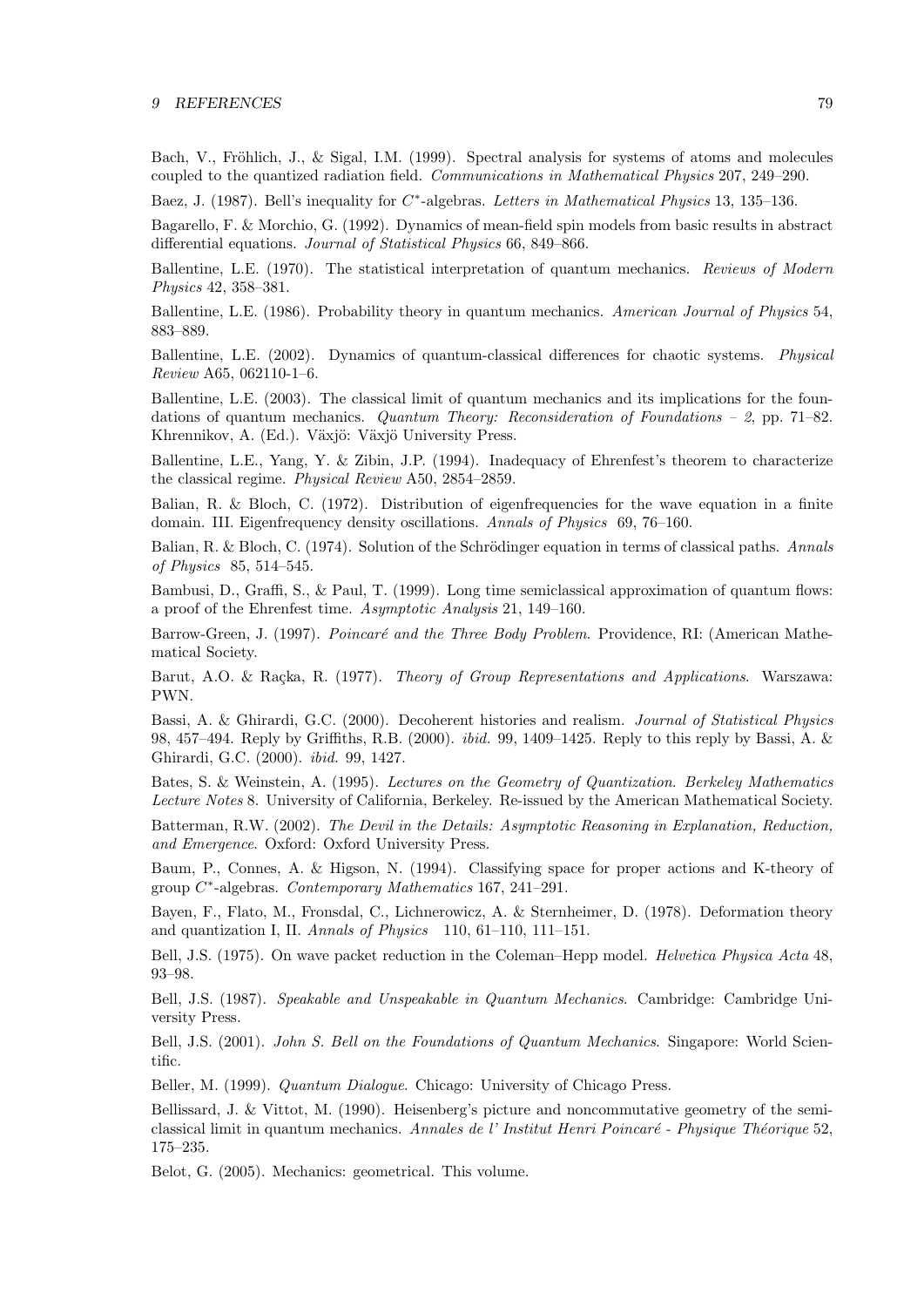Bach, V., Fröhlich, J., & Sigal, I.M. (1999). Spectral analysis for systems of atoms and molecules coupled to the quantized radiation field. *Communications in Mathematical Physics* 207, 249–290.

Baez, J. (1987). Bell's inequality for $C^*$-algebras. *Letters in Mathematical Physics* 13, 135–136.

Bagarello, F. & Morchio, G. (1992). Dynamics of mean-field spin models from basic results in abstract differential equations. *Journal of Statistical Physics* 66, 849–866.

Ballentine, L.E. (1970). The statistical interpretation of quantum mechanics. *Reviews of Modern Physics* 42, 358–381.

Ballentine, L.E. (1986). Probability theory in quantum mechanics. *American Journal of Physics* 54, 883–889.

Ballentine, L.E. (2002). Dynamics of quantum-classical differences for chaotic systems. *Physical Review* A65, 062110-1–6.

Ballentine, L.E. (2003). The classical limit of quantum mechanics and its implications for the foundations of quantum mechanics. *Quantum Theory: Reconsideration of Foundations – 2*, pp. 71–82. Khrennikov, A. (Ed.). Växjö: Växjö University Press.

Ballentine, L.E., Yang, Y. & Zibin, J.P. (1994). Inadequacy of Ehrenfest's theorem to characterize the classical regime. *Physical Review* A50, 2854–2859.

Balian, R. & Bloch, C. (1972). Distribution of eigenfrequencies for the wave equation in a finite domain. III. Eigenfrequency density oscillations. *Annals of Physics* 69, 76–160.

Balian, R. & Bloch, C. (1974). Solution of the Schrödinger equation in terms of classical paths. *Annals of Physics* 85, 514–545.

Bambusi, D., Graffi, S., & Paul, T. (1999). Long time semiclassical approximation of quantum flows: a proof of the Ehrenfest time. *Asymptotic Analysis* 21, 149–160.

Barrow-Green, J. (1997). *Poincaré and the Three Body Problem*. Providence, RI: (American Mathematical Society.

Barut, A.O. & Raçka, R. (1977). *Theory of Group Representations and Applications*. Warszawa: PWN.

Bassi, A. & Ghirardi, G.C. (2000). Decoherent histories and realism. *Journal of Statistical Physics* 98, 457–494. Reply by Griffiths, R.B. (2000). *ibid.* 99, 1409–1425. Reply to this reply by Bassi, A. & Ghirardi, G.C. (2000). *ibid.* 99, 1427.

Bates, S. & Weinstein, A. (1995). *Lectures on the Geometry of Quantization*. *Berkeley Mathematics Lecture Notes* 8. University of California, Berkeley. Re-issued by the American Mathematical Society.

Batterman, R.W. (2002). *The Devil in the Details: Asymptotic Reasoning in Explanation, Reduction, and Emergence*. Oxford: Oxford University Press.

Baum, P., Connes, A. & Higson, N. (1994). Classifying space for proper actions and K-theory of group $C^*$-algebras. *Contemporary Mathematics* 167, 241–291.

Bayen, F., Flato, M., Fronsdal, C., Lichnerowicz, A. & Sternheimer, D. (1978). Deformation theory and quantization I, II. *Annals of Physics* 110, 61–110, 111–151.

Bell, J.S. (1975). On wave packet reduction in the Coleman–Hepp model. *Helvetica Physica Acta* 48, 93–98.

Bell, J.S. (1987). *Speakable and Unspeakable in Quantum Mechanics*. Cambridge: Cambridge University Press.

Bell, J.S. (2001). *John S. Bell on the Foundations of Quantum Mechanics*. Singapore: World Scientific.

Beller, M. (1999). *Quantum Dialogue*. Chicago: University of Chicago Press.

Bellissard, J. & Vittot, M. (1990). Heisenberg's picture and noncommutative geometry of the semiclassical limit in quantum mechanics. *Annales de l' Institut Henri Poincaré - Physique Théorique* 52, 175–235.

Belot, G. (2005). Mechanics: geometrical. This volume.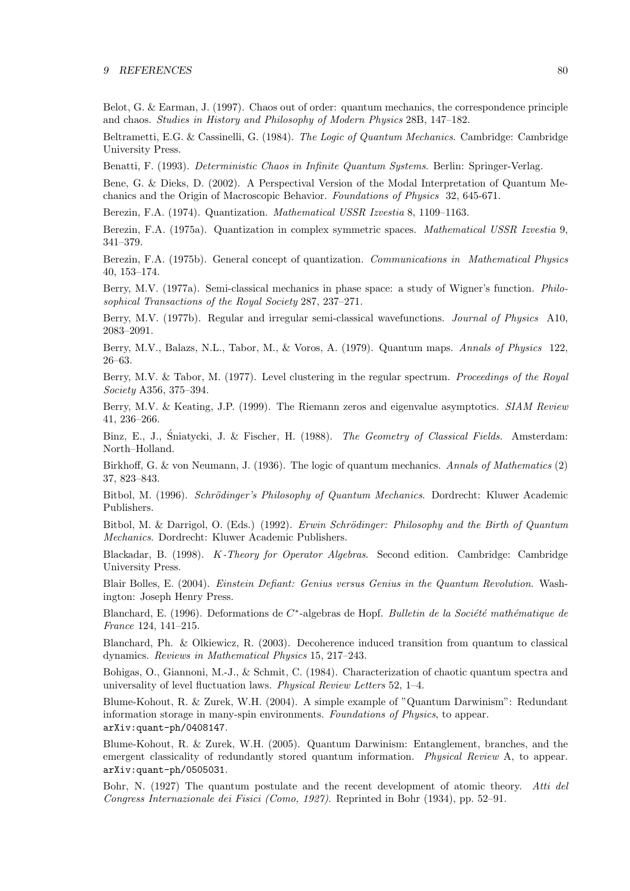Belot, G. & Earman, J. (1997). Chaos out of order: quantum mechanics, the correspondence principle and chaos. *Studies in History and Philosophy of Modern Physics* 28B, 147–182.

Beltrametti, E.G. & Cassinelli, G. (1984). *The Logic of Quantum Mechanics*. Cambridge: Cambridge University Press.

Benatti, F. (1993). *Deterministic Chaos in Infinite Quantum Systems*. Berlin: Springer-Verlag.

Bene, G. & Dieks, D. (2002). A Perspectival Version of the Modal Interpretation of Quantum Mechanics and the Origin of Macroscopic Behavior. *Foundations of Physics* 32, 645-671.

Berezin, F.A. (1974). Quantization. *Mathematical USSR Izvestia* 8, 1109–1163.

Berezin, F.A. (1975a). Quantization in complex symmetric spaces. *Mathematical USSR Izvestia* 9, 341–379.

Berezin, F.A. (1975b). General concept of quantization. *Communications in Mathematical Physics* 40, 153–174.

Berry, M.V. (1977a). Semi-classical mechanics in phase space: a study of Wigner's function. *Philosophical Transactions of the Royal Society* 287, 237–271.

Berry, M.V. (1977b). Regular and irregular semi-classical wavefunctions. *Journal of Physics* A10, 2083–2091.

Berry, M.V., Balazs, N.L., Tabor, M., & Voros, A. (1979). Quantum maps. *Annals of Physics* 122, 26–63.

Berry, M.V. & Tabor, M. (1977). Level clustering in the regular spectrum. *Proceedings of the Royal Society* A356, 375–394.

Berry, M.V. & Keating, J.P. (1999). The Riemann zeros and eigenvalue asymptotics. *SIAM Review* 41, 236–266.

Binz, E., J., Śniatycki, J. & Fischer, H. (1988). *The Geometry of Classical Fields*. Amsterdam: North–Holland.

Birkhoff, G. & von Neumann, J. (1936). The logic of quantum mechanics. *Annals of Mathematics* (2) 37, 823–843.

Bitbol, M. (1996). *Schrödinger's Philosophy of Quantum Mechanics*. Dordrecht: Kluwer Academic Publishers.

Bitbol, M. & Darrigol, O. (Eds.) (1992). *Erwin Schrödinger: Philosophy and the Birth of Quantum Mechanics*. Dordrecht: Kluwer Academic Publishers.

Blackadar, B. (1998). *K-Theory for Operator Algebras*. Second edition. Cambridge: Cambridge University Press.

Blair Bolles, E. (2004). *Einstein Defiant: Genius versus Genius in the Quantum Revolution*. Washington: Joseph Henry Press.

Blanchard, E. (1996). Deformations de $C^*$-algebras de Hopf. *Bulletin de la Société mathématique de France* 124, 141–215.

Blanchard, Ph. & Olkiewicz, R. (2003). Decoherence induced transition from quantum to classical dynamics. *Reviews in Mathematical Physics* 15, 217–243.

Bohigas, O., Giannoni, M.-J., & Schmit, C. (1984). Characterization of chaotic quantum spectra and universality of level fluctuation laws. *Physical Review Letters* 52, 1–4.

Blume-Kohout, R. & Zurek, W.H. (2004). A simple example of "Quantum Darwinism": Redundant information storage in many-spin environments. *Foundations of Physics*, to appear. arXiv:quant-ph/0408147.

Blume-Kohout, R. & Zurek, W.H. (2005). Quantum Darwinism: Entanglement, branches, and the emergent classicality of redundantly stored quantum information. *Physical Review* A, to appear. arXiv:quant-ph/0505031.

Bohr, N. (1927) The quantum postulate and the recent development of atomic theory. *Atti del Congress Internazionale dei Fisici (Como, 1927)*. Reprinted in Bohr (1934), pp. 52–91.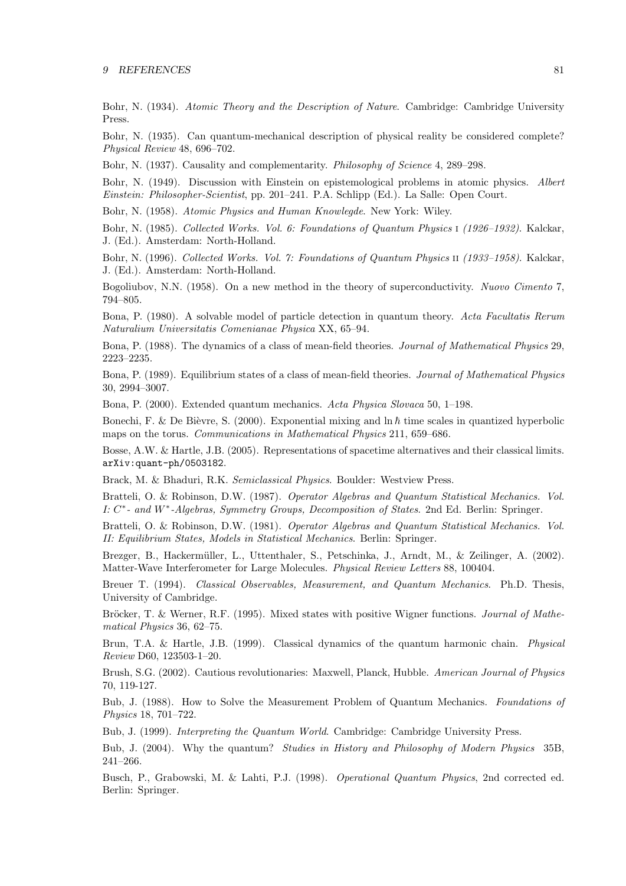Bohr, N. (1934). *Atomic Theory and the Description of Nature*. Cambridge: Cambridge University Press.

Bohr, N. (1935). Can quantum-mechanical description of physical reality be considered complete? *Physical Review* 48, 696–702.

Bohr, N. (1937). Causality and complementarity. *Philosophy of Science* 4, 289–298.

Bohr, N. (1949). Discussion with Einstein on epistemological problems in atomic physics. *Albert Einstein: Philosopher-Scientist*, pp. 201–241. P.A. Schlipp (Ed.). La Salle: Open Court.

Bohr, N. (1958). *Atomic Physics and Human Knowlegde*. New York: Wiley.

Bohr, N. (1985). *Collected Works. Vol. 6: Foundations of Quantum Physics* I *(1926–1932)*. Kalckar, J. (Ed.). Amsterdam: North-Holland.

Bohr, N. (1996). *Collected Works. Vol. 7: Foundations of Quantum Physics* II *(1933–1958)*. Kalckar, J. (Ed.). Amsterdam: North-Holland.

Bogoliubov, N.N. (1958). On a new method in the theory of superconductivity. *Nuovo Cimento* 7, 794–805.

Bona, P. (1980). A solvable model of particle detection in quantum theory. *Acta Facultatis Rerum Naturalium Universitatis Comenianae Physica* XX, 65–94.

Bona, P. (1988). The dynamics of a class of mean-field theories. *Journal of Mathematical Physics* 29, 2223–2235.

Bona, P. (1989). Equilibrium states of a class of mean-field theories. *Journal of Mathematical Physics* 30, 2994–3007.

Bona, P. (2000). Extended quantum mechanics. *Acta Physica Slovaca* 50, 1–198.

Bonechi, F. & De Bièvre, S. (2000). Exponential mixing and $\ln \hbar$ time scales in quantized hyperbolic maps on the torus. *Communications in Mathematical Physics* 211, 659–686.

Bosse, A.W. & Hartle, J.B. (2005). Representations of spacetime alternatives and their classical limits. `arXiv:quant-ph/0503182`.

Brack, M. & Bhaduri, R.K. *Semiclassical Physics*. Boulder: Westview Press.

Bratteli, O. & Robinson, D.W. (1987). *Operator Algebras and Quantum Statistical Mechanics. Vol. I: $C^*$- and $W^*$-Algebras, Symmetry Groups, Decomposition of States*. 2nd Ed. Berlin: Springer.

Bratteli, O. & Robinson, D.W. (1981). *Operator Algebras and Quantum Statistical Mechanics. Vol. II: Equilibrium States, Models in Statistical Mechanics*. Berlin: Springer.

Brezger, B., Hackermüller, L., Uttenthaler, S., Petschinka, J., Arndt, M., & Zeilinger, A. (2002). Matter-Wave Interferometer for Large Molecules. *Physical Review Letters* 88, 100404.

Breuer T. (1994). *Classical Observables, Measurement, and Quantum Mechanics*. Ph.D. Thesis, University of Cambridge.

Bröcker, T. & Werner, R.F. (1995). Mixed states with positive Wigner functions. *Journal of Mathematical Physics* 36, 62–75.

Brun, T.A. & Hartle, J.B. (1999). Classical dynamics of the quantum harmonic chain. *Physical Review* D60, 123503-1–20.

Brush, S.G. (2002). Cautious revolutionaries: Maxwell, Planck, Hubble. *American Journal of Physics* 70, 119-127.

Bub, J. (1988). How to Solve the Measurement Problem of Quantum Mechanics. *Foundations of Physics* 18, 701–722.

Bub, J. (1999). *Interpreting the Quantum World*. Cambridge: Cambridge University Press.

Bub, J. (2004). Why the quantum? *Studies in History and Philosophy of Modern Physics* 35B, 241–266.

Busch, P., Grabowski, M. & Lahti, P.J. (1998). *Operational Quantum Physics*, 2nd corrected ed. Berlin: Springer.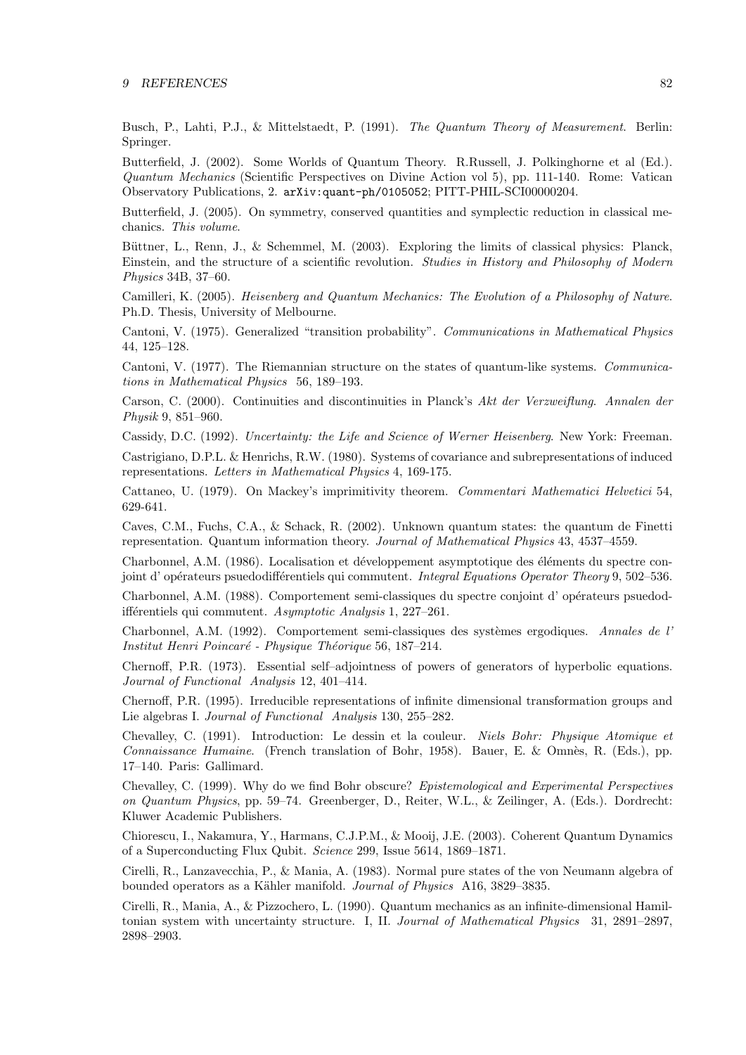Busch, P., Lahti, P.J., & Mittelstaedt, P. (1991). *The Quantum Theory of Measurement*. Berlin: Springer.

Butterfield, J. (2002). Some Worlds of Quantum Theory. R.Russell, J. Polkinghorne et al (Ed.). *Quantum Mechanics* (Scientific Perspectives on Divine Action vol 5), pp. 111-140. Rome: Vatican Observatory Publications, 2. arXiv:quant-ph/0105052; PITT-PHIL-SCI00000204.

Butterfield, J. (2005). On symmetry, conserved quantities and symplectic reduction in classical mechanics. *This volume*.

Büttner, L., Renn, J., & Schemmel, M. (2003). Exploring the limits of classical physics: Planck, Einstein, and the structure of a scientific revolution. *Studies in History and Philosophy of Modern Physics* 34B, 37–60.

Camilleri, K. (2005). *Heisenberg and Quantum Mechanics: The Evolution of a Philosophy of Nature*. Ph.D. Thesis, University of Melbourne.

Cantoni, V. (1975). Generalized "transition probability". *Communications in Mathematical Physics* 44, 125–128.

Cantoni, V. (1977). The Riemannian structure on the states of quantum-like systems. *Communications in Mathematical Physics* 56, 189–193.

Carson, C. (2000). Continuities and discontinuities in Planck's *Akt der Verzweiflung*. *Annalen der Physik* 9, 851–960.

Cassidy, D.C. (1992). *Uncertainty: the Life and Science of Werner Heisenberg*. New York: Freeman.

Castrigiano, D.P.L. & Henrichs, R.W. (1980). Systems of covariance and subrepresentations of induced representations. *Letters in Mathematical Physics* 4, 169-175.

Cattaneo, U. (1979). On Mackey's imprimitivity theorem. *Commentari Mathematici Helvetici* 54, 629-641.

Caves, C.M., Fuchs, C.A., & Schack, R. (2002). Unknown quantum states: the quantum de Finetti representation. Quantum information theory. *Journal of Mathematical Physics* 43, 4537–4559.

Charbonnel, A.M. (1986). Localisation et développement asymptotique des éléments du spectre conjoint d' opérateurs psuedodifférentiels qui commutent. *Integral Equations Operator Theory* 9, 502–536.

Charbonnel, A.M. (1988). Comportement semi-classiques du spectre conjoint d' opérateurs psuedodifférentiels qui commutent. *Asymptotic Analysis* 1, 227–261.

Charbonnel, A.M. (1992). Comportement semi-classiques des systèmes ergodiques. *Annales de l' Institut Henri Poincaré - Physique Théorique* 56, 187–214.

Chernoff, P.R. (1973). Essential self–adjointness of powers of generators of hyperbolic equations. *Journal of Functional Analysis* 12, 401–414.

Chernoff, P.R. (1995). Irreducible representations of infinite dimensional transformation groups and Lie algebras I. *Journal of Functional Analysis* 130, 255–282.

Chevalley, C. (1991). Introduction: Le dessin et la couleur. *Niels Bohr: Physique Atomique et Connaissance Humaine*. (French translation of Bohr, 1958). Bauer, E. & Omnès, R. (Eds.), pp. 17–140. Paris: Gallimard.

Chevalley, C. (1999). Why do we find Bohr obscure? *Epistemological and Experimental Perspectives on Quantum Physics*, pp. 59–74. Greenberger, D., Reiter, W.L., & Zeilinger, A. (Eds.). Dordrecht: Kluwer Academic Publishers.

Chiorescu, I., Nakamura, Y., Harmans, C.J.P.M., & Mooij, J.E. (2003). Coherent Quantum Dynamics of a Superconducting Flux Qubit. *Science* 299, Issue 5614, 1869–1871.

Cirelli, R., Lanzavecchia, P., & Mania, A. (1983). Normal pure states of the von Neumann algebra of bounded operators as a Kähler manifold. *Journal of Physics* A16, 3829–3835.

Cirelli, R., Mania, A., & Pizzochero, L. (1990). Quantum mechanics as an infinite-dimensional Hamiltonian system with uncertainty structure. I, II. *Journal of Mathematical Physics* 31, 2891–2897, 2898–2903.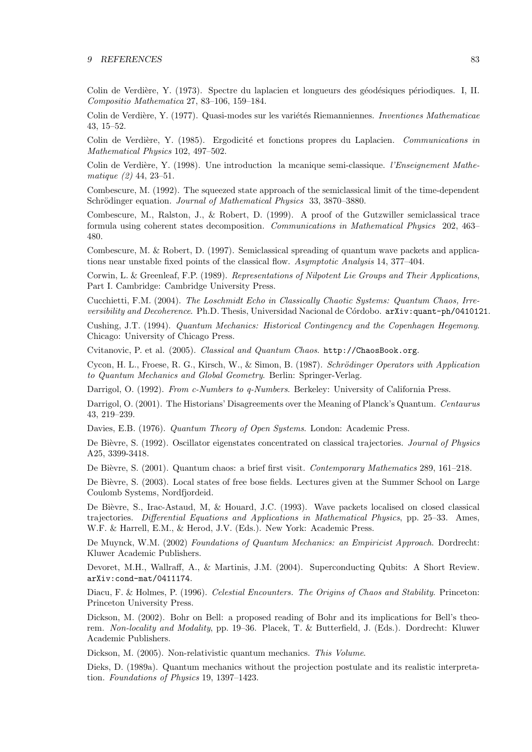Colin de Verdière, Y. (1973). Spectre du laplacien et longueurs des géodésiques périodiques. I, II. *Compositio Mathematica* 27, 83–106, 159–184.

Colin de Verdière, Y. (1977). Quasi-modes sur les variétés Riemanniennes. *Inventiones Mathematicae* 43, 15–52.

Colin de Verdière, Y. (1985). Ergodicité et fonctions propres du Laplacien. *Communications in Mathematical Physics* 102, 497–502.

Colin de Verdière, Y. (1998). Une introduction la mcanique semi-classique. *l'Enseignement Mathematique (2)* 44, 23–51.

Combescure, M. (1992). The squeezed state approach of the semiclassical limit of the time-dependent Schrödinger equation. *Journal of Mathematical Physics* 33, 3870–3880.

Combescure, M., Ralston, J., & Robert, D. (1999). A proof of the Gutzwiller semiclassical trace formula using coherent states decomposition. *Communications in Mathematical Physics* 202, 463–480.

Combescure, M. & Robert, D. (1997). Semiclassical spreading of quantum wave packets and applications near unstable fixed points of the classical flow. *Asymptotic Analysis* 14, 377–404.

Corwin, L. & Greenleaf, F.P. (1989). *Representations of Nilpotent Lie Groups and Their Applications*, Part I. Cambridge: Cambridge University Press.

Cucchietti, F.M. (2004). *The Loschmidt Echo in Classically Chaotic Systems: Quantum Chaos, Irreversibility and Decoherence*. Ph.D. Thesis, Universidad Nacional de Córdobo. `arXiv:quant-ph/0410121`.

Cushing, J.T. (1994). *Quantum Mechanics: Historical Contingency and the Copenhagen Hegemony*. Chicago: University of Chicago Press.

Cvitanovic, P. et al. (2005). *Classical and Quantum Chaos*. `http://ChaosBook.org`.

Cycon, H. L., Froese, R. G., Kirsch, W., & Simon, B. (1987). *Schrödinger Operators with Application to Quantum Mechanics and Global Geometry*. Berlin: Springer-Verlag.

Darrigol, O. (1992). *From c-Numbers to q-Numbers*. Berkeley: University of California Press.

Darrigol, O. (2001). The Historians' Disagreements over the Meaning of Planck's Quantum. *Centaurus* 43, 219–239.

Davies, E.B. (1976). *Quantum Theory of Open Systems*. London: Academic Press.

De Bièvre, S. (1992). Oscillator eigenstates concentrated on classical trajectories. *Journal of Physics* A25, 3399-3418.

De Bièvre, S. (2001). Quantum chaos: a brief first visit. *Contemporary Mathematics* 289, 161–218.

De Bièvre, S. (2003). Local states of free bose fields. Lectures given at the Summer School on Large Coulomb Systems, Nordfjordeid.

De Bièvre, S., Irac-Astaud, M, & Houard, J.C. (1993). Wave packets localised on closed classical trajectories. *Differential Equations and Applications in Mathematical Physics*, pp. 25–33. Ames, W.F. & Harrell, E.M., & Herod, J.V. (Eds.). New York: Academic Press.

De Muynck, W.M. (2002) *Foundations of Quantum Mechanics: an Empiricist Approach*. Dordrecht: Kluwer Academic Publishers.

Devoret, M.H., Wallraff, A., & Martinis, J.M. (2004). Superconducting Qubits: A Short Review. `arXiv:cond-mat/0411174`.

Diacu, F. & Holmes, P. (1996). *Celestial Encounters. The Origins of Chaos and Stability*. Princeton: Princeton University Press.

Dickson, M. (2002). Bohr on Bell: a proposed reading of Bohr and its implications for Bell's theorem. *Non-locality and Modality*, pp. 19–36. Placek, T. & Butterfield, J. (Eds.). Dordrecht: Kluwer Academic Publishers.

Dickson, M. (2005). Non-relativistic quantum mechanics. *This Volume*.

Dieks, D. (1989a). Quantum mechanics without the projection postulate and its realistic interpretation. *Foundations of Physics* 19, 1397–1423.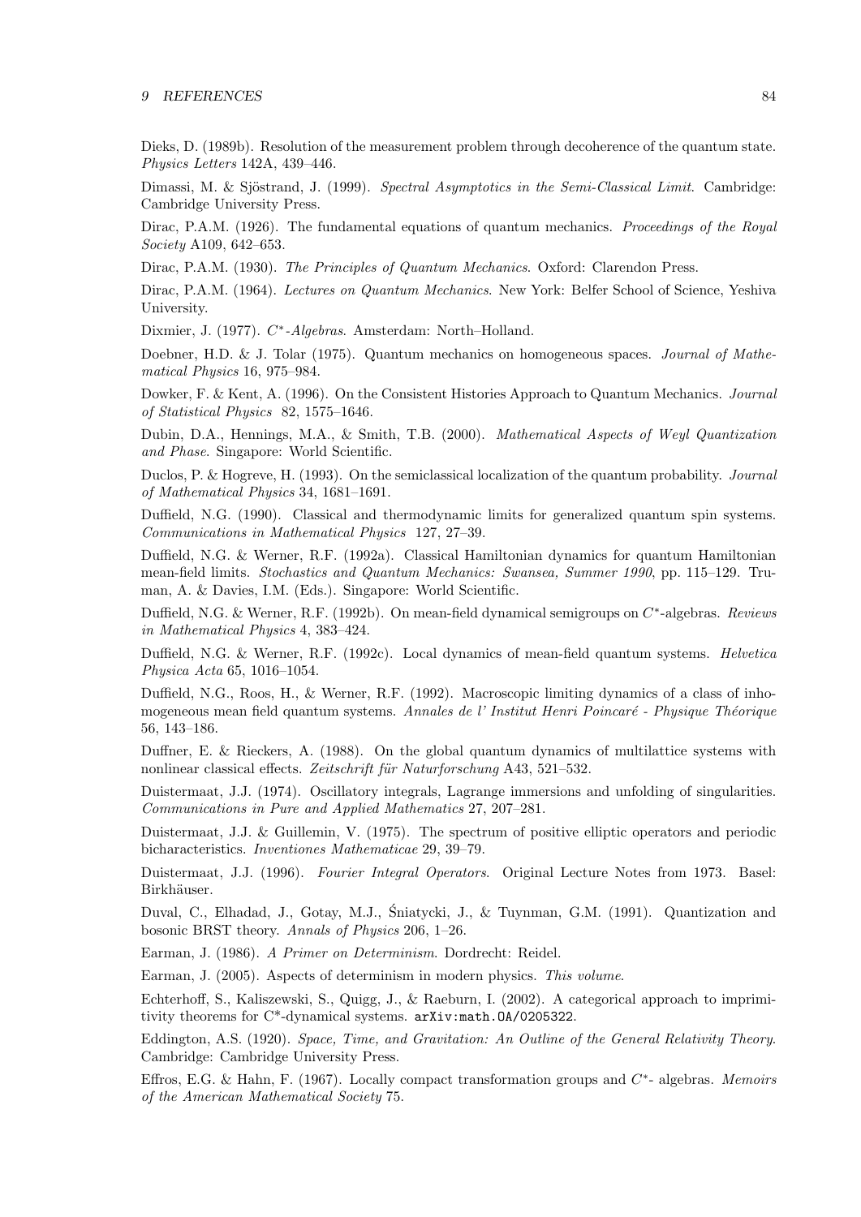Dieks, D. (1989b). Resolution of the measurement problem through decoherence of the quantum state. *Physics Letters* 142A, 439–446.

Dimassi, M. & Sjöstrand, J. (1999). *Spectral Asymptotics in the Semi-Classical Limit*. Cambridge: Cambridge University Press.

Dirac, P.A.M. (1926). The fundamental equations of quantum mechanics. *Proceedings of the Royal Society* A109, 642–653.

Dirac, P.A.M. (1930). *The Principles of Quantum Mechanics*. Oxford: Clarendon Press.

Dirac, P.A.M. (1964). *Lectures on Quantum Mechanics*. New York: Belfer School of Science, Yeshiva University.

Dixmier, J. (1977). *$C^*$-Algebras*. Amsterdam: North–Holland.

Doebner, H.D. & J. Tolar (1975). Quantum mechanics on homogeneous spaces. *Journal of Mathematical Physics* 16, 975–984.

Dowker, F. & Kent, A. (1996). On the Consistent Histories Approach to Quantum Mechanics. *Journal of Statistical Physics* 82, 1575–1646.

Dubin, D.A., Hennings, M.A., & Smith, T.B. (2000). *Mathematical Aspects of Weyl Quantization and Phase*. Singapore: World Scientific.

Duclos, P. & Hogreve, H. (1993). On the semiclassical localization of the quantum probability. *Journal of Mathematical Physics* 34, 1681–1691.

Duffield, N.G. (1990). Classical and thermodynamic limits for generalized quantum spin systems. *Communications in Mathematical Physics* 127, 27–39.

Duffield, N.G. & Werner, R.F. (1992a). Classical Hamiltonian dynamics for quantum Hamiltonian mean-field limits. *Stochastics and Quantum Mechanics: Swansea, Summer 1990*, pp. 115–129. Truman, A. & Davies, I.M. (Eds.). Singapore: World Scientific.

Duffield, N.G. & Werner, R.F. (1992b). On mean-field dynamical semigroups on $C^*$-algebras. *Reviews in Mathematical Physics* 4, 383–424.

Duffield, N.G. & Werner, R.F. (1992c). Local dynamics of mean-field quantum systems. *Helvetica Physica Acta* 65, 1016–1054.

Duffield, N.G., Roos, H., & Werner, R.F. (1992). Macroscopic limiting dynamics of a class of inhomogeneous mean field quantum systems. *Annales de l' Institut Henri Poincaré - Physique Théorique* 56, 143–186.

Duffner, E. & Rieckers, A. (1988). On the global quantum dynamics of multilattice systems with nonlinear classical effects. *Zeitschrift für Naturforschung* A43, 521–532.

Duistermaat, J.J. (1974). Oscillatory integrals, Lagrange immersions and unfolding of singularities. *Communications in Pure and Applied Mathematics* 27, 207–281.

Duistermaat, J.J. & Guillemin, V. (1975). The spectrum of positive elliptic operators and periodic bicharacteristics. *Inventiones Mathematicae* 29, 39–79.

Duistermaat, J.J. (1996). *Fourier Integral Operators*. Original Lecture Notes from 1973. Basel: Birkhäuser.

Duval, C., Elhadad, J., Gotay, M.J., Śniatycki, J., & Tuynman, G.M. (1991). Quantization and bosonic BRST theory. *Annals of Physics* 206, 1–26.

Earman, J. (1986). *A Primer on Determinism*. Dordrecht: Reidel.

Earman, J. (2005). Aspects of determinism in modern physics. *This volume*.

Echterhoff, S., Kaliszewski, S., Quigg, J., & Raeburn, I. (2002). A categorical approach to imprimitivity theorems for C*-dynamical systems. `arXiv:math.OA/0205322`.

Eddington, A.S. (1920). *Space, Time, and Gravitation: An Outline of the General Relativity Theory*. Cambridge: Cambridge University Press.

Effros, E.G. & Hahn, F. (1967). Locally compact transformation groups and $C^*$- algebras. *Memoirs of the American Mathematical Society* 75.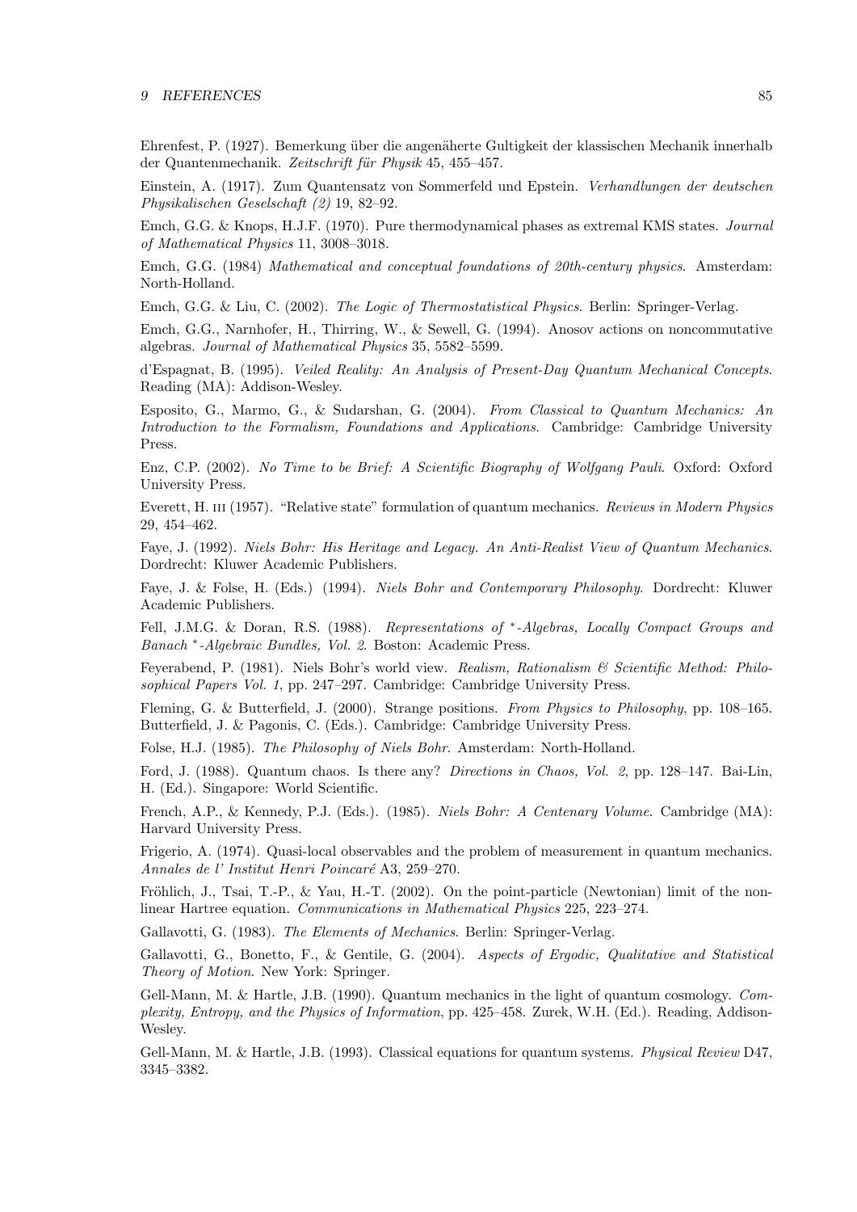Ehrenfest, P. (1927). Bemerkung über die angenäherte Gultigkeit der klassischen Mechanik innerhalb der Quantenmechanik. *Zeitschrift für Physik* 45, 455–457.

Einstein, A. (1917). Zum Quantensatz von Sommerfeld und Epstein. *Verhandlungen der deutschen Physikalischen Geselschaft (2)* 19, 82–92.

Emch, G.G. & Knops, H.J.F. (1970). Pure thermodynamical phases as extremal KMS states. *Journal of Mathematical Physics* 11, 3008–3018.

Emch, G.G. (1984) *Mathematical and conceptual foundations of 20th-century physics*. Amsterdam: North-Holland.

Emch, G.G. & Liu, C. (2002). *The Logic of Thermostatistical Physics*. Berlin: Springer-Verlag.

Emch, G.G., Narnhofer, H., Thirring, W., & Sewell, G. (1994). Anosov actions on noncommutative algebras. *Journal of Mathematical Physics* 35, 5582–5599.

d'Espagnat, B. (1995). *Veiled Reality: An Analysis of Present-Day Quantum Mechanical Concepts*. Reading (MA): Addison-Wesley.

Esposito, G., Marmo, G., & Sudarshan, G. (2004). *From Classical to Quantum Mechanics: An Introduction to the Formalism, Foundations and Applications*. Cambridge: Cambridge University Press.

Enz, C.P. (2002). *No Time to be Brief: A Scientific Biography of Wolfgang Pauli*. Oxford: Oxford University Press.

Everett, H. III (1957). "Relative state" formulation of quantum mechanics. *Reviews in Modern Physics* 29, 454–462.

Faye, J. (1992). *Niels Bohr: His Heritage and Legacy. An Anti-Realist View of Quantum Mechanics*. Dordrecht: Kluwer Academic Publishers.

Faye, J. & Folse, H. (Eds.) (1994). *Niels Bohr and Contemporary Philosophy*. Dordrecht: Kluwer Academic Publishers.

Fell, J.M.G. & Doran, R.S. (1988). *Representations of $^*$-Algebras, Locally Compact Groups and Banach $^*$-Algebraic Bundles, Vol. 2*. Boston: Academic Press.

Feyerabend, P. (1981). Niels Bohr's world view. *Realism, Rationalism & Scientific Method: Philosophical Papers Vol. 1*, pp. 247–297. Cambridge: Cambridge University Press.

Fleming, G. & Butterfield, J. (2000). Strange positions. *From Physics to Philosophy*, pp. 108–165. Butterfield, J. & Pagonis, C. (Eds.). Cambridge: Cambridge University Press.

Folse, H.J. (1985). *The Philosophy of Niels Bohr*. Amsterdam: North-Holland.

Ford, J. (1988). Quantum chaos. Is there any? *Directions in Chaos, Vol. 2*, pp. 128–147. Bai-Lin, H. (Ed.). Singapore: World Scientific.

French, A.P., & Kennedy, P.J. (Eds.). (1985). *Niels Bohr: A Centenary Volume*. Cambridge (MA): Harvard University Press.

Frigerio, A. (1974). Quasi-local observables and the problem of measurement in quantum mechanics. *Annales de l' Institut Henri Poincaré* A3, 259–270.

Fröhlich, J., Tsai, T.-P., & Yau, H.-T. (2002). On the point-particle (Newtonian) limit of the non-linear Hartree equation. *Communications in Mathematical Physics* 225, 223–274.

Gallavotti, G. (1983). *The Elements of Mechanics*. Berlin: Springer-Verlag.

Gallavotti, G., Bonetto, F., & Gentile, G. (2004). *Aspects of Ergodic, Qualitative and Statistical Theory of Motion*. New York: Springer.

Gell-Mann, M. & Hartle, J.B. (1990). Quantum mechanics in the light of quantum cosmology. *Complexity, Entropy, and the Physics of Information*, pp. 425–458. Zurek, W.H. (Ed.). Reading, Addison-Wesley.

Gell-Mann, M. & Hartle, J.B. (1993). Classical equations for quantum systems. *Physical Review* D47, 3345–3382.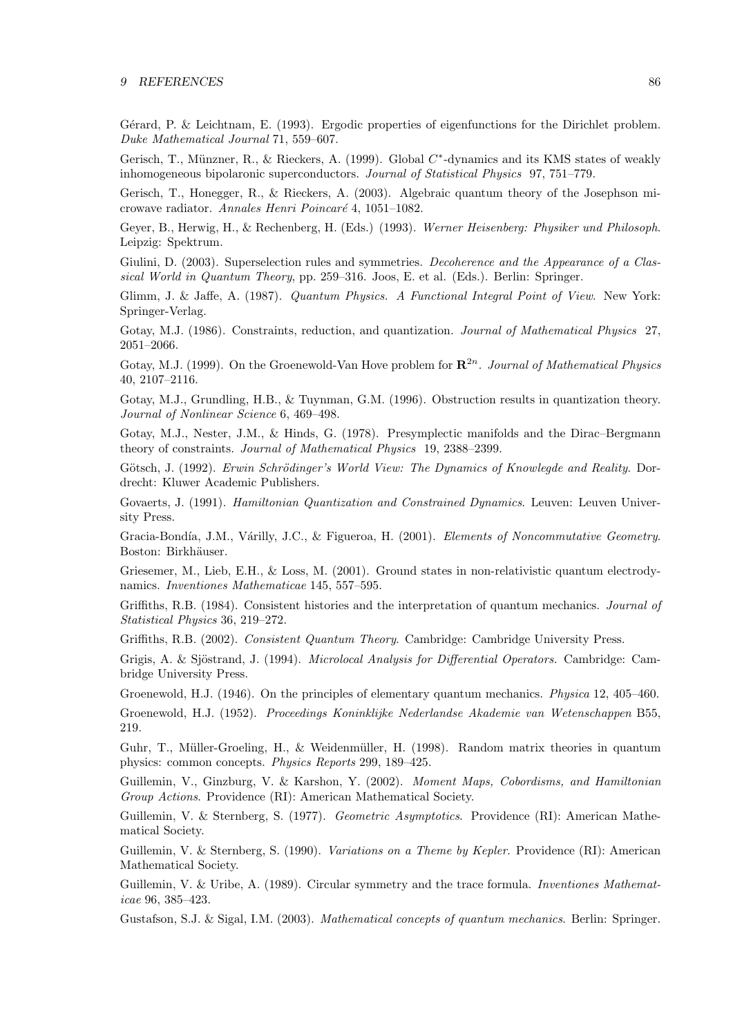Gérard, P. & Leichtnam, E. (1993). Ergodic properties of eigenfunctions for the Dirichlet problem. *Duke Mathematical Journal* 71, 559–607.

Gerisch, T., Münzner, R., & Rieckers, A. (1999). Global $C^*$-dynamics and its KMS states of weakly inhomogeneous bipolaronic superconductors. *Journal of Statistical Physics* 97, 751–779.

Gerisch, T., Honegger, R., & Rieckers, A. (2003). Algebraic quantum theory of the Josephson microwave radiator. *Annales Henri Poincaré* 4, 1051–1082.

Geyer, B., Herwig, H., & Rechenberg, H. (Eds.) (1993). *Werner Heisenberg: Physiker und Philosoph*. Leipzig: Spektrum.

Giulini, D. (2003). Superselection rules and symmetries. *Decoherence and the Appearance of a Classical World in Quantum Theory*, pp. 259–316. Joos, E. et al. (Eds.). Berlin: Springer.

Glimm, J. & Jaffe, A. (1987). *Quantum Physics. A Functional Integral Point of View*. New York: Springer-Verlag.

Gotay, M.J. (1986). Constraints, reduction, and quantization. *Journal of Mathematical Physics* 27, 2051–2066.

Gotay, M.J. (1999). On the Groenewold-Van Hove problem for $\mathbf{R}^{2n}$. *Journal of Mathematical Physics* 40, 2107–2116.

Gotay, M.J., Grundling, H.B., & Tuynman, G.M. (1996). Obstruction results in quantization theory. *Journal of Nonlinear Science* 6, 469–498.

Gotay, M.J., Nester, J.M., & Hinds, G. (1978). Presymplectic manifolds and the Dirac–Bergmann theory of constraints. *Journal of Mathematical Physics* 19, 2388–2399.

Götsch, J. (1992). *Erwin Schrödinger's World View: The Dynamics of Knowlegde and Reality*. Dordrecht: Kluwer Academic Publishers.

Govaerts, J. (1991). *Hamiltonian Quantization and Constrained Dynamics*. Leuven: Leuven University Press.

Gracia-Bondía, J.M., Várilly, J.C., & Figueroa, H. (2001). *Elements of Noncommutative Geometry*. Boston: Birkhäuser.

Griesemer, M., Lieb, E.H., & Loss, M. (2001). Ground states in non-relativistic quantum electrodynamics. *Inventiones Mathematicae* 145, 557–595.

Griffiths, R.B. (1984). Consistent histories and the interpretation of quantum mechanics. *Journal of Statistical Physics* 36, 219–272.

Griffiths, R.B. (2002). *Consistent Quantum Theory*. Cambridge: Cambridge University Press.

Grigis, A. & Sjöstrand, J. (1994). *Microlocal Analysis for Differential Operators*. Cambridge: Cambridge University Press.

Groenewold, H.J. (1946). On the principles of elementary quantum mechanics. *Physica* 12, 405–460.

Groenewold, H.J. (1952). *Proceedings Koninklijke Nederlandse Akademie van Wetenschappen* B55, 219.

Guhr, T., Müller-Groeling, H., & Weidenmüller, H. (1998). Random matrix theories in quantum physics: common concepts. *Physics Reports* 299, 189–425.

Guillemin, V., Ginzburg, V. & Karshon, Y. (2002). *Moment Maps, Cobordisms, and Hamiltonian Group Actions*. Providence (RI): American Mathematical Society.

Guillemin, V. & Sternberg, S. (1977). *Geometric Asymptotics*. Providence (RI): American Mathematical Society.

Guillemin, V. & Sternberg, S. (1990). *Variations on a Theme by Kepler*. Providence (RI): American Mathematical Society.

Guillemin, V. & Uribe, A. (1989). Circular symmetry and the trace formula. *Inventiones Mathematicae* 96, 385–423.

Gustafson, S.J. & Sigal, I.M. (2003). *Mathematical concepts of quantum mechanics*. Berlin: Springer.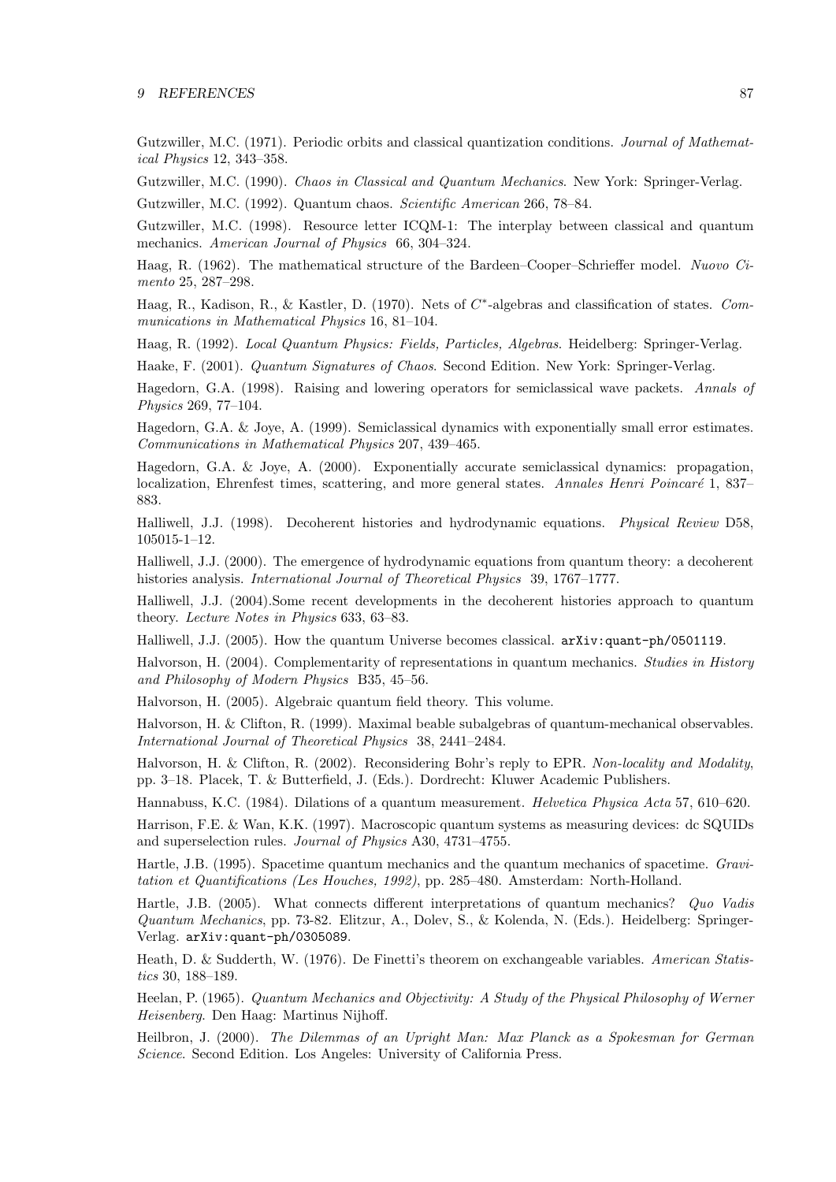Gutzwiller, M.C. (1971). Periodic orbits and classical quantization conditions. *Journal of Mathematical Physics* 12, 343–358.

Gutzwiller, M.C. (1990). *Chaos in Classical and Quantum Mechanics*. New York: Springer-Verlag.

Gutzwiller, M.C. (1992). Quantum chaos. *Scientific American* 266, 78–84.

Gutzwiller, M.C. (1998). Resource letter ICQM-1: The interplay between classical and quantum mechanics. *American Journal of Physics* 66, 304–324.

Haag, R. (1962). The mathematical structure of the Bardeen–Cooper–Schrieffer model. *Nuovo Cimento* 25, 287–298.

Haag, R., Kadison, R., & Kastler, D. (1970). Nets of $C^*$-algebras and classification of states. *Communications in Mathematical Physics* 16, 81–104.

Haag, R. (1992). *Local Quantum Physics: Fields, Particles, Algebras*. Heidelberg: Springer-Verlag.

Haake, F. (2001). *Quantum Signatures of Chaos*. Second Edition. New York: Springer-Verlag.

Hagedorn, G.A. (1998). Raising and lowering operators for semiclassical wave packets. *Annals of Physics* 269, 77–104.

Hagedorn, G.A. & Joye, A. (1999). Semiclassical dynamics with exponentially small error estimates. *Communications in Mathematical Physics* 207, 439–465.

Hagedorn, G.A. & Joye, A. (2000). Exponentially accurate semiclassical dynamics: propagation, localization, Ehrenfest times, scattering, and more general states. *Annales Henri Poincaré* 1, 837–883.

Halliwell, J.J. (1998). Decoherent histories and hydrodynamic equations. *Physical Review* D58, 105015-1–12.

Halliwell, J.J. (2000). The emergence of hydrodynamic equations from quantum theory: a decoherent histories analysis. *International Journal of Theoretical Physics* 39, 1767–1777.

Halliwell, J.J. (2004).Some recent developments in the decoherent histories approach to quantum theory. *Lecture Notes in Physics* 633, 63–83.

Halliwell, J.J. (2005). How the quantum Universe becomes classical. `arXiv:quant-ph/0501119`.

Halvorson, H. (2004). Complementarity of representations in quantum mechanics. *Studies in History and Philosophy of Modern Physics* B35, 45–56.

Halvorson, H. (2005). Algebraic quantum field theory. This volume.

Halvorson, H. & Clifton, R. (1999). Maximal beable subalgebras of quantum-mechanical observables. *International Journal of Theoretical Physics* 38, 2441–2484.

Halvorson, H. & Clifton, R. (2002). Reconsidering Bohr's reply to EPR. *Non-locality and Modality*, pp. 3–18. Placek, T. & Butterfield, J. (Eds.). Dordrecht: Kluwer Academic Publishers.

Hannabuss, K.C. (1984). Dilations of a quantum measurement. *Helvetica Physica Acta* 57, 610–620.

Harrison, F.E. & Wan, K.K. (1997). Macroscopic quantum systems as measuring devices: dc SQUIDs and superselection rules. *Journal of Physics* A30, 4731–4755.

Hartle, J.B. (1995). Spacetime quantum mechanics and the quantum mechanics of spacetime. *Gravitation et Quantifications (Les Houches, 1992)*, pp. 285–480. Amsterdam: North-Holland.

Hartle, J.B. (2005). What connects different interpretations of quantum mechanics? *Quo Vadis Quantum Mechanics*, pp. 73-82. Elitzur, A., Dolev, S., & Kolenda, N. (Eds.). Heidelberg: Springer-Verlag. `arXiv:quant-ph/0305089`.

Heath, D. & Sudderth, W. (1976). De Finetti's theorem on exchangeable variables. *American Statistics* 30, 188–189.

Heelan, P. (1965). *Quantum Mechanics and Objectivity: A Study of the Physical Philosophy of Werner Heisenberg*. Den Haag: Martinus Nijhoff.

Heilbron, J. (2000). *The Dilemmas of an Upright Man: Max Planck as a Spokesman for German Science*. Second Edition. Los Angeles: University of California Press.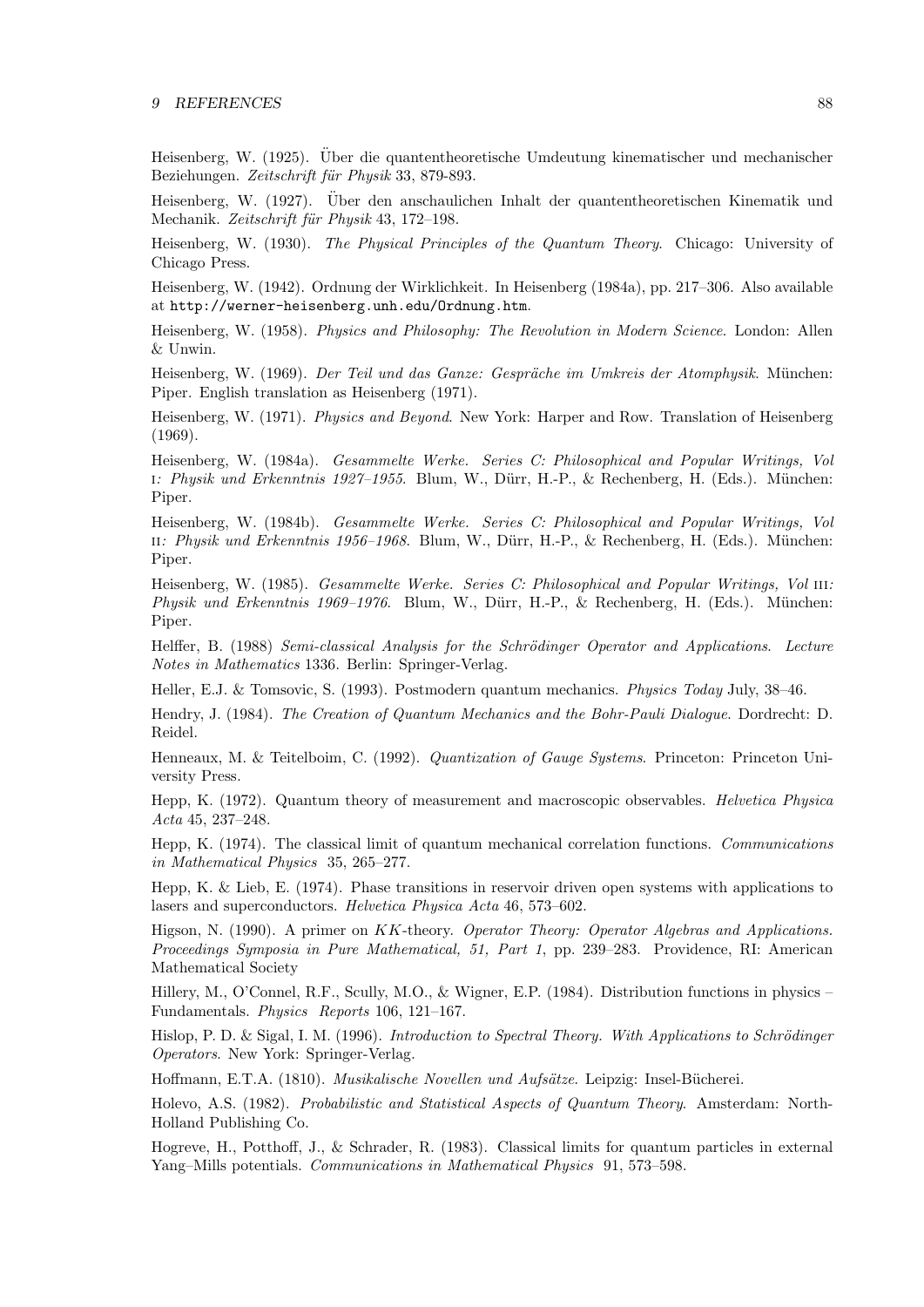Heisenberg, W. (1925). Über die quantentheoretische Umdeutung kinematischer und mechanischer Beziehungen. *Zeitschrift für Physik* 33, 879-893.

Heisenberg, W. (1927). Über den anschaulichen Inhalt der quantentheoretischen Kinematik und Mechanik. *Zeitschrift für Physik* 43, 172–198.

Heisenberg, W. (1930). *The Physical Principles of the Quantum Theory*. Chicago: University of Chicago Press.

Heisenberg, W. (1942). Ordnung der Wirklichkeit. In Heisenberg (1984a), pp. 217–306. Also available at `http://werner-heisenberg.unh.edu/Ordnung.htm`.

Heisenberg, W. (1958). *Physics and Philosophy: The Revolution in Modern Science*. London: Allen & Unwin.

Heisenberg, W. (1969). *Der Teil und das Ganze: Gespräche im Umkreis der Atomphysik*. München: Piper. English translation as Heisenberg (1971).

Heisenberg, W. (1971). *Physics and Beyond*. New York: Harper and Row. Translation of Heisenberg (1969).

Heisenberg, W. (1984a). *Gesammelte Werke. Series C: Philosophical and Popular Writings, Vol* I*: Physik und Erkenntnis 1927–1955.* Blum, W., Dürr, H.-P., & Rechenberg, H. (Eds.). München: Piper.

Heisenberg, W. (1984b). *Gesammelte Werke. Series C: Philosophical and Popular Writings, Vol* II*: Physik und Erkenntnis 1956–1968.* Blum, W., Dürr, H.-P., & Rechenberg, H. (Eds.). München: Piper.

Heisenberg, W. (1985). *Gesammelte Werke. Series C: Philosophical and Popular Writings, Vol* III*: Physik und Erkenntnis 1969–1976.* Blum, W., Dürr, H.-P., & Rechenberg, H. (Eds.). München: Piper.

Helffer, B. (1988) *Semi-classical Analysis for the Schrödinger Operator and Applications*. *Lecture Notes in Mathematics* 1336. Berlin: Springer-Verlag.

Heller, E.J. & Tomsovic, S. (1993). Postmodern quantum mechanics. *Physics Today* July, 38–46.

Hendry, J. (1984). *The Creation of Quantum Mechanics and the Bohr-Pauli Dialogue*. Dordrecht: D. Reidel.

Henneaux, M. & Teitelboim, C. (1992). *Quantization of Gauge Systems*. Princeton: Princeton University Press.

Hepp, K. (1972). Quantum theory of measurement and macroscopic observables. *Helvetica Physica Acta* 45, 237–248.

Hepp, K. (1974). The classical limit of quantum mechanical correlation functions. *Communications in Mathematical Physics* 35, 265–277.

Hepp, K. & Lieb, E. (1974). Phase transitions in reservoir driven open systems with applications to lasers and superconductors. *Helvetica Physica Acta* 46, 573–602.

Higson, N. (1990). A primer on $KK$-theory. *Operator Theory: Operator Algebras and Applications. Proceedings Symposia in Pure Mathematical, 51, Part 1*, pp. 239–283. Providence, RI: American Mathematical Society

Hillery, M., O'Connel, R.F., Scully, M.O., & Wigner, E.P. (1984). Distribution functions in physics – Fundamentals. *Physics Reports* 106, 121–167.

Hislop, P. D. & Sigal, I. M. (1996). *Introduction to Spectral Theory. With Applications to Schrödinger Operators*. New York: Springer-Verlag.

Hoffmann, E.T.A. (1810). *Musikalische Novellen und Aufsätze*. Leipzig: Insel-Bücherei.

Holevo, A.S. (1982). *Probabilistic and Statistical Aspects of Quantum Theory*. Amsterdam: North-Holland Publishing Co.

Hogreve, H., Potthoff, J., & Schrader, R. (1983). Classical limits for quantum particles in external Yang–Mills potentials. *Communications in Mathematical Physics* 91, 573–598.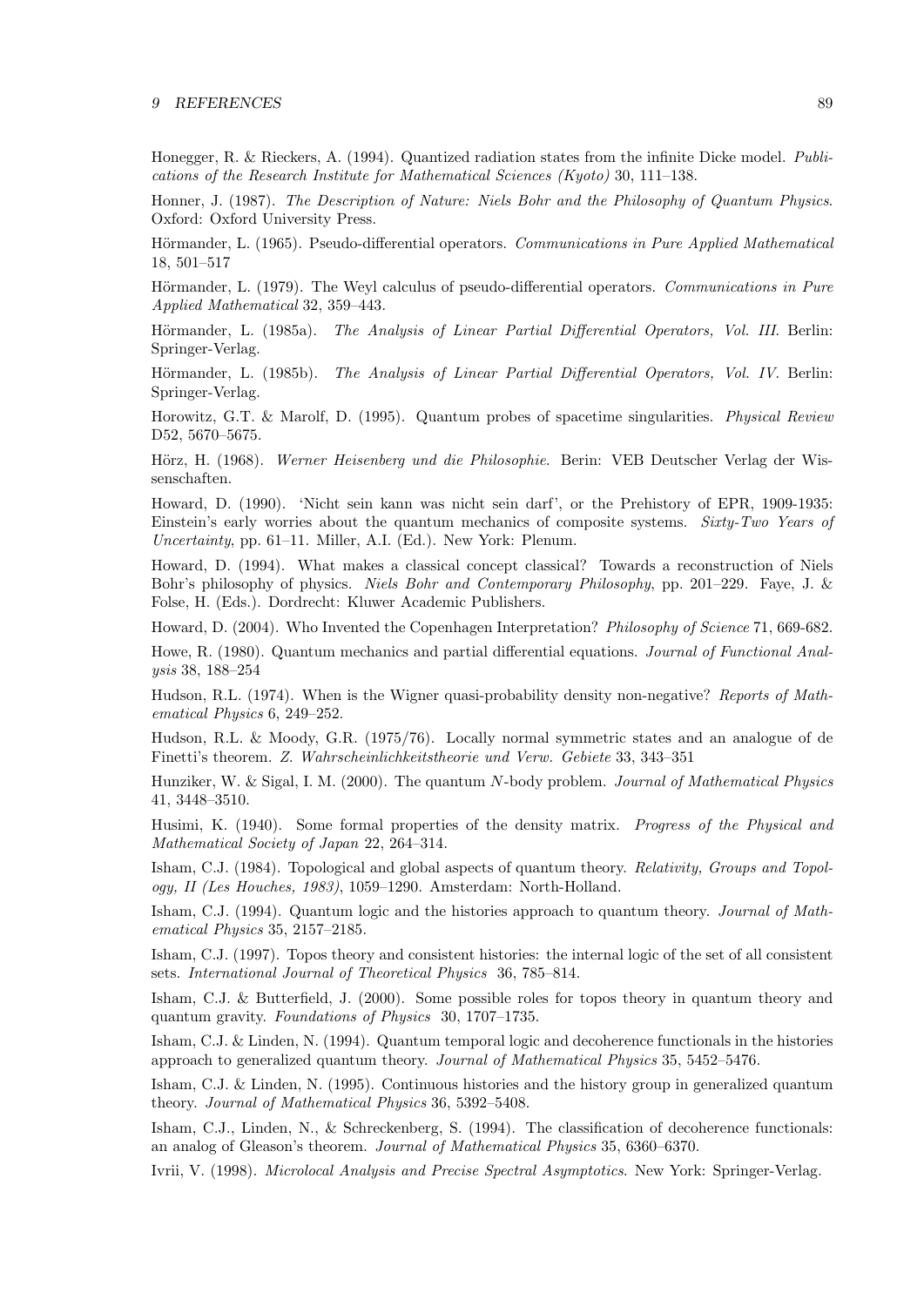Honegger, R. & Rieckers, A. (1994). Quantized radiation states from the infinite Dicke model. *Publications of the Research Institute for Mathematical Sciences (Kyoto)* 30, 111–138.

Honner, J. (1987). *The Description of Nature: Niels Bohr and the Philosophy of Quantum Physics*. Oxford: Oxford University Press.

Hörmander, L. (1965). Pseudo-differential operators. *Communications in Pure Applied Mathematical* 18, 501–517

Hörmander, L. (1979). The Weyl calculus of pseudo-differential operators. *Communications in Pure Applied Mathematical* 32, 359–443.

Hörmander, L. (1985a). *The Analysis of Linear Partial Differential Operators, Vol. III*. Berlin: Springer-Verlag.

Hörmander, L. (1985b). *The Analysis of Linear Partial Differential Operators, Vol. IV*. Berlin: Springer-Verlag.

Horowitz, G.T. & Marolf, D. (1995). Quantum probes of spacetime singularities. *Physical Review* D52, 5670–5675.

Hörz, H. (1968). *Werner Heisenberg und die Philosophie*. Berin: VEB Deutscher Verlag der Wissenschaften.

Howard, D. (1990). 'Nicht sein kann was nicht sein darf', or the Prehistory of EPR, 1909-1935: Einstein's early worries about the quantum mechanics of composite systems. *Sixty-Two Years of Uncertainty*, pp. 61–11. Miller, A.I. (Ed.). New York: Plenum.

Howard, D. (1994). What makes a classical concept classical? Towards a reconstruction of Niels Bohr's philosophy of physics. *Niels Bohr and Contemporary Philosophy*, pp. 201–229. Faye, J. & Folse, H. (Eds.). Dordrecht: Kluwer Academic Publishers.

Howard, D. (2004). Who Invented the Copenhagen Interpretation? *Philosophy of Science* 71, 669-682.

Howe, R. (1980). Quantum mechanics and partial differential equations. *Journal of Functional Analysis* 38, 188–254

Hudson, R.L. (1974). When is the Wigner quasi-probability density non-negative? *Reports of Mathematical Physics* 6, 249–252.

Hudson, R.L. & Moody, G.R. (1975/76). Locally normal symmetric states and an analogue of de Finetti's theorem. *Z. Wahrscheinlichkeitstheorie und Verw. Gebiete* 33, 343–351

Hunziker, W. & Sigal, I. M. (2000). The quantum $N$-body problem. *Journal of Mathematical Physics* 41, 3448–3510.

Husimi, K. (1940). Some formal properties of the density matrix. *Progress of the Physical and Mathematical Society of Japan* 22, 264–314.

Isham, C.J. (1984). Topological and global aspects of quantum theory. *Relativity, Groups and Topology, II (Les Houches, 1983)*, 1059–1290. Amsterdam: North-Holland.

Isham, C.J. (1994). Quantum logic and the histories approach to quantum theory. *Journal of Mathematical Physics* 35, 2157–2185.

Isham, C.J. (1997). Topos theory and consistent histories: the internal logic of the set of all consistent sets. *International Journal of Theoretical Physics* 36, 785–814.

Isham, C.J. & Butterfield, J. (2000). Some possible roles for topos theory in quantum theory and quantum gravity. *Foundations of Physics* 30, 1707–1735.

Isham, C.J. & Linden, N. (1994). Quantum temporal logic and decoherence functionals in the histories approach to generalized quantum theory. *Journal of Mathematical Physics* 35, 5452–5476.

Isham, C.J. & Linden, N. (1995). Continuous histories and the history group in generalized quantum theory. *Journal of Mathematical Physics* 36, 5392–5408.

Isham, C.J., Linden, N., & Schreckenberg, S. (1994). The classification of decoherence functionals: an analog of Gleason's theorem. *Journal of Mathematical Physics* 35, 6360–6370.

Ivrii, V. (1998). *Microlocal Analysis and Precise Spectral Asymptotics*. New York: Springer-Verlag.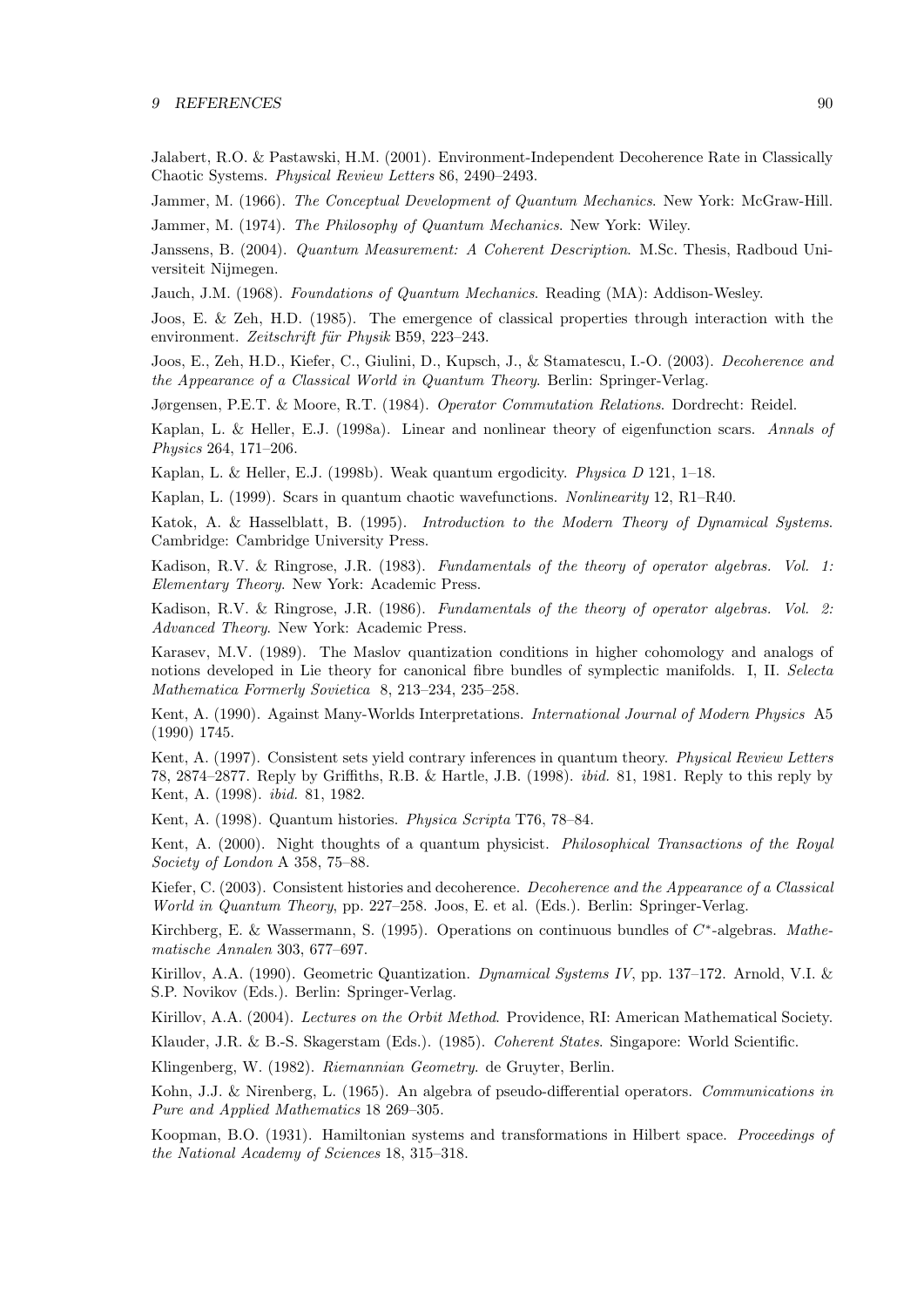Jalabert, R.O. & Pastawski, H.M. (2001). Environment-Independent Decoherence Rate in Classically Chaotic Systems. *Physical Review Letters* 86, 2490–2493.

Jammer, M. (1966). *The Conceptual Development of Quantum Mechanics*. New York: McGraw-Hill.

Jammer, M. (1974). *The Philosophy of Quantum Mechanics*. New York: Wiley.

Janssens, B. (2004). *Quantum Measurement: A Coherent Description*. M.Sc. Thesis, Radboud Universiteit Nijmegen.

Jauch, J.M. (1968). *Foundations of Quantum Mechanics*. Reading (MA): Addison-Wesley.

Joos, E. & Zeh, H.D. (1985). The emergence of classical properties through interaction with the environment. *Zeitschrift für Physik* B59, 223–243.

Joos, E., Zeh, H.D., Kiefer, C., Giulini, D., Kupsch, J., & Stamatescu, I.-O. (2003). *Decoherence and the Appearance of a Classical World in Quantum Theory*. Berlin: Springer-Verlag.

Jørgensen, P.E.T. & Moore, R.T. (1984). *Operator Commutation Relations*. Dordrecht: Reidel.

Kaplan, L. & Heller, E.J. (1998a). Linear and nonlinear theory of eigenfunction scars. *Annals of Physics* 264, 171–206.

Kaplan, L. & Heller, E.J. (1998b). Weak quantum ergodicity. *Physica D* 121, 1–18.

Kaplan, L. (1999). Scars in quantum chaotic wavefunctions. *Nonlinearity* 12, R1–R40.

Katok, A. & Hasselblatt, B. (1995). *Introduction to the Modern Theory of Dynamical Systems*. Cambridge: Cambridge University Press.

Kadison, R.V. & Ringrose, J.R. (1983). *Fundamentals of the theory of operator algebras. Vol. 1: Elementary Theory*. New York: Academic Press.

Kadison, R.V. & Ringrose, J.R. (1986). *Fundamentals of the theory of operator algebras. Vol. 2: Advanced Theory*. New York: Academic Press.

Karasev, M.V. (1989). The Maslov quantization conditions in higher cohomology and analogs of notions developed in Lie theory for canonical fibre bundles of symplectic manifolds. I, II. *Selecta Mathematica Formerly Sovietica* 8, 213–234, 235–258.

Kent, A. (1990). Against Many-Worlds Interpretations. *International Journal of Modern Physics* A5 (1990) 1745.

Kent, A. (1997). Consistent sets yield contrary inferences in quantum theory. *Physical Review Letters* 78, 2874–2877. Reply by Griffiths, R.B. & Hartle, J.B. (1998). *ibid.* 81, 1981. Reply to this reply by Kent, A. (1998). *ibid.* 81, 1982.

Kent, A. (1998). Quantum histories. *Physica Scripta* T76, 78–84.

Kent, A. (2000). Night thoughts of a quantum physicist. *Philosophical Transactions of the Royal Society of London* A 358, 75–88.

Kiefer, C. (2003). Consistent histories and decoherence. *Decoherence and the Appearance of a Classical World in Quantum Theory*, pp. 227–258. Joos, E. et al. (Eds.). Berlin: Springer-Verlag.

Kirchberg, E. & Wassermann, S. (1995). Operations on continuous bundles of $C^*$-algebras. *Mathematische Annalen* 303, 677–697.

Kirillov, A.A. (1990). Geometric Quantization. *Dynamical Systems IV*, pp. 137–172. Arnold, V.I. & S.P. Novikov (Eds.). Berlin: Springer-Verlag.

Kirillov, A.A. (2004). *Lectures on the Orbit Method*. Providence, RI: American Mathematical Society.

Klauder, J.R. & B.-S. Skagerstam (Eds.). (1985). *Coherent States*. Singapore: World Scientific.

Klingenberg, W. (1982). *Riemannian Geometry*. de Gruyter, Berlin.

Kohn, J.J. & Nirenberg, L. (1965). An algebra of pseudo-differential operators. *Communications in Pure and Applied Mathematics* 18 269–305.

Koopman, B.O. (1931). Hamiltonian systems and transformations in Hilbert space. *Proceedings of the National Academy of Sciences* 18, 315–318.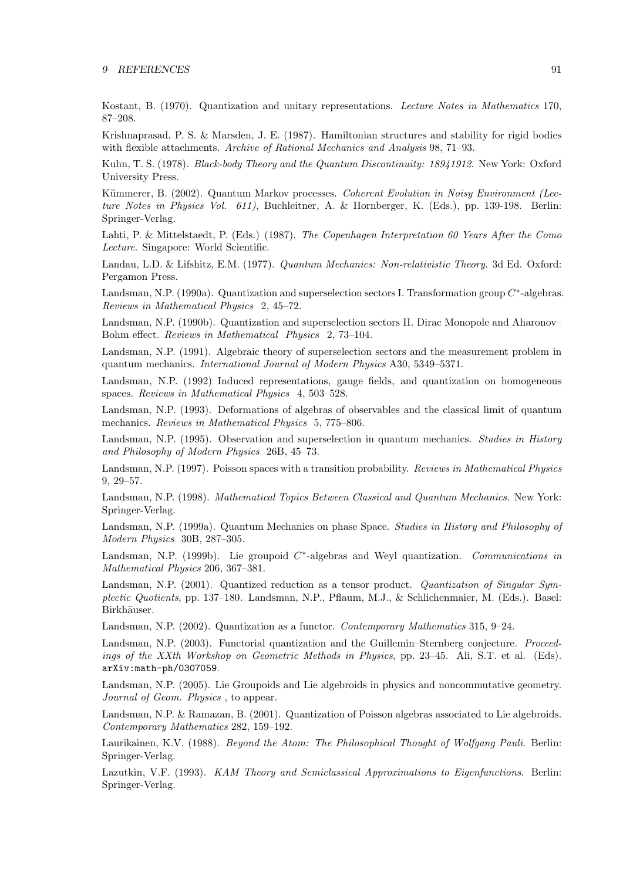Kostant, B. (1970). Quantization and unitary representations. *Lecture Notes in Mathematics* 170, 87–208.

Krishnaprasad, P. S. & Marsden, J. E. (1987). Hamiltonian structures and stability for rigid bodies with flexible attachments. *Archive of Rational Mechanics and Analysis* 98, 71–93.

Kuhn, T. S. (1978). *Black-body Theory and the Quantum Discontinuity: 18941912*. New York: Oxford University Press.

Kümmerer, B. (2002). Quantum Markov processes. *Coherent Evolution in Noisy Environment (Lecture Notes in Physics Vol. 611)*, Buchleitner, A. & Hornberger, K. (Eds.), pp. 139-198. Berlin: Springer-Verlag.

Lahti, P. & Mittelstaedt, P. (Eds.) (1987). *The Copenhagen Interpretation 60 Years After the Como Lecture*. Singapore: World Scientific.

Landau, L.D. & Lifshitz, E.M. (1977). *Quantum Mechanics: Non-relativistic Theory.* 3d Ed. Oxford: Pergamon Press.

Landsman, N.P. (1990a). Quantization and superselection sectors I. Transformation group $C^*$-algebras. *Reviews in Mathematical Physics* 2, 45–72.

Landsman, N.P. (1990b). Quantization and superselection sectors II. Dirac Monopole and Aharonov–Bohm effect. *Reviews in Mathematical Physics* 2, 73–104.

Landsman, N.P. (1991). Algebraic theory of superselection sectors and the measurement problem in quantum mechanics. *International Journal of Modern Physics* A30, 5349–5371.

Landsman, N.P. (1992) Induced representations, gauge fields, and quantization on homogeneous spaces. *Reviews in Mathematical Physics* 4, 503–528.

Landsman, N.P. (1993). Deformations of algebras of observables and the classical limit of quantum mechanics. *Reviews in Mathematical Physics* 5, 775–806.

Landsman, N.P. (1995). Observation and superselection in quantum mechanics. *Studies in History and Philosophy of Modern Physics* 26B, 45–73.

Landsman, N.P. (1997). Poisson spaces with a transition probability. *Reviews in Mathematical Physics* 9, 29–57.

Landsman, N.P. (1998). *Mathematical Topics Between Classical and Quantum Mechanics*. New York: Springer-Verlag.

Landsman, N.P. (1999a). Quantum Mechanics on phase Space. *Studies in History and Philosophy of Modern Physics* 30B, 287–305.

Landsman, N.P. (1999b). Lie groupoid $C^*$-algebras and Weyl quantization. *Communications in Mathematical Physics* 206, 367–381.

Landsman, N.P. (2001). Quantized reduction as a tensor product. *Quantization of Singular Symplectic Quotients*, pp. 137–180. Landsman, N.P., Pflaum, M.J., & Schlichenmaier, M. (Eds.). Basel: Birkhäuser.

Landsman, N.P. (2002). Quantization as a functor. *Contemporary Mathematics* 315, 9–24.

Landsman, N.P. (2003). Functorial quantization and the Guillemin–Sternberg conjecture. *Proceedings of the XXth Workshop on Geometric Methods in Physics*, pp. 23–45. Ali, S.T. et al. (Eds). arXiv:math-ph/0307059.

Landsman, N.P. (2005). Lie Groupoids and Lie algebroids in physics and noncommutative geometry. *Journal of Geom. Physics* , to appear.

Landsman, N.P. & Ramazan, B. (2001). Quantization of Poisson algebras associated to Lie algebroids. *Contemporary Mathematics* 282, 159–192.

Laurikainen, K.V. (1988). *Beyond the Atom: The Philosophical Thought of Wolfgang Pauli*. Berlin: Springer-Verlag.

Lazutkin, V.F. (1993). *KAM Theory and Semiclassical Approximations to Eigenfunctions*. Berlin: Springer-Verlag.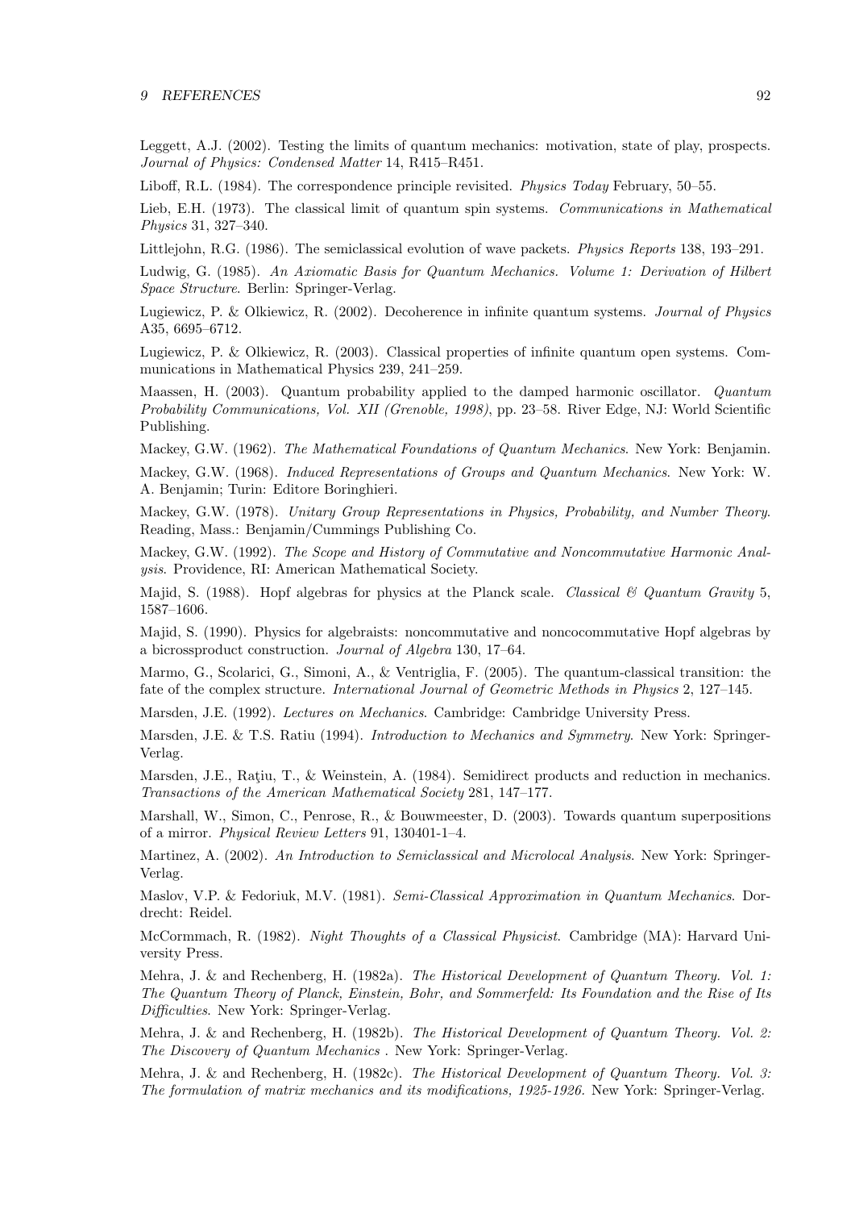Leggett, A.J. (2002). Testing the limits of quantum mechanics: motivation, state of play, prospects. *Journal of Physics: Condensed Matter* 14, R415–R451.

Liboff, R.L. (1984). The correspondence principle revisited. *Physics Today* February, 50–55.

Lieb, E.H. (1973). The classical limit of quantum spin systems. *Communications in Mathematical Physics* 31, 327–340.

Littlejohn, R.G. (1986). The semiclassical evolution of wave packets. *Physics Reports* 138, 193–291.

Ludwig, G. (1985). *An Axiomatic Basis for Quantum Mechanics. Volume 1: Derivation of Hilbert Space Structure*. Berlin: Springer-Verlag.

Lugiewicz, P. & Olkiewicz, R. (2002). Decoherence in infinite quantum systems. *Journal of Physics* A35, 6695–6712.

Lugiewicz, P. & Olkiewicz, R. (2003). Classical properties of infinite quantum open systems. Communications in Mathematical Physics 239, 241–259.

Maassen, H. (2003). Quantum probability applied to the damped harmonic oscillator. *Quantum Probability Communications, Vol. XII (Grenoble, 1998)*, pp. 23–58. River Edge, NJ: World Scientific Publishing.

Mackey, G.W. (1962). *The Mathematical Foundations of Quantum Mechanics*. New York: Benjamin.

Mackey, G.W. (1968). *Induced Representations of Groups and Quantum Mechanics*. New York: W. A. Benjamin; Turin: Editore Boringhieri.

Mackey, G.W. (1978). *Unitary Group Representations in Physics, Probability, and Number Theory*. Reading, Mass.: Benjamin/Cummings Publishing Co.

Mackey, G.W. (1992). *The Scope and History of Commutative and Noncommutative Harmonic Analysis*. Providence, RI: American Mathematical Society.

Majid, S. (1988). Hopf algebras for physics at the Planck scale. *Classical & Quantum Gravity* 5, 1587–1606.

Majid, S. (1990). Physics for algebraists: noncommutative and noncocommutative Hopf algebras by a bicrossproduct construction. *Journal of Algebra* 130, 17–64.

Marmo, G., Scolarici, G., Simoni, A., & Ventriglia, F. (2005). The quantum-classical transition: the fate of the complex structure. *International Journal of Geometric Methods in Physics* 2, 127–145.

Marsden, J.E. (1992). *Lectures on Mechanics*. Cambridge: Cambridge University Press.

Marsden, J.E. & T.S. Ratiu (1994). *Introduction to Mechanics and Symmetry*. New York: Springer-Verlag.

Marsden, J.E., Raţiu, T., & Weinstein, A. (1984). Semidirect products and reduction in mechanics. *Transactions of the American Mathematical Society* 281, 147–177.

Marshall, W., Simon, C., Penrose, R., & Bouwmeester, D. (2003). Towards quantum superpositions of a mirror. *Physical Review Letters* 91, 130401-1–4.

Martinez, A. (2002). *An Introduction to Semiclassical and Microlocal Analysis*. New York: Springer-Verlag.

Maslov, V.P. & Fedoriuk, M.V. (1981). *Semi-Classical Approximation in Quantum Mechanics*. Dordrecht: Reidel.

McCormmach, R. (1982). *Night Thoughts of a Classical Physicist*. Cambridge (MA): Harvard University Press.

Mehra, J. & and Rechenberg, H. (1982a). *The Historical Development of Quantum Theory. Vol. 1: The Quantum Theory of Planck, Einstein, Bohr, and Sommerfeld: Its Foundation and the Rise of Its Difficulties*. New York: Springer-Verlag.

Mehra, J. & and Rechenberg, H. (1982b). *The Historical Development of Quantum Theory. Vol. 2: The Discovery of Quantum Mechanics* . New York: Springer-Verlag.

Mehra, J. & and Rechenberg, H. (1982c). *The Historical Development of Quantum Theory. Vol. 3: The formulation of matrix mechanics and its modifications, 1925-1926.* New York: Springer-Verlag.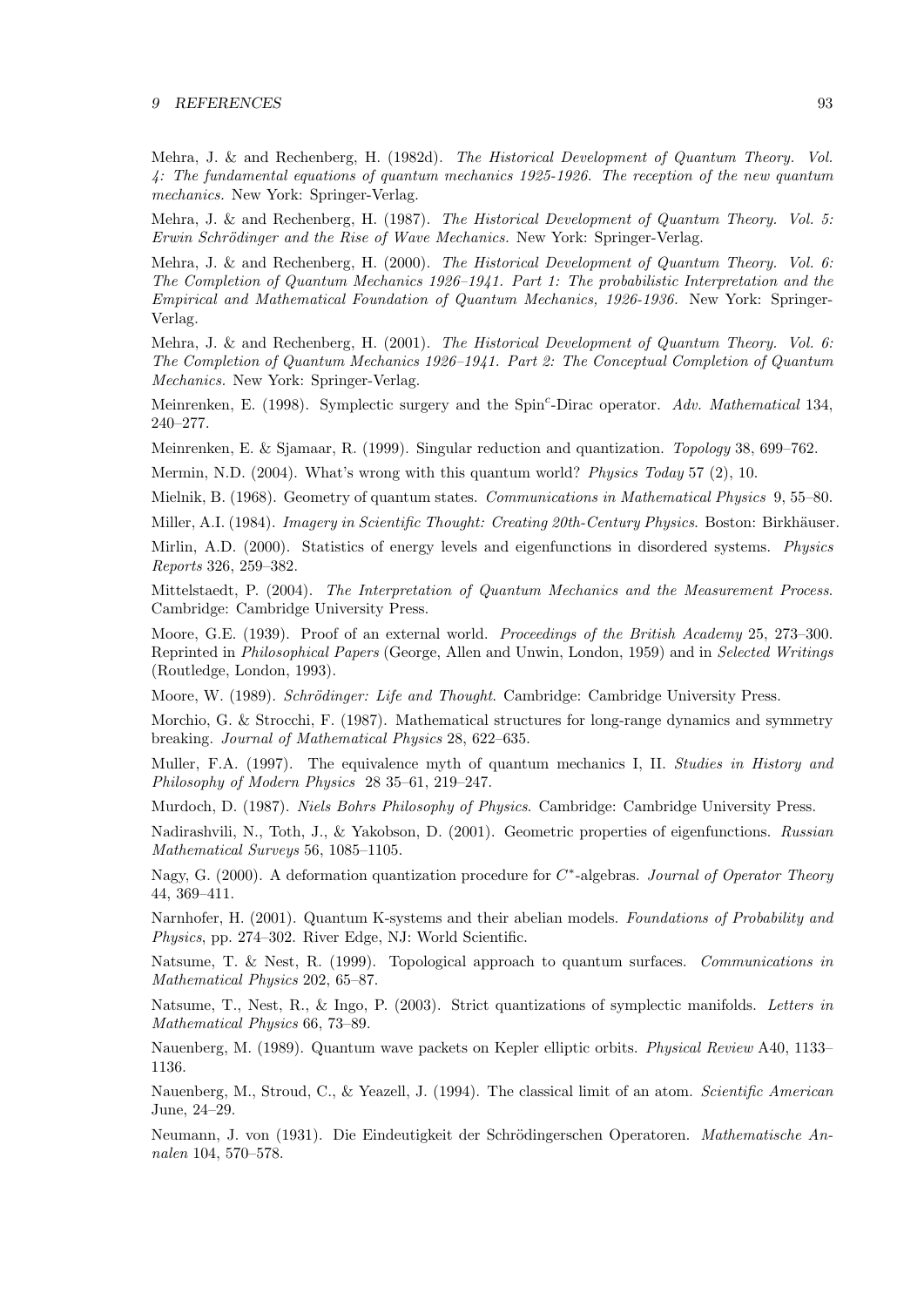Mehra, J. & and Rechenberg, H. (1982d). *The Historical Development of Quantum Theory. Vol. 4: The fundamental equations of quantum mechanics 1925-1926. The reception of the new quantum mechanics.* New York: Springer-Verlag.

Mehra, J. & and Rechenberg, H. (1987). *The Historical Development of Quantum Theory. Vol. 5: Erwin Schrödinger and the Rise of Wave Mechanics.* New York: Springer-Verlag.

Mehra, J. & and Rechenberg, H. (2000). *The Historical Development of Quantum Theory. Vol. 6: The Completion of Quantum Mechanics 1926–1941. Part 1: The probabilistic Interpretation and the Empirical and Mathematical Foundation of Quantum Mechanics, 1926-1936.* New York: Springer-Verlag.

Mehra, J. & and Rechenberg, H. (2001). *The Historical Development of Quantum Theory. Vol. 6: The Completion of Quantum Mechanics 1926–1941. Part 2: The Conceptual Completion of Quantum Mechanics.* New York: Springer-Verlag.

Meinrenken, E. (1998). Symplectic surgery and the Spin$^c$-Dirac operator. *Adv. Mathematical* 134, 240–277.

Meinrenken, E. & Sjamaar, R. (1999). Singular reduction and quantization. *Topology* 38, 699–762.

Mermin, N.D. (2004). What's wrong with this quantum world? *Physics Today* 57 (2), 10.

Mielnik, B. (1968). Geometry of quantum states. *Communications in Mathematical Physics* 9, 55–80.

Miller, A.I. (1984). *Imagery in Scientific Thought: Creating 20th-Century Physics*. Boston: Birkhäuser.

Mirlin, A.D. (2000). Statistics of energy levels and eigenfunctions in disordered systems. *Physics Reports* 326, 259–382.

Mittelstaedt, P. (2004). *The Interpretation of Quantum Mechanics and the Measurement Process*. Cambridge: Cambridge University Press.

Moore, G.E. (1939). Proof of an external world. *Proceedings of the British Academy* 25, 273–300. Reprinted in *Philosophical Papers* (George, Allen and Unwin, London, 1959) and in *Selected Writings* (Routledge, London, 1993).

Moore, W. (1989). *Schrödinger: Life and Thought*. Cambridge: Cambridge University Press.

Morchio, G. & Strocchi, F. (1987). Mathematical structures for long-range dynamics and symmetry breaking. *Journal of Mathematical Physics* 28, 622–635.

Muller, F.A. (1997). The equivalence myth of quantum mechanics I, II. *Studies in History and Philosophy of Modern Physics* 28 35–61, 219–247.

Murdoch, D. (1987). *Niels Bohrs Philosophy of Physics*. Cambridge: Cambridge University Press.

Nadirashvili, N., Toth, J., & Yakobson, D. (2001). Geometric properties of eigenfunctions. *Russian Mathematical Surveys* 56, 1085–1105.

Nagy, G. (2000). A deformation quantization procedure for $C^*$-algebras. *Journal of Operator Theory* 44, 369–411.

Narnhofer, H. (2001). Quantum K-systems and their abelian models. *Foundations of Probability and Physics*, pp. 274–302. River Edge, NJ: World Scientific.

Natsume, T. & Nest, R. (1999). Topological approach to quantum surfaces. *Communications in Mathematical Physics* 202, 65–87.

Natsume, T., Nest, R., & Ingo, P. (2003). Strict quantizations of symplectic manifolds. *Letters in Mathematical Physics* 66, 73–89.

Nauenberg, M. (1989). Quantum wave packets on Kepler elliptic orbits. *Physical Review* A40, 1133–1136.

Nauenberg, M., Stroud, C., & Yeazell, J. (1994). The classical limit of an atom. *Scientific American* June, 24–29.

Neumann, J. von (1931). Die Eindeutigkeit der Schrödingerschen Operatoren. *Mathematische Annalen* 104, 570–578.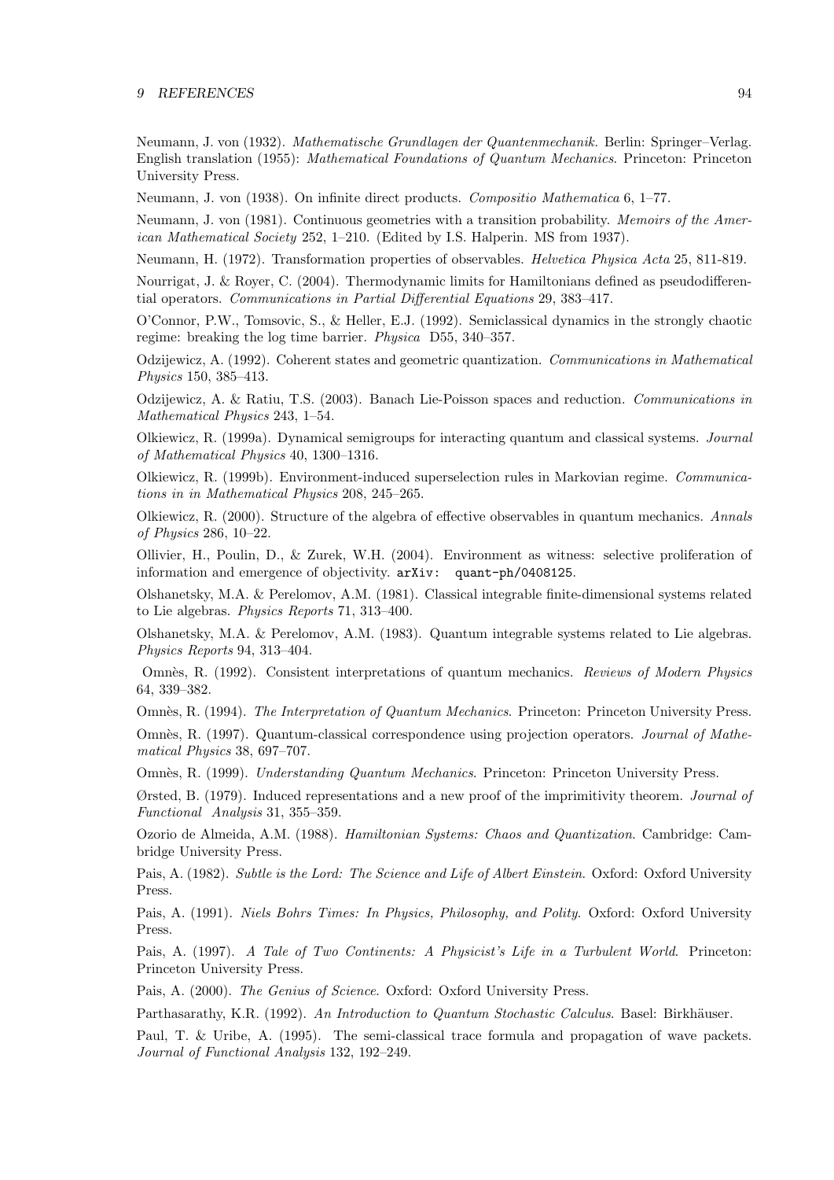Neumann, J. von (1932). *Mathematische Grundlagen der Quantenmechanik.* Berlin: Springer–Verlag. English translation (1955): *Mathematical Foundations of Quantum Mechanics*. Princeton: Princeton University Press.

Neumann, J. von (1938). On infinite direct products. *Compositio Mathematica* 6, 1–77.

Neumann, J. von (1981). Continuous geometries with a transition probability. *Memoirs of the American Mathematical Society* 252, 1–210. (Edited by I.S. Halperin. MS from 1937).

Neumann, H. (1972). Transformation properties of observables. *Helvetica Physica Acta* 25, 811-819.

Nourrigat, J. & Royer, C. (2004). Thermodynamic limits for Hamiltonians defined as pseudodifferential operators. *Communications in Partial Differential Equations* 29, 383–417.

O'Connor, P.W., Tomsovic, S., & Heller, E.J. (1992). Semiclassical dynamics in the strongly chaotic regime: breaking the log time barrier. *Physica* D55, 340–357.

Odzijewicz, A. (1992). Coherent states and geometric quantization. *Communications in Mathematical Physics* 150, 385–413.

Odzijewicz, A. & Ratiu, T.S. (2003). Banach Lie-Poisson spaces and reduction. *Communications in Mathematical Physics* 243, 1–54.

Olkiewicz, R. (1999a). Dynamical semigroups for interacting quantum and classical systems. *Journal of Mathematical Physics* 40, 1300–1316.

Olkiewicz, R. (1999b). Environment-induced superselection rules in Markovian regime. *Communications in in Mathematical Physics* 208, 245–265.

Olkiewicz, R. (2000). Structure of the algebra of effective observables in quantum mechanics. *Annals of Physics* 286, 10–22.

Ollivier, H., Poulin, D., & Zurek, W.H. (2004). Environment as witness: selective proliferation of information and emergence of objectivity. `arXiv: quant-ph/0408125`.

Olshanetsky, M.A. & Perelomov, A.M. (1981). Classical integrable finite-dimensional systems related to Lie algebras. *Physics Reports* 71, 313–400.

Olshanetsky, M.A. & Perelomov, A.M. (1983). Quantum integrable systems related to Lie algebras. *Physics Reports* 94, 313–404.

Omnès, R. (1992). Consistent interpretations of quantum mechanics. *Reviews of Modern Physics* 64, 339–382.

Omnès, R. (1994). *The Interpretation of Quantum Mechanics*. Princeton: Princeton University Press.

Omnès, R. (1997). Quantum-classical correspondence using projection operators. *Journal of Mathematical Physics* 38, 697–707.

Omnès, R. (1999). *Understanding Quantum Mechanics*. Princeton: Princeton University Press.

Ørsted, B. (1979). Induced representations and a new proof of the imprimitivity theorem. *Journal of Functional Analysis* 31, 355–359.

Ozorio de Almeida, A.M. (1988). *Hamiltonian Systems: Chaos and Quantization*. Cambridge: Cambridge University Press.

Pais, A. (1982). *Subtle is the Lord: The Science and Life of Albert Einstein*. Oxford: Oxford University Press.

Pais, A. (1991). *Niels Bohrs Times: In Physics, Philosophy, and Polity*. Oxford: Oxford University Press.

Pais, A. (1997). *A Tale of Two Continents: A Physicist's Life in a Turbulent World*. Princeton: Princeton University Press.

Pais, A. (2000). *The Genius of Science*. Oxford: Oxford University Press.

Parthasarathy, K.R. (1992). *An Introduction to Quantum Stochastic Calculus*. Basel: Birkhäuser.

Paul, T. & Uribe, A. (1995). The semi-classical trace formula and propagation of wave packets. *Journal of Functional Analysis* 132, 192–249.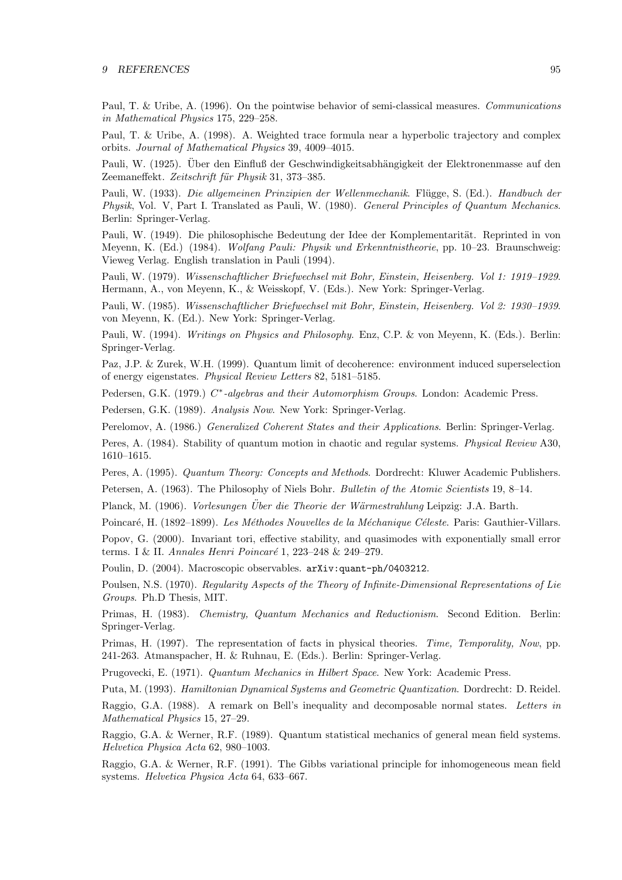Paul, T. & Uribe, A. (1996). On the pointwise behavior of semi-classical measures. *Communications in Mathematical Physics* 175, 229–258.

Paul, T. & Uribe, A. (1998). A. Weighted trace formula near a hyperbolic trajectory and complex orbits. *Journal of Mathematical Physics* 39, 4009–4015.

Pauli, W. (1925). Über den Einfluß der Geschwindigkeitsabhängigkeit der Elektronenmasse auf den Zeemaneffekt. *Zeitschrift für Physik* 31, 373–385.

Pauli, W. (1933). *Die allgemeinen Prinzipien der Wellenmechanik*. Flügge, S. (Ed.). *Handbuch der Physik*, Vol. V, Part I. Translated as Pauli, W. (1980). *General Principles of Quantum Mechanics*. Berlin: Springer-Verlag.

Pauli, W. (1949). Die philosophische Bedeutung der Idee der Komplementarität. Reprinted in von Meyenn, K. (Ed.) (1984). *Wolfang Pauli: Physik und Erkenntnistheorie*, pp. 10–23. Braunschweig: Vieweg Verlag. English translation in Pauli (1994).

Pauli, W. (1979). *Wissenschaftlicher Briefwechsel mit Bohr, Einstein, Heisenberg. Vol 1: 1919–1929*. Hermann, A., von Meyenn, K., & Weisskopf, V. (Eds.). New York: Springer-Verlag.

Pauli, W. (1985). *Wissenschaftlicher Briefwechsel mit Bohr, Einstein, Heisenberg. Vol 2: 1930–1939*. von Meyenn, K. (Ed.). New York: Springer-Verlag.

Pauli, W. (1994). *Writings on Physics and Philosophy*. Enz, C.P. & von Meyenn, K. (Eds.). Berlin: Springer-Verlag.

Paz, J.P. & Zurek, W.H. (1999). Quantum limit of decoherence: environment induced superselection of energy eigenstates. *Physical Review Letters* 82, 5181–5185.

Pedersen, G.K. (1979.) *$C^*$-algebras and their Automorphism Groups*. London: Academic Press.

Pedersen, G.K. (1989). *Analysis Now*. New York: Springer-Verlag.

Perelomov, A. (1986.) *Generalized Coherent States and their Applications*. Berlin: Springer-Verlag.

Peres, A. (1984). Stability of quantum motion in chaotic and regular systems. *Physical Review* A30, 1610–1615.

Peres, A. (1995). *Quantum Theory: Concepts and Methods*. Dordrecht: Kluwer Academic Publishers.

Petersen, A. (1963). The Philosophy of Niels Bohr. *Bulletin of the Atomic Scientists* 19, 8–14.

Planck, M. (1906). *Vorlesungen Über die Theorie der Wärmestrahlung* Leipzig: J.A. Barth.

Poincaré, H. (1892–1899). *Les Méthodes Nouvelles de la Méchanique Céleste*. Paris: Gauthier-Villars.

Popov, G. (2000). Invariant tori, effective stability, and quasimodes with exponentially small error terms. I & II. *Annales Henri Poincaré* 1, 223–248 & 249–279.

Poulin, D. (2004). Macroscopic observables. `arXiv:quant-ph/0403212`.

Poulsen, N.S. (1970). *Regularity Aspects of the Theory of Infinite-Dimensional Representations of Lie Groups*. Ph.D Thesis, MIT.

Primas, H. (1983). *Chemistry, Quantum Mechanics and Reductionism*. Second Edition. Berlin: Springer-Verlag.

Primas, H. (1997). The representation of facts in physical theories. *Time, Temporality, Now*, pp. 241-263. Atmanspacher, H. & Ruhnau, E. (Eds.). Berlin: Springer-Verlag.

Prugovecki, E. (1971). *Quantum Mechanics in Hilbert Space*. New York: Academic Press.

Puta, M. (1993). *Hamiltonian Dynamical Systems and Geometric Quantization*. Dordrecht: D. Reidel.

Raggio, G.A. (1988). A remark on Bell's inequality and decomposable normal states. *Letters in Mathematical Physics* 15, 27–29.

Raggio, G.A. & Werner, R.F. (1989). Quantum statistical mechanics of general mean field systems. *Helvetica Physica Acta* 62, 980–1003.

Raggio, G.A. & Werner, R.F. (1991). The Gibbs variational principle for inhomogeneous mean field systems. *Helvetica Physica Acta* 64, 633–667.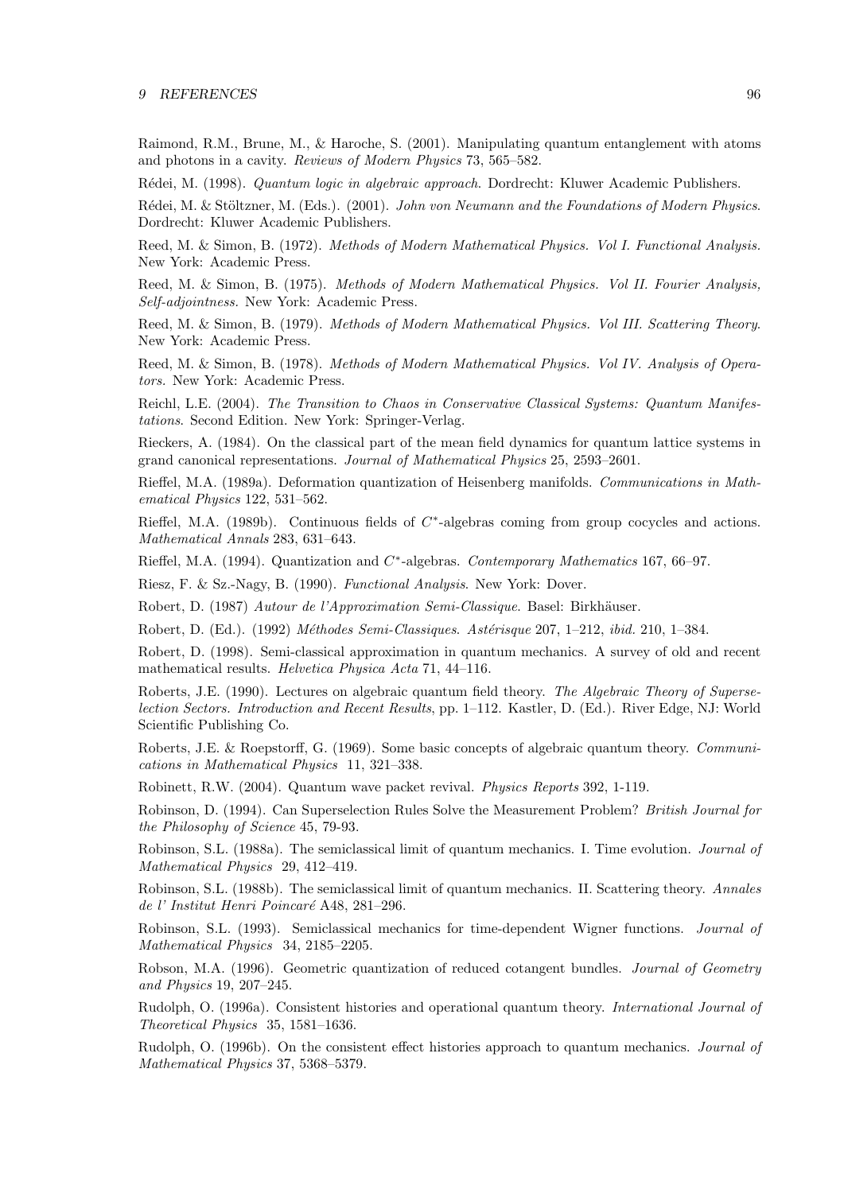Raimond, R.M., Brune, M., & Haroche, S. (2001). Manipulating quantum entanglement with atoms and photons in a cavity. *Reviews of Modern Physics* 73, 565–582.

Rédei, M. (1998). *Quantum logic in algebraic approach*. Dordrecht: Kluwer Academic Publishers.

Rédei, M. & Stöltzner, M. (Eds.). (2001). *John von Neumann and the Foundations of Modern Physics*. Dordrecht: Kluwer Academic Publishers.

Reed, M. & Simon, B. (1972). *Methods of Modern Mathematical Physics. Vol I. Functional Analysis.* New York: Academic Press.

Reed, M. & Simon, B. (1975). *Methods of Modern Mathematical Physics. Vol II. Fourier Analysis, Self-adjointness.* New York: Academic Press.

Reed, M. & Simon, B. (1979). *Methods of Modern Mathematical Physics. Vol III. Scattering Theory*. New York: Academic Press.

Reed, M. & Simon, B. (1978). *Methods of Modern Mathematical Physics. Vol IV. Analysis of Operators.* New York: Academic Press.

Reichl, L.E. (2004). *The Transition to Chaos in Conservative Classical Systems: Quantum Manifestations*. Second Edition. New York: Springer-Verlag.

Rieckers, A. (1984). On the classical part of the mean field dynamics for quantum lattice systems in grand canonical representations. *Journal of Mathematical Physics* 25, 2593–2601.

Rieffel, M.A. (1989a). Deformation quantization of Heisenberg manifolds. *Communications in Mathematical Physics* 122, 531–562.

Rieffel, M.A. (1989b). Continuous fields of $C^*$-algebras coming from group cocycles and actions. *Mathematical Annals* 283, 631–643.

Rieffel, M.A. (1994). Quantization and $C^*$-algebras. *Contemporary Mathematics* 167, 66–97.

Riesz, F. & Sz.-Nagy, B. (1990). *Functional Analysis*. New York: Dover.

Robert, D. (1987) *Autour de l'Approximation Semi-Classique*. Basel: Birkhäuser.

Robert, D. (Ed.). (1992) *Méthodes Semi-Classiques. Astérisque* 207, 1–212, *ibid.* 210, 1–384.

Robert, D. (1998). Semi-classical approximation in quantum mechanics. A survey of old and recent mathematical results. *Helvetica Physica Acta* 71, 44–116.

Roberts, J.E. (1990). Lectures on algebraic quantum field theory. *The Algebraic Theory of Superselection Sectors. Introduction and Recent Results*, pp. 1–112. Kastler, D. (Ed.). River Edge, NJ: World Scientific Publishing Co.

Roberts, J.E. & Roepstorff, G. (1969). Some basic concepts of algebraic quantum theory. *Communications in Mathematical Physics* 11, 321–338.

Robinett, R.W. (2004). Quantum wave packet revival. *Physics Reports* 392, 1-119.

Robinson, D. (1994). Can Superselection Rules Solve the Measurement Problem? *British Journal for the Philosophy of Science* 45, 79-93.

Robinson, S.L. (1988a). The semiclassical limit of quantum mechanics. I. Time evolution. *Journal of Mathematical Physics* 29, 412–419.

Robinson, S.L. (1988b). The semiclassical limit of quantum mechanics. II. Scattering theory. *Annales de l' Institut Henri Poincaré* A48, 281–296.

Robinson, S.L. (1993). Semiclassical mechanics for time-dependent Wigner functions. *Journal of Mathematical Physics* 34, 2185–2205.

Robson, M.A. (1996). Geometric quantization of reduced cotangent bundles. *Journal of Geometry and Physics* 19, 207–245.

Rudolph, O. (1996a). Consistent histories and operational quantum theory. *International Journal of Theoretical Physics* 35, 1581–1636.

Rudolph, O. (1996b). On the consistent effect histories approach to quantum mechanics. *Journal of Mathematical Physics* 37, 5368–5379.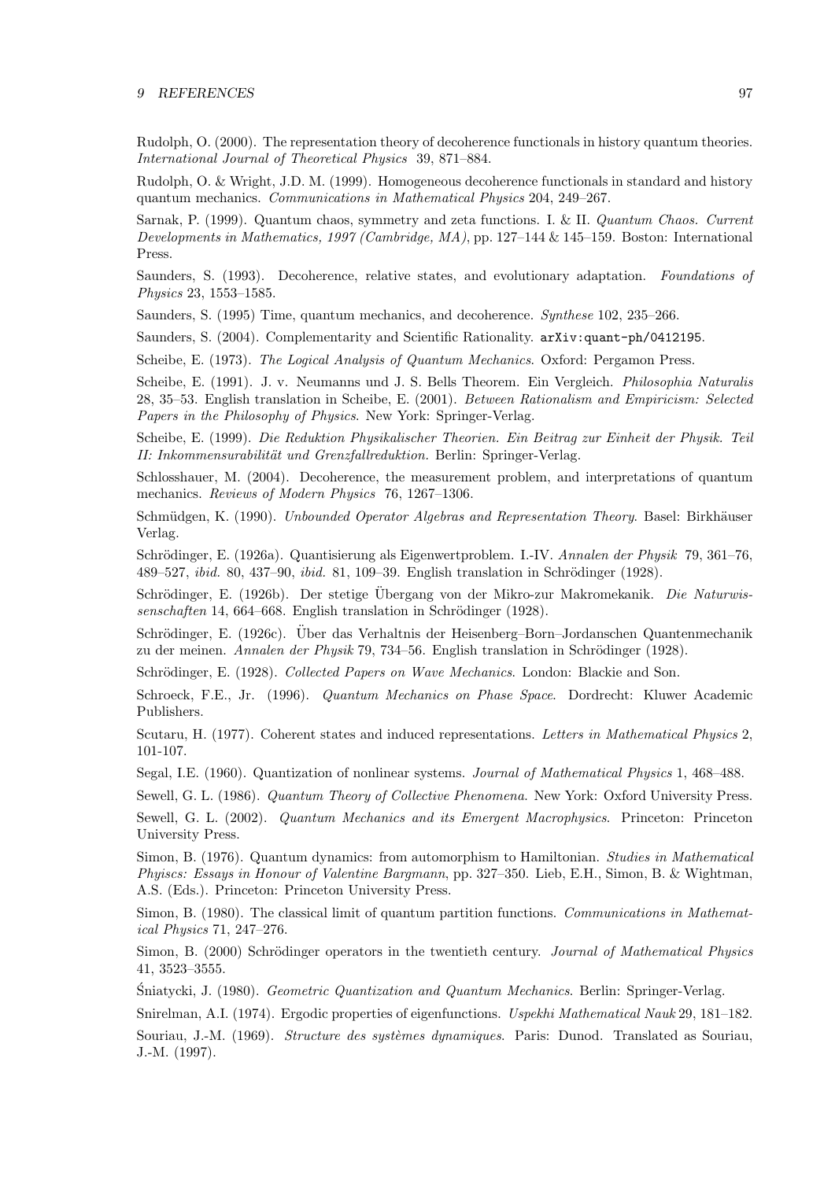Rudolph, O. (2000). The representation theory of decoherence functionals in history quantum theories. *International Journal of Theoretical Physics* 39, 871–884.

Rudolph, O. & Wright, J.D. M. (1999). Homogeneous decoherence functionals in standard and history quantum mechanics. *Communications in Mathematical Physics* 204, 249–267.

Sarnak, P. (1999). Quantum chaos, symmetry and zeta functions. I. & II. *Quantum Chaos. Current Developments in Mathematics, 1997 (Cambridge, MA)*, pp. 127–144 & 145–159. Boston: International Press.

Saunders, S. (1993). Decoherence, relative states, and evolutionary adaptation. *Foundations of Physics* 23, 1553–1585.

Saunders, S. (1995) Time, quantum mechanics, and decoherence. *Synthese* 102, 235–266.

Saunders, S. (2004). Complementarity and Scientific Rationality. `arXiv:quant-ph/0412195`.

Scheibe, E. (1973). *The Logical Analysis of Quantum Mechanics*. Oxford: Pergamon Press.

Scheibe, E. (1991). J. v. Neumanns und J. S. Bells Theorem. Ein Vergleich. *Philosophia Naturalis* 28, 35–53. English translation in Scheibe, E. (2001). *Between Rationalism and Empiricism: Selected Papers in the Philosophy of Physics*. New York: Springer-Verlag.

Scheibe, E. (1999). *Die Reduktion Physikalischer Theorien. Ein Beitrag zur Einheit der Physik. Teil II: Inkommensurabilität und Grenzfallreduktion.* Berlin: Springer-Verlag.

Schlosshauer, M. (2004). Decoherence, the measurement problem, and interpretations of quantum mechanics. *Reviews of Modern Physics* 76, 1267–1306.

Schmüdgen, K. (1990). *Unbounded Operator Algebras and Representation Theory*. Basel: Birkhäuser Verlag.

Schrödinger, E. (1926a). Quantisierung als Eigenwertproblem. I.-IV. *Annalen der Physik* 79, 361–76, 489–527, *ibid.* 80, 437–90, *ibid.* 81, 109–39. English translation in Schrödinger (1928).

Schrödinger, E. (1926b). Der stetige Übergang von der Mikro-zur Makromekanik. *Die Naturwissenschaften* 14, 664–668. English translation in Schrödinger (1928).

Schrödinger, E. (1926c). Über das Verhaltnis der Heisenberg–Born–Jordanschen Quantenmechanik zu der meinen. *Annalen der Physik* 79, 734–56. English translation in Schrödinger (1928).

Schrödinger, E. (1928). *Collected Papers on Wave Mechanics*. London: Blackie and Son.

Schroeck, F.E., Jr. (1996). *Quantum Mechanics on Phase Space*. Dordrecht: Kluwer Academic Publishers.

Scutaru, H. (1977). Coherent states and induced representations. *Letters in Mathematical Physics* 2, 101-107.

Segal, I.E. (1960). Quantization of nonlinear systems. *Journal of Mathematical Physics* 1, 468–488.

Sewell, G. L. (1986). *Quantum Theory of Collective Phenomena*. New York: Oxford University Press.

Sewell, G. L. (2002). *Quantum Mechanics and its Emergent Macrophysics*. Princeton: Princeton University Press.

Simon, B. (1976). Quantum dynamics: from automorphism to Hamiltonian. *Studies in Mathematical Phyiscs: Essays in Honour of Valentine Bargmann*, pp. 327–350. Lieb, E.H., Simon, B. & Wightman, A.S. (Eds.). Princeton: Princeton University Press.

Simon, B. (1980). The classical limit of quantum partition functions. *Communications in Mathematical Physics* 71, 247–276.

Simon, B. (2000) Schrödinger operators in the twentieth century. *Journal of Mathematical Physics* 41, 3523–3555.

Śniatycki, J. (1980). *Geometric Quantization and Quantum Mechanics*. Berlin: Springer-Verlag.

Snirelman, A.I. (1974). Ergodic properties of eigenfunctions. *Uspekhi Mathematical Nauk* 29, 181–182.

Souriau, J.-M. (1969). *Structure des systèmes dynamiques*. Paris: Dunod. Translated as Souriau, J.-M. (1997).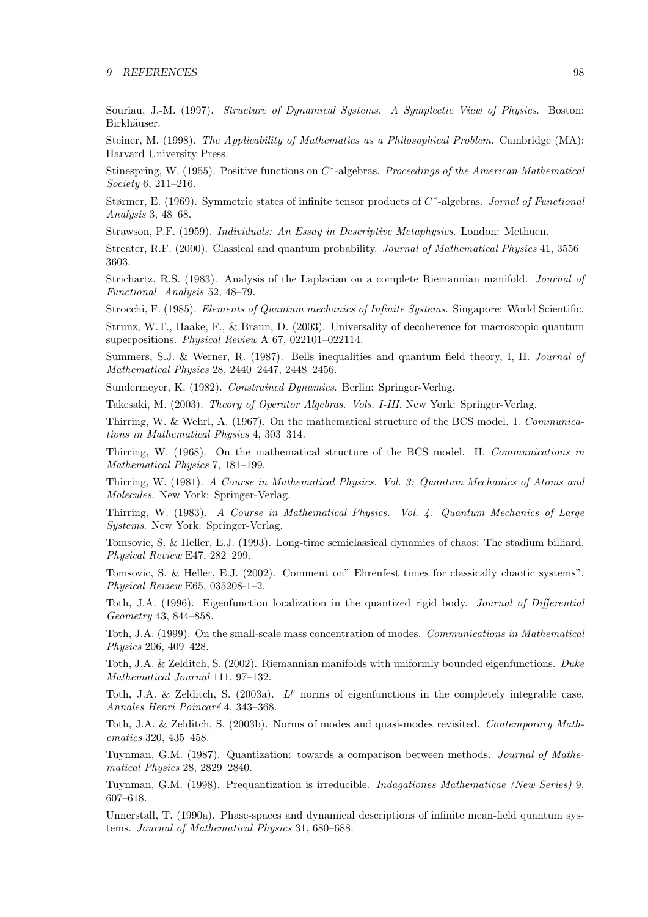Souriau, J.-M. (1997). *Structure of Dynamical Systems. A Symplectic View of Physics*. Boston: Birkhäuser.

Steiner, M. (1998). *The Applicability of Mathematics as a Philosophical Problem*. Cambridge (MA): Harvard University Press.

Stinespring, W. (1955). Positive functions on $C^*$-algebras. *Proceedings of the American Mathematical Society* 6, 211–216.

Størmer, E. (1969). Symmetric states of infinite tensor products of $C^*$-algebras. *Jornal of Functional Analysis* 3, 48–68.

Strawson, P.F. (1959). *Individuals: An Essay in Descriptive Metaphysics*. London: Methuen.

Streater, R.F. (2000). Classical and quantum probability. *Journal of Mathematical Physics* 41, 3556–3603.

Strichartz, R.S. (1983). Analysis of the Laplacian on a complete Riemannian manifold. *Journal of Functional Analysis* 52, 48–79.

Strocchi, F. (1985). *Elements of Quantum mechanics of Infinite Systems*. Singapore: World Scientific.

Strunz, W.T., Haake, F., & Braun, D. (2003). Universality of decoherence for macroscopic quantum superpositions. *Physical Review* A 67, 022101–022114.

Summers, S.J. & Werner, R. (1987). Bells inequalities and quantum field theory, I, II. *Journal of Mathematical Physics* 28, 2440–2447, 2448–2456.

Sundermeyer, K. (1982). *Constrained Dynamics*. Berlin: Springer-Verlag.

Takesaki, M. (2003). *Theory of Operator Algebras. Vols. I-III*. New York: Springer-Verlag.

Thirring, W. & Wehrl, A. (1967). On the mathematical structure of the BCS model. I. *Communications in Mathematical Physics* 4, 303–314.

Thirring, W. (1968). On the mathematical structure of the BCS model. II. *Communications in Mathematical Physics* 7, 181–199.

Thirring, W. (1981). *A Course in Mathematical Physics. Vol. 3: Quantum Mechanics of Atoms and Molecules*. New York: Springer-Verlag.

Thirring, W. (1983). *A Course in Mathematical Physics. Vol. 4: Quantum Mechanics of Large Systems*. New York: Springer-Verlag.

Tomsovic, S. & Heller, E.J. (1993). Long-time semiclassical dynamics of chaos: The stadium billiard. *Physical Review* E47, 282–299.

Tomsovic, S. & Heller, E.J. (2002). Comment on" Ehrenfest times for classically chaotic systems". *Physical Review* E65, 035208-1–2.

Toth, J.A. (1996). Eigenfunction localization in the quantized rigid body. *Journal of Differential Geometry* 43, 844–858.

Toth, J.A. (1999). On the small-scale mass concentration of modes. *Communications in Mathematical Physics* 206, 409–428.

Toth, J.A. & Zelditch, S. (2002). Riemannian manifolds with uniformly bounded eigenfunctions. *Duke Mathematical Journal* 111, 97–132.

Toth, J.A. & Zelditch, S. (2003a). $L^p$ norms of eigenfunctions in the completely integrable case. *Annales Henri Poincaré* 4, 343–368.

Toth, J.A. & Zelditch, S. (2003b). Norms of modes and quasi-modes revisited. *Contemporary Mathematics* 320, 435–458.

Tuynman, G.M. (1987). Quantization: towards a comparison between methods. *Journal of Mathematical Physics* 28, 2829–2840.

Tuynman, G.M. (1998). Prequantization is irreducible. *Indagationes Mathematicae (New Series)* 9, 607–618.

Unnerstall, T. (1990a). Phase-spaces and dynamical descriptions of infinite mean-field quantum systems. *Journal of Mathematical Physics* 31, 680–688.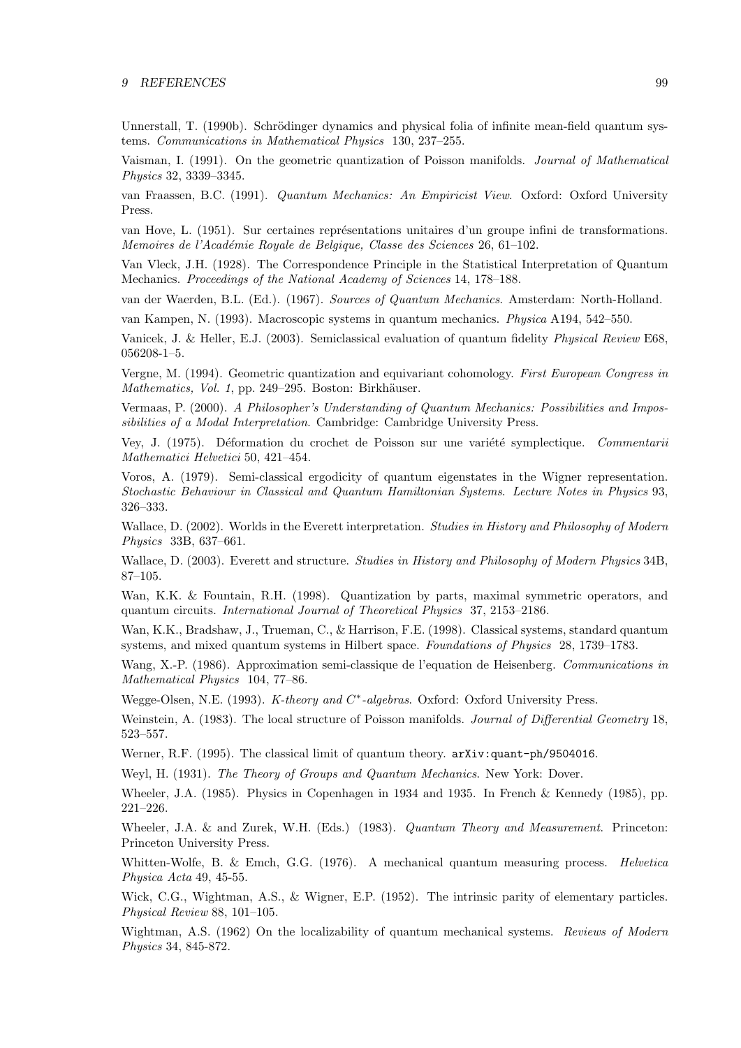Unnerstall, T. (1990b). Schrödinger dynamics and physical folia of infinite mean-field quantum systems. *Communications in Mathematical Physics* 130, 237–255.

Vaisman, I. (1991). On the geometric quantization of Poisson manifolds. *Journal of Mathematical Physics* 32, 3339–3345.

van Fraassen, B.C. (1991). *Quantum Mechanics: An Empiricist View*. Oxford: Oxford University Press.

van Hove, L. (1951). Sur certaines représentations unitaires d'un groupe infini de transformations. *Memoires de l'Académie Royale de Belgique, Classe des Sciences* 26, 61–102.

Van Vleck, J.H. (1928). The Correspondence Principle in the Statistical Interpretation of Quantum Mechanics. *Proceedings of the National Academy of Sciences* 14, 178–188.

van der Waerden, B.L. (Ed.). (1967). *Sources of Quantum Mechanics*. Amsterdam: North-Holland.

van Kampen, N. (1993). Macroscopic systems in quantum mechanics. *Physica* A194, 542–550.

Vanicek, J. & Heller, E.J. (2003). Semiclassical evaluation of quantum fidelity *Physical Review* E68, 056208-1–5.

Vergne, M. (1994). Geometric quantization and equivariant cohomology. *First European Congress in Mathematics, Vol. 1*, pp. 249–295. Boston: Birkhäuser.

Vermaas, P. (2000). *A Philosopher's Understanding of Quantum Mechanics: Possibilities and Impossibilities of a Modal Interpretation*. Cambridge: Cambridge University Press.

Vey, J. (1975). Déformation du crochet de Poisson sur une variété symplectique. *Commentarii Mathematici Helvetici* 50, 421–454.

Voros, A. (1979). Semi-classical ergodicity of quantum eigenstates in the Wigner representation. *Stochastic Behaviour in Classical and Quantum Hamiltonian Systems*. *Lecture Notes in Physics* 93, 326–333.

Wallace, D. (2002). Worlds in the Everett interpretation. *Studies in History and Philosophy of Modern Physics* 33B, 637–661.

Wallace, D. (2003). Everett and structure. *Studies in History and Philosophy of Modern Physics* 34B, 87–105.

Wan, K.K. & Fountain, R.H. (1998). Quantization by parts, maximal symmetric operators, and quantum circuits. *International Journal of Theoretical Physics* 37, 2153–2186.

Wan, K.K., Bradshaw, J., Trueman, C., & Harrison, F.E. (1998). Classical systems, standard quantum systems, and mixed quantum systems in Hilbert space. *Foundations of Physics* 28, 1739–1783.

Wang, X.-P. (1986). Approximation semi-classique de l'equation de Heisenberg. *Communications in Mathematical Physics* 104, 77–86.

Wegge-Olsen, N.E. (1993). *K-theory and $C^*$-algebras*. Oxford: Oxford University Press.

Weinstein, A. (1983). The local structure of Poisson manifolds. *Journal of Differential Geometry* 18, 523–557.

Werner, R.F. (1995). The classical limit of quantum theory. `arXiv:quant-ph/9504016`.

Weyl, H. (1931). *The Theory of Groups and Quantum Mechanics*. New York: Dover.

Wheeler, J.A. (1985). Physics in Copenhagen in 1934 and 1935. In French & Kennedy (1985), pp. 221–226.

Wheeler, J.A. & and Zurek, W.H. (Eds.) (1983). *Quantum Theory and Measurement*. Princeton: Princeton University Press.

Whitten-Wolfe, B. & Emch, G.G. (1976). A mechanical quantum measuring process. *Helvetica Physica Acta* 49, 45-55.

Wick, C.G., Wightman, A.S., & Wigner, E.P. (1952). The intrinsic parity of elementary particles. *Physical Review* 88, 101–105.

Wightman, A.S. (1962) On the localizability of quantum mechanical systems. *Reviews of Modern Physics* 34, 845-872.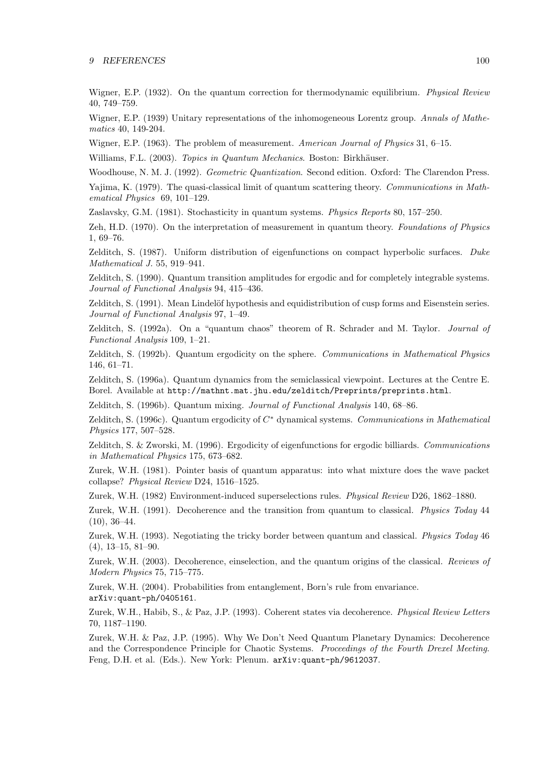Wigner, E.P. (1932). On the quantum correction for thermodynamic equilibrium. *Physical Review* 40, 749–759.

Wigner, E.P. (1939) Unitary representations of the inhomogeneous Lorentz group. *Annals of Mathematics* 40, 149-204.

Wigner, E.P. (1963). The problem of measurement. *American Journal of Physics* 31, 6–15.

Williams, F.L. (2003). *Topics in Quantum Mechanics*. Boston: Birkhäuser.

Woodhouse, N. M. J. (1992). *Geometric Quantization*. Second edition. Oxford: The Clarendon Press.

Yajima, K. (1979). The quasi-classical limit of quantum scattering theory. *Communications in Mathematical Physics* 69, 101–129.

Zaslavsky, G.M. (1981). Stochasticity in quantum systems. *Physics Reports* 80, 157–250.

Zeh, H.D. (1970). On the interpretation of measurement in quantum theory. *Foundations of Physics* 1, 69–76.

Zelditch, S. (1987). Uniform distribution of eigenfunctions on compact hyperbolic surfaces. *Duke Mathematical J.* 55, 919–941.

Zelditch, S. (1990). Quantum transition amplitudes for ergodic and for completely integrable systems. *Journal of Functional Analysis* 94, 415–436.

Zelditch, S. (1991). Mean Lindelöf hypothesis and equidistribution of cusp forms and Eisenstein series. *Journal of Functional Analysis* 97, 1–49.

Zelditch, S. (1992a). On a "quantum chaos" theorem of R. Schrader and M. Taylor. *Journal of Functional Analysis* 109, 1–21.

Zelditch, S. (1992b). Quantum ergodicity on the sphere. *Communications in Mathematical Physics* 146, 61–71.

Zelditch, S. (1996a). Quantum dynamics from the semiclassical viewpoint. Lectures at the Centre E. Borel. Available at `http://mathnt.mat.jhu.edu/zelditch/Preprints/preprints.html`.

Zelditch, S. (1996b). Quantum mixing. *Journal of Functional Analysis* 140, 68–86.

Zelditch, S. (1996c). Quantum ergodicity of $C^*$ dynamical systems. *Communications in Mathematical Physics* 177, 507–528.

Zelditch, S. & Zworski, M. (1996). Ergodicity of eigenfunctions for ergodic billiards. *Communications in Mathematical Physics* 175, 673–682.

Zurek, W.H. (1981). Pointer basis of quantum apparatus: into what mixture does the wave packet collapse? *Physical Review* D24, 1516–1525.

Zurek, W.H. (1982) Environment-induced superselections rules. *Physical Review* D26, 1862–1880.

Zurek, W.H. (1991). Decoherence and the transition from quantum to classical. *Physics Today* 44 (10), 36–44.

Zurek, W.H. (1993). Negotiating the tricky border between quantum and classical. *Physics Today* 46 (4), 13–15, 81–90.

Zurek, W.H. (2003). Decoherence, einselection, and the quantum origins of the classical. *Reviews of Modern Physics* 75, 715–775.

Zurek, W.H. (2004). Probabilities from entanglement, Born's rule from envariance. `arXiv:quant-ph/0405161`.

Zurek, W.H., Habib, S., & Paz, J.P. (1993). Coherent states via decoherence. *Physical Review Letters* 70, 1187–1190.

Zurek, W.H. & Paz, J.P. (1995). Why We Don't Need Quantum Planetary Dynamics: Decoherence and the Correspondence Principle for Chaotic Systems. *Proceedings of the Fourth Drexel Meeting*. Feng, D.H. et al. (Eds.). New York: Plenum. `arXiv:quant-ph/9612037`.